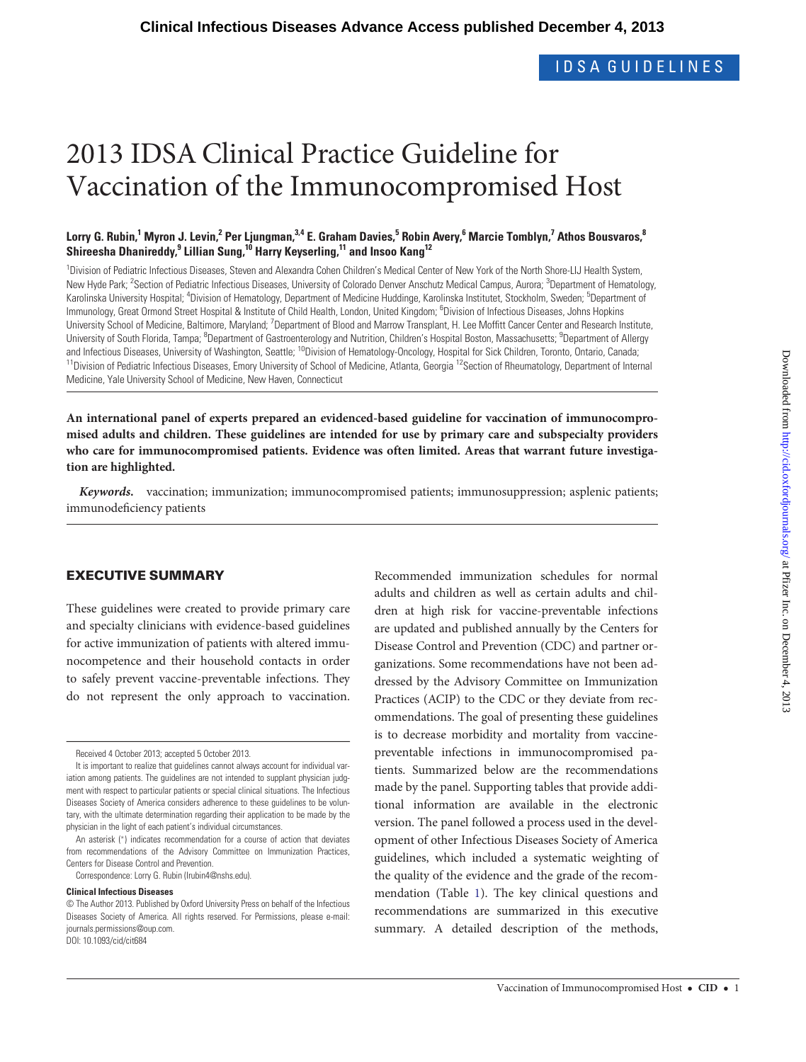IDSA GUIDELINES

# 2013 IDSA Clinical Practice Guideline for Vaccination of the Immunocompromised Host

**Lorry G. Rubin,[1] Myron J. Levin,[2] Per Ljungman,[3,4] E. Graham Davies,[5] Robin Avery,[6] Marcie Tomblyn,[7] Athos Bousvaros,[8] Shireesha Dhanireddy,[9] Lillian Sung,[10] Harry Keyserling,[11] and Insoo Kang[12]**

[1]Division of Pediatric Infectious Diseases, Steven and Alexandra Cohen Children's Medical Center of New York of the North Shore-LIJ Health System, New Hyde Park; [2]Section of Pediatric Infectious Diseases, University of Colorado Denver Anschutz Medical Campus, Aurora; [3]Department of Hematology, Karolinska University Hospital; [4]Division of Hematology, Department of Medicine Huddinge, Karolinska Institutet, Stockholm, Sweden; [5]Department of Immunology, Great Ormond Street Hospital & Institute of Child Health, London, United Kingdom; [6]Division of Infectious Diseases, Johns Hopkins University School of Medicine, Baltimore, Maryland; [7]Department of Blood and Marrow Transplant, H. Lee Moffitt Cancer Center and Research Institute, University of South Florida, Tampa; [8]Department of Gastroenterology and Nutrition, Children's Hospital Boston, Massachusetts; [9]Department of Allergy and Infectious Diseases, University of Washington, Seattle; [10]Division of Hematology-Oncology, Hospital for Sick Children, Toronto, Ontario, Canada; [11]Division of Pediatric Infectious Diseases, Emory University of School of Medicine, Atlanta, Georgia [12]Section of Rheumatology, Department of Internal Medicine, Yale University School of Medicine, New Haven, Connecticut

**An international panel of experts prepared an evidenced-based guideline for vaccination of immunocompromised adults and children. These guidelines are intended for use by primary care and subspecialty providers who care for immunocompromised patients. Evidence was often limited. Areas that warrant future investigation are highlighted.**

***Keywords.*** vaccination; immunization; immunocompromised patients; immunosuppression; asplenic patients; immunodeficiency patients

## EXECUTIVE SUMMARY

These guidelines were created to provide primary care and specialty clinicians with evidence-based guidelines for active immunization of patients with altered immunocompetence and their household contacts in order to safely prevent vaccine-preventable infections. They do not represent the only approach to vaccination. Recommended immunization schedules for normal adults and children as well as certain adults and children at high risk for vaccine-preventable infections are updated and published annually by the Centers for Disease Control and Prevention (CDC) and partner organizations. Some recommendations have not been addressed by the Advisory Committee on Immunization Practices (ACIP) to the CDC or they deviate from recommendations. The goal of presenting these guidelines is to decrease morbidity and mortality from vaccine-preventable infections in immunocompromised patients. Summarized below are the recommendations made by the panel. Supporting tables that provide additional information are available in the electronic version. The panel followed a process used in the development of other Infectious Diseases Society of America guidelines, which included a systematic weighting of the quality of the evidence and the grade of the recommendation (Table 1). The key clinical questions and recommendations are summarized in this executive summary. A detailed description of the methods,

Received 4 October 2013; accepted 5 October 2013.

It is important to realize that guidelines cannot always account for individual variation among patients. The guidelines are not intended to supplant physician judgment with respect to particular patients or special clinical situations. The Infectious Diseases Society of America considers adherence to these guidelines to be voluntary, with the ultimate determination regarding their application to be made by the physician in the light of each patient's individual circumstances.

An asterisk (*) indicates recommendation for a course of action that deviates from recommendations of the Advisory Committee on Immunization Practices, Centers for Disease Control and Prevention.

Correspondence: Lorry G. Rubin (lrubin4@nshs.edu).

**Clinical Infectious Diseases**

© The Author 2013. Published by Oxford University Press on behalf of the Infectious Diseases Society of America. All rights reserved. For Permissions, please e-mail: journals.permissions@oup.com.
DOI: 10.1093/cid/cit684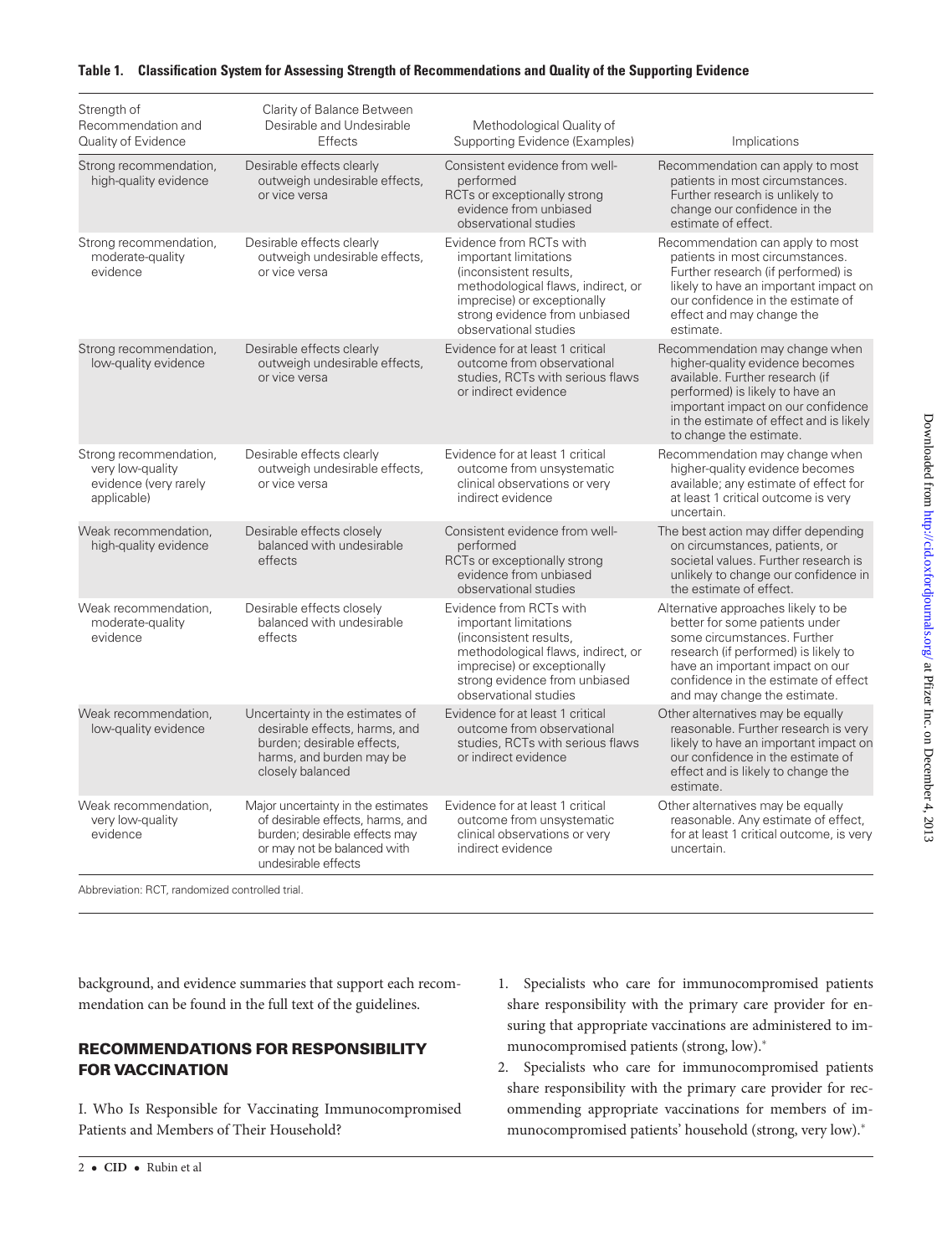**Table 1. Classification System for Assessing Strength of Recommendations and Quality of the Supporting Evidence**

| Strength of Recommendation and Quality of Evidence | Clarity of Balance Between Desirable and Undesirable Effects | Methodological Quality of Supporting Evidence (Examples) | Implications |
|---|---|---|---|
| Strong recommendation, high-quality evidence | Desirable effects clearly outweigh undesirable effects, or vice versa | Consistent evidence from well-performed RCTs or exceptionally strong evidence from unbiased observational studies | Recommendation can apply to most patients in most circumstances. Further research is unlikely to change our confidence in the estimate of effect. |
| Strong recommendation, moderate-quality evidence | Desirable effects clearly outweigh undesirable effects, or vice versa | Evidence from RCTs with important limitations (inconsistent results, methodological flaws, indirect, or imprecise) or exceptionally strong evidence from unbiased observational studies | Recommendation can apply to most patients in most circumstances. Further research (if performed) is likely to have an important impact on our confidence in the estimate of effect and may change the estimate. |
| Strong recommendation, low-quality evidence | Desirable effects clearly outweigh undesirable effects, or vice versa | Evidence for at least 1 critical outcome from observational studies, RCTs with serious flaws or indirect evidence | Recommendation may change when higher-quality evidence becomes available. Further research (if performed) is likely to have an important impact on our confidence in the estimate of effect and is likely to change the estimate. |
| Strong recommendation, very low-quality evidence (very rarely applicable) | Desirable effects clearly outweigh undesirable effects, or vice versa | Evidence for at least 1 critical outcome from unsystematic clinical observations or very indirect evidence | Recommendation may change when higher-quality evidence becomes available; any estimate of effect for at least 1 critical outcome is very uncertain. |
| Weak recommendation, high-quality evidence | Desirable effects closely balanced with undesirable effects | Consistent evidence from well-performed RCTs or exceptionally strong evidence from unbiased observational studies | The best action may differ depending on circumstances, patients, or societal values. Further research is unlikely to change our confidence in the estimate of effect. |
| Weak recommendation, moderate-quality evidence | Desirable effects closely balanced with undesirable effects | Evidence from RCTs with important limitations (inconsistent results, methodological flaws, indirect, or imprecise) or exceptionally strong evidence from unbiased observational studies | Alternative approaches likely to be better for some patients under some circumstances. Further research (if performed) is likely to have an important impact on our confidence in the estimate of effect and may change the estimate. |
| Weak recommendation, low-quality evidence | Uncertainty in the estimates of desirable effects, harms, and burden; desirable effects, harms, and burden may be closely balanced | Evidence for at least 1 critical outcome from observational studies, RCTs with serious flaws or indirect evidence | Other alternatives may be equally reasonable. Further research is very likely to have an important impact on our confidence in the estimate of effect and is likely to change the estimate. |
| Weak recommendation, very low-quality evidence | Major uncertainty in the estimates of desirable effects, harms, and burden; desirable effects may or may not be balanced with undesirable effects | Evidence for at least 1 critical outcome from unsystematic clinical observations or very indirect evidence | Other alternatives may be equally reasonable. Any estimate of effect, for at least 1 critical outcome, is very uncertain. |

Abbreviation: RCT, randomized controlled trial.

background, and evidence summaries that support each recommendation can be found in the full text of the guidelines.

## RECOMMENDATIONS FOR RESPONSIBILITY FOR VACCINATION

I. Who Is Responsible for Vaccinating Immunocompromised Patients and Members of Their Household?

1. Specialists who care for immunocompromised patients share responsibility with the primary care provider for ensuring that appropriate vaccinations are administered to immunocompromised patients (strong, low).*
2. Specialists who care for immunocompromised patients share responsibility with the primary care provider for recommending appropriate vaccinations for members of immunocompromised patients' household (strong, very low).*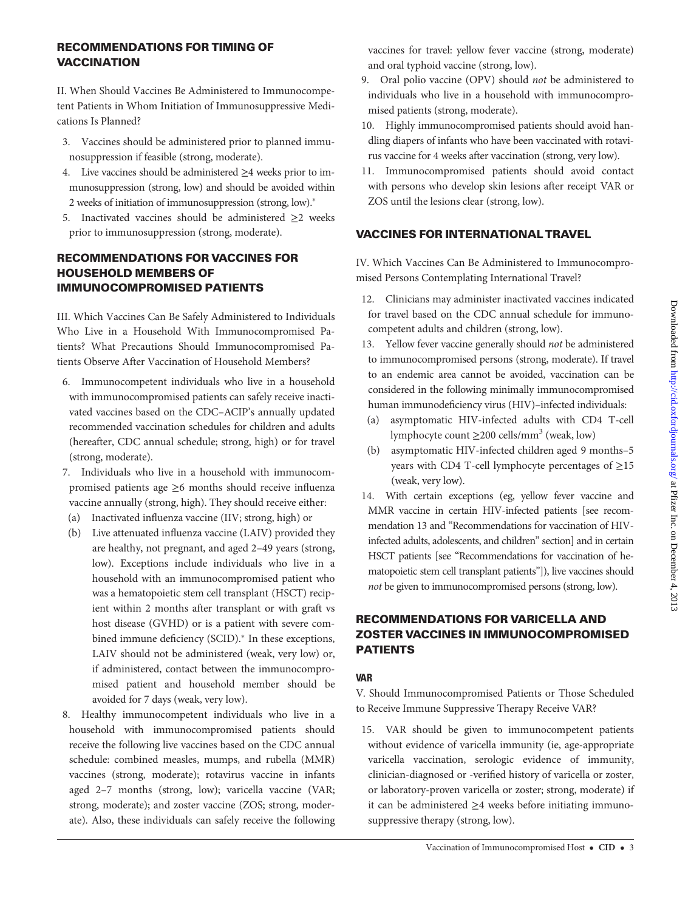## RECOMMENDATIONS FOR TIMING OF VACCINATION

II. When Should Vaccines Be Administered to Immunocompetent Patients in Whom Initiation of Immunosuppressive Medications Is Planned?

3. Vaccines should be administered prior to planned immunosuppression if feasible (strong, moderate).
4. Live vaccines should be administered ≥4 weeks prior to immunosuppression (strong, low) and should be avoided within 2 weeks of initiation of immunosuppression (strong, low).*
5. Inactivated vaccines should be administered ≥2 weeks prior to immunosuppression (strong, moderate).

## RECOMMENDATIONS FOR VACCINES FOR HOUSEHOLD MEMBERS OF IMMUNOCOMPROMISED PATIENTS

III. Which Vaccines Can Be Safely Administered to Individuals Who Live in a Household With Immunocompromised Patients? What Precautions Should Immunocompromised Patients Observe After Vaccination of Household Members?

6. Immunocompetent individuals who live in a household with immunocompromised patients can safely receive inactivated vaccines based on the CDC–ACIP's annually updated recommended vaccination schedules for children and adults (hereafter, CDC annual schedule; strong, high) or for travel (strong, moderate).
7. Individuals who live in a household with immunocompromised patients age ≥6 months should receive influenza vaccine annually (strong, high). They should receive either:
   (a) Inactivated influenza vaccine (IIV; strong, high) or
   (b) Live attenuated influenza vaccine (LAIV) provided they are healthy, not pregnant, and aged 2–49 years (strong, low). Exceptions include individuals who live in a household with an immunocompromised patient who was a hematopoietic stem cell transplant (HSCT) recipient within 2 months after transplant or with graft vs host disease (GVHD) or is a patient with severe combined immune deficiency (SCID).* In these exceptions, LAIV should not be administered (weak, very low) or, if administered, contact between the immunocompromised patient and household member should be avoided for 7 days (weak, very low).
8. Healthy immunocompetent individuals who live in a household with immunocompromised patients should receive the following live vaccines based on the CDC annual schedule: combined measles, mumps, and rubella (MMR) vaccines (strong, moderate); rotavirus vaccine in infants aged 2–7 months (strong, low); varicella vaccine (VAR; strong, moderate); and zoster vaccine (ZOS; strong, moderate). Also, these individuals can safely receive the following vaccines for travel: yellow fever vaccine (strong, moderate) and oral typhoid vaccine (strong, low).
9. Oral polio vaccine (OPV) should *not* be administered to individuals who live in a household with immunocompromised patients (strong, moderate).
10. Highly immunocompromised patients should avoid handling diapers of infants who have been vaccinated with rotavirus vaccine for 4 weeks after vaccination (strong, very low).
11. Immunocompromised patients should avoid contact with persons who develop skin lesions after receipt VAR or ZOS until the lesions clear (strong, low).

## VACCINES FOR INTERNATIONAL TRAVEL

IV. Which Vaccines Can Be Administered to Immunocompromised Persons Contemplating International Travel?

12. Clinicians may administer inactivated vaccines indicated for travel based on the CDC annual schedule for immunocompetent adults and children (strong, low).
13. Yellow fever vaccine generally should *not* be administered to immunocompromised persons (strong, moderate). If travel to an endemic area cannot be avoided, vaccination can be considered in the following minimally immunocompromised human immunodeficiency virus (HIV)–infected individuals:
   (a) asymptomatic HIV-infected adults with CD4 T-cell lymphocyte count ≥200 cells/mm$^3$ (weak, low)
   (b) asymptomatic HIV-infected children aged 9 months–5 years with CD4 T-cell lymphocyte percentages of ≥15 (weak, very low).
14. With certain exceptions (eg, yellow fever vaccine and MMR vaccine in certain HIV-infected patients [see recommendation 13 and "Recommendations for vaccination of HIV-infected adults, adolescents, and children" section] and in certain HSCT patients [see "Recommendations for vaccination of hematopoietic stem cell transplant patients"]), live vaccines should *not* be given to immunocompromised persons (strong, low).

## RECOMMENDATIONS FOR VARICELLA AND ZOSTER VACCINES IN IMMUNOCOMPROMISED PATIENTS

### VAR

V. Should Immunocompromised Patients or Those Scheduled to Receive Immune Suppressive Therapy Receive VAR?

15. VAR should be given to immunocompetent patients without evidence of varicella immunity (ie, age-appropriate varicella vaccination, serologic evidence of immunity, clinician-diagnosed or -verified history of varicella or zoster, or laboratory-proven varicella or zoster; strong, moderate) if it can be administered ≥4 weeks before initiating immunosuppressive therapy (strong, low).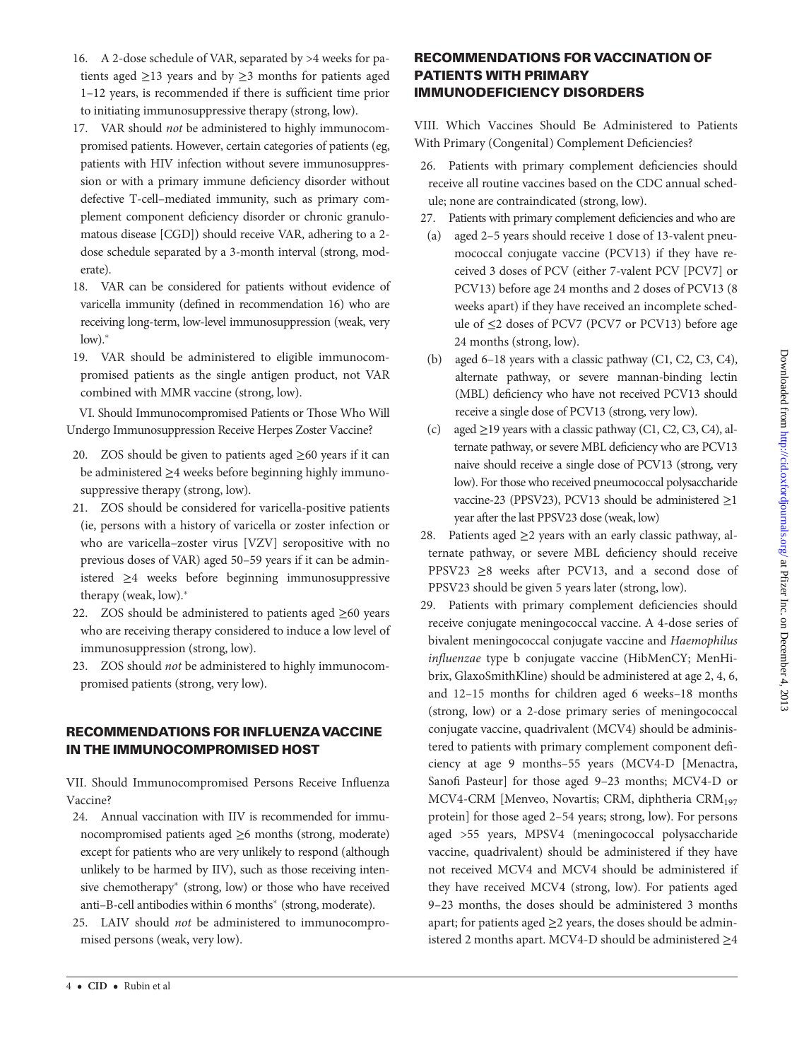16. A 2-dose schedule of VAR, separated by >4 weeks for patients aged ≥13 years and by ≥3 months for patients aged 1–12 years, is recommended if there is sufficient time prior to initiating immunosuppressive therapy (strong, low).
17. VAR should *not* be administered to highly immunocompromised patients. However, certain categories of patients (eg, patients with HIV infection without severe immunosuppression or with a primary immune deficiency disorder without defective T-cell–mediated immunity, such as primary complement component deficiency disorder or chronic granulomatous disease [CGD]) should receive VAR, adhering to a 2-dose schedule separated by a 3-month interval (strong, moderate).
18. VAR can be considered for patients without evidence of varicella immunity (defined in recommendation 16) who are receiving long-term, low-level immunosuppression (weak, very low).*
19. VAR should be administered to eligible immunocompromised patients as the single antigen product, not VAR combined with MMR vaccine (strong, low).

VI. Should Immunocompromised Patients or Those Who Will Undergo Immunosuppression Receive Herpes Zoster Vaccine?

20. ZOS should be given to patients aged ≥60 years if it can be administered ≥4 weeks before beginning highly immunosuppressive therapy (strong, low).
21. ZOS should be considered for varicella-positive patients (ie, persons with a history of varicella or zoster infection or who are varicella–zoster virus [VZV] seropositive with no previous doses of VAR) aged 50–59 years if it can be administered ≥4 weeks before beginning immunosuppressive therapy (weak, low).*
22. ZOS should be administered to patients aged ≥60 years who are receiving therapy considered to induce a low level of immunosuppression (strong, low).
23. ZOS should *not* be administered to highly immunocompromised patients (strong, very low).

## RECOMMENDATIONS FOR INFLUENZA VACCINE IN THE IMMUNOCOMPROMISED HOST

VII. Should Immunocompromised Persons Receive Influenza Vaccine?

24. Annual vaccination with IIV is recommended for immunocompromised patients aged ≥6 months (strong, moderate) except for patients who are very unlikely to respond (although unlikely to be harmed by IIV), such as those receiving intensive chemotherapy* (strong, low) or those who have received anti–B-cell antibodies within 6 months* (strong, moderate).
25. LAIV should *not* be administered to immunocompromised persons (weak, very low).

## RECOMMENDATIONS FOR VACCINATION OF PATIENTS WITH PRIMARY IMMUNODEFICIENCY DISORDERS

VIII. Which Vaccines Should Be Administered to Patients With Primary (Congenital) Complement Deficiencies?

26. Patients with primary complement deficiencies should receive all routine vaccines based on the CDC annual schedule; none are contraindicated (strong, low).
27. Patients with primary complement deficiencies and who are
    (a) aged 2–5 years should receive 1 dose of 13-valent pneumococcal conjugate vaccine (PCV13) if they have received 3 doses of PCV (either 7-valent PCV [PCV7] or PCV13) before age 24 months and 2 doses of PCV13 (8 weeks apart) if they have received an incomplete schedule of ≤2 doses of PCV7 (PCV7 or PCV13) before age 24 months (strong, low).
    (b) aged 6–18 years with a classic pathway (C1, C2, C3, C4), alternate pathway, or severe mannan-binding lectin (MBL) deficiency who have not received PCV13 should receive a single dose of PCV13 (strong, very low).
    (c) aged ≥19 years with a classic pathway (C1, C2, C3, C4), alternate pathway, or severe MBL deficiency who are PCV13 naive should receive a single dose of PCV13 (strong, very low). For those who received pneumococcal polysaccharide vaccine-23 (PPSV23), PCV13 should be administered ≥1 year after the last PPSV23 dose (weak, low)
28. Patients aged ≥2 years with an early classic pathway, alternate pathway, or severe MBL deficiency should receive PPSV23 ≥8 weeks after PCV13, and a second dose of PPSV23 should be given 5 years later (strong, low).
29. Patients with primary complement deficiencies should receive conjugate meningococcal vaccine. A 4-dose series of bivalent meningococcal conjugate vaccine and *Haemophilus influenzae* type b conjugate vaccine (HibMenCY; MenHibrix, GlaxoSmithKline) should be administered at age 2, 4, 6, and 12–15 months for children aged 6 weeks–18 months (strong, low) or a 2-dose primary series of meningococcal conjugate vaccine, quadrivalent (MCV4) should be administered to patients with primary complement component deficiency at age 9 months–55 years (MCV4-D [Menactra, Sanofi Pasteur] for those aged 9–23 months; MCV4-D or MCV4-CRM [Menveo, Novartis; CRM, diphtheria $CRM_{197}$ protein] for those aged 2–54 years; strong, low). For persons aged >55 years, MPSV4 (meningococcal polysaccharide vaccine, quadrivalent) should be administered if they have not received MCV4 and MCV4 should be administered if they have received MCV4 (strong, low). For patients aged 9–23 months, the doses should be administered 3 months apart; for patients aged ≥2 years, the doses should be administered 2 months apart. MCV4-D should be administered ≥4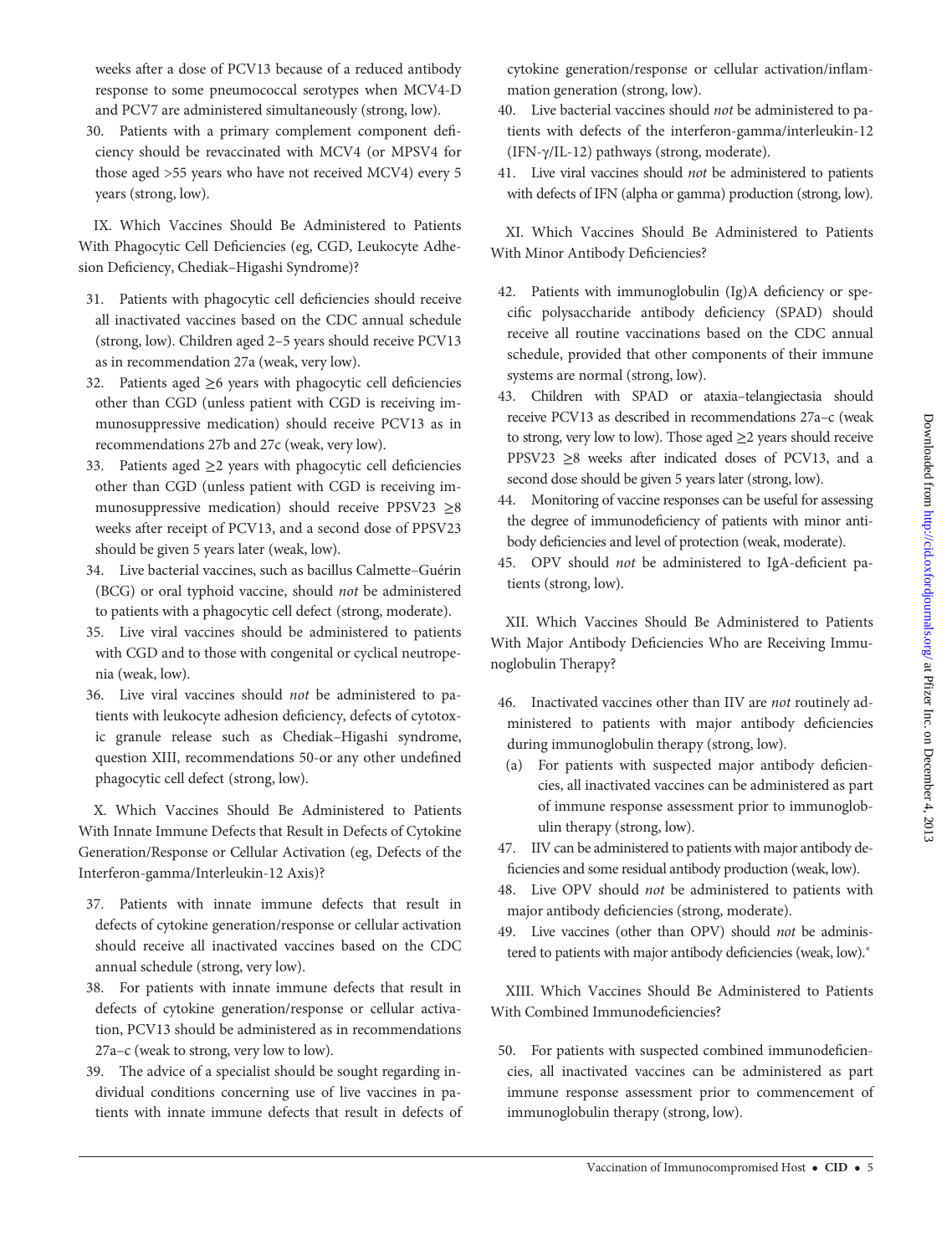weeks after a dose of PCV13 because of a reduced antibody response to some pneumococcal serotypes when MCV4-D and PCV7 are administered simultaneously (strong, low).

30. Patients with a primary complement component deficiency should be revaccinated with MCV4 (or MPSV4 for those aged >55 years who have not received MCV4) every 5 years (strong, low).

IX. Which Vaccines Should Be Administered to Patients With Phagocytic Cell Deficiencies (eg, CGD, Leukocyte Adhesion Deficiency, Chediak–Higashi Syndrome)?

31. Patients with phagocytic cell deficiencies should receive all inactivated vaccines based on the CDC annual schedule (strong, low). Children aged 2–5 years should receive PCV13 as in recommendation 27a (weak, very low).
32. Patients aged ≥6 years with phagocytic cell deficiencies other than CGD (unless patient with CGD is receiving immunosuppressive medication) should receive PCV13 as in recommendations 27b and 27c (weak, very low).
33. Patients aged ≥2 years with phagocytic cell deficiencies other than CGD (unless patient with CGD is receiving immunosuppressive medication) should receive PPSV23 ≥8 weeks after receipt of PCV13, and a second dose of PPSV23 should be given 5 years later (weak, low).
34. Live bacterial vaccines, such as bacillus Calmette–Guérin (BCG) or oral typhoid vaccine, should *not* be administered to patients with a phagocytic cell defect (strong, moderate).
35. Live viral vaccines should be administered to patients with CGD and to those with congenital or cyclical neutropenia (weak, low).
36. Live viral vaccines should *not* be administered to patients with leukocyte adhesion deficiency, defects of cytotoxic granule release such as Chediak–Higashi syndrome, question XIII, recommendations 50-or any other undefined phagocytic cell defect (strong, low).

X. Which Vaccines Should Be Administered to Patients With Innate Immune Defects that Result in Defects of Cytokine Generation/Response or Cellular Activation (eg, Defects of the Interferon-gamma/Interleukin-12 Axis)?

37. Patients with innate immune defects that result in defects of cytokine generation/response or cellular activation should receive all inactivated vaccines based on the CDC annual schedule (strong, very low).
38. For patients with innate immune defects that result in defects of cytokine generation/response or cellular activation, PCV13 should be administered as in recommendations 27a–c (weak to strong, very low to low).
39. The advice of a specialist should be sought regarding individual conditions concerning use of live vaccines in patients with innate immune defects that result in defects of cytokine generation/response or cellular activation/inflammation generation (strong, low).
40. Live bacterial vaccines should *not* be administered to patients with defects of the interferon-gamma/interleukin-12 (IFN-γ/IL-12) pathways (strong, moderate).
41. Live viral vaccines should *not* be administered to patients with defects of IFN (alpha or gamma) production (strong, low).

XI. Which Vaccines Should Be Administered to Patients With Minor Antibody Deficiencies?

42. Patients with immunoglobulin (Ig)A deficiency or specific polysaccharide antibody deficiency (SPAD) should receive all routine vaccinations based on the CDC annual schedule, provided that other components of their immune systems are normal (strong, low).
43. Children with SPAD or ataxia–telangiectasia should receive PCV13 as described in recommendations 27a–c (weak to strong, very low to low). Those aged ≥2 years should receive PPSV23 ≥8 weeks after indicated doses of PCV13, and a second dose should be given 5 years later (strong, low).
44. Monitoring of vaccine responses can be useful for assessing the degree of immunodeficiency of patients with minor antibody deficiencies and level of protection (weak, moderate).
45. OPV should *not* be administered to IgA-deficient patients (strong, low).

XII. Which Vaccines Should Be Administered to Patients With Major Antibody Deficiencies Who are Receiving Immunoglobulin Therapy?

46. Inactivated vaccines other than IIV are *not* routinely administered to patients with major antibody deficiencies during immunoglobulin therapy (strong, low).
    (a) For patients with suspected major antibody deficiencies, all inactivated vaccines can be administered as part of immune response assessment prior to immunoglobulin therapy (strong, low).
47. IIV can be administered to patients with major antibody deficiencies and some residual antibody production (weak, low).
48. Live OPV should *not* be administered to patients with major antibody deficiencies (strong, moderate).
49. Live vaccines (other than OPV) should *not* be administered to patients with major antibody deficiencies (weak, low).*

XIII. Which Vaccines Should Be Administered to Patients With Combined Immunodeficiencies?

50. For patients with suspected combined immunodeficiencies, all inactivated vaccines can be administered as part immune response assessment prior to commencement of immunoglobulin therapy (strong, low).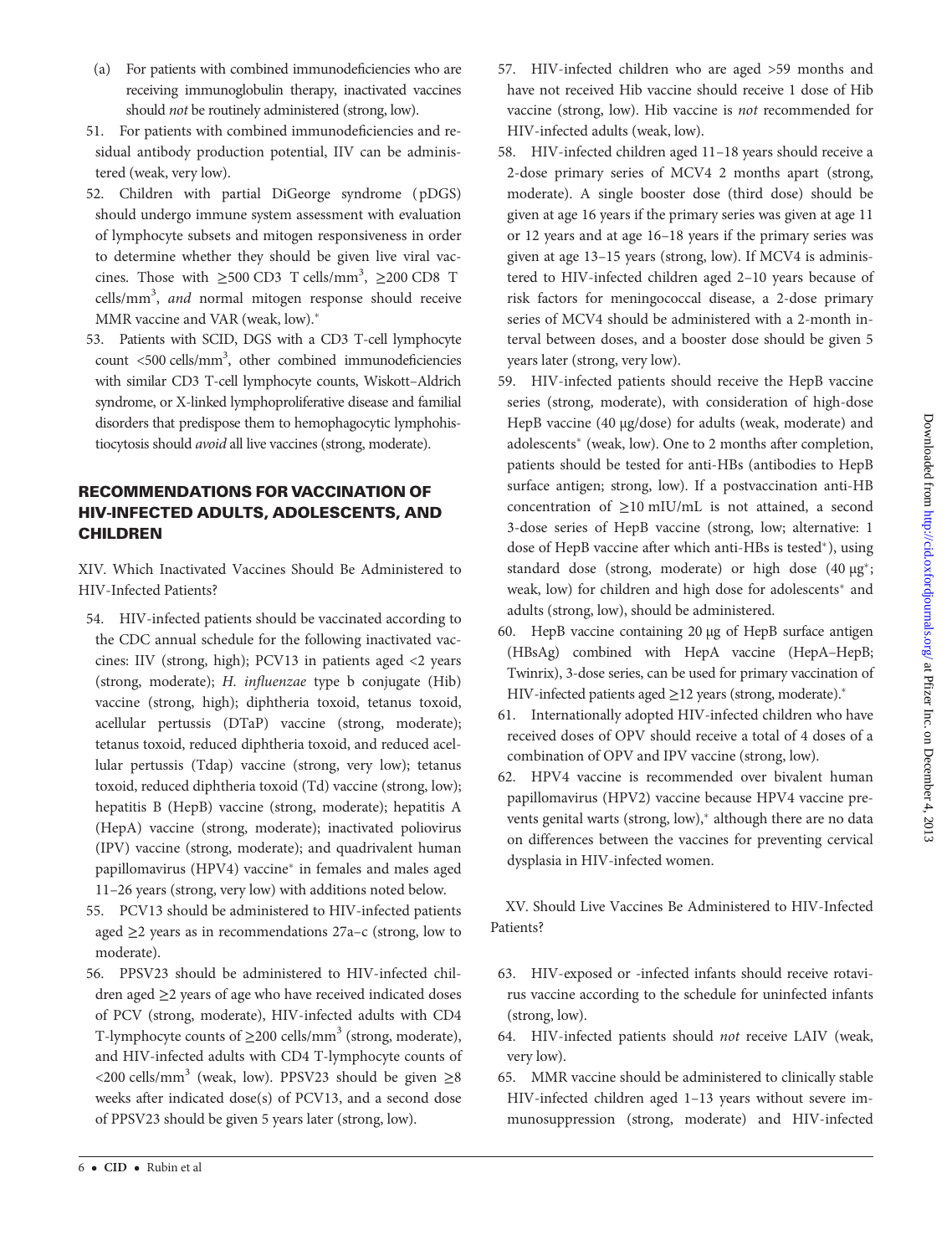(a) For patients with combined immunodeficiencies who are receiving immunoglobulin therapy, inactivated vaccines should *not* be routinely administered (strong, low).

51. For patients with combined immunodeficiencies and residual antibody production potential, IIV can be administered (weak, very low).

52. Children with partial DiGeorge syndrome (pDGS) should undergo immune system assessment with evaluation of lymphocyte subsets and mitogen responsiveness in order to determine whether they should be given live viral vaccines. Those with ≥500 CD3 T cells/mm$^3$, ≥200 CD8 T cells/mm$^3$, *and* normal mitogen response should receive MMR vaccine and VAR (weak, low).*

53. Patients with SCID, DGS with a CD3 T-cell lymphocyte count <500 cells/mm$^3$, other combined immunodeficiencies with similar CD3 T-cell lymphocyte counts, Wiskott–Aldrich syndrome, or X-linked lymphoproliferative disease and familial disorders that predispose them to hemophagocytic lymphohistiocytosis should *avoid* all live vaccines (strong, moderate).

## RECOMMENDATIONS FOR VACCINATION OF HIV-INFECTED ADULTS, ADOLESCENTS, AND CHILDREN

XIV. Which Inactivated Vaccines Should Be Administered to HIV-Infected Patients?

54. HIV-infected patients should be vaccinated according to the CDC annual schedule for the following inactivated vaccines: IIV (strong, high); PCV13 in patients aged <2 years (strong, moderate); *H. influenzae* type b conjugate (Hib) vaccine (strong, high); diphtheria toxoid, tetanus toxoid, acellular pertussis (DTaP) vaccine (strong, moderate); tetanus toxoid, reduced diphtheria toxoid, and reduced acellular pertussis (Tdap) vaccine (strong, very low); tetanus toxoid, reduced diphtheria toxoid (Td) vaccine (strong, low); hepatitis B (HepB) vaccine (strong, moderate); hepatitis A (HepA) vaccine (strong, moderate); inactivated poliovirus (IPV) vaccine (strong, moderate); and quadrivalent human papillomavirus (HPV4) vaccine* in females and males aged 11–26 years (strong, very low) with additions noted below.

55. PCV13 should be administered to HIV-infected patients aged ≥2 years as in recommendations 27a–c (strong, low to moderate).

56. PPSV23 should be administered to HIV-infected children aged ≥2 years of age who have received indicated doses of PCV (strong, moderate), HIV-infected adults with CD4 T-lymphocyte counts of ≥200 cells/mm$^3$ (strong, moderate), and HIV-infected adults with CD4 T-lymphocyte counts of <200 cells/mm$^3$ (weak, low). PPSV23 should be given ≥8 weeks after indicated dose(s) of PCV13, and a second dose of PPSV23 should be given 5 years later (strong, low).

57. HIV-infected children who are aged >59 months and have not received Hib vaccine should receive 1 dose of Hib vaccine (strong, low). Hib vaccine is *not* recommended for HIV-infected adults (weak, low).

58. HIV-infected children aged 11–18 years should receive a 2-dose primary series of MCV4 2 months apart (strong, moderate). A single booster dose (third dose) should be given at age 16 years if the primary series was given at age 11 or 12 years and at age 16–18 years if the primary series was given at age 13–15 years (strong, low). If MCV4 is administered to HIV-infected children aged 2–10 years because of risk factors for meningococcal disease, a 2-dose primary series of MCV4 should be administered with a 2-month interval between doses, and a booster dose should be given 5 years later (strong, very low).

59. HIV-infected patients should receive the HepB vaccine series (strong, moderate), with consideration of high-dose HepB vaccine (40 µg/dose) for adults (weak, moderate) and adolescents* (weak, low). One to 2 months after completion, patients should be tested for anti-HBs (antibodies to HepB surface antigen; strong, low). If a postvaccination anti-HB concentration of ≥10 mIU/mL is not attained, a second 3-dose series of HepB vaccine (strong, low; alternative: 1 dose of HepB vaccine after which anti-HBs is tested*), using standard dose (strong, moderate) or high dose (40 µg*; weak, low) for children and high dose for adolescents* and adults (strong, low), should be administered.

60. HepB vaccine containing 20 µg of HepB surface antigen (HBsAg) combined with HepA vaccine (HepA–HepB; Twinrix), 3-dose series, can be used for primary vaccination of HIV-infected patients aged ≥12 years (strong, moderate).*

61. Internationally adopted HIV-infected children who have received doses of OPV should receive a total of 4 doses of a combination of OPV and IPV vaccine (strong, low).

62. HPV4 vaccine is recommended over bivalent human papillomavirus (HPV2) vaccine because HPV4 vaccine prevents genital warts (strong, low),* although there are no data on differences between the vaccines for preventing cervical dysplasia in HIV-infected women.

XV. Should Live Vaccines Be Administered to HIV-Infected Patients?

63. HIV-exposed or -infected infants should receive rotavirus vaccine according to the schedule for uninfected infants (strong, low).

64. HIV-infected patients should *not* receive LAIV (weak, very low).

65. MMR vaccine should be administered to clinically stable HIV-infected children aged 1–13 years without severe immunosuppression (strong, moderate) and HIV-infected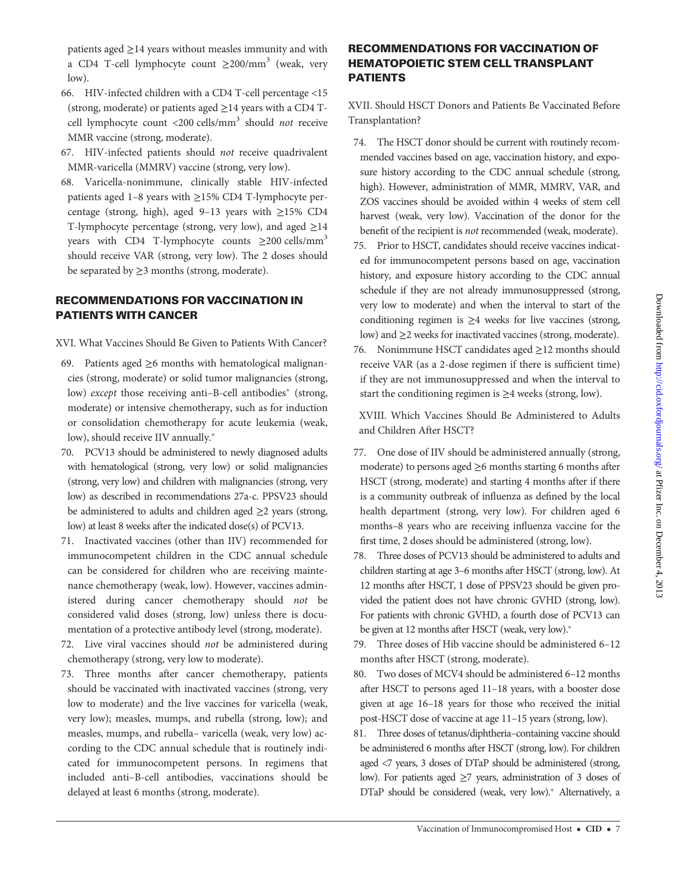patients aged ≥14 years without measles immunity and with a CD4 T-cell lymphocyte count ≥200/mm$^3$ (weak, very low).

66. HIV-infected children with a CD4 T-cell percentage <15 (strong, moderate) or patients aged ≥14 years with a CD4 T-cell lymphocyte count <200 cells/mm$^3$ should *not* receive MMR vaccine (strong, moderate).
67. HIV-infected patients should *not* receive quadrivalent MMR-varicella (MMRV) vaccine (strong, very low).
68. Varicella-nonimmune, clinically stable HIV-infected patients aged 1–8 years with ≥15% CD4 T-lymphocyte percentage (strong, high), aged 9–13 years with ≥15% CD4 T-lymphocyte percentage (strong, very low), and aged ≥14 years with CD4 T-lymphocyte counts ≥200 cells/mm$^3$ should receive VAR (strong, very low). The 2 doses should be separated by ≥3 months (strong, moderate).

## RECOMMENDATIONS FOR VACCINATION IN PATIENTS WITH CANCER

XVI. What Vaccines Should Be Given to Patients With Cancer?

69. Patients aged ≥6 months with hematological malignancies (strong, moderate) or solid tumor malignancies (strong, low) *except* those receiving anti–B-cell antibodies* (strong, moderate) or intensive chemotherapy, such as for induction or consolidation chemotherapy for acute leukemia (weak, low), should receive IIV annually.*
70. PCV13 should be administered to newly diagnosed adults with hematological (strong, very low) or solid malignancies (strong, very low) and children with malignancies (strong, very low) as described in recommendations 27a-c. PPSV23 should be administered to adults and children aged ≥2 years (strong, low) at least 8 weeks after the indicated dose(s) of PCV13.
71. Inactivated vaccines (other than IIV) recommended for immunocompetent children in the CDC annual schedule can be considered for children who are receiving maintenance chemotherapy (weak, low). However, vaccines administered during cancer chemotherapy should *not* be considered valid doses (strong, low) unless there is documentation of a protective antibody level (strong, moderate).
72. Live viral vaccines should *not* be administered during chemotherapy (strong, very low to moderate).
73. Three months after cancer chemotherapy, patients should be vaccinated with inactivated vaccines (strong, very low to moderate) and the live vaccines for varicella (weak, very low); measles, mumps, and rubella (strong, low); and measles, mumps, and rubella– varicella (weak, very low) according to the CDC annual schedule that is routinely indicated for immunocompetent persons. In regimens that included anti–B-cell antibodies, vaccinations should be delayed at least 6 months (strong, moderate).

## RECOMMENDATIONS FOR VACCINATION OF HEMATOPOIETIC STEM CELL TRANSPLANT PATIENTS

XVII. Should HSCT Donors and Patients Be Vaccinated Before Transplantation?

74. The HSCT donor should be current with routinely recommended vaccines based on age, vaccination history, and exposure history according to the CDC annual schedule (strong, high). However, administration of MMR, MMRV, VAR, and ZOS vaccines should be avoided within 4 weeks of stem cell harvest (weak, very low). Vaccination of the donor for the benefit of the recipient is *not* recommended (weak, moderate).
75. Prior to HSCT, candidates should receive vaccines indicated for immunocompetent persons based on age, vaccination history, and exposure history according to the CDC annual schedule if they are not already immunosuppressed (strong, very low to moderate) and when the interval to start of the conditioning regimen is ≥4 weeks for live vaccines (strong, low) and ≥2 weeks for inactivated vaccines (strong, moderate).
76. Nonimmune HSCT candidates aged ≥12 months should receive VAR (as a 2-dose regimen if there is sufficient time) if they are not immunosuppressed and when the interval to start the conditioning regimen is ≥4 weeks (strong, low).

XVIII. Which Vaccines Should Be Administered to Adults and Children After HSCT?

77. One dose of IIV should be administered annually (strong, moderate) to persons aged ≥6 months starting 6 months after HSCT (strong, moderate) and starting 4 months after if there is a community outbreak of influenza as defined by the local health department (strong, very low). For children aged 6 months–8 years who are receiving influenza vaccine for the first time, 2 doses should be administered (strong, low).
78. Three doses of PCV13 should be administered to adults and children starting at age 3–6 months after HSCT (strong, low). At 12 months after HSCT, 1 dose of PPSV23 should be given provided the patient does not have chronic GVHD (strong, low). For patients with chronic GVHD, a fourth dose of PCV13 can be given at 12 months after HSCT (weak, very low).*
79. Three doses of Hib vaccine should be administered 6–12 months after HSCT (strong, moderate).
80. Two doses of MCV4 should be administered 6–12 months after HSCT to persons aged 11–18 years, with a booster dose given at age 16–18 years for those who received the initial post-HSCT dose of vaccine at age 11–15 years (strong, low).
81. Three doses of tetanus/diphtheria–containing vaccine should be administered 6 months after HSCT (strong, low). For children aged <7 years, 3 doses of DTaP should be administered (strong, low). For patients aged ≥7 years, administration of 3 doses of DTaP should be considered (weak, very low).* Alternatively, a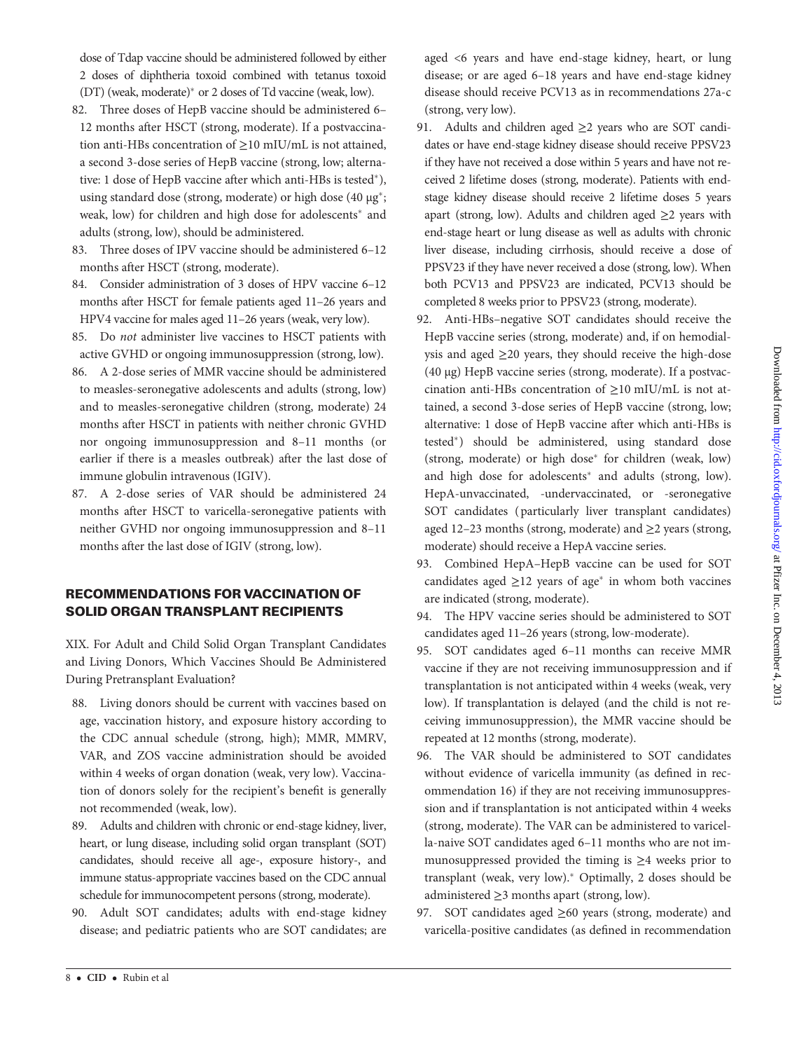dose of Tdap vaccine should be administered followed by either 2 doses of diphtheria toxoid combined with tetanus toxoid (DT) (weak, moderate)* or 2 doses of Td vaccine (weak, low).

82. Three doses of HepB vaccine should be administered 6–12 months after HSCT (strong, moderate). If a postvaccination anti-HBs concentration of ≥10 mIU/mL is not attained, a second 3-dose series of HepB vaccine (strong, low; alternative: 1 dose of HepB vaccine after which anti-HBs is tested*), using standard dose (strong, moderate) or high dose (40 µg*; weak, low) for children and high dose for adolescents* and adults (strong, low), should be administered.
83. Three doses of IPV vaccine should be administered 6–12 months after HSCT (strong, moderate).
84. Consider administration of 3 doses of HPV vaccine 6–12 months after HSCT for female patients aged 11–26 years and HPV4 vaccine for males aged 11–26 years (weak, very low).
85. Do *not* administer live vaccines to HSCT patients with active GVHD or ongoing immunosuppression (strong, low).
86. A 2-dose series of MMR vaccine should be administered to measles-seronegative adolescents and adults (strong, low) and to measles-seronegative children (strong, moderate) 24 months after HSCT in patients with neither chronic GVHD nor ongoing immunosuppression and 8–11 months (or earlier if there is a measles outbreak) after the last dose of immune globulin intravenous (IGIV).
87. A 2-dose series of VAR should be administered 24 months after HSCT to varicella-seronegative patients with neither GVHD nor ongoing immunosuppression and 8–11 months after the last dose of IGIV (strong, low).

## RECOMMENDATIONS FOR VACCINATION OF SOLID ORGAN TRANSPLANT RECIPIENTS

XIX. For Adult and Child Solid Organ Transplant Candidates and Living Donors, Which Vaccines Should Be Administered During Pretransplant Evaluation?

88. Living donors should be current with vaccines based on age, vaccination history, and exposure history according to the CDC annual schedule (strong, high); MMR, MMRV, VAR, and ZOS vaccine administration should be avoided within 4 weeks of organ donation (weak, very low). Vaccination of donors solely for the recipient's benefit is generally not recommended (weak, low).
89. Adults and children with chronic or end-stage kidney, liver, heart, or lung disease, including solid organ transplant (SOT) candidates, should receive all age-, exposure history-, and immune status-appropriate vaccines based on the CDC annual schedule for immunocompetent persons (strong, moderate).
90. Adult SOT candidates; adults with end-stage kidney disease; and pediatric patients who are SOT candidates; are aged <6 years and have end-stage kidney, heart, or lung disease; or are aged 6–18 years and have end-stage kidney disease should receive PCV13 as in recommendations 27a-c (strong, very low).
91. Adults and children aged ≥2 years who are SOT candidates or have end-stage kidney disease should receive PPSV23 if they have not received a dose within 5 years and have not received 2 lifetime doses (strong, moderate). Patients with end-stage kidney disease should receive 2 lifetime doses 5 years apart (strong, low). Adults and children aged ≥2 years with end-stage heart or lung disease as well as adults with chronic liver disease, including cirrhosis, should receive a dose of PPSV23 if they have never received a dose (strong, low). When both PCV13 and PPSV23 are indicated, PCV13 should be completed 8 weeks prior to PPSV23 (strong, moderate).
92. Anti-HBs–negative SOT candidates should receive the HepB vaccine series (strong, moderate) and, if on hemodialysis and aged ≥20 years, they should receive the high-dose (40 µg) HepB vaccine series (strong, moderate). If a postvaccination anti-HBs concentration of ≥10 mIU/mL is not attained, a second 3-dose series of HepB vaccine (strong, low; alternative: 1 dose of HepB vaccine after which anti-HBs is tested*) should be administered, using standard dose (strong, moderate) or high dose* for children (weak, low) and high dose for adolescents* and adults (strong, low). HepA-unvaccinated, -undervaccinated, or -seronegative SOT candidates (particularly liver transplant candidates) aged 12–23 months (strong, moderate) and ≥2 years (strong, moderate) should receive a HepA vaccine series.
93. Combined HepA–HepB vaccine can be used for SOT candidates aged ≥12 years of age* in whom both vaccines are indicated (strong, moderate).
94. The HPV vaccine series should be administered to SOT candidates aged 11–26 years (strong, low-moderate).
95. SOT candidates aged 6–11 months can receive MMR vaccine if they are not receiving immunosuppression and if transplantation is not anticipated within 4 weeks (weak, very low). If transplantation is delayed (and the child is not receiving immunosuppression), the MMR vaccine should be repeated at 12 months (strong, moderate).
96. The VAR should be administered to SOT candidates without evidence of varicella immunity (as defined in recommendation 16) if they are not receiving immunosuppression and if transplantation is not anticipated within 4 weeks (strong, moderate). The VAR can be administered to varicella-naive SOT candidates aged 6–11 months who are not immunosuppressed provided the timing is ≥4 weeks prior to transplant (weak, very low).* Optimally, 2 doses should be administered ≥3 months apart (strong, low).
97. SOT candidates aged ≥60 years (strong, moderate) and varicella-positive candidates (as defined in recommendation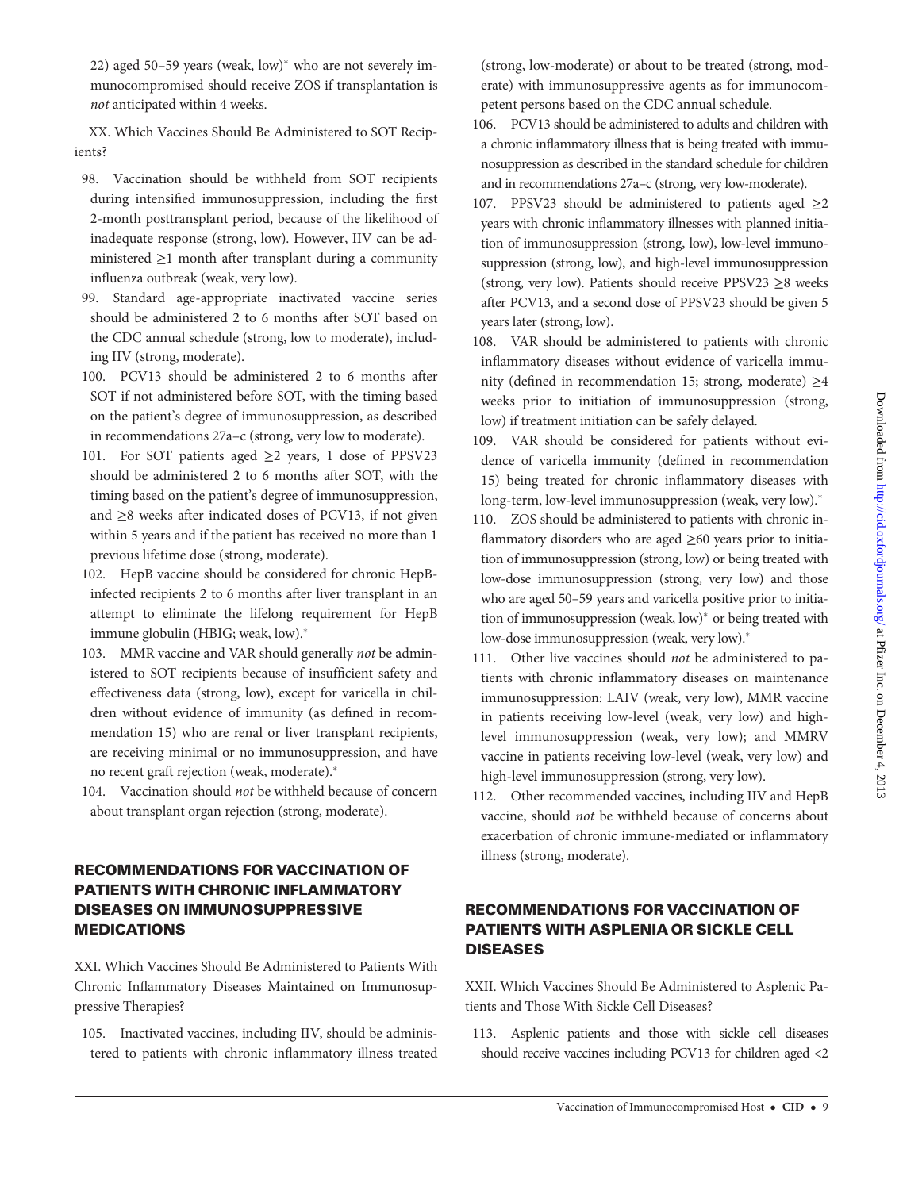22) aged 50–59 years (weak, low)* who are not severely immunocompromised should receive ZOS if transplantation is *not* anticipated within 4 weeks.

XX. Which Vaccines Should Be Administered to SOT Recipients?

98. Vaccination should be withheld from SOT recipients during intensified immunosuppression, including the first 2-month posttransplant period, because of the likelihood of inadequate response (strong, low). However, IIV can be administered ≥1 month after transplant during a community influenza outbreak (weak, very low).
99. Standard age-appropriate inactivated vaccine series should be administered 2 to 6 months after SOT based on the CDC annual schedule (strong, low to moderate), including IIV (strong, moderate).
100. PCV13 should be administered 2 to 6 months after SOT if not administered before SOT, with the timing based on the patient's degree of immunosuppression, as described in recommendations 27a–c (strong, very low to moderate).
101. For SOT patients aged ≥2 years, 1 dose of PPSV23 should be administered 2 to 6 months after SOT, with the timing based on the patient's degree of immunosuppression, and ≥8 weeks after indicated doses of PCV13, if not given within 5 years and if the patient has received no more than 1 previous lifetime dose (strong, moderate).
102. HepB vaccine should be considered for chronic HepB-infected recipients 2 to 6 months after liver transplant in an attempt to eliminate the lifelong requirement for HepB immune globulin (HBIG; weak, low).*
103. MMR vaccine and VAR should generally *not* be administered to SOT recipients because of insufficient safety and effectiveness data (strong, low), except for varicella in children without evidence of immunity (as defined in recommendation 15) who are renal or liver transplant recipients, are receiving minimal or no immunosuppression, and have no recent graft rejection (weak, moderate).*
104. Vaccination should *not* be withheld because of concern about transplant organ rejection (strong, moderate).

## RECOMMENDATIONS FOR VACCINATION OF PATIENTS WITH CHRONIC INFLAMMATORY DISEASES ON IMMUNOSUPPRESSIVE MEDICATIONS

XXI. Which Vaccines Should Be Administered to Patients With Chronic Inflammatory Diseases Maintained on Immunosuppressive Therapies?

105. Inactivated vaccines, including IIV, should be administered to patients with chronic inflammatory illness treated (strong, low-moderate) or about to be treated (strong, moderate) with immunosuppressive agents as for immunocompetent persons based on the CDC annual schedule.
106. PCV13 should be administered to adults and children with a chronic inflammatory illness that is being treated with immunosuppression as described in the standard schedule for children and in recommendations 27a–c (strong, very low-moderate).
107. PPSV23 should be administered to patients aged ≥2 years with chronic inflammatory illnesses with planned initiation of immunosuppression (strong, low), low-level immunosuppression (strong, low), and high-level immunosuppression (strong, very low). Patients should receive PPSV23 ≥8 weeks after PCV13, and a second dose of PPSV23 should be given 5 years later (strong, low).
108. VAR should be administered to patients with chronic inflammatory diseases without evidence of varicella immunity (defined in recommendation 15; strong, moderate) ≥4 weeks prior to initiation of immunosuppression (strong, low) if treatment initiation can be safely delayed.
109. VAR should be considered for patients without evidence of varicella immunity (defined in recommendation 15) being treated for chronic inflammatory diseases with long-term, low-level immunosuppression (weak, very low).*
110. ZOS should be administered to patients with chronic inflammatory disorders who are aged ≥60 years prior to initiation of immunosuppression (strong, low) or being treated with low-dose immunosuppression (strong, very low) and those who are aged 50–59 years and varicella positive prior to initiation of immunosuppression (weak, low)* or being treated with low-dose immunosuppression (weak, very low).*
111. Other live vaccines should *not* be administered to patients with chronic inflammatory diseases on maintenance immunosuppression: LAIV (weak, very low), MMR vaccine in patients receiving low-level (weak, very low) and high-level immunosuppression (weak, very low); and MMRV vaccine in patients receiving low-level (weak, very low) and high-level immunosuppression (strong, very low).
112. Other recommended vaccines, including IIV and HepB vaccine, should *not* be withheld because of concerns about exacerbation of chronic immune-mediated or inflammatory illness (strong, moderate).

## RECOMMENDATIONS FOR VACCINATION OF PATIENTS WITH ASPLENIA OR SICKLE CELL DISEASES

XXII. Which Vaccines Should Be Administered to Asplenic Patients and Those With Sickle Cell Diseases?

113. Asplenic patients and those with sickle cell diseases should receive vaccines including PCV13 for children aged <2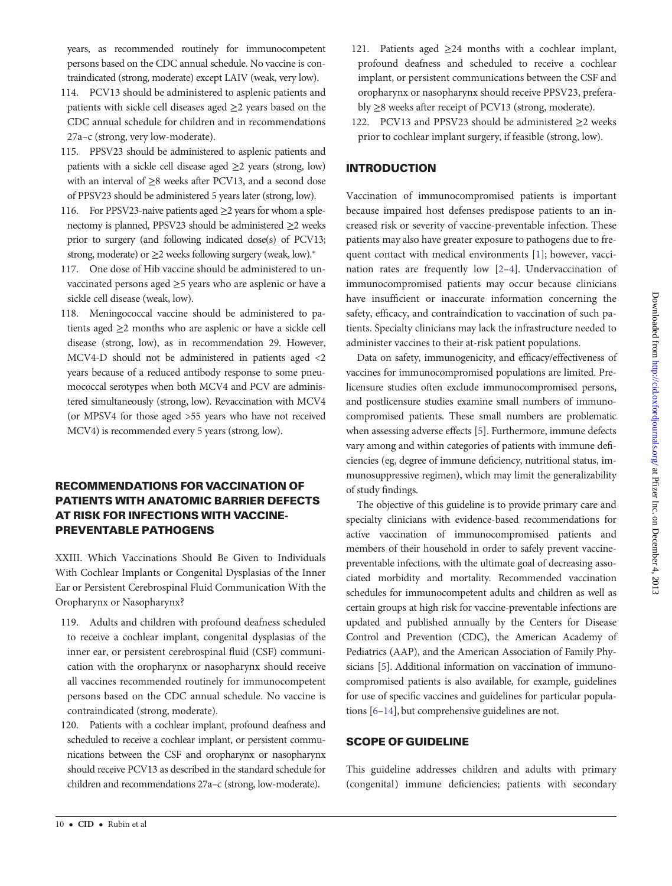years, as recommended routinely for immunocompetent persons based on the CDC annual schedule. No vaccine is contraindicated (strong, moderate) except LAIV (weak, very low).

114. PCV13 should be administered to asplenic patients and patients with sickle cell diseases aged ≥2 years based on the CDC annual schedule for children and in recommendations 27a–c (strong, very low-moderate).

115. PPSV23 should be administered to asplenic patients and patients with a sickle cell disease aged ≥2 years (strong, low) with an interval of ≥8 weeks after PCV13, and a second dose of PPSV23 should be administered 5 years later (strong, low).

116. For PPSV23-naive patients aged ≥2 years for whom a splenectomy is planned, PPSV23 should be administered ≥2 weeks prior to surgery (and following indicated dose(s) of PCV13; strong, moderate) or ≥2 weeks following surgery (weak, low).*

117. One dose of Hib vaccine should be administered to unvaccinated persons aged ≥5 years who are asplenic or have a sickle cell disease (weak, low).

118. Meningococcal vaccine should be administered to patients aged ≥2 months who are asplenic or have a sickle cell disease (strong, low), as in recommendation 29. However, MCV4-D should not be administered in patients aged <2 years because of a reduced antibody response to some pneumococcal serotypes when both MCV4 and PCV are administered simultaneously (strong, low). Revaccination with MCV4 (or MPSV4 for those aged >55 years who have not received MCV4) is recommended every 5 years (strong, low).

## RECOMMENDATIONS FOR VACCINATION OF PATIENTS WITH ANATOMIC BARRIER DEFECTS AT RISK FOR INFECTIONS WITH VACCINE-PREVENTABLE PATHOGENS

XXIII. Which Vaccinations Should Be Given to Individuals With Cochlear Implants or Congenital Dysplasias of the Inner Ear or Persistent Cerebrospinal Fluid Communication With the Oropharynx or Nasopharynx?

119. Adults and children with profound deafness scheduled to receive a cochlear implant, congenital dysplasias of the inner ear, or persistent cerebrospinal fluid (CSF) communication with the oropharynx or nasopharynx should receive all vaccines recommended routinely for immunocompetent persons based on the CDC annual schedule. No vaccine is contraindicated (strong, moderate).

120. Patients with a cochlear implant, profound deafness and scheduled to receive a cochlear implant, or persistent communications between the CSF and oropharynx or nasopharynx should receive PCV13 as described in the standard schedule for children and recommendations 27a–c (strong, low-moderate).

121. Patients aged ≥24 months with a cochlear implant, profound deafness and scheduled to receive a cochlear implant, or persistent communications between the CSF and oropharynx or nasopharynx should receive PPSV23, preferably ≥8 weeks after receipt of PCV13 (strong, moderate).

122. PCV13 and PPSV23 should be administered ≥2 weeks prior to cochlear implant surgery, if feasible (strong, low).

## INTRODUCTION

Vaccination of immunocompromised patients is important because impaired host defenses predispose patients to an increased risk or severity of vaccine-preventable infection. These patients may also have greater exposure to pathogens due to frequent contact with medical environments [1]; however, vaccination rates are frequently low [2–4]. Undervaccination of immunocompromised patients may occur because clinicians have insufficient or inaccurate information concerning the safety, efficacy, and contraindication to vaccination of such patients. Specialty clinicians may lack the infrastructure needed to administer vaccines to their at-risk patient populations.

Data on safety, immunogenicity, and efficacy/effectiveness of vaccines for immunocompromised populations are limited. Prelicensure studies often exclude immunocompromised persons, and postlicensure studies examine small numbers of immunocompromised patients. These small numbers are problematic when assessing adverse effects [5]. Furthermore, immune defects vary among and within categories of patients with immune deficiencies (eg, degree of immune deficiency, nutritional status, immunosuppressive regimen), which may limit the generalizability of study findings.

The objective of this guideline is to provide primary care and specialty clinicians with evidence-based recommendations for active vaccination of immunocompromised patients and members of their household in order to safely prevent vaccine-preventable infections, with the ultimate goal of decreasing associated morbidity and mortality. Recommended vaccination schedules for immunocompetent adults and children as well as certain groups at high risk for vaccine-preventable infections are updated and published annually by the Centers for Disease Control and Prevention (CDC), the American Academy of Pediatrics (AAP), and the American Association of Family Physicians [5]. Additional information on vaccination of immunocompromised patients is also available, for example, guidelines for use of specific vaccines and guidelines for particular populations [6–14], but comprehensive guidelines are not.

## SCOPE OF GUIDELINE

This guideline addresses children and adults with primary (congenital) immune deficiencies; patients with secondary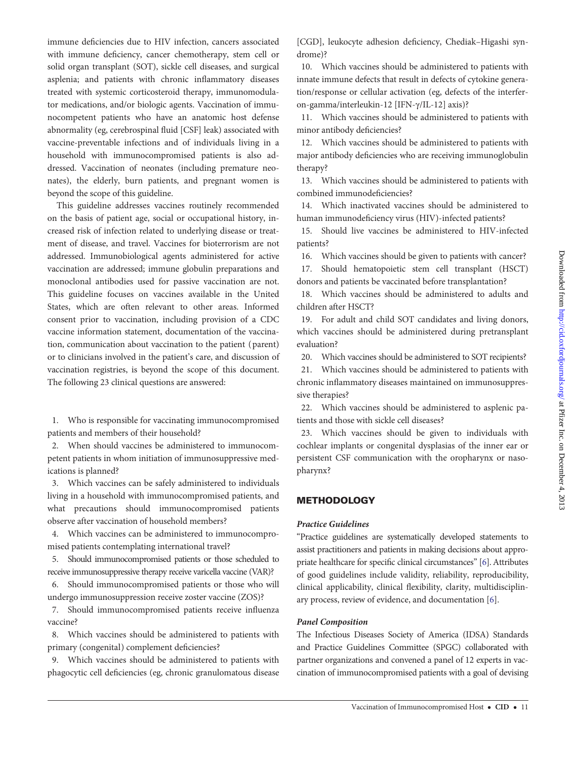immune deficiencies due to HIV infection, cancers associated with immune deficiency, cancer chemotherapy, stem cell or solid organ transplant (SOT), sickle cell diseases, and surgical asplenia; and patients with chronic inflammatory diseases treated with systemic corticosteroid therapy, immunomodulator medications, and/or biologic agents. Vaccination of immunocompetent patients who have an anatomic host defense abnormality (eg, cerebrospinal fluid [CSF] leak) associated with vaccine-preventable infections and of individuals living in a household with immunocompromised patients is also addressed. Vaccination of neonates (including premature neonates), the elderly, burn patients, and pregnant women is beyond the scope of this guideline.

This guideline addresses vaccines routinely recommended on the basis of patient age, social or occupational history, increased risk of infection related to underlying disease or treatment of disease, and travel. Vaccines for bioterrorism are not addressed. Immunobiological agents administered for active vaccination are addressed; immune globulin preparations and monoclonal antibodies used for passive vaccination are not. This guideline focuses on vaccines available in the United States, which are often relevant to other areas. Informed consent prior to vaccination, including provision of a CDC vaccine information statement, documentation of the vaccination, communication about vaccination to the patient (parent) or to clinicians involved in the patient's care, and discussion of vaccination registries, is beyond the scope of this document. The following 23 clinical questions are answered:

1. Who is responsible for vaccinating immunocompromised patients and members of their household?
2. When should vaccines be administered to immunocompetent patients in whom initiation of immunosuppressive medications is planned?
3. Which vaccines can be safely administered to individuals living in a household with immunocompromised patients, and what precautions should immunocompromised patients observe after vaccination of household members?
4. Which vaccines can be administered to immunocompromised patients contemplating international travel?
5. Should immunocompromised patients or those scheduled to receive immunosuppressive therapy receive varicella vaccine (VAR)?
6. Should immunocompromised patients or those who will undergo immunosuppression receive zoster vaccine (ZOS)?
7. Should immunocompromised patients receive influenza vaccine?
8. Which vaccines should be administered to patients with primary (congenital) complement deficiencies?
9. Which vaccines should be administered to patients with phagocytic cell deficiencies (eg, chronic granulomatous disease [CGD], leukocyte adhesion deficiency, Chediak–Higashi syndrome)?
10. Which vaccines should be administered to patients with innate immune defects that result in defects of cytokine generation/response or cellular activation (eg, defects of the interferon-gamma/interleukin-12 [IFN-γ/IL-12] axis)?
11. Which vaccines should be administered to patients with minor antibody deficiencies?
12. Which vaccines should be administered to patients with major antibody deficiencies who are receiving immunoglobulin therapy?
13. Which vaccines should be administered to patients with combined immunodeficiencies?
14. Which inactivated vaccines should be administered to human immunodeficiency virus (HIV)-infected patients?
15. Should live vaccines be administered to HIV-infected patients?
16. Which vaccines should be given to patients with cancer?
17. Should hematopoietic stem cell transplant (HSCT) donors and patients be vaccinated before transplantation?
18. Which vaccines should be administered to adults and children after HSCT?
19. For adult and child SOT candidates and living donors, which vaccines should be administered during pretransplant evaluation?
20. Which vaccines should be administered to SOT recipients?
21. Which vaccines should be administered to patients with chronic inflammatory diseases maintained on immunosuppressive therapies?
22. Which vaccines should be administered to asplenic patients and those with sickle cell diseases?
23. Which vaccines should be given to individuals with cochlear implants or congenital dysplasias of the inner ear or persistent CSF communication with the oropharynx or nasopharynx?

## METHODOLOGY

### *Practice Guidelines*

"Practice guidelines are systematically developed statements to assist practitioners and patients in making decisions about appropriate healthcare for specific clinical circumstances" [6]. Attributes of good guidelines include validity, reliability, reproducibility, clinical applicability, clinical flexibility, clarity, multidisciplinary process, review of evidence, and documentation [6].

### *Panel Composition*

The Infectious Diseases Society of America (IDSA) Standards and Practice Guidelines Committee (SPGC) collaborated with partner organizations and convened a panel of 12 experts in vaccination of immunocompromised patients with a goal of devising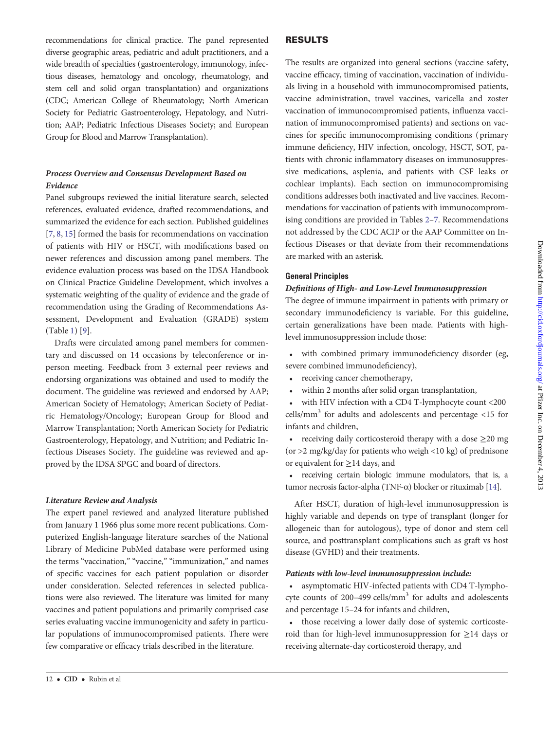recommendations for clinical practice. The panel represented diverse geographic areas, pediatric and adult practitioners, and a wide breadth of specialties (gastroenterology, immunology, infectious diseases, hematology and oncology, rheumatology, and stem cell and solid organ transplantation) and organizations (CDC; American College of Rheumatology; North American Society for Pediatric Gastroenterology, Hepatology, and Nutrition; AAP; Pediatric Infectious Diseases Society; and European Group for Blood and Marrow Transplantation).

### *Process Overview and Consensus Development Based on Evidence*

Panel subgroups reviewed the initial literature search, selected references, evaluated evidence, drafted recommendations, and summarized the evidence for each section. Published guidelines [7, 8, 15] formed the basis for recommendations on vaccination of patients with HIV or HSCT, with modifications based on newer references and discussion among panel members. The evidence evaluation process was based on the IDSA Handbook on Clinical Practice Guideline Development, which involves a systematic weighting of the quality of evidence and the grade of recommendation using the Grading of Recommendations Assessment, Development and Evaluation (GRADE) system (Table 1) [9].

Drafts were circulated among panel members for commentary and discussed on 14 occasions by teleconference or in-person meeting. Feedback from 3 external peer reviews and endorsing organizations was obtained and used to modify the document. The guideline was reviewed and endorsed by AAP; American Society of Hematology; American Society of Pediatric Hematology/Oncology; European Group for Blood and Marrow Transplantation; North American Society for Pediatric Gastroenterology, Hepatology, and Nutrition; and Pediatric Infectious Diseases Society. The guideline was reviewed and approved by the IDSA SPGC and board of directors.

### *Literature Review and Analysis*

The expert panel reviewed and analyzed literature published from January 1 1966 plus some more recent publications. Computerized English-language literature searches of the National Library of Medicine PubMed database were performed using the terms "vaccination," "vaccine," "immunization," and names of specific vaccines for each patient population or disorder under consideration. Selected references in selected publications were also reviewed. The literature was limited for many vaccines and patient populations and primarily comprised case series evaluating vaccine immunogenicity and safety in particular populations of immunocompromised patients. There were few comparative or efficacy trials described in the literature.

## RESULTS

The results are organized into general sections (vaccine safety, vaccine efficacy, timing of vaccination, vaccination of individuals living in a household with immunocompromised patients, vaccine administration, travel vaccines, varicella and zoster vaccination of immunocompromised patients, influenza vaccination of immunocompromised patients) and sections on vaccines for specific immunocompromising conditions (primary immune deficiency, HIV infection, oncology, HSCT, SOT, patients with chronic inflammatory diseases on immunosuppressive medications, asplenia, and patients with CSF leaks or cochlear implants). Each section on immunocompromising conditions addresses both inactivated and live vaccines. Recommendations for vaccination of patients with immunocompromising conditions are provided in Tables 2–7. Recommendations not addressed by the CDC ACIP or the AAP Committee on Infectious Diseases or that deviate from their recommendations are marked with an asterisk.

### General Principles

#### *Definitions of High- and Low-Level Immunosuppression*

The degree of immune impairment in patients with primary or secondary immunodeficiency is variable. For this guideline, certain generalizations have been made. Patients with high-level immunosuppression include those:

- with combined primary immunodeficiency disorder (eg, severe combined immunodeficiency),
- receiving cancer chemotherapy,
- within 2 months after solid organ transplantation,
- with HIV infection with a CD4 T-lymphocyte count <200 cells/mm$^3$ for adults and adolescents and percentage <15 for infants and children,
- receiving daily corticosteroid therapy with a dose ≥20 mg (or >2 mg/kg/day for patients who weigh <10 kg) of prednisone or equivalent for ≥14 days, and
- receiving certain biologic immune modulators, that is, a tumor necrosis factor-alpha (TNF-α) blocker or rituximab [14].

After HSCT, duration of high-level immunosuppression is highly variable and depends on type of transplant (longer for allogeneic than for autologous), type of donor and stem cell source, and posttransplant complications such as graft vs host disease (GVHD) and their treatments.

#### *Patients with low-level immunosuppression include:*

- asymptomatic HIV-infected patients with CD4 T-lymphocyte counts of 200–499 cells/mm$^3$ for adults and adolescents and percentage 15–24 for infants and children,
- those receiving a lower daily dose of systemic corticosteroid than for high-level immunosuppression for ≥14 days or receiving alternate-day corticosteroid therapy, and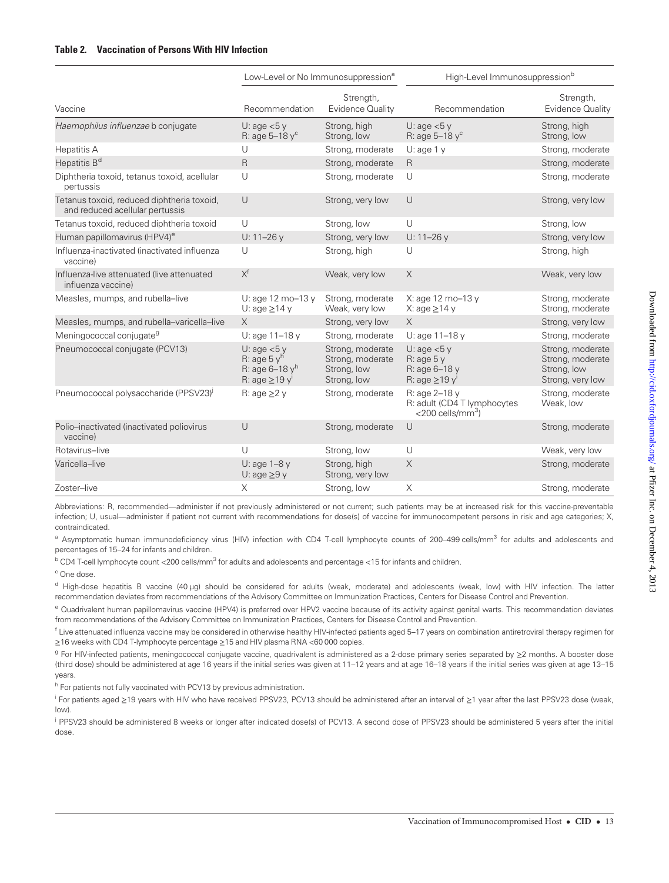**Table 2. Vaccination of Persons With HIV Infection**

| Vaccine | Low-Level or No Immunosuppression[a] | | High-Level Immunosuppression[b] | |
|---|---|---|---|---|
| | Recommendation | Strength, Evidence Quality | Recommendation | Strength, Evidence Quality |
| *Haemophilus influenzae* b conjugate | U: age <5 y<br>R: age 5–18 y[c] | Strong, high<br>Strong, low | U: age <5 y<br>R: age 5–18 y[c] | Strong, high<br>Strong, low |
| Hepatitis A | U | Strong, moderate | U: age 1 y | Strong, moderate |
| Hepatitis B[d] | R | Strong, moderate | R | Strong, moderate |
| Diphtheria toxoid, tetanus toxoid, acellular pertussis | U | Strong, moderate | U | Strong, moderate |
| Tetanus toxoid, reduced diphtheria toxoid, and reduced acellular pertussis | U | Strong, very low | U | Strong, very low |
| Tetanus toxoid, reduced diphtheria toxoid | U | Strong, low | U | Strong, low |
| Human papillomavirus (HPV4)[e] | U: 11–26 y | Strong, very low | U: 11–26 y | Strong, very low |
| Influenza-inactivated (inactivated influenza vaccine) | U | Strong, high | U | Strong, high |
| Influenza-live attenuated (live attenuated influenza vaccine) | X[f] | Weak, very low | X | Weak, very low |
| Measles, mumps, and rubella–live | U: age 12 mo–13 y<br>U: age ≥14 y | Strong, moderate<br>Weak, very low | X: age 12 mo–13 y<br>X: age ≥14 y | Strong, moderate<br>Strong, moderate |
| Measles, mumps, and rubella–varicella–live | X | Strong, very low | X | Strong, very low |
| Meningococcal conjugate[g] | U: age 11–18 y | Strong, moderate | U: age 11–18 y | Strong, moderate |
| Pneumococcal conjugate (PCV13) | U: age <5 y<br>R: age 5 y[h]<br>R: age 6–18 y[h]<br>R: age ≥19 y[i] | Strong, moderate<br>Strong, moderate<br>Strong, low<br>Strong, low | U: age <5 y<br>R: age 5 y<br>R: age 6–18 y<br>R: age ≥19 y[i] | Strong, moderate<br>Strong, moderate<br>Strong, low<br>Strong, very low |
| Pneumococcal polysaccharide (PPSV23)[j] | R: age ≥2 y | Strong, moderate | R: age 2–18 y<br>R: adult (CD4 T lymphocytes <200 cells/mm$^3$) | Strong, moderate<br>Weak, low |
| Polio–inactivated (inactivated poliovirus vaccine) | U | Strong, moderate | U | Strong, moderate |
| Rotavirus–live | U | Strong, low | U | Weak, very low |
| Varicella–live | U: age 1–8 y<br>U: age ≥9 y | Strong, high<br>Strong, very low | X | Strong, moderate |
| Zoster–live | X | Strong, low | X | Strong, moderate |

Abbreviations: R, recommended—administer if not previously administered or not current; such patients may be at increased risk for this vaccine-preventable infection; U, usual—administer if patient not current with recommendations for dose(s) of vaccine for immunocompetent persons in risk and age categories; X, contraindicated.

[a] Asymptomatic human immunodeficiency virus (HIV) infection with CD4 T-cell lymphocyte counts of 200–499 cells/mm$^3$ for adults and adolescents and percentages of 15–24 for infants and children.

[b] CD4 T-cell lymphocyte count <200 cells/mm$^3$ for adults and adolescents and percentage <15 for infants and children.

[c] One dose.

[d] High-dose hepatitis B vaccine (40 µg) should be considered for adults (weak, moderate) and adolescents (weak, low) with HIV infection. The latter recommendation deviates from recommendations of the Advisory Committee on Immunization Practices, Centers for Disease Control and Prevention.

[e] Quadrivalent human papillomavirus vaccine (HPV4) is preferred over HPV2 vaccine because of its activity against genital warts. This recommendation deviates from recommendations of the Advisory Committee on Immunization Practices, Centers for Disease Control and Prevention.

[f] Live attenuated influenza vaccine may be considered in otherwise healthy HIV-infected patients aged 5–17 years on combination antiretroviral therapy regimen for ≥16 weeks with CD4 T-lymphocyte percentage ≥15 and HIV plasma RNA <60 000 copies.

[g] For HIV-infected patients, meningococcal conjugate vaccine, quadrivalent is administered as a 2-dose primary series separated by ≥2 months. A booster dose (third dose) should be administered at age 16 years if the initial series was given at 11–12 years and at age 16–18 years if the initial series was given at age 13–15 years.

[h] For patients not fully vaccinated with PCV13 by previous administration.

[i] For patients aged ≥19 years with HIV who have received PPSV23, PCV13 should be administered after an interval of ≥1 year after the last PPSV23 dose (weak, low).

[j] PPSV23 should be administered 8 weeks or longer after indicated dose(s) of PCV13. A second dose of PPSV23 should be administered 5 years after the initial dose.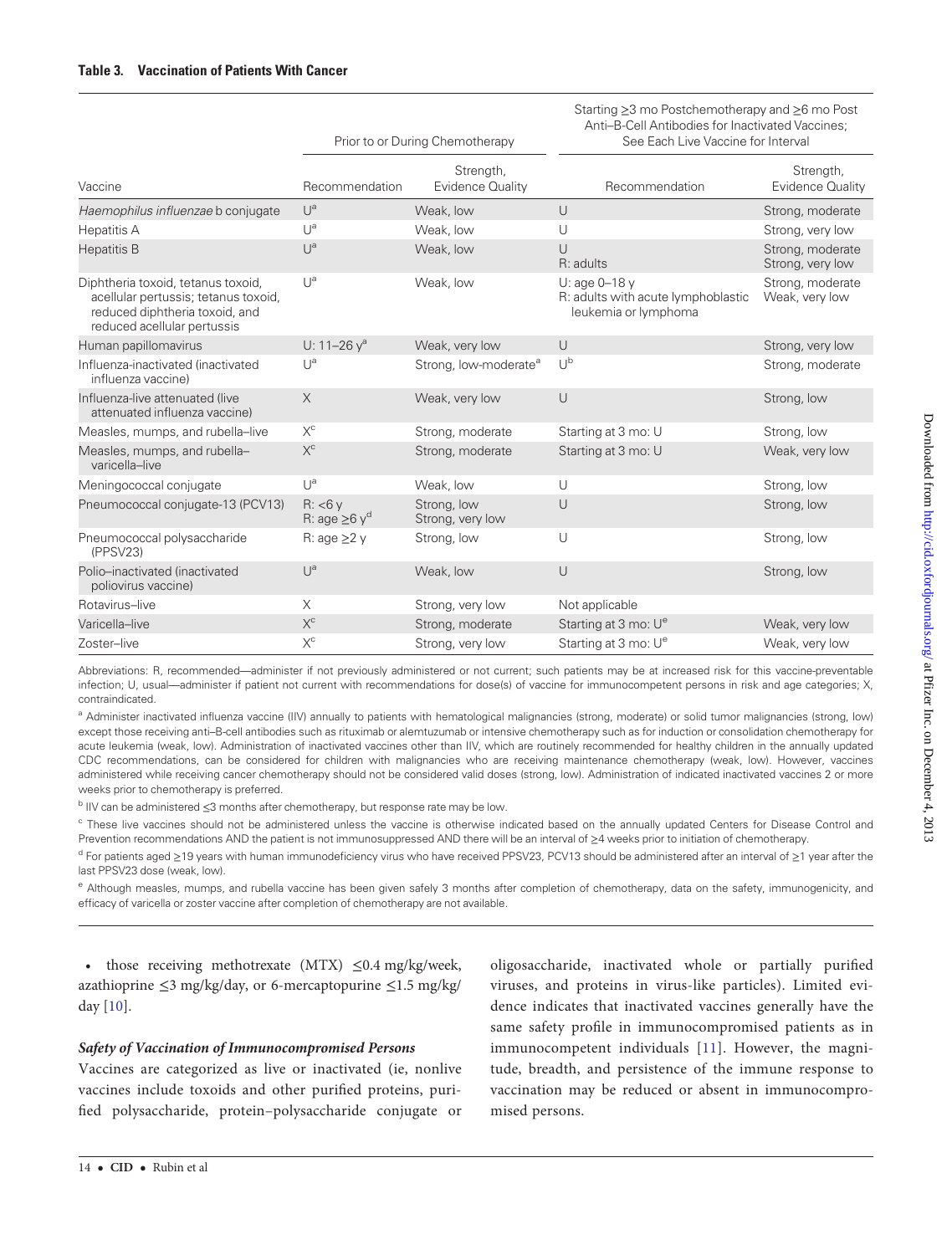**Table 3. Vaccination of Patients With Cancer**

| Vaccine | Prior to or During Chemotherapy | | Starting ≥3 mo Postchemotherapy and ≥6 mo Post Anti–B-Cell Antibodies for Inactivated Vaccines; See Each Live Vaccine for Interval | |
|---|---|---|---|---|
| | Recommendation | Strength, Evidence Quality | Recommendation | Strength, Evidence Quality |
| *Haemophilus influenzae* b conjugate | U[a] | Weak, low | U | Strong, moderate |
| Hepatitis A | U[a] | Weak, low | U | Strong, very low |
| Hepatitis B | U[a] | Weak, low | U<br>R: adults | Strong, moderate<br>Strong, very low |
| Diphtheria toxoid, tetanus toxoid, acellular pertussis; tetanus toxoid, reduced diphtheria toxoid, and reduced acellular pertussis | U[a] | Weak, low | U: age 0–18 y<br>R: adults with acute lymphoblastic leukemia or lymphoma | Strong, moderate<br>Weak, very low |
| Human papillomavirus | U: 11–26 y[a] | Weak, very low | U | Strong, very low |
| Influenza-inactivated (inactivated influenza vaccine) | U[a] | Strong, low-moderate[a] | U[b] | Strong, moderate |
| Influenza-live attenuated (live attenuated influenza vaccine) | X | Weak, very low | U | Strong, low |
| Measles, mumps, and rubella–live | X[c] | Strong, moderate | Starting at 3 mo: U | Strong, low |
| Measles, mumps, and rubella–varicella–live | X[c] | Strong, moderate | Starting at 3 mo: U | Weak, very low |
| Meningococcal conjugate | U[a] | Weak, low | U | Strong, low |
| Pneumococcal conjugate-13 (PCV13) | R: <6 y<br>R: age ≥6 y[d] | Strong, low<br>Strong, very low | U | Strong, low |
| Pneumococcal polysaccharide (PPSV23) | R: age ≥2 y | Strong, low | U | Strong, low |
| Polio–inactivated (inactivated poliovirus vaccine) | U[a] | Weak, low | U | Strong, low |
| Rotavirus–live | X | Strong, very low | Not applicable | |
| Varicella–live | X[c] | Strong, moderate | Starting at 3 mo: U[e] | Weak, very low |
| Zoster–live | X[c] | Strong, very low | Starting at 3 mo: U[e] | Weak, very low |

Abbreviations: R, recommended—administer if not previously administered or not current; such patients may be at increased risk for this vaccine-preventable infection; U, usual—administer if patient not current with recommendations for dose(s) of vaccine for immunocompetent persons in risk and age categories; X, contraindicated.

[a] Administer inactivated influenza vaccine (IIV) annually to patients with hematological malignancies (strong, moderate) or solid tumor malignancies (strong, low) except those receiving anti–B-cell antibodies such as rituximab or alemtuzumab or intensive chemotherapy such as for induction or consolidation chemotherapy for acute leukemia (weak, low). Administration of inactivated vaccines other than IIV, which are routinely recommended for healthy children in the annually updated CDC recommendations, can be considered for children with malignancies who are receiving maintenance chemotherapy (weak, low). However, vaccines administered while receiving cancer chemotherapy should not be considered valid doses (strong, low). Administration of indicated inactivated vaccines 2 or more weeks prior to chemotherapy is preferred.

[b] IIV can be administered ≤3 months after chemotherapy, but response rate may be low.

[c] These live vaccines should not be administered unless the vaccine is otherwise indicated based on the annually updated Centers for Disease Control and Prevention recommendations AND the patient is not immunosuppressed AND there will be an interval of ≥4 weeks prior to initiation of chemotherapy.

[d] For patients aged ≥19 years with human immunodeficiency virus who have received PPSV23, PCV13 should be administered after an interval of ≥1 year after the last PPSV23 dose (weak, low).

[e] Although measles, mumps, and rubella vaccine has been given safely 3 months after completion of chemotherapy, data on the safety, immunogenicity, and efficacy of varicella or zoster vaccine after completion of chemotherapy are not available.

- those receiving methotrexate (MTX) ≤0.4 mg/kg/week, azathioprine ≤3 mg/kg/day, or 6-mercaptopurine ≤1.5 mg/kg/day [10].

### *Safety of Vaccination of Immunocompromised Persons*

Vaccines are categorized as live or inactivated (ie, nonlive vaccines include toxoids and other purified proteins, purified polysaccharide, protein–polysaccharide conjugate or oligosaccharide, inactivated whole or partially purified viruses, and proteins in virus-like particles). Limited evidence indicates that inactivated vaccines generally have the same safety profile in immunocompromised patients as in immunocompetent individuals [11]. However, the magnitude, breadth, and persistence of the immune response to vaccination may be reduced or absent in immunocompromised persons.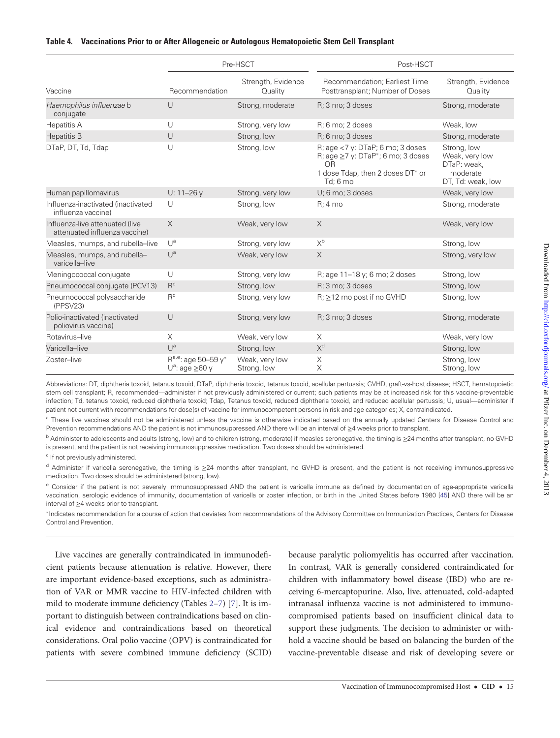**Table 4. Vaccinations Prior to or After Allogeneic or Autologous Hematopoietic Stem Cell Transplant**

| | Pre-HSCT | | Post-HSCT | |
|---|---|---|---|---|
| Vaccine | Recommendation | Strength, Evidence Quality | Recommendation; Earliest Time Posttransplant; Number of Doses | Strength, Evidence Quality |
| *Haemophilus influenzae* b conjugate | U | Strong, moderate | R; 3 mo; 3 doses | Strong, moderate |
| Hepatitis A | U | Strong, very low | R; 6 mo; 2 doses | Weak, low |
| Hepatitis B | U | Strong, low | R; 6 mo; 3 doses | Strong, moderate |
| DTaP, DT, Td, Tdap | U | Strong, low | R; age <7 y: DTaP; 6 mo; 3 doses<br>R; age ≥7 y: DTaP*; 6 mo; 3 doses<br>OR<br>1 dose Tdap, then 2 doses DT* or Td; 6 mo | Strong, low<br>Weak, very low<br>DTaP: weak, moderate<br>DT, Td: weak, low |
| Human papillomavirus | U: 11–26 y | Strong, very low | U; 6 mo; 3 doses | Weak, very low |
| Influenza-inactivated (inactivated influenza vaccine) | U | Strong, low | R; 4 mo | Strong, moderate |
| Influenza-live attenuated (live attenuated influenza vaccine) | X | Weak, very low | X | Weak, very low |
| Measles, mumps, and rubella–live | U[a] | Strong, very low | X[b] | Strong, low |
| Measles, mumps, and rubella–varicella–live | U[a] | Weak, very low | X | Strong, very low |
| Meningococcal conjugate | U | Strong, very low | R; age 11–18 y; 6 mo; 2 doses | Strong, low |
| Pneumococcal conjugate (PCV13) | R[c] | Strong, low | R; 3 mo; 3 doses | Strong, low |
| Pneumococcal polysaccharide (PPSV23) | R[c] | Strong, very low | R; ≥12 mo post if no GVHD | Strong, low |
| Polio-inactivated (inactivated poliovirus vaccine) | U | Strong, very low | R; 3 mo; 3 doses | Strong, moderate |
| Rotavirus–live | X | Weak, very low | X | Weak, very low |
| Varicella–live | U[a] | Strong, low | X[d] | Strong, low |
| Zoster–live | R[a,e]: age 50–59 y*<br>U[a]: age ≥60 y | Weak, very low<br>Strong, low | X<br>X | Strong, low<br>Strong, low |

Abbreviations: DT, diphtheria toxoid, tetanus toxoid, DTaP, diphtheria toxoid, tetanus toxoid, acellular pertussis; GVHD, graft-vs-host disease; HSCT, hematopoietic stem cell transplant; R, recommended—administer if not previously administered or current; such patients may be at increased risk for this vaccine-preventable infection; Td, tetanus toxoid, reduced diphtheria toxoid; Tdap, Tetanus toxoid, reduced diphtheria toxoid, and reduced acellular pertussis; U, usual—administer if patient not current with recommendations for dose(s) of vaccine for immunocompetent persons in risk and age categories; X, contraindicated.

[a] These live vaccines should not be administered unless the vaccine is otherwise indicated based on the annually updated Centers for Disease Control and Prevention recommendations AND the patient is not immunosuppressed AND there will be an interval of ≥4 weeks prior to transplant.

[b] Administer to adolescents and adults (strong, low) and to children (strong, moderate) if measles seronegative, the timing is ≥24 months after transplant, no GVHD is present, and the patient is not receiving immunosuppressive medication. Two doses should be administered.

[c] If not previously administered.

[d] Administer if varicella seronegative, the timing is ≥24 months after transplant, no GVHD is present, and the patient is not receiving immunosuppressive medication. Two doses should be administered (strong, low).

[e] Consider if the patient is not severely immunosuppressed AND the patient is varicella immune as defined by documentation of age-appropriate varicella vaccination, serologic evidence of immunity, documentation of varicella or zoster infection, or birth in the United States before 1980 [45] AND there will be an interval of ≥4 weeks prior to transplant.

* Indicates recommendation for a course of action that deviates from recommendations of the Advisory Committee on Immunization Practices, Centers for Disease Control and Prevention.

Live vaccines are generally contraindicated in immunodeficient patients because attenuation is relative. However, there are important evidence-based exceptions, such as administration of VAR or MMR vaccine to HIV-infected children with mild to moderate immune deficiency (Tables 2–7) [7]. It is important to distinguish between contraindications based on clinical evidence and contraindications based on theoretical considerations. Oral polio vaccine (OPV) is contraindicated for patients with severe combined immune deficiency (SCID) because paralytic poliomyelitis has occurred after vaccination. In contrast, VAR is generally considered contraindicated for children with inflammatory bowel disease (IBD) who are receiving 6-mercaptopurine. Also, live, attenuated, cold-adapted intranasal influenza vaccine is not administered to immunocompromised patients based on insufficient clinical data to support these judgments. The decision to administer or withhold a vaccine should be based on balancing the burden of the vaccine-preventable disease and risk of developing severe or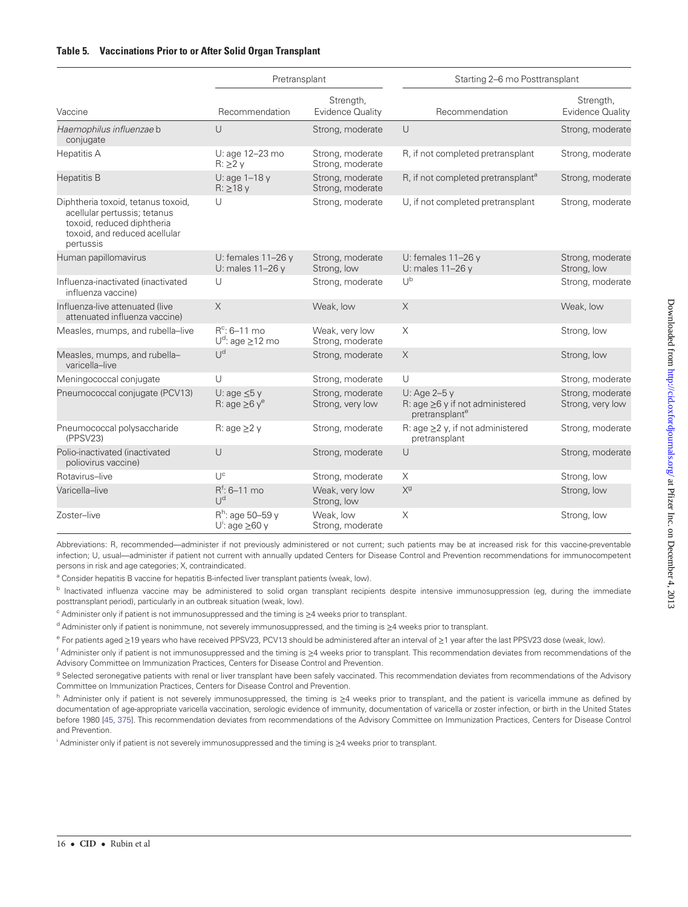**Table 5. Vaccinations Prior to or After Solid Organ Transplant**

| Vaccine | Pretransplant | | Starting 2–6 mo Posttransplant | |
|---|---|---|---|---|
| | Recommendation | Strength, Evidence Quality | Recommendation | Strength, Evidence Quality |
| *Haemophilus influenzae* b conjugate | U | Strong, moderate | U | Strong, moderate |
| Hepatitis A | U: age 12–23 mo<br>R: ≥2 y | Strong, moderate<br>Strong, moderate | R, if not completed pretransplant | Strong, moderate |
| Hepatitis B | U: age 1–18 y<br>R: ≥18 y | Strong, moderate<br>Strong, moderate | R, if not completed pretransplant[a] | Strong, moderate |
| Diphtheria toxoid, tetanus toxoid, acellular pertussis; tetanus toxoid, reduced diphtheria toxoid, and reduced acellular pertussis | U | Strong, moderate | U, if not completed pretransplant | Strong, moderate |
| Human papillomavirus | U: females 11–26 y<br>U: males 11–26 y | Strong, moderate<br>Strong, low | U: females 11–26 y<br>U: males 11–26 y | Strong, moderate<br>Strong, low |
| Influenza-inactivated (inactivated influenza vaccine) | U | Strong, moderate | U[b] | Strong, moderate |
| Influenza-live attenuated (live attenuated influenza vaccine) | X | Weak, low | X | Weak, low |
| Measles, mumps, and rubella–live | R[c]: 6–11 mo<br>U[d]: age ≥12 mo | Weak, very low<br>Strong, moderate | X | Strong, low |
| Measles, mumps, and rubella–varicella–live | U[d] | Strong, moderate | X | Strong, low |
| Meningococcal conjugate | U | Strong, moderate | U | Strong, moderate |
| Pneumococcal conjugate (PCV13) | U: age ≤5 y<br>R: age ≥6 y[e] | Strong, moderate<br>Strong, very low | U: Age 2–5 y<br>R: age ≥6 y if not administered pretransplant[e] | Strong, moderate<br>Strong, very low |
| Pneumococcal polysaccharide (PPSV23) | R: age ≥2 y | Strong, moderate | R: age ≥2 y, if not administered pretransplant | Strong, moderate |
| Polio-inactivated (inactivated poliovirus vaccine) | U | Strong, moderate | U | Strong, moderate |
| Rotavirus–live | U[c] | Strong, moderate | X | Strong, low |
| Varicella–live | R[f]: 6–11 mo<br>U[d] | Weak, very low<br>Strong, low | X[g] | Strong, low |
| Zoster–live | R[h]: age 50–59 y<br>U[i]: age ≥60 y | Weak, low<br>Strong, moderate | X | Strong, low |

Abbreviations: R, recommended—administer if not previously administered or not current; such patients may be at increased risk for this vaccine-preventable infection; U, usual—administer if patient not current with annually updated Centers for Disease Control and Prevention recommendations for immunocompetent persons in risk and age categories; X, contraindicated.

[a] Consider hepatitis B vaccine for hepatitis B-infected liver transplant patients (weak, low).

[b] Inactivated influenza vaccine may be administered to solid organ transplant recipients despite intensive immunosuppression (eg, during the immediate posttransplant period), particularly in an outbreak situation (weak, low).

[c] Administer only if patient is not immunosuppressed and the timing is ≥4 weeks prior to transplant.

[d] Administer only if patient is nonimmune, not severely immunosuppressed, and the timing is ≥4 weeks prior to transplant.

[e] For patients aged ≥19 years who have received PPSV23, PCV13 should be administered after an interval of ≥1 year after the last PPSV23 dose (weak, low).

[f] Administer only if patient is not immunosuppressed and the timing is ≥4 weeks prior to transplant. This recommendation deviates from recommendations of the Advisory Committee on Immunization Practices, Centers for Disease Control and Prevention.

[g] Selected seronegative patients with renal or liver transplant have been safely vaccinated. This recommendation deviates from recommendations of the Advisory Committee on Immunization Practices, Centers for Disease Control and Prevention.

[h] Administer only if patient is not severely immunosuppressed, the timing is ≥4 weeks prior to transplant, and the patient is varicella immune as defined by documentation of age-appropriate varicella vaccination, serologic evidence of immunity, documentation of varicella or zoster infection, or birth in the United States before 1980 [45, 375]. This recommendation deviates from recommendations of the Advisory Committee on Immunization Practices, Centers for Disease Control and Prevention.

[i] Administer only if patient is not severely immunosuppressed and the timing is ≥4 weeks prior to transplant.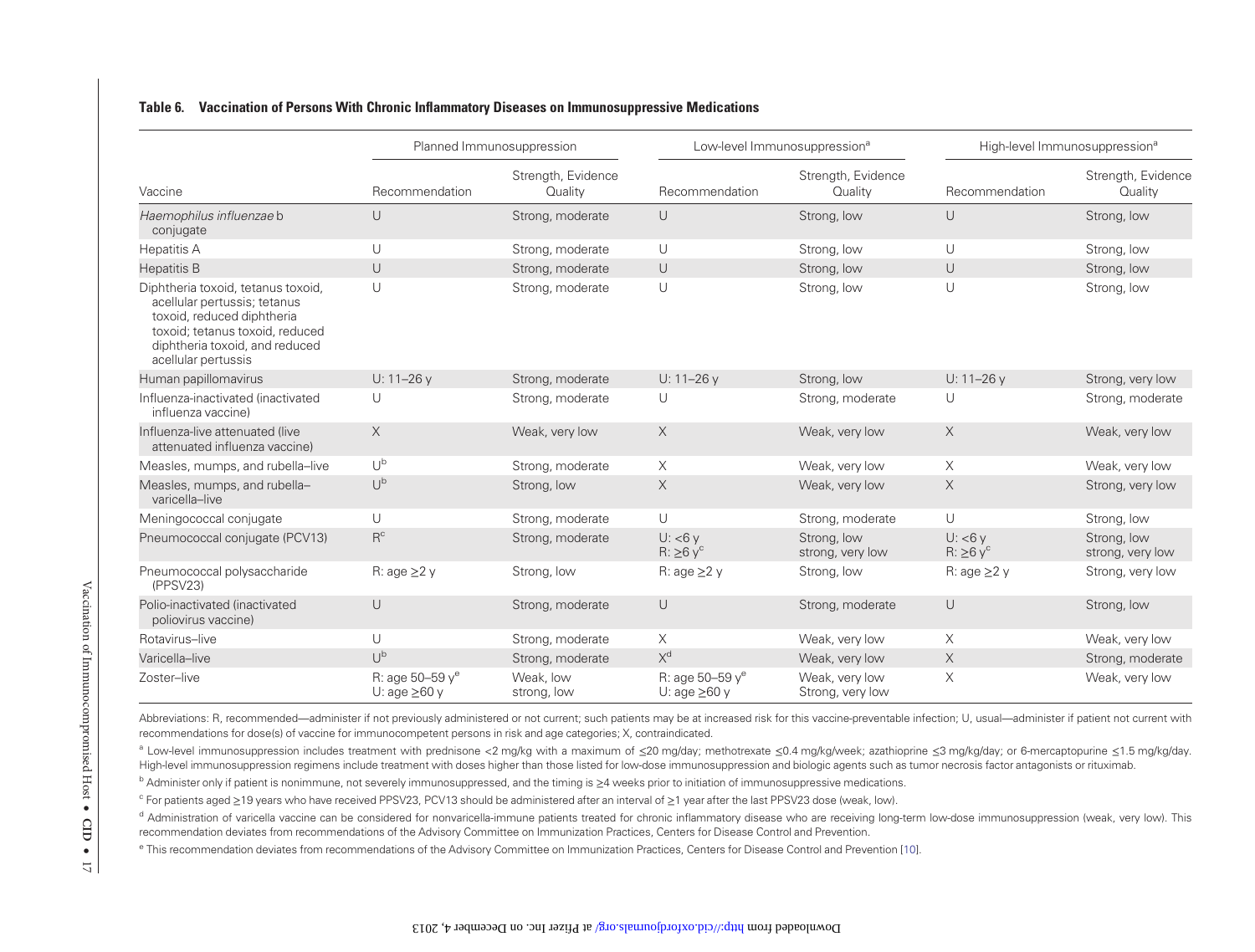**Table 6. Vaccination of Persons With Chronic Inflammatory Diseases on Immunosuppressive Medications**

| | Planned Immunosuppression | | Low-level Immunosuppression[a] | | High-level Immunosuppression[a] | |
|---|---|---|---|---|---|---|
| Vaccine | Recommendation | Strength, Evidence Quality | Recommendation | Strength, Evidence Quality | Recommendation | Strength, Evidence Quality |
| *Haemophilus influenzae* b conjugate | U | Strong, moderate | U | Strong, low | U | Strong, low |
| Hepatitis A | U | Strong, moderate | U | Strong, low | U | Strong, low |
| Hepatitis B | U | Strong, moderate | U | Strong, low | U | Strong, low |
| Diphtheria toxoid, tetanus toxoid, acellular pertussis; tetanus toxoid, reduced diphtheria toxoid; tetanus toxoid, reduced diphtheria toxoid, and reduced acellular pertussis | U | Strong, moderate | U | Strong, low | U | Strong, low |
| Human papillomavirus | U: 11–26 y | Strong, moderate | U: 11–26 y | Strong, low | U: 11–26 y | Strong, very low |
| Influenza-inactivated (inactivated influenza vaccine) | U | Strong, moderate | U | Strong, moderate | U | Strong, moderate |
| Influenza-live attenuated (live attenuated influenza vaccine) | X | Weak, very low | X | Weak, very low | X | Weak, very low |
| Measles, mumps, and rubella–live | U[b] | Strong, moderate | X | Weak, very low | X | Weak, very low |
| Measles, mumps, and rubella–varicella–live | U[b] | Strong, low | X | Weak, very low | X | Strong, very low |
| Meningococcal conjugate | U | Strong, moderate | U | Strong, moderate | U | Strong, low |
| Pneumococcal conjugate (PCV13) | R[c] | Strong, moderate | U: <6 y<br>R: ≥6 y[c] | Strong, low<br>strong, very low | U: <6 y<br>R: ≥6 y[c] | Strong, low<br>strong, very low |
| Pneumococcal polysaccharide (PPSV23) | R: age ≥2 y | Strong, low | R: age ≥2 y | Strong, low | R: age ≥2 y | Strong, very low |
| Polio-inactivated (inactivated poliovirus vaccine) | U | Strong, moderate | U | Strong, moderate | U | Strong, low |
| Rotavirus–live | U | Strong, moderate | X | Weak, very low | X | Weak, very low |
| Varicella–live | U[b] | Strong, moderate | X[d] | Weak, very low | X | Strong, moderate |
| Zoster–live | R: age 50–59 y[e]<br>U: age ≥60 y | Weak, low<br>strong, low | R: age 50–59 y[e]<br>U: age ≥60 y | Weak, very low<br>Strong, very low | X | Weak, very low |

Abbreviations: R, recommended—administer if not previously administered or not current; such patients may be at increased risk for this vaccine-preventable infection; U, usual—administer if patient not current with recommendations for dose(s) of vaccine for immunocompetent persons in risk and age categories; X, contraindicated.

[a] Low-level immunosuppression includes treatment with prednisone <2 mg/kg with a maximum of ≤20 mg/day; methotrexate ≤0.4 mg/kg/week; azathioprine ≤3 mg/kg/day; or 6-mercaptopurine ≤1.5 mg/kg/day. High-level immunosuppression regimens include treatment with doses higher than those listed for low-dose immunosuppression and biologic agents such as tumor necrosis factor antagonists or rituximab.

[b] Administer only if patient is nonimmune, not severely immunosuppressed, and the timing is ≥4 weeks prior to initiation of immunosuppressive medications.

[c] For patients aged ≥19 years who have received PPSV23, PCV13 should be administered after an interval of ≥1 year after the last PPSV23 dose (weak, low).

[d] Administration of varicella vaccine can be considered for nonvaricella-immune patients treated for chronic inflammatory disease who are receiving long-term low-dose immunosuppression (weak, very low). This recommendation deviates from recommendations of the Advisory Committee on Immunization Practices, Centers for Disease Control and Prevention.

[e] This recommendation deviates from recommendations of the Advisory Committee on Immunization Practices, Centers for Disease Control and Prevention [10].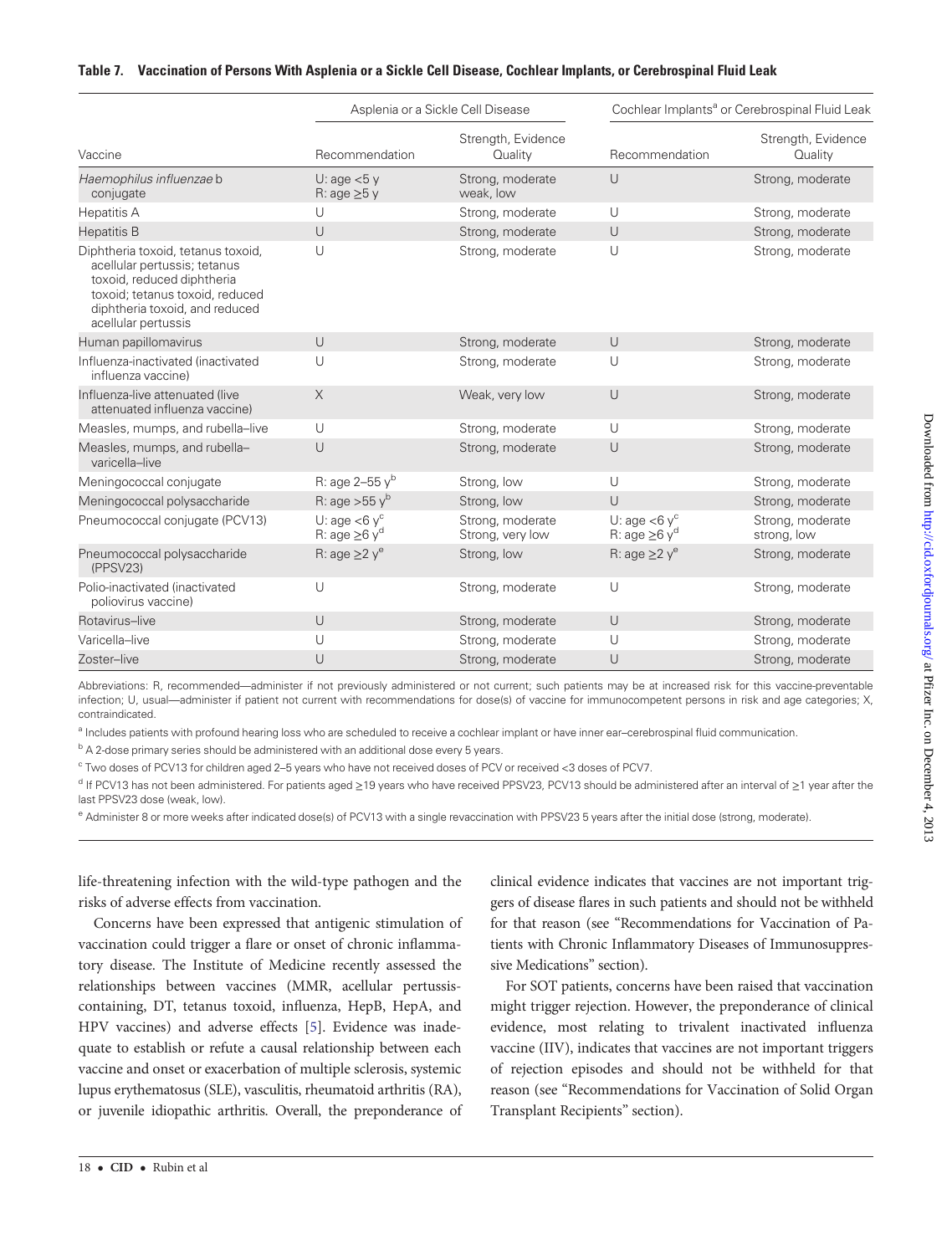**Table 7. Vaccination of Persons With Asplenia or a Sickle Cell Disease, Cochlear Implants, or Cerebrospinal Fluid Leak**

| | Asplenia or a Sickle Cell Disease | | Cochlear Implants[a] or Cerebrospinal Fluid Leak | |
|---|---|---|---|---|
| Vaccine | Recommendation | Strength, Evidence Quality | Recommendation | Strength, Evidence Quality |
| *Haemophilus influenzae* b conjugate | U: age <5 y<br>R: age ≥5 y | Strong, moderate<br>weak, low | U | Strong, moderate |
| Hepatitis A | U | Strong, moderate | U | Strong, moderate |
| Hepatitis B | U | Strong, moderate | U | Strong, moderate |
| Diphtheria toxoid, tetanus toxoid, acellular pertussis; tetanus toxoid, reduced diphtheria toxoid; tetanus toxoid, reduced diphtheria toxoid, and reduced acellular pertussis | U | Strong, moderate | U | Strong, moderate |
| Human papillomavirus | U | Strong, moderate | U | Strong, moderate |
| Influenza-inactivated (inactivated influenza vaccine) | U | Strong, moderate | U | Strong, moderate |
| Influenza-live attenuated (live attenuated influenza vaccine) | X | Weak, very low | U | Strong, moderate |
| Measles, mumps, and rubella–live | U | Strong, moderate | U | Strong, moderate |
| Measles, mumps, and rubella–varicella–live | U | Strong, moderate | U | Strong, moderate |
| Meningococcal conjugate | R: age 2–55 y[b] | Strong, low | U | Strong, moderate |
| Meningococcal polysaccharide | R: age >55 y[b] | Strong, low | U | Strong, moderate |
| Pneumococcal conjugate (PCV13) | U: age <6 y[c]<br>R: age ≥6 y[d] | Strong, moderate<br>Strong, very low | U: age <6 y[c]<br>R: age ≥6 y[d] | Strong, moderate<br>strong, low |
| Pneumococcal polysaccharide (PPSV23) | R: age ≥2 y[e] | Strong, low | R: age ≥2 y[e] | Strong, moderate |
| Polio-inactivated (inactivated poliovirus vaccine) | U | Strong, moderate | U | Strong, moderate |
| Rotavirus–live | U | Strong, moderate | U | Strong, moderate |
| Varicella–live | U | Strong, moderate | U | Strong, moderate |
| Zoster–live | U | Strong, moderate | U | Strong, moderate |

Abbreviations: R, recommended—administer if not previously administered or not current; such patients may be at increased risk for this vaccine-preventable infection; U, usual—administer if patient not current with recommendations for dose(s) of vaccine for immunocompetent persons in risk and age categories; X, contraindicated.

[a] Includes patients with profound hearing loss who are scheduled to receive a cochlear implant or have inner ear–cerebrospinal fluid communication.

[b] A 2-dose primary series should be administered with an additional dose every 5 years.

[c] Two doses of PCV13 for children aged 2–5 years who have not received doses of PCV or received <3 doses of PCV7.

[d] If PCV13 has not been administered. For patients aged ≥19 years who have received PPSV23, PCV13 should be administered after an interval of ≥1 year after the last PPSV23 dose (weak, low).

[e] Administer 8 or more weeks after indicated dose(s) of PCV13 with a single revaccination with PPSV23 5 years after the initial dose (strong, moderate).

life-threatening infection with the wild-type pathogen and the risks of adverse effects from vaccination.

Concerns have been expressed that antigenic stimulation of vaccination could trigger a flare or onset of chronic inflammatory disease. The Institute of Medicine recently assessed the relationships between vaccines (MMR, acellular pertussis-containing, DT, tetanus toxoid, influenza, HepB, HepA, and HPV vaccines) and adverse effects [5]. Evidence was inadequate to establish or refute a causal relationship between each vaccine and onset or exacerbation of multiple sclerosis, systemic lupus erythematosus (SLE), vasculitis, rheumatoid arthritis (RA), or juvenile idiopathic arthritis. Overall, the preponderance of clinical evidence indicates that vaccines are not important triggers of disease flares in such patients and should not be withheld for that reason (see "Recommendations for Vaccination of Patients with Chronic Inflammatory Diseases of Immunosuppressive Medications" section).

For SOT patients, concerns have been raised that vaccination might trigger rejection. However, the preponderance of clinical evidence, most relating to trivalent inactivated influenza vaccine (IIV), indicates that vaccines are not important triggers of rejection episodes and should not be withheld for that reason (see "Recommendations for Vaccination of Solid Organ Transplant Recipients" section).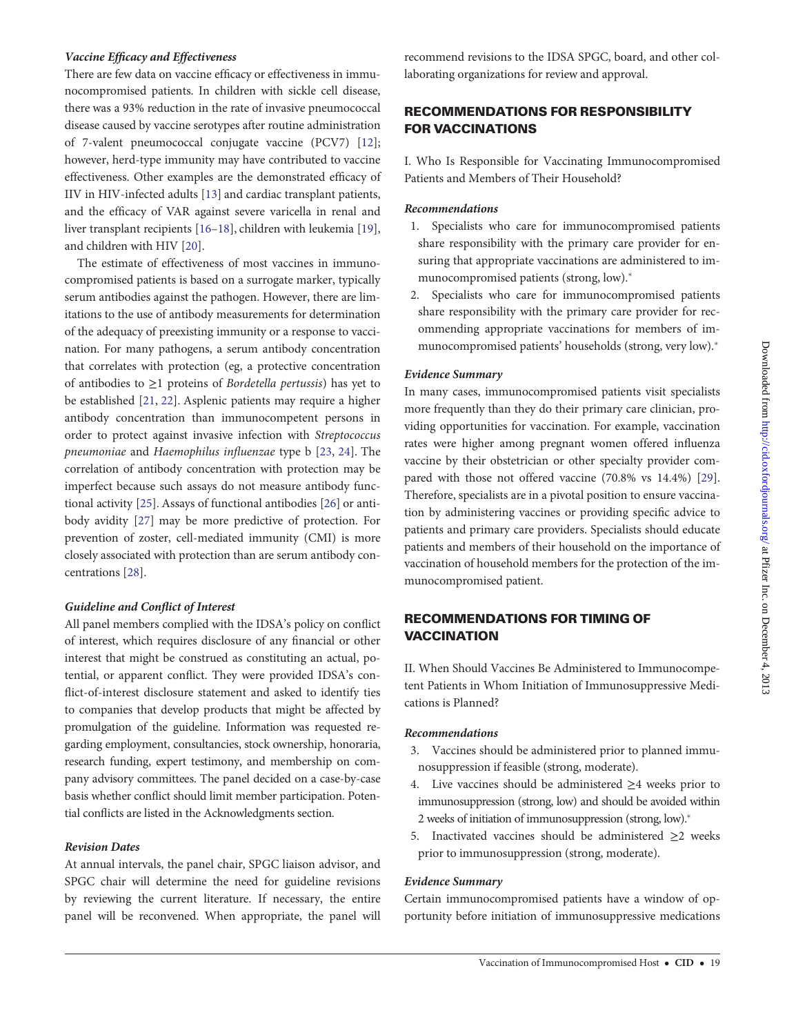### *Vaccine Efficacy and Effectiveness*

There are few data on vaccine efficacy or effectiveness in immunocompromised patients. In children with sickle cell disease, there was a 93% reduction in the rate of invasive pneumococcal disease caused by vaccine serotypes after routine administration of 7-valent pneumococcal conjugate vaccine (PCV7) [12]; however, herd-type immunity may have contributed to vaccine effectiveness. Other examples are the demonstrated efficacy of IIV in HIV-infected adults [13] and cardiac transplant patients, and the efficacy of VAR against severe varicella in renal and liver transplant recipients [16–18], children with leukemia [19], and children with HIV [20].

The estimate of effectiveness of most vaccines in immunocompromised patients is based on a surrogate marker, typically serum antibodies against the pathogen. However, there are limitations to the use of antibody measurements for determination of the adequacy of preexisting immunity or a response to vaccination. For many pathogens, a serum antibody concentration that correlates with protection (eg, a protective concentration of antibodies to ≥1 proteins of *Bordetella pertussis*) has yet to be established [21, 22]. Asplenic patients may require a higher antibody concentration than immunocompetent persons in order to protect against invasive infection with *Streptococcus pneumoniae* and *Haemophilus influenzae* type b [23, 24]. The correlation of antibody concentration with protection may be imperfect because such assays do not measure antibody functional activity [25]. Assays of functional antibodies [26] or antibody avidity [27] may be more predictive of protection. For prevention of zoster, cell-mediated immunity (CMI) is more closely associated with protection than are serum antibody concentrations [28].

### *Guideline and Conflict of Interest*

All panel members complied with the IDSA's policy on conflict of interest, which requires disclosure of any financial or other interest that might be construed as constituting an actual, potential, or apparent conflict. They were provided IDSA's conflict-of-interest disclosure statement and asked to identify ties to companies that develop products that might be affected by promulgation of the guideline. Information was requested regarding employment, consultancies, stock ownership, honoraria, research funding, expert testimony, and membership on company advisory committees. The panel decided on a case-by-case basis whether conflict should limit member participation. Potential conflicts are listed in the Acknowledgments section.

### *Revision Dates*

At annual intervals, the panel chair, SPGC liaison advisor, and SPGC chair will determine the need for guideline revisions by reviewing the current literature. If necessary, the entire panel will be reconvened. When appropriate, the panel will recommend revisions to the IDSA SPGC, board, and other collaborating organizations for review and approval.

## RECOMMENDATIONS FOR RESPONSIBILITY FOR VACCINATIONS

I. Who Is Responsible for Vaccinating Immunocompromised Patients and Members of Their Household?

### *Recommendations*

1. Specialists who care for immunocompromised patients share responsibility with the primary care provider for ensuring that appropriate vaccinations are administered to immunocompromised patients (strong, low).*
2. Specialists who care for immunocompromised patients share responsibility with the primary care provider for recommending appropriate vaccinations for members of immunocompromised patients' households (strong, very low).*

### *Evidence Summary*

In many cases, immunocompromised patients visit specialists more frequently than they do their primary care clinician, providing opportunities for vaccination. For example, vaccination rates were higher among pregnant women offered influenza vaccine by their obstetrician or other specialty provider compared with those not offered vaccine (70.8% vs 14.4%) [29]. Therefore, specialists are in a pivotal position to ensure vaccination by administering vaccines or providing specific advice to patients and primary care providers. Specialists should educate patients and members of their household on the importance of vaccination of household members for the protection of the immunocompromised patient.

## RECOMMENDATIONS FOR TIMING OF VACCINATION

II. When Should Vaccines Be Administered to Immunocompetent Patients in Whom Initiation of Immunosuppressive Medications is Planned?

### *Recommendations*

3. Vaccines should be administered prior to planned immunosuppression if feasible (strong, moderate).
4. Live vaccines should be administered ≥4 weeks prior to immunosuppression (strong, low) and should be avoided within 2 weeks of initiation of immunosuppression (strong, low).*
5. Inactivated vaccines should be administered ≥2 weeks prior to immunosuppression (strong, moderate).

### *Evidence Summary*

Certain immunocompromised patients have a window of opportunity before initiation of immunosuppressive medications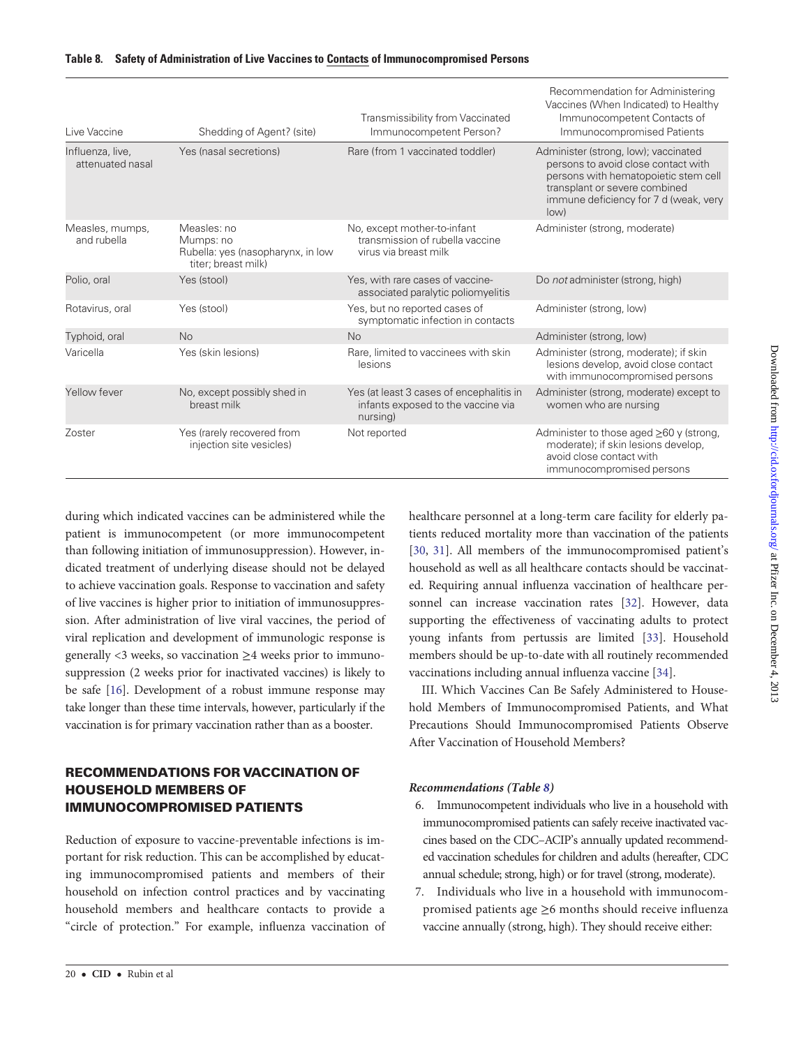**Table 8. Safety of Administration of Live Vaccines to Contacts of Immunocompromised Persons**

| Live Vaccine | Shedding of Agent? (site) | Transmissibility from Vaccinated Immunocompetent Person? | Recommendation for Administering Vaccines (When Indicated) to Healthy Immunocompetent Contacts of Immunocompromised Patients |
|---|---|---|---|
| Influenza, live, attenuated nasal | Yes (nasal secretions) | Rare (from 1 vaccinated toddler) | Administer (strong, low); vaccinated persons to avoid close contact with persons with hematopoietic stem cell transplant or severe combined immune deficiency for 7 d (weak, very low) |
| Measles, mumps, and rubella | Measles: no<br>Mumps: no<br>Rubella: yes (nasopharynx, in low titer; breast milk) | No, except mother-to-infant transmission of rubella vaccine virus via breast milk | Administer (strong, moderate) |
| Polio, oral | Yes (stool) | Yes, with rare cases of vaccine-associated paralytic poliomyelitis | Do *not* administer (strong, high) |
| Rotavirus, oral | Yes (stool) | Yes, but no reported cases of symptomatic infection in contacts | Administer (strong, low) |
| Typhoid, oral | No | No | Administer (strong, low) |
| Varicella | Yes (skin lesions) | Rare, limited to vaccinees with skin lesions | Administer (strong, moderate); if skin lesions develop, avoid close contact with immunocompromised persons |
| Yellow fever | No, except possibly shed in breast milk | Yes (at least 3 cases of encephalitis in infants exposed to the vaccine via nursing) | Administer (strong, moderate) except to women who are nursing |
| Zoster | Yes (rarely recovered from injection site vesicles) | Not reported | Administer to those aged ≥60 y (strong, moderate); if skin lesions develop, avoid close contact with immunocompromised persons |

during which indicated vaccines can be administered while the patient is immunocompetent (or more immunocompetent than following initiation of immunosuppression). However, indicated treatment of underlying disease should not be delayed to achieve vaccination goals. Response to vaccination and safety of live vaccines is higher prior to initiation of immunosuppression. After administration of live viral vaccines, the period of viral replication and development of immunologic response is generally <3 weeks, so vaccination ≥4 weeks prior to immunosuppression (2 weeks prior for inactivated vaccines) is likely to be safe [16]. Development of a robust immune response may take longer than these time intervals, however, particularly if the vaccination is for primary vaccination rather than as a booster.

## RECOMMENDATIONS FOR VACCINATION OF HOUSEHOLD MEMBERS OF IMMUNOCOMPROMISED PATIENTS

Reduction of exposure to vaccine-preventable infections is important for risk reduction. This can be accomplished by educating immunocompromised patients and members of their household on infection control practices and by vaccinating household members and healthcare contacts to provide a "circle of protection." For example, influenza vaccination of healthcare personnel at a long-term care facility for elderly patients reduced mortality more than vaccination of the patients [30, 31]. All members of the immunocompromised patient's household as well as all healthcare contacts should be vaccinated. Requiring annual influenza vaccination of healthcare personnel can increase vaccination rates [32]. However, data supporting the effectiveness of vaccinating adults to protect young infants from pertussis are limited [33]. Household members should be up-to-date with all routinely recommended vaccinations including annual influenza vaccine [34].

III. Which Vaccines Can Be Safely Administered to Household Members of Immunocompromised Patients, and What Precautions Should Immunocompromised Patients Observe After Vaccination of Household Members?

### *Recommendations (Table 8)*

6. Immunocompetent individuals who live in a household with immunocompromised patients can safely receive inactivated vaccines based on the CDC–ACIP's annually updated recommended vaccination schedules for children and adults (hereafter, CDC annual schedule; strong, high) or for travel (strong, moderate).
7. Individuals who live in a household with immunocompromised patients age ≥6 months should receive influenza vaccine annually (strong, high). They should receive either: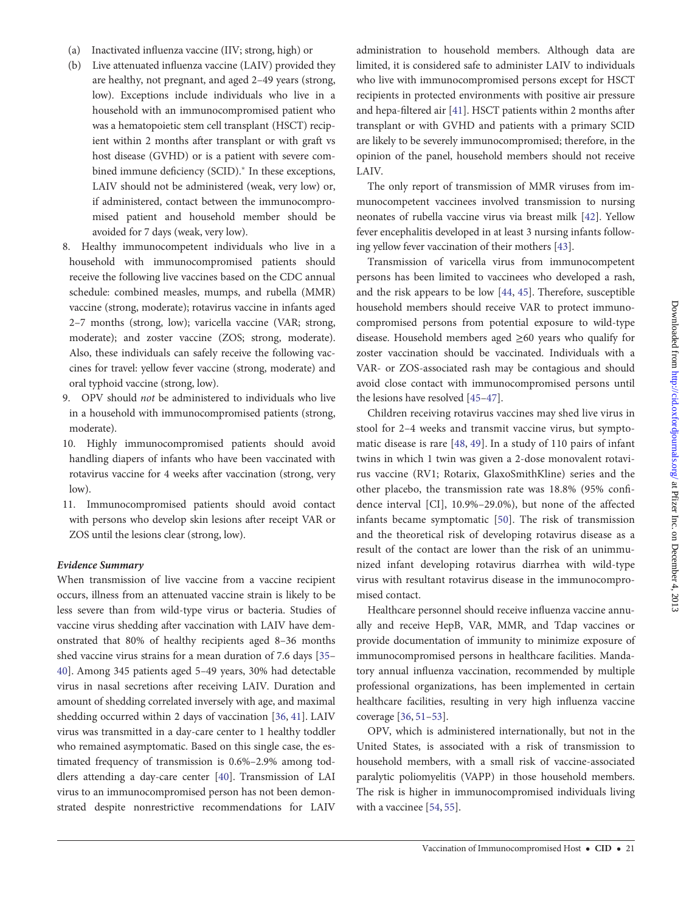(a) Inactivated influenza vaccine (IIV; strong, high) or

(b) Live attenuated influenza vaccine (LAIV) provided they are healthy, not pregnant, and aged 2–49 years (strong, low). Exceptions include individuals who live in a household with an immunocompromised patient who was a hematopoietic stem cell transplant (HSCT) recipient within 2 months after transplant or with graft vs host disease (GVHD) or is a patient with severe combined immune deficiency (SCID).* In these exceptions, LAIV should not be administered (weak, very low) or, if administered, contact between the immunocompromised patient and household member should be avoided for 7 days (weak, very low).

8. Healthy immunocompetent individuals who live in a household with immunocompromised patients should receive the following live vaccines based on the CDC annual schedule: combined measles, mumps, and rubella (MMR) vaccine (strong, moderate); rotavirus vaccine in infants aged 2–7 months (strong, low); varicella vaccine (VAR; strong, moderate); and zoster vaccine (ZOS; strong, moderate). Also, these individuals can safely receive the following vaccines for travel: yellow fever vaccine (strong, moderate) and oral typhoid vaccine (strong, low).

9. OPV should *not* be administered to individuals who live in a household with immunocompromised patients (strong, moderate).

10. Highly immunocompromised patients should avoid handling diapers of infants who have been vaccinated with rotavirus vaccine for 4 weeks after vaccination (strong, very low).

11. Immunocompromised patients should avoid contact with persons who develop skin lesions after receipt VAR or ZOS until the lesions clear (strong, low).

### *Evidence Summary*

When transmission of live vaccine from a vaccine recipient occurs, illness from an attenuated vaccine strain is likely to be less severe than from wild-type virus or bacteria. Studies of vaccine virus shedding after vaccination with LAIV have demonstrated that 80% of healthy recipients aged 8–36 months shed vaccine virus strains for a mean duration of 7.6 days [35–40]. Among 345 patients aged 5–49 years, 30% had detectable virus in nasal secretions after receiving LAIV. Duration and amount of shedding correlated inversely with age, and maximal shedding occurred within 2 days of vaccination [36, 41]. LAIV virus was transmitted in a day-care center to 1 healthy toddler who remained asymptomatic. Based on this single case, the estimated frequency of transmission is 0.6%–2.9% among toddlers attending a day-care center [40]. Transmission of LAI virus to an immunocompromised person has not been demonstrated despite nonrestrictive recommendations for LAIV administration to household members. Although data are limited, it is considered safe to administer LAIV to individuals who live with immunocompromised persons except for HSCT recipients in protected environments with positive air pressure and hepa-filtered air [41]. HSCT patients within 2 months after transplant or with GVHD and patients with a primary SCID are likely to be severely immunocompromised; therefore, in the opinion of the panel, household members should not receive LAIV.

The only report of transmission of MMR viruses from immunocompetent vaccinees involved transmission to nursing neonates of rubella vaccine virus via breast milk [42]. Yellow fever encephalitis developed in at least 3 nursing infants following yellow fever vaccination of their mothers [43].

Transmission of varicella virus from immunocompetent persons has been limited to vaccinees who developed a rash, and the risk appears to be low [44, 45]. Therefore, susceptible household members should receive VAR to protect immunocompromised persons from potential exposure to wild-type disease. Household members aged ≥60 years who qualify for zoster vaccination should be vaccinated. Individuals with a VAR- or ZOS-associated rash may be contagious and should avoid close contact with immunocompromised persons until the lesions have resolved [45–47].

Children receiving rotavirus vaccines may shed live virus in stool for 2–4 weeks and transmit vaccine virus, but symptomatic disease is rare [48, 49]. In a study of 110 pairs of infant twins in which 1 twin was given a 2-dose monovalent rotavirus vaccine (RV1; Rotarix, GlaxoSmithKline) series and the other placebo, the transmission rate was 18.8% (95% confidence interval [CI], 10.9%–29.0%), but none of the affected infants became symptomatic [50]. The risk of transmission and the theoretical risk of developing rotavirus disease as a result of the contact are lower than the risk of an unimmunized infant developing rotavirus diarrhea with wild-type virus with resultant rotavirus disease in the immunocompromised contact.

Healthcare personnel should receive influenza vaccine annually and receive HepB, VAR, MMR, and Tdap vaccines or provide documentation of immunity to minimize exposure of immunocompromised persons in healthcare facilities. Mandatory annual influenza vaccination, recommended by multiple professional organizations, has been implemented in certain healthcare facilities, resulting in very high influenza vaccine coverage [36, 51–53].

OPV, which is administered internationally, but not in the United States, is associated with a risk of transmission to household members, with a small risk of vaccine-associated paralytic poliomyelitis (VAPP) in those household members. The risk is higher in immunocompromised individuals living with a vaccinee [54, 55].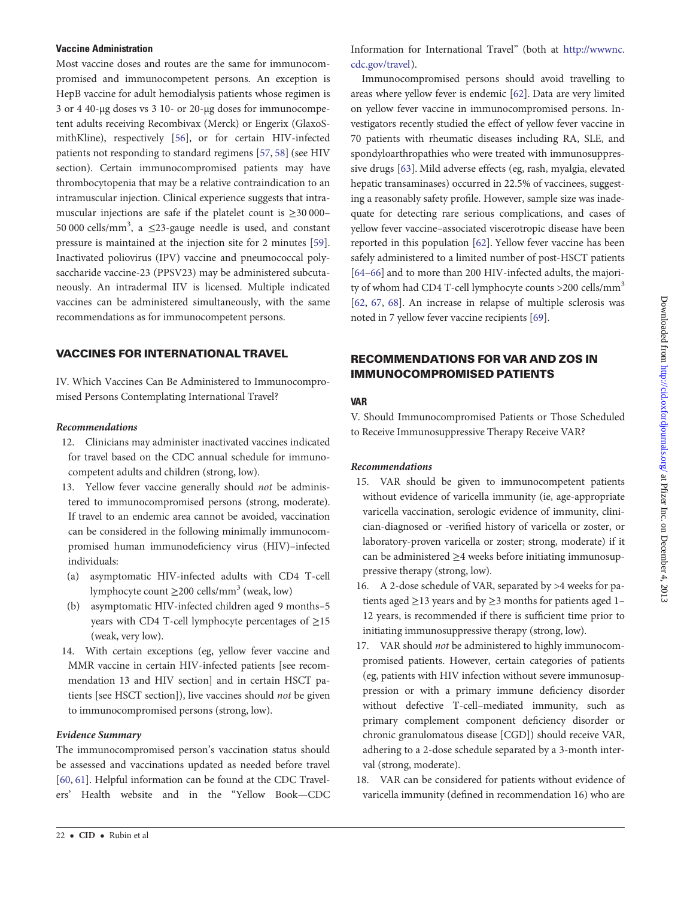### Vaccine Administration

Most vaccine doses and routes are the same for immunocompromised and immunocompetent persons. An exception is HepB vaccine for adult hemodialysis patients whose regimen is 3 or 4 40-µg doses vs 3 10- or 20-µg doses for immunocompetent adults receiving Recombivax (Merck) or Engerix (GlaxoSmithKline), respectively [56], or for certain HIV-infected patients not responding to standard regimens [57, 58] (see HIV section). Certain immunocompromised patients may have thrombocytopenia that may be a relative contraindication to an intramuscular injection. Clinical experience suggests that intramuscular injections are safe if the platelet count is ≥30 000–50 000 cells/mm$^3$, a ≤23-gauge needle is used, and constant pressure is maintained at the injection site for 2 minutes [59]. Inactivated poliovirus (IPV) vaccine and pneumococcal polysaccharide vaccine-23 (PPSV23) may be administered subcutaneously. An intradermal IIV is licensed. Multiple indicated vaccines can be administered simultaneously, with the same recommendations as for immunocompetent persons.

## VACCINES FOR INTERNATIONAL TRAVEL

IV. Which Vaccines Can Be Administered to Immunocompromised Persons Contemplating International Travel?

#### *Recommendations*

12. Clinicians may administer inactivated vaccines indicated for travel based on the CDC annual schedule for immunocompetent adults and children (strong, low).
13. Yellow fever vaccine generally should *not* be administered to immunocompromised persons (strong, moderate). If travel to an endemic area cannot be avoided, vaccination can be considered in the following minimally immunocompromised human immunodeficiency virus (HIV)–infected individuals:
    (a) asymptomatic HIV-infected adults with CD4 T-cell lymphocyte count ≥200 cells/mm$^3$ (weak, low)
    (b) asymptomatic HIV-infected children aged 9 months–5 years with CD4 T-cell lymphocyte percentages of ≥15 (weak, very low).
14. With certain exceptions (eg, yellow fever vaccine and MMR vaccine in certain HIV-infected patients [see recommendation 13 and HIV section] and in certain HSCT patients [see HSCT section]), live vaccines should *not* be given to immunocompromised persons (strong, low).

#### *Evidence Summary*

The immunocompromised person's vaccination status should be assessed and vaccinations updated as needed before travel [60, 61]. Helpful information can be found at the CDC Travelers' Health website and in the "Yellow Book—CDC Information for International Travel" (both at http://wwwnc.cdc.gov/travel).

Immunocompromised persons should avoid travelling to areas where yellow fever is endemic [62]. Data are very limited on yellow fever vaccine in immunocompromised persons. Investigators recently studied the effect of yellow fever vaccine in 70 patients with rheumatic diseases including RA, SLE, and spondyloarthropathies who were treated with immunosuppressive drugs [63]. Mild adverse effects (eg, rash, myalgia, elevated hepatic transaminases) occurred in 22.5% of vaccinees, suggesting a reasonably safety profile. However, sample size was inadequate for detecting rare serious complications, and cases of yellow fever vaccine–associated viscerotropic disease have been reported in this population [62]. Yellow fever vaccine has been safely administered to a limited number of post-HSCT patients [64–66] and to more than 200 HIV-infected adults, the majority of whom had CD4 T-cell lymphocyte counts >200 cells/mm$^3$ [62, 67, 68]. An increase in relapse of multiple sclerosis was noted in 7 yellow fever vaccine recipients [69].

## RECOMMENDATIONS FOR VAR AND ZOS IN IMMUNOCOMPROMISED PATIENTS

### VAR

V. Should Immunocompromised Patients or Those Scheduled to Receive Immunosuppressive Therapy Receive VAR?

#### *Recommendations*

15. VAR should be given to immunocompetent patients without evidence of varicella immunity (ie, age-appropriate varicella vaccination, serologic evidence of immunity, clinician-diagnosed or -verified history of varicella or zoster, or laboratory-proven varicella or zoster; strong, moderate) if it can be administered ≥4 weeks before initiating immunosuppressive therapy (strong, low).
16. A 2-dose schedule of VAR, separated by >4 weeks for patients aged ≥13 years and by ≥3 months for patients aged 1–12 years, is recommended if there is sufficient time prior to initiating immunosuppressive therapy (strong, low).
17. VAR should *not* be administered to highly immunocompromised patients. However, certain categories of patients (eg, patients with HIV infection without severe immunosuppression or with a primary immune deficiency disorder without defective T-cell–mediated immunity, such as primary complement component deficiency disorder or chronic granulomatous disease [CGD]) should receive VAR, adhering to a 2-dose schedule separated by a 3-month interval (strong, moderate).
18. VAR can be considered for patients without evidence of varicella immunity (defined in recommendation 16) who are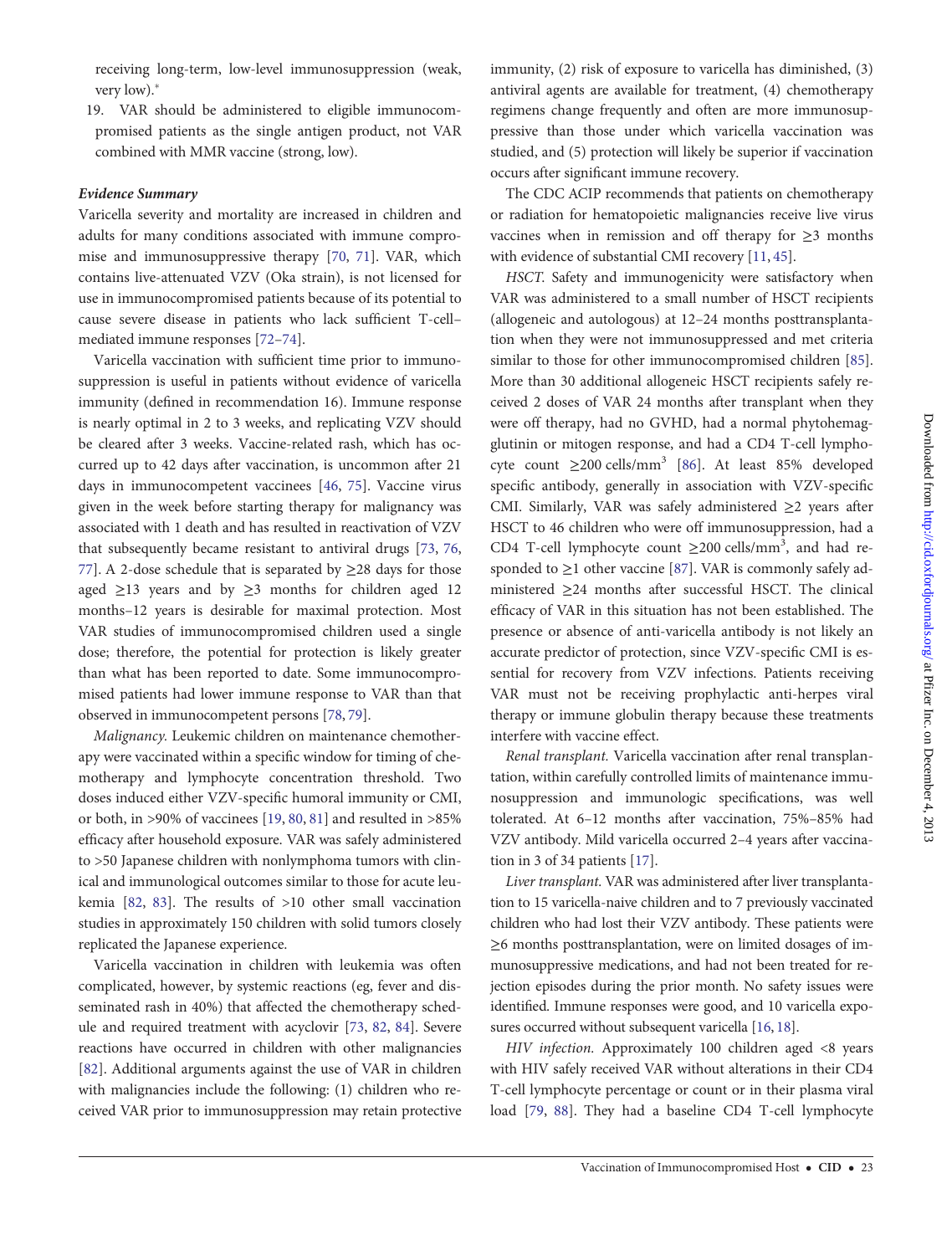receiving long-term, low-level immunosuppression (weak, very low).*

19. VAR should be administered to eligible immunocompromised patients as the single antigen product, not VAR combined with MMR vaccine (strong, low).

### *Evidence Summary*

Varicella severity and mortality are increased in children and adults for many conditions associated with immune compromise and immunosuppressive therapy [70, 71]. VAR, which contains live-attenuated VZV (Oka strain), is not licensed for use in immunocompromised patients because of its potential to cause severe disease in patients who lack sufficient T-cell–mediated immune responses [72–74].

Varicella vaccination with sufficient time prior to immunosuppression is useful in patients without evidence of varicella immunity (defined in recommendation 16). Immune response is nearly optimal in 2 to 3 weeks, and replicating VZV should be cleared after 3 weeks. Vaccine-related rash, which has occurred up to 42 days after vaccination, is uncommon after 21 days in immunocompetent vaccinees [46, 75]. Vaccine virus given in the week before starting therapy for malignancy was associated with 1 death and has resulted in reactivation of VZV that subsequently became resistant to antiviral drugs [73, 76, 77]. A 2-dose schedule that is separated by ≥28 days for those aged ≥13 years and by ≥3 months for children aged 12 months–12 years is desirable for maximal protection. Most VAR studies of immunocompromised children used a single dose; therefore, the potential for protection is likely greater than what has been reported to date. Some immunocompromised patients had lower immune response to VAR than that observed in immunocompetent persons [78, 79].

*Malignancy.* Leukemic children on maintenance chemotherapy were vaccinated within a specific window for timing of chemotherapy and lymphocyte concentration threshold. Two doses induced either VZV-specific humoral immunity or CMI, or both, in >90% of vaccinees [19, 80, 81] and resulted in >85% efficacy after household exposure. VAR was safely administered to >50 Japanese children with nonlymphoma tumors with clinical and immunological outcomes similar to those for acute leukemia [82, 83]. The results of >10 other small vaccination studies in approximately 150 children with solid tumors closely replicated the Japanese experience.

Varicella vaccination in children with leukemia was often complicated, however, by systemic reactions (eg, fever and disseminated rash in 40%) that affected the chemotherapy schedule and required treatment with acyclovir [73, 82, 84]. Severe reactions have occurred in children with other malignancies [82]. Additional arguments against the use of VAR in children with malignancies include the following: (1) children who received VAR prior to immunosuppression may retain protective immunity, (2) risk of exposure to varicella has diminished, (3) antiviral agents are available for treatment, (4) chemotherapy regimens change frequently and often are more immunosuppressive than those under which varicella vaccination was studied, and (5) protection will likely be superior if vaccination occurs after significant immune recovery.

The CDC ACIP recommends that patients on chemotherapy or radiation for hematopoietic malignancies receive live virus vaccines when in remission and off therapy for ≥3 months with evidence of substantial CMI recovery [11, 45].

*HSCT.* Safety and immunogenicity were satisfactory when VAR was administered to a small number of HSCT recipients (allogeneic and autologous) at 12–24 months posttransplantation when they were not immunosuppressed and met criteria similar to those for other immunocompromised children [85]. More than 30 additional allogeneic HSCT recipients safely received 2 doses of VAR 24 months after transplant when they were off therapy, had no GVHD, had a normal phytohemagglutinin or mitogen response, and had a CD4 T-cell lymphocyte count ≥200 cells/mm$^3$ [86]. At least 85% developed specific antibody, generally in association with VZV-specific CMI. Similarly, VAR was safely administered ≥2 years after HSCT to 46 children who were off immunosuppression, had a CD4 T-cell lymphocyte count ≥200 cells/mm$^3$, and had responded to ≥1 other vaccine [87]. VAR is commonly safely administered ≥24 months after successful HSCT. The clinical efficacy of VAR in this situation has not been established. The presence or absence of anti-varicella antibody is not likely an accurate predictor of protection, since VZV-specific CMI is essential for recovery from VZV infections. Patients receiving VAR must not be receiving prophylactic anti-herpes viral therapy or immune globulin therapy because these treatments interfere with vaccine effect.

*Renal transplant.* Varicella vaccination after renal transplantation, within carefully controlled limits of maintenance immunosuppression and immunologic specifications, was well tolerated. At 6–12 months after vaccination, 75%–85% had VZV antibody. Mild varicella occurred 2–4 years after vaccination in 3 of 34 patients [17].

*Liver transplant.* VAR was administered after liver transplantation to 15 varicella-naive children and to 7 previously vaccinated children who had lost their VZV antibody. These patients were ≥6 months posttransplantation, were on limited dosages of immunosuppressive medications, and had not been treated for rejection episodes during the prior month. No safety issues were identified. Immune responses were good, and 10 varicella exposures occurred without subsequent varicella [16, 18].

*HIV infection.* Approximately 100 children aged <8 years with HIV safely received VAR without alterations in their CD4 T-cell lymphocyte percentage or count or in their plasma viral load [79, 88]. They had a baseline CD4 T-cell lymphocyte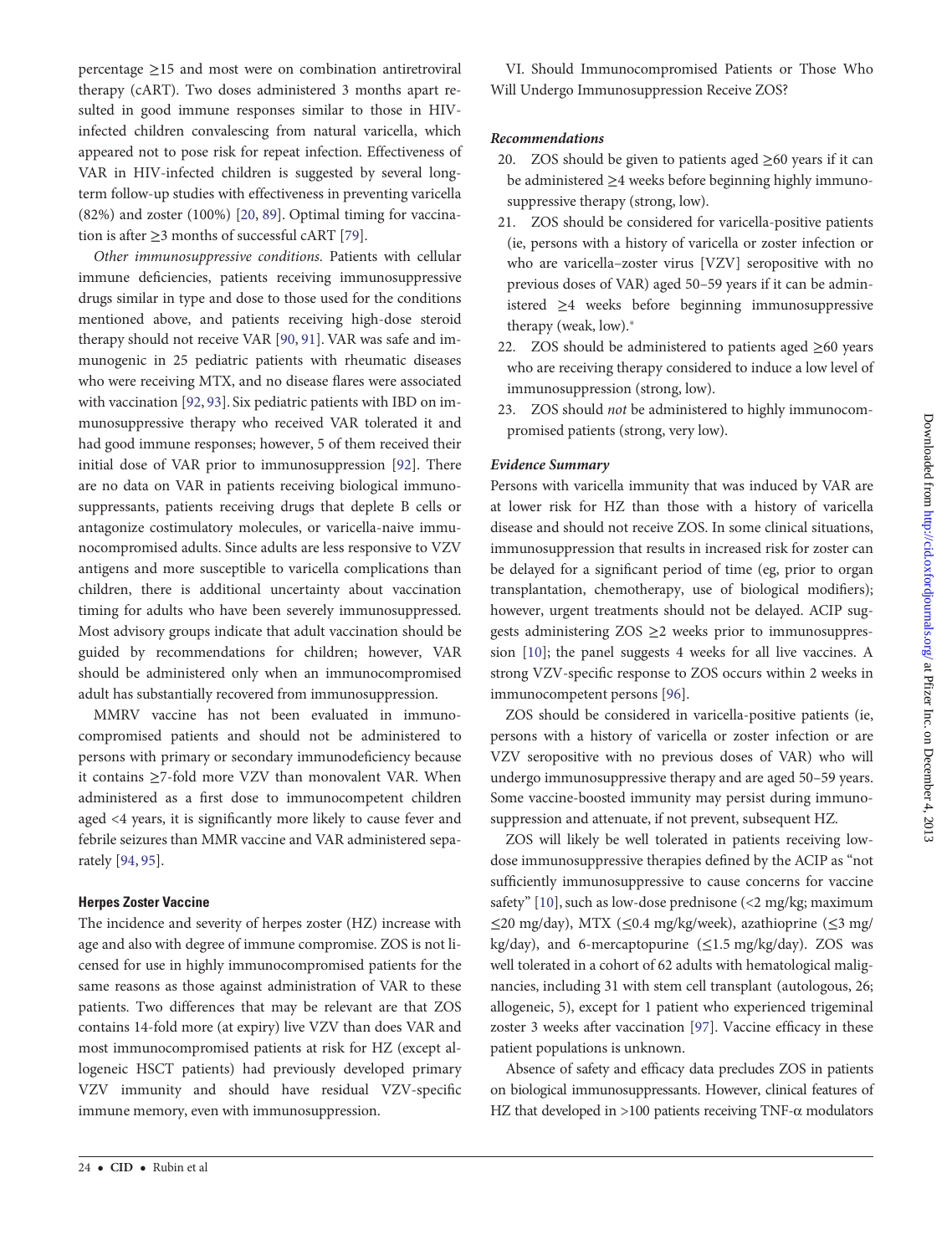percentage ≥15 and most were on combination antiretroviral therapy (cART). Two doses administered 3 months apart resulted in good immune responses similar to those in HIV-infected children convalescing from natural varicella, which appeared not to pose risk for repeat infection. Effectiveness of VAR in HIV-infected children is suggested by several long-term follow-up studies with effectiveness in preventing varicella (82%) and zoster (100%) [20, 89]. Optimal timing for vaccination is after ≥3 months of successful cART [79].

*Other immunosuppressive conditions.* Patients with cellular immune deficiencies, patients receiving immunosuppressive drugs similar in type and dose to those used for the conditions mentioned above, and patients receiving high-dose steroid therapy should not receive VAR [90, 91]. VAR was safe and immunogenic in 25 pediatric patients with rheumatic diseases who were receiving MTX, and no disease flares were associated with vaccination [92, 93]. Six pediatric patients with IBD on immunosuppressive therapy who received VAR tolerated it and had good immune responses; however, 5 of them received their initial dose of VAR prior to immunosuppression [92]. There are no data on VAR in patients receiving biological immunosuppressants, patients receiving drugs that deplete B cells or antagonize costimulatory molecules, or varicella-naive immunocompromised adults. Since adults are less responsive to VZV antigens and more susceptible to varicella complications than children, there is additional uncertainty about vaccination timing for adults who have been severely immunosuppressed. Most advisory groups indicate that adult vaccination should be guided by recommendations for children; however, VAR should be administered only when an immunocompromised adult has substantially recovered from immunosuppression.

MMRV vaccine has not been evaluated in immunocompromised patients and should not be administered to persons with primary or secondary immunodeficiency because it contains ≥7-fold more VZV than monovalent VAR. When administered as a first dose to immunocompetent children aged <4 years, it is significantly more likely to cause fever and febrile seizures than MMR vaccine and VAR administered separately [94, 95].

### Herpes Zoster Vaccine

The incidence and severity of herpes zoster (HZ) increase with age and also with degree of immune compromise. ZOS is not licensed for use in highly immunocompromised patients for the same reasons as those against administration of VAR to these patients. Two differences that may be relevant are that ZOS contains 14-fold more (at expiry) live VZV than does VAR and most immunocompromised patients at risk for HZ (except allogeneic HSCT patients) had previously developed primary VZV immunity and should have residual VZV-specific immune memory, even with immunosuppression.

VI. Should Immunocompromised Patients or Those Who Will Undergo Immunosuppression Receive ZOS?

#### *Recommendations*

20. ZOS should be given to patients aged ≥60 years if it can be administered ≥4 weeks before beginning highly immunosuppressive therapy (strong, low).
21. ZOS should be considered for varicella-positive patients (ie, persons with a history of varicella or zoster infection or who are varicella–zoster virus [VZV] seropositive with no previous doses of VAR) aged 50–59 years if it can be administered ≥4 weeks before beginning immunosuppressive therapy (weak, low).*
22. ZOS should be administered to patients aged ≥60 years who are receiving therapy considered to induce a low level of immunosuppression (strong, low).
23. ZOS should *not* be administered to highly immunocompromised patients (strong, very low).

#### *Evidence Summary*

Persons with varicella immunity that was induced by VAR are at lower risk for HZ than those with a history of varicella disease and should not receive ZOS. In some clinical situations, immunosuppression that results in increased risk for zoster can be delayed for a significant period of time (eg, prior to organ transplantation, chemotherapy, use of biological modifiers); however, urgent treatments should not be delayed. ACIP suggests administering ZOS ≥2 weeks prior to immunosuppression [10]; the panel suggests 4 weeks for all live vaccines. A strong VZV-specific response to ZOS occurs within 2 weeks in immunocompetent persons [96].

ZOS should be considered in varicella-positive patients (ie, persons with a history of varicella or zoster infection or are VZV seropositive with no previous doses of VAR) who will undergo immunosuppressive therapy and are aged 50–59 years. Some vaccine-boosted immunity may persist during immunosuppression and attenuate, if not prevent, subsequent HZ.

ZOS will likely be well tolerated in patients receiving low-dose immunosuppressive therapies defined by the ACIP as "not sufficiently immunosuppressive to cause concerns for vaccine safety" [10], such as low-dose prednisone (<2 mg/kg; maximum ≤20 mg/day), MTX (≤0.4 mg/kg/week), azathioprine (≤3 mg/kg/day), and 6-mercaptopurine (≤1.5 mg/kg/day). ZOS was well tolerated in a cohort of 62 adults with hematological malignancies, including 31 with stem cell transplant (autologous, 26; allogeneic, 5), except for 1 patient who experienced trigeminal zoster 3 weeks after vaccination [97]. Vaccine efficacy in these patient populations is unknown.

Absence of safety and efficacy data precludes ZOS in patients on biological immunosuppressants. However, clinical features of HZ that developed in >100 patients receiving TNF-α modulators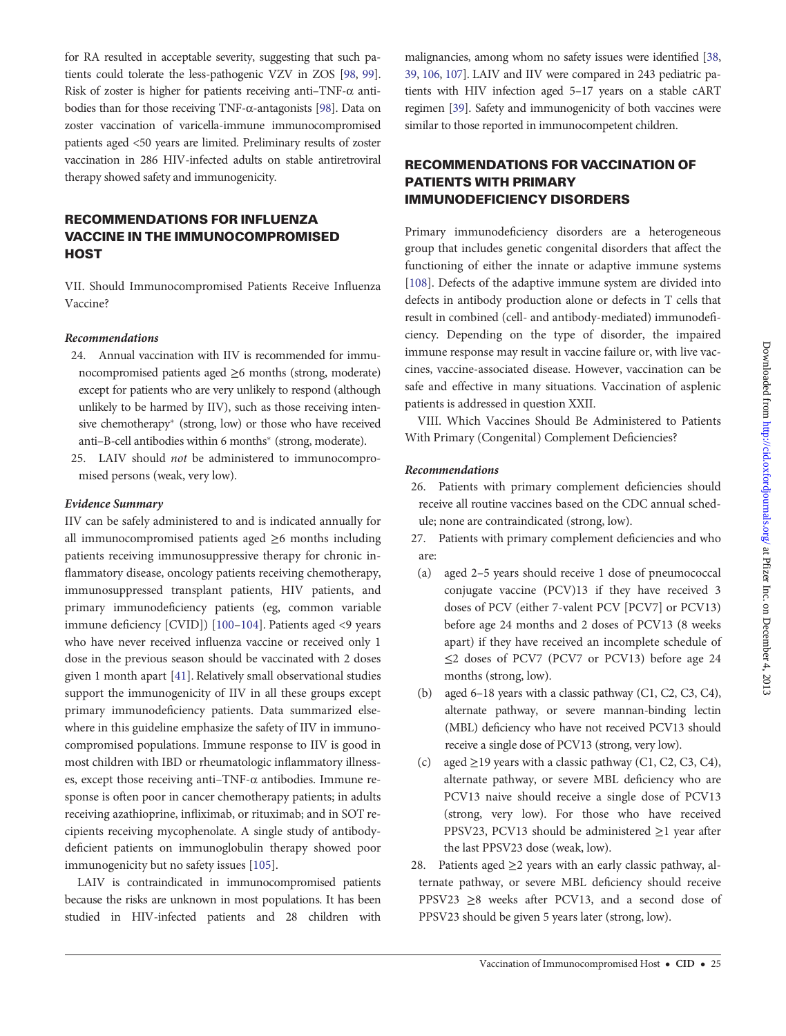for RA resulted in acceptable severity, suggesting that such patients could tolerate the less-pathogenic VZV in ZOS [98, 99]. Risk of zoster is higher for patients receiving anti–TNF-α antibodies than for those receiving TNF-α-antagonists [98]. Data on zoster vaccination of varicella-immune immunocompromised patients aged <50 years are limited. Preliminary results of zoster vaccination in 286 HIV-infected adults on stable antiretroviral therapy showed safety and immunogenicity.

## RECOMMENDATIONS FOR INFLUENZA VACCINE IN THE IMMUNOCOMPROMISED HOST

VII. Should Immunocompromised Patients Receive Influenza Vaccine?

### *Recommendations*

24. Annual vaccination with IIV is recommended for immunocompromised patients aged ≥6 months (strong, moderate) except for patients who are very unlikely to respond (although unlikely to be harmed by IIV), such as those receiving intensive chemotherapy* (strong, low) or those who have received anti–B-cell antibodies within 6 months* (strong, moderate).
25. LAIV should *not* be administered to immunocompromised persons (weak, very low).

### *Evidence Summary*

IIV can be safely administered to and is indicated annually for all immunocompromised patients aged ≥6 months including patients receiving immunosuppressive therapy for chronic inflammatory disease, oncology patients receiving chemotherapy, immunosuppressed transplant patients, HIV patients, and primary immunodeficiency patients (eg, common variable immune deficiency [CVID]) [100–104]. Patients aged <9 years who have never received influenza vaccine or received only 1 dose in the previous season should be vaccinated with 2 doses given 1 month apart [41]. Relatively small observational studies support the immunogenicity of IIV in all these groups except primary immunodeficiency patients. Data summarized elsewhere in this guideline emphasize the safety of IIV in immunocompromised populations. Immune response to IIV is good in most children with IBD or rheumatologic inflammatory illnesses, except those receiving anti–TNF-α antibodies. Immune response is often poor in cancer chemotherapy patients; in adults receiving azathioprine, infliximab, or rituximab; and in SOT recipients receiving mycophenolate. A single study of antibody-deficient patients on immunoglobulin therapy showed poor immunogenicity but no safety issues [105].

LAIV is contraindicated in immunocompromised patients because the risks are unknown in most populations. It has been studied in HIV-infected patients and 28 children with malignancies, among whom no safety issues were identified [38, 39, 106, 107]. LAIV and IIV were compared in 243 pediatric patients with HIV infection aged 5–17 years on a stable cART regimen [39]. Safety and immunogenicity of both vaccines were similar to those reported in immunocompetent children.

## RECOMMENDATIONS FOR VACCINATION OF PATIENTS WITH PRIMARY IMMUNODEFICIENCY DISORDERS

Primary immunodeficiency disorders are a heterogeneous group that includes genetic congenital disorders that affect the functioning of either the innate or adaptive immune systems [108]. Defects of the adaptive immune system are divided into defects in antibody production alone or defects in T cells that result in combined (cell- and antibody-mediated) immunodeficiency. Depending on the type of disorder, the impaired immune response may result in vaccine failure or, with live vaccines, vaccine-associated disease. However, vaccination can be safe and effective in many situations. Vaccination of asplenic patients is addressed in question XXII.

VIII. Which Vaccines Should Be Administered to Patients With Primary (Congenital) Complement Deficiencies?

### *Recommendations*

26. Patients with primary complement deficiencies should receive all routine vaccines based on the CDC annual schedule; none are contraindicated (strong, low).
27. Patients with primary complement deficiencies and who are:
    - (a) aged 2–5 years should receive 1 dose of pneumococcal conjugate vaccine (PCV)13 if they have received 3 doses of PCV (either 7-valent PCV [PCV7] or PCV13) before age 24 months and 2 doses of PCV13 (8 weeks apart) if they have received an incomplete schedule of ≤2 doses of PCV7 (PCV7 or PCV13) before age 24 months (strong, low).
    - (b) aged 6–18 years with a classic pathway (C1, C2, C3, C4), alternate pathway, or severe mannan-binding lectin (MBL) deficiency who have not received PCV13 should receive a single dose of PCV13 (strong, very low).
    - (c) aged ≥19 years with a classic pathway (C1, C2, C3, C4), alternate pathway, or severe MBL deficiency who are PCV13 naive should receive a single dose of PCV13 (strong, very low). For those who have received PPSV23, PCV13 should be administered ≥1 year after the last PPSV23 dose (weak, low).
28. Patients aged ≥2 years with an early classic pathway, alternate pathway, or severe MBL deficiency should receive PPSV23 ≥8 weeks after PCV13, and a second dose of PPSV23 should be given 5 years later (strong, low).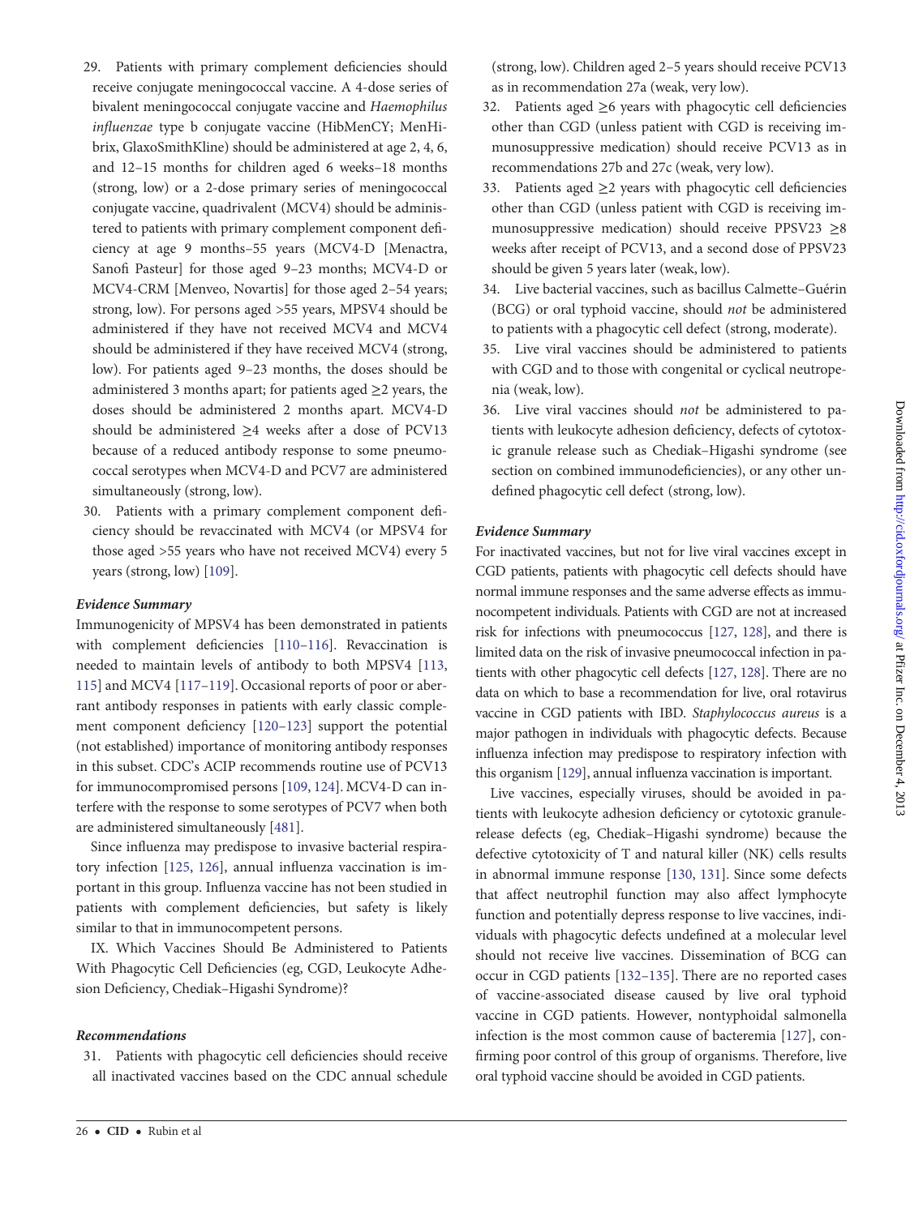29. Patients with primary complement deficiencies should receive conjugate meningococcal vaccine. A 4-dose series of bivalent meningococcal conjugate vaccine and *Haemophilus influenzae* type b conjugate vaccine (HibMenCY; MenHibrix, GlaxoSmithKline) should be administered at age 2, 4, 6, and 12–15 months for children aged 6 weeks–18 months (strong, low) or a 2-dose primary series of meningococcal conjugate vaccine, quadrivalent (MCV4) should be administered to patients with primary complement component deficiency at age 9 months–55 years (MCV4-D [Menactra, Sanofi Pasteur] for those aged 9–23 months; MCV4-D or MCV4-CRM [Menveo, Novartis] for those aged 2–54 years; strong, low). For persons aged >55 years, MPSV4 should be administered if they have not received MCV4 and MCV4 should be administered if they have received MCV4 (strong, low). For patients aged 9–23 months, the doses should be administered 3 months apart; for patients aged ≥2 years, the doses should be administered 2 months apart. MCV4-D should be administered ≥4 weeks after a dose of PCV13 because of a reduced antibody response to some pneumococcal serotypes when MCV4-D and PCV7 are administered simultaneously (strong, low).
30. Patients with a primary complement component deficiency should be revaccinated with MCV4 (or MPSV4 for those aged >55 years who have not received MCV4) every 5 years (strong, low) [109].

### Evidence Summary

Immunogenicity of MPSV4 has been demonstrated in patients with complement deficiencies [110–116]. Revaccination is needed to maintain levels of antibody to both MPSV4 [113, 115] and MCV4 [117–119]. Occasional reports of poor or aberrant antibody responses in patients with early classic complement component deficiency [120–123] support the potential (not established) importance of monitoring antibody responses in this subset. CDC's ACIP recommends routine use of PCV13 for immunocompromised persons [109, 124]. MCV4-D can interfere with the response to some serotypes of PCV7 when both are administered simultaneously [481].

Since influenza may predispose to invasive bacterial respiratory infection [125, 126], annual influenza vaccination is important in this group. Influenza vaccine has not been studied in patients with complement deficiencies, but safety is likely similar to that in immunocompetent persons.

IX. Which Vaccines Should Be Administered to Patients With Phagocytic Cell Deficiencies (eg, CGD, Leukocyte Adhesion Deficiency, Chediak–Higashi Syndrome)?

### Recommendations

31. Patients with phagocytic cell deficiencies should receive all inactivated vaccines based on the CDC annual schedule (strong, low). Children aged 2–5 years should receive PCV13 as in recommendation 27a (weak, very low).
32. Patients aged ≥6 years with phagocytic cell deficiencies other than CGD (unless patient with CGD is receiving immunosuppressive medication) should receive PCV13 as in recommendations 27b and 27c (weak, very low).
33. Patients aged ≥2 years with phagocytic cell deficiencies other than CGD (unless patient with CGD is receiving immunosuppressive medication) should receive PPSV23 ≥8 weeks after receipt of PCV13, and a second dose of PPSV23 should be given 5 years later (weak, low).
34. Live bacterial vaccines, such as bacillus Calmette–Guérin (BCG) or oral typhoid vaccine, should *not* be administered to patients with a phagocytic cell defect (strong, moderate).
35. Live viral vaccines should be administered to patients with CGD and to those with congenital or cyclical neutropenia (weak, low).
36. Live viral vaccines should *not* be administered to patients with leukocyte adhesion deficiency, defects of cytotoxic granule release such as Chediak–Higashi syndrome (see section on combined immunodeficiencies), or any other undefined phagocytic cell defect (strong, low).

### Evidence Summary

For inactivated vaccines, but not for live viral vaccines except in CGD patients, patients with phagocytic cell defects should have normal immune responses and the same adverse effects as immunocompetent individuals. Patients with CGD are not at increased risk for infections with pneumococcus [127, 128], and there is limited data on the risk of invasive pneumococcal infection in patients with other phagocytic cell defects [127, 128]. There are no data on which to base a recommendation for live, oral rotavirus vaccine in CGD patients with IBD. *Staphylococcus aureus* is a major pathogen in individuals with phagocytic defects. Because influenza infection may predispose to respiratory infection with this organism [129], annual influenza vaccination is important.

Live vaccines, especially viruses, should be avoided in patients with leukocyte adhesion deficiency or cytotoxic granule-release defects (eg, Chediak–Higashi syndrome) because the defective cytotoxicity of T and natural killer (NK) cells results in abnormal immune response [130, 131]. Since some defects that affect neutrophil function may also affect lymphocyte function and potentially depress response to live vaccines, individuals with phagocytic defects undefined at a molecular level should not receive live vaccines. Dissemination of BCG can occur in CGD patients [132–135]. There are no reported cases of vaccine-associated disease caused by live oral typhoid vaccine in CGD patients. However, nontyphoidal salmonella infection is the most common cause of bacteremia [127], confirming poor control of this group of organisms. Therefore, live oral typhoid vaccine should be avoided in CGD patients.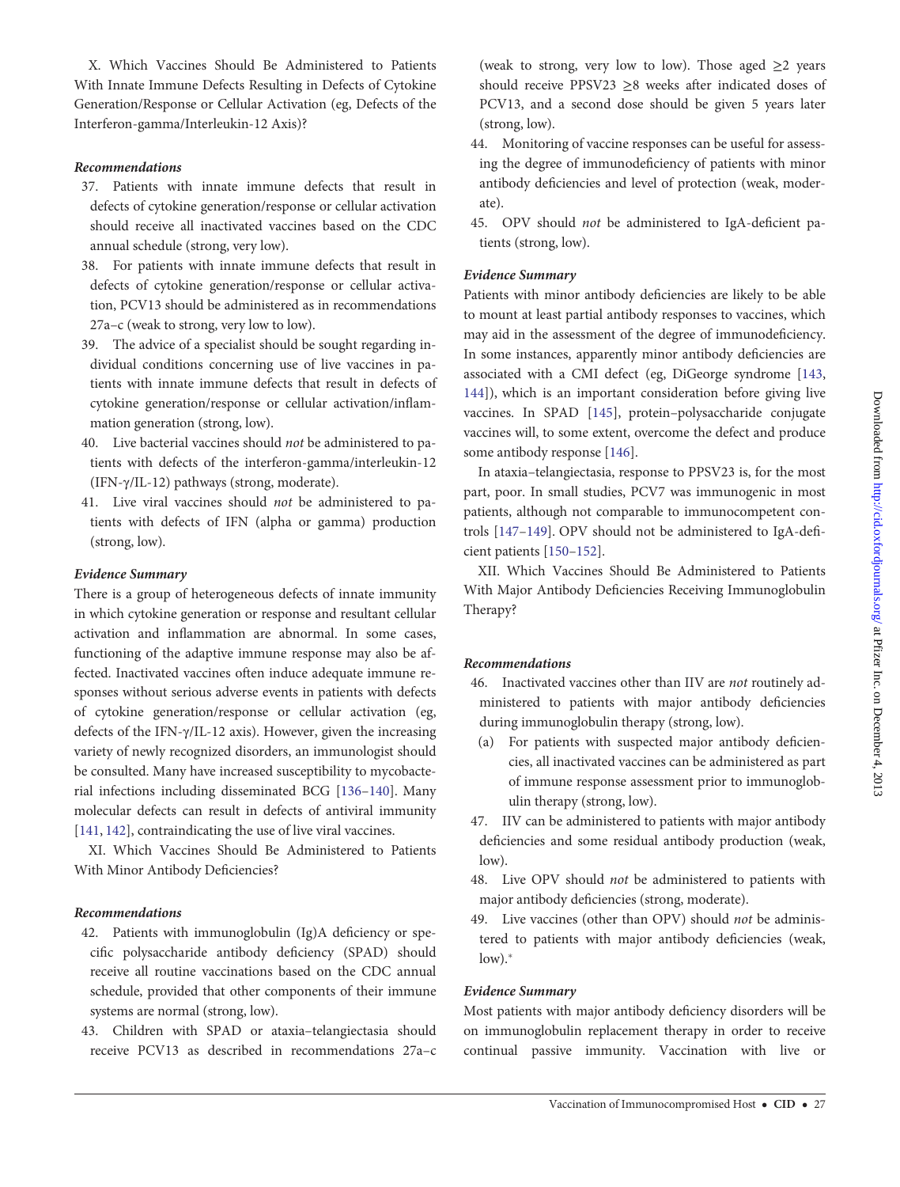X. Which Vaccines Should Be Administered to Patients With Innate Immune Defects Resulting in Defects of Cytokine Generation/Response or Cellular Activation (eg, Defects of the Interferon-gamma/Interleukin-12 Axis)?

### *Recommendations*

37. Patients with innate immune defects that result in defects of cytokine generation/response or cellular activation should receive all inactivated vaccines based on the CDC annual schedule (strong, very low).
38. For patients with innate immune defects that result in defects of cytokine generation/response or cellular activation, PCV13 should be administered as in recommendations 27a–c (weak to strong, very low to low).
39. The advice of a specialist should be sought regarding individual conditions concerning use of live vaccines in patients with innate immune defects that result in defects of cytokine generation/response or cellular activation/inflammation generation (strong, low).
40. Live bacterial vaccines should *not* be administered to patients with defects of the interferon-gamma/interleukin-12 (IFN-γ/IL-12) pathways (strong, moderate).
41. Live viral vaccines should *not* be administered to patients with defects of IFN (alpha or gamma) production (strong, low).

### *Evidence Summary*

There is a group of heterogeneous defects of innate immunity in which cytokine generation or response and resultant cellular activation and inflammation are abnormal. In some cases, functioning of the adaptive immune response may also be affected. Inactivated vaccines often induce adequate immune responses without serious adverse events in patients with defects of cytokine generation/response or cellular activation (eg, defects of the IFN-γ/IL-12 axis). However, given the increasing variety of newly recognized disorders, an immunologist should be consulted. Many have increased susceptibility to mycobacterial infections including disseminated BCG [136–140]. Many molecular defects can result in defects of antiviral immunity [141, 142], contraindicating the use of live viral vaccines.

XI. Which Vaccines Should Be Administered to Patients With Minor Antibody Deficiencies?

### *Recommendations*

42. Patients with immunoglobulin (Ig)A deficiency or specific polysaccharide antibody deficiency (SPAD) should receive all routine vaccinations based on the CDC annual schedule, provided that other components of their immune systems are normal (strong, low).
43. Children with SPAD or ataxia–telangiectasia should receive PCV13 as described in recommendations 27a–c (weak to strong, very low to low). Those aged ≥2 years should receive PPSV23 ≥8 weeks after indicated doses of PCV13, and a second dose should be given 5 years later (strong, low).
44. Monitoring of vaccine responses can be useful for assessing the degree of immunodeficiency of patients with minor antibody deficiencies and level of protection (weak, moderate).
45. OPV should *not* be administered to IgA-deficient patients (strong, low).

### *Evidence Summary*

Patients with minor antibody deficiencies are likely to be able to mount at least partial antibody responses to vaccines, which may aid in the assessment of the degree of immunodeficiency. In some instances, apparently minor antibody deficiencies are associated with a CMI defect (eg, DiGeorge syndrome [143, 144]), which is an important consideration before giving live vaccines. In SPAD [145], protein–polysaccharide conjugate vaccines will, to some extent, overcome the defect and produce some antibody response [146].

In ataxia–telangiectasia, response to PPSV23 is, for the most part, poor. In small studies, PCV7 was immunogenic in most patients, although not comparable to immunocompetent controls [147–149]. OPV should not be administered to IgA-deficient patients [150–152].

XII. Which Vaccines Should Be Administered to Patients With Major Antibody Deficiencies Receiving Immunoglobulin Therapy?

### *Recommendations*

46. Inactivated vaccines other than IIV are *not* routinely administered to patients with major antibody deficiencies during immunoglobulin therapy (strong, low).
    (a) For patients with suspected major antibody deficiencies, all inactivated vaccines can be administered as part of immune response assessment prior to immunoglobulin therapy (strong, low).
47. IIV can be administered to patients with major antibody deficiencies and some residual antibody production (weak, low).
48. Live OPV should *not* be administered to patients with major antibody deficiencies (strong, moderate).
49. Live vaccines (other than OPV) should *not* be administered to patients with major antibody deficiencies (weak, low).*

### *Evidence Summary*

Most patients with major antibody deficiency disorders will be on immunoglobulin replacement therapy in order to receive continual passive immunity. Vaccination with live or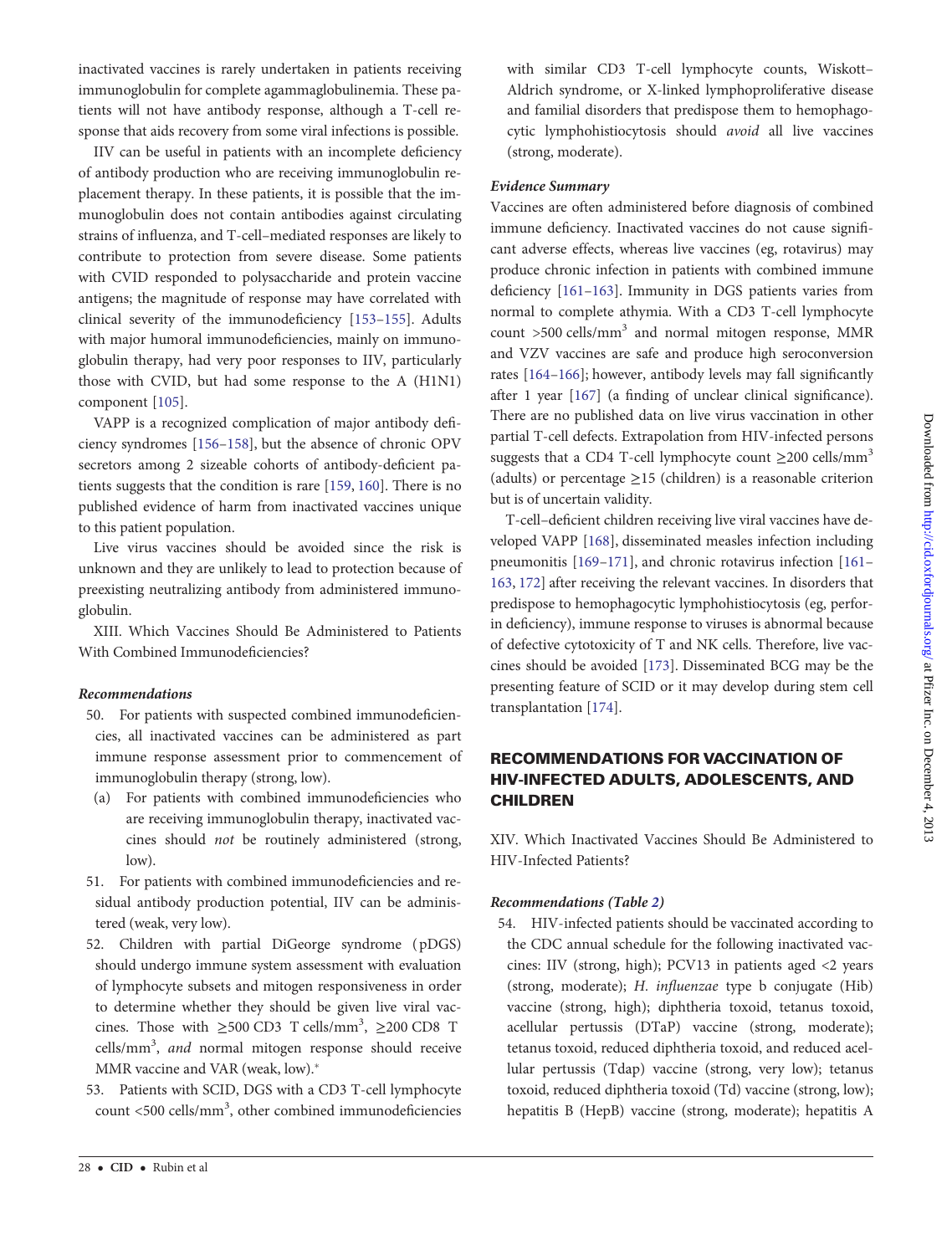inactivated vaccines is rarely undertaken in patients receiving immunoglobulin for complete agammaglobulinemia. These patients will not have antibody response, although a T-cell response that aids recovery from some viral infections is possible.

IIV can be useful in patients with an incomplete deficiency of antibody production who are receiving immunoglobulin replacement therapy. In these patients, it is possible that the immunoglobulin does not contain antibodies against circulating strains of influenza, and T-cell–mediated responses are likely to contribute to protection from severe disease. Some patients with CVID responded to polysaccharide and protein vaccine antigens; the magnitude of response may have correlated with clinical severity of the immunodeficiency [153–155]. Adults with major humoral immunodeficiencies, mainly on immunoglobulin therapy, had very poor responses to IIV, particularly those with CVID, but had some response to the A (H1N1) component [105].

VAPP is a recognized complication of major antibody deficiency syndromes [156–158], but the absence of chronic OPV secretors among 2 sizeable cohorts of antibody-deficient patients suggests that the condition is rare [159, 160]. There is no published evidence of harm from inactivated vaccines unique to this patient population.

Live virus vaccines should be avoided since the risk is unknown and they are unlikely to lead to protection because of preexisting neutralizing antibody from administered immunoglobulin.

XIII. Which Vaccines Should Be Administered to Patients With Combined Immunodeficiencies?

***Recommendations***

50. For patients with suspected combined immunodeficiencies, all inactivated vaccines can be administered as part immune response assessment prior to commencement of immunoglobulin therapy (strong, low).
    (a) For patients with combined immunodeficiencies who are receiving immunoglobulin therapy, inactivated vaccines should *not* be routinely administered (strong, low).
51. For patients with combined immunodeficiencies and residual antibody production potential, IIV can be administered (weak, very low).
52. Children with partial DiGeorge syndrome (pDGS) should undergo immune system assessment with evaluation of lymphocyte subsets and mitogen responsiveness in order to determine whether they should be given live viral vaccines. Those with ≥500 CD3 T cells/mm$^3$, ≥200 CD8 T cells/mm$^3$, *and* normal mitogen response should receive MMR vaccine and VAR (weak, low).*
53. Patients with SCID, DGS with a CD3 T-cell lymphocyte count <500 cells/mm$^3$, other combined immunodeficiencies with similar CD3 T-cell lymphocyte counts, Wiskott–Aldrich syndrome, or X-linked lymphoproliferative disease and familial disorders that predispose them to hemophagocytic lymphohistiocytosis should *avoid* all live vaccines (strong, moderate).

***Evidence Summary***

Vaccines are often administered before diagnosis of combined immune deficiency. Inactivated vaccines do not cause significant adverse effects, whereas live vaccines (eg, rotavirus) may produce chronic infection in patients with combined immune deficiency [161–163]. Immunity in DGS patients varies from normal to complete athymia. With a CD3 T-cell lymphocyte count >500 cells/mm$^3$ and normal mitogen response, MMR and VZV vaccines are safe and produce high seroconversion rates [164–166]; however, antibody levels may fall significantly after 1 year [167] (a finding of unclear clinical significance). There are no published data on live virus vaccination in other partial T-cell defects. Extrapolation from HIV-infected persons suggests that a CD4 T-cell lymphocyte count ≥200 cells/mm$^3$ (adults) or percentage ≥15 (children) is a reasonable criterion but is of uncertain validity.

T-cell–deficient children receiving live viral vaccines have developed VAPP [168], disseminated measles infection including pneumonitis [169–171], and chronic rotavirus infection [161–163, 172] after receiving the relevant vaccines. In disorders that predispose to hemophagocytic lymphohistiocytosis (eg, perforin deficiency), immune response to viruses is abnormal because of defective cytotoxicity of T and NK cells. Therefore, live vaccines should be avoided [173]. Disseminated BCG may be the presenting feature of SCID or it may develop during stem cell transplantation [174].

## RECOMMENDATIONS FOR VACCINATION OF HIV-INFECTED ADULTS, ADOLESCENTS, AND CHILDREN

XIV. Which Inactivated Vaccines Should Be Administered to HIV-Infected Patients?

***Recommendations (Table 2)***

54. HIV-infected patients should be vaccinated according to the CDC annual schedule for the following inactivated vaccines: IIV (strong, high); PCV13 in patients aged <2 years (strong, moderate); *H. influenzae* type b conjugate (Hib) vaccine (strong, high); diphtheria toxoid, tetanus toxoid, acellular pertussis (DTaP) vaccine (strong, moderate); tetanus toxoid, reduced diphtheria toxoid, and reduced acellular pertussis (Tdap) vaccine (strong, very low); tetanus toxoid, reduced diphtheria toxoid (Td) vaccine (strong, low); hepatitis B (HepB) vaccine (strong, moderate); hepatitis A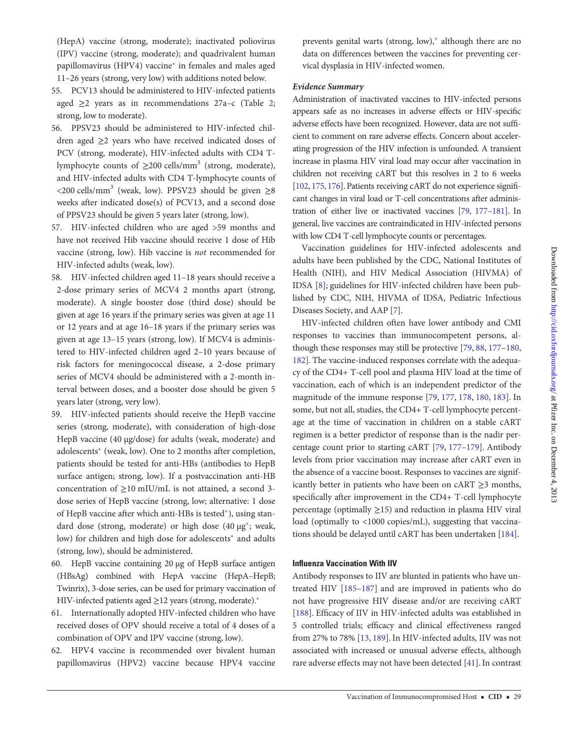(HepA) vaccine (strong, moderate); inactivated poliovirus (IPV) vaccine (strong, moderate); and quadrivalent human papillomavirus (HPV4) vaccine* in females and males aged 11–26 years (strong, very low) with additions noted below.

55. PCV13 should be administered to HIV-infected patients aged ≥2 years as in recommendations 27a–c (Table 2; strong, low to moderate).
56. PPSV23 should be administered to HIV-infected children aged ≥2 years who have received indicated doses of PCV (strong, moderate), HIV-infected adults with CD4 T-lymphocyte counts of ≥200 cells/mm$^3$ (strong, moderate), and HIV-infected adults with CD4 T-lymphocyte counts of <200 cells/mm$^3$ (weak, low). PPSV23 should be given ≥8 weeks after indicated dose(s) of PCV13, and a second dose of PPSV23 should be given 5 years later (strong, low).
57. HIV-infected children who are aged >59 months and have not received Hib vaccine should receive 1 dose of Hib vaccine (strong, low). Hib vaccine is *not* recommended for HIV-infected adults (weak, low).
58. HIV-infected children aged 11–18 years should receive a 2-dose primary series of MCV4 2 months apart (strong, moderate). A single booster dose (third dose) should be given at age 16 years if the primary series was given at age 11 or 12 years and at age 16–18 years if the primary series was given at age 13–15 years (strong, low). If MCV4 is administered to HIV-infected children aged 2–10 years because of risk factors for meningococcal disease, a 2-dose primary series of MCV4 should be administered with a 2-month interval between doses, and a booster dose should be given 5 years later (strong, very low).
59. HIV-infected patients should receive the HepB vaccine series (strong, moderate), with consideration of high-dose HepB vaccine (40 µg/dose) for adults (weak, moderate) and adolescents* (weak, low). One to 2 months after completion, patients should be tested for anti-HBs (antibodies to HepB surface antigen; strong, low). If a postvaccination anti-HB concentration of ≥10 mIU/mL is not attained, a second 3-dose series of HepB vaccine (strong, low; alternative: 1 dose of HepB vaccine after which anti-HBs is tested*), using standard dose (strong, moderate) or high dose (40 µg*; weak, low) for children and high dose for adolescents* and adults (strong, low), should be administered.
60. HepB vaccine containing 20 µg of HepB surface antigen (HBsAg) combined with HepA vaccine (HepA–HepB; Twinrix), 3-dose series, can be used for primary vaccination of HIV-infected patients aged ≥12 years (strong, moderate).*
61. Internationally adopted HIV-infected children who have received doses of OPV should receive a total of 4 doses of a combination of OPV and IPV vaccine (strong, low).
62. HPV4 vaccine is recommended over bivalent human papillomavirus (HPV2) vaccine because HPV4 vaccine prevents genital warts (strong, low),* although there are no data on differences between the vaccines for preventing cervical dysplasia in HIV-infected women.

### *Evidence Summary*

Administration of inactivated vaccines to HIV-infected persons appears safe as no increases in adverse effects or HIV-specific adverse effects have been recognized. However, data are not sufficient to comment on rare adverse effects. Concern about accelerating progression of the HIV infection is unfounded. A transient increase in plasma HIV viral load may occur after vaccination in children not receiving cART but this resolves in 2 to 6 weeks [102, 175, 176]. Patients receiving cART do not experience significant changes in viral load or T-cell concentrations after administration of either live or inactivated vaccines [79, 177–181]. In general, live vaccines are contraindicated in HIV-infected persons with low CD4 T-cell lymphocyte counts or percentages.

Vaccination guidelines for HIV-infected adolescents and adults have been published by the CDC, National Institutes of Health (NIH), and HIV Medical Association (HIVMA) of IDSA [8]; guidelines for HIV-infected children have been published by CDC, NIH, HIVMA of IDSA, Pediatric Infectious Diseases Society, and AAP [7].

HIV-infected children often have lower antibody and CMI responses to vaccines than immunocompetent persons, although these responses may still be protective [79, 88, 177–180, 182]. The vaccine-induced responses correlate with the adequacy of the CD4+ T-cell pool and plasma HIV load at the time of vaccination, each of which is an independent predictor of the magnitude of the immune response [79, 177, 178, 180, 183]. In some, but not all, studies, the CD4+ T-cell lymphocyte percentage at the time of vaccination in children on a stable cART regimen is a better predictor of response than is the nadir percentage count prior to starting cART [79, 177–179]. Antibody levels from prior vaccination may increase after cART even in the absence of a vaccine boost. Responses to vaccines are significantly better in patients who have been on cART ≥3 months, specifically after improvement in the CD4+ T-cell lymphocyte percentage (optimally ≥15) and reduction in plasma HIV viral load (optimally to <1000 copies/mL), suggesting that vaccinations should be delayed until cART has been undertaken [184].

### Influenza Vaccination With IIV

Antibody responses to IIV are blunted in patients who have untreated HIV [185–187] and are improved in patients who do not have progressive HIV disease and/or are receiving cART [188]. Efficacy of IIV in HIV-infected adults was established in 5 controlled trials; efficacy and clinical effectiveness ranged from 27% to 78% [13, 189]. In HIV-infected adults, IIV was not associated with increased or unusual adverse effects, although rare adverse effects may not have been detected [41]. In contrast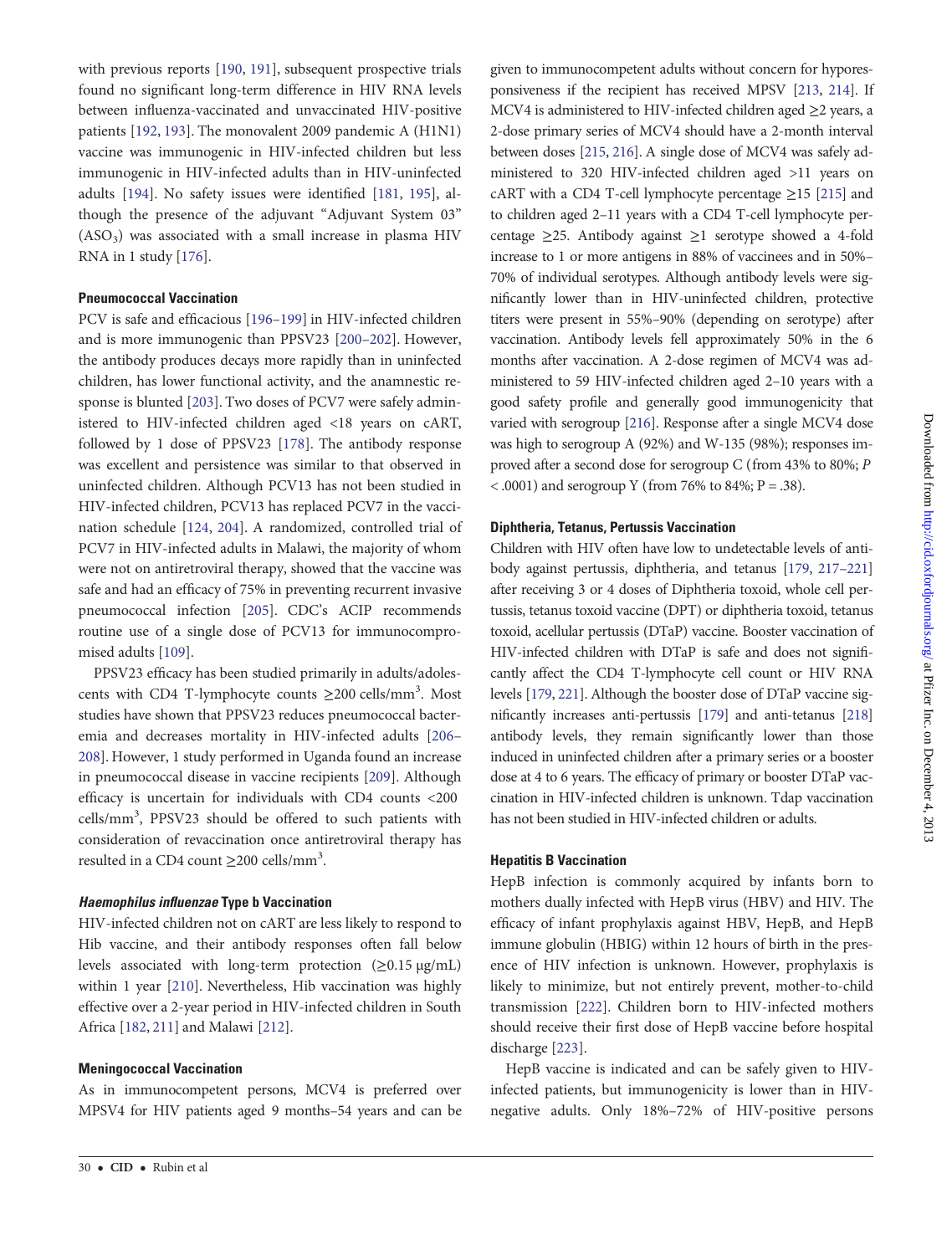with previous reports [190, 191], subsequent prospective trials found no significant long-term difference in HIV RNA levels between influenza-vaccinated and unvaccinated HIV-positive patients [192, 193]. The monovalent 2009 pandemic A (H1N1) vaccine was immunogenic in HIV-infected children but less immunogenic in HIV-infected adults than in HIV-uninfected adults [194]. No safety issues were identified [181, 195], although the presence of the adjuvant "Adjuvant System 03" ($ASO_3$) was associated with a small increase in plasma HIV RNA in 1 study [176].

#### Pneumococcal Vaccination

PCV is safe and efficacious [196–199] in HIV-infected children and is more immunogenic than PPSV23 [200–202]. However, the antibody produces decays more rapidly than in uninfected children, has lower functional activity, and the anamnestic response is blunted [203]. Two doses of PCV7 were safely administered to HIV-infected children aged <18 years on cART, followed by 1 dose of PPSV23 [178]. The antibody response was excellent and persistence was similar to that observed in uninfected children. Although PCV13 has not been studied in HIV-infected children, PCV13 has replaced PCV7 in the vaccination schedule [124, 204]. A randomized, controlled trial of PCV7 in HIV-infected adults in Malawi, the majority of whom were not on antiretroviral therapy, showed that the vaccine was safe and had an efficacy of 75% in preventing recurrent invasive pneumococcal infection [205]. CDC's ACIP recommends routine use of a single dose of PCV13 for immunocompromised adults [109].

PPSV23 efficacy has been studied primarily in adults/adolescents with CD4 T-lymphocyte counts ≥200 cells/mm$^3$. Most studies have shown that PPSV23 reduces pneumococcal bacteremia and decreases mortality in HIV-infected adults [206–208]. However, 1 study performed in Uganda found an increase in pneumococcal disease in vaccine recipients [209]. Although efficacy is uncertain for individuals with CD4 counts <200 cells/mm$^3$, PPSV23 should be offered to such patients with consideration of revaccination once antiretroviral therapy has resulted in a CD4 count ≥200 cells/mm$^3$.

#### *Haemophilus influenzae* Type b Vaccination

HIV-infected children not on cART are less likely to respond to Hib vaccine, and their antibody responses often fall below levels associated with long-term protection (≥0.15 µg/mL) within 1 year [210]. Nevertheless, Hib vaccination was highly effective over a 2-year period in HIV-infected children in South Africa [182, 211] and Malawi [212].

#### Meningococcal Vaccination

As in immunocompetent persons, MCV4 is preferred over MPSV4 for HIV patients aged 9 months–54 years and can be given to immunocompetent adults without concern for hyporesponsiveness if the recipient has received MPSV [213, 214]. If MCV4 is administered to HIV-infected children aged ≥2 years, a 2-dose primary series of MCV4 should have a 2-month interval between doses [215, 216]. A single dose of MCV4 was safely administered to 320 HIV-infected children aged >11 years on cART with a CD4 T-cell lymphocyte percentage ≥15 [215] and to children aged 2–11 years with a CD4 T-cell lymphocyte percentage ≥25. Antibody against ≥1 serotype showed a 4-fold increase to 1 or more antigens in 88% of vaccinees and in 50%–70% of individual serotypes. Although antibody levels were significantly lower than in HIV-uninfected children, protective titers were present in 55%–90% (depending on serotype) after vaccination. Antibody levels fell approximately 50% in the 6 months after vaccination. A 2-dose regimen of MCV4 was administered to 59 HIV-infected children aged 2–10 years with a good safety profile and generally good immunogenicity that varied with serogroup [216]. Response after a single MCV4 dose was high to serogroup A (92%) and W-135 (98%); responses improved after a second dose for serogroup C (from 43% to 80%; $P < .0001$) and serogroup Y (from 76% to 84%; $P = .38$).

#### Diphtheria, Tetanus, Pertussis Vaccination

Children with HIV often have low to undetectable levels of antibody against pertussis, diphtheria, and tetanus [179, 217–221] after receiving 3 or 4 doses of Diphtheria toxoid, whole cell pertussis, tetanus toxoid vaccine (DPT) or diphtheria toxoid, tetanus toxoid, acellular pertussis (DTaP) vaccine. Booster vaccination of HIV-infected children with DTaP is safe and does not significantly affect the CD4 T-lymphocyte cell count or HIV RNA levels [179, 221]. Although the booster dose of DTaP vaccine significantly increases anti-pertussis [179] and anti-tetanus [218] antibody levels, they remain significantly lower than those induced in uninfected children after a primary series or a booster dose at 4 to 6 years. The efficacy of primary or booster DTaP vaccination in HIV-infected children is unknown. Tdap vaccination has not been studied in HIV-infected children or adults.

#### Hepatitis B Vaccination

HepB infection is commonly acquired by infants born to mothers dually infected with HepB virus (HBV) and HIV. The efficacy of infant prophylaxis against HBV, HepB, and HepB immune globulin (HBIG) within 12 hours of birth in the presence of HIV infection is unknown. However, prophylaxis is likely to minimize, but not entirely prevent, mother-to-child transmission [222]. Children born to HIV-infected mothers should receive their first dose of HepB vaccine before hospital discharge [223].

HepB vaccine is indicated and can be safely given to HIV-infected patients, but immunogenicity is lower than in HIV-negative adults. Only 18%–72% of HIV-positive persons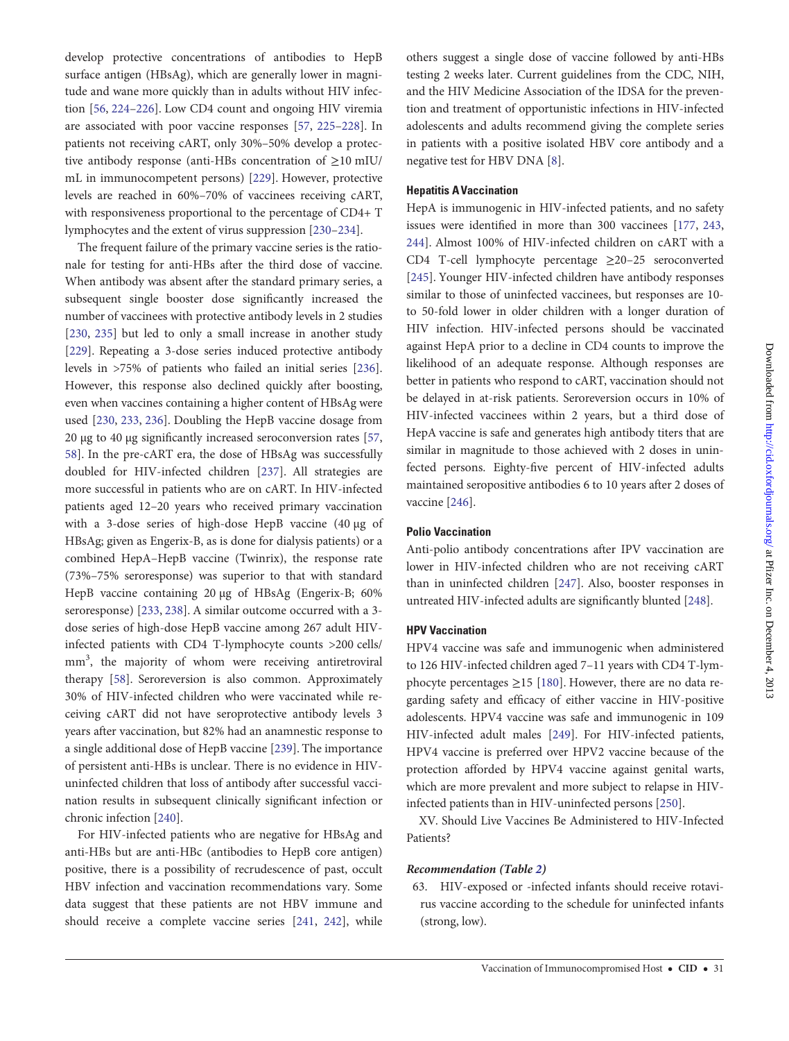develop protective concentrations of antibodies to HepB surface antigen (HBsAg), which are generally lower in magnitude and wane more quickly than in adults without HIV infection [56, 224–226]. Low CD4 count and ongoing HIV viremia are associated with poor vaccine responses [57, 225–228]. In patients not receiving cART, only 30%–50% develop a protective antibody response (anti-HBs concentration of ≥10 mIU/mL in immunocompetent persons) [229]. However, protective levels are reached in 60%–70% of vaccinees receiving cART, with responsiveness proportional to the percentage of CD4+ T lymphocytes and the extent of virus suppression [230–234].

The frequent failure of the primary vaccine series is the rationale for testing for anti-HBs after the third dose of vaccine. When antibody was absent after the standard primary series, a subsequent single booster dose significantly increased the number of vaccinees with protective antibody levels in 2 studies [230, 235] but led to only a small increase in another study [229]. Repeating a 3-dose series induced protective antibody levels in >75% of patients who failed an initial series [236]. However, this response also declined quickly after boosting, even when vaccines containing a higher content of HBsAg were used [230, 233, 236]. Doubling the HepB vaccine dosage from 20 µg to 40 µg significantly increased seroconversion rates [57, 58]. In the pre-cART era, the dose of HBsAg was successfully doubled for HIV-infected children [237]. All strategies are more successful in patients who are on cART. In HIV-infected patients aged 12–20 years who received primary vaccination with a 3-dose series of high-dose HepB vaccine (40 µg of HBsAg; given as Engerix-B, as is done for dialysis patients) or a combined HepA–HepB vaccine (Twinrix), the response rate (73%–75% seroresponse) was superior to that with standard HepB vaccine containing 20 µg of HBsAg (Engerix-B; 60% seroresponse) [233, 238]. A similar outcome occurred with a 3-dose series of high-dose HepB vaccine among 267 adult HIV-infected patients with CD4 T-lymphocyte counts >200 cells/mm$^3$, the majority of whom were receiving antiretroviral therapy [58]. Seroreversion is also common. Approximately 30% of HIV-infected children who were vaccinated while receiving cART did not have seroprotective antibody levels 3 years after vaccination, but 82% had an anamnestic response to a single additional dose of HepB vaccine [239]. The importance of persistent anti-HBs is unclear. There is no evidence in HIV-uninfected children that loss of antibody after successful vaccination results in subsequent clinically significant infection or chronic infection [240].

For HIV-infected patients who are negative for HBsAg and anti-HBs but are anti-HBc (antibodies to HepB core antigen) positive, there is a possibility of recrudescence of past, occult HBV infection and vaccination recommendations vary. Some data suggest that these patients are not HBV immune and should receive a complete vaccine series [241, 242], while others suggest a single dose of vaccine followed by anti-HBs testing 2 weeks later. Current guidelines from the CDC, NIH, and the HIV Medicine Association of the IDSA for the prevention and treatment of opportunistic infections in HIV-infected adolescents and adults recommend giving the complete series in patients with a positive isolated HBV core antibody and a negative test for HBV DNA [8].

#### Hepatitis A Vaccination

HepA is immunogenic in HIV-infected patients, and no safety issues were identified in more than 300 vaccinees [177, 243, 244]. Almost 100% of HIV-infected children on cART with a CD4 T-cell lymphocyte percentage ≥20–25 seroconverted [245]. Younger HIV-infected children have antibody responses similar to those of uninfected vaccinees, but responses are 10- to 50-fold lower in older children with a longer duration of HIV infection. HIV-infected persons should be vaccinated against HepA prior to a decline in CD4 counts to improve the likelihood of an adequate response. Although responses are better in patients who respond to cART, vaccination should not be delayed in at-risk patients. Seroreversion occurs in 10% of HIV-infected vaccinees within 2 years, but a third dose of HepA vaccine is safe and generates high antibody titers that are similar in magnitude to those achieved with 2 doses in uninfected persons. Eighty-five percent of HIV-infected adults maintained seropositive antibodies 6 to 10 years after 2 doses of vaccine [246].

#### Polio Vaccination

Anti-polio antibody concentrations after IPV vaccination are lower in HIV-infected children who are not receiving cART than in uninfected children [247]. Also, booster responses in untreated HIV-infected adults are significantly blunted [248].

#### HPV Vaccination

HPV4 vaccine was safe and immunogenic when administered to 126 HIV-infected children aged 7–11 years with CD4 T-lymphocyte percentages ≥15 [180]. However, there are no data regarding safety and efficacy of either vaccine in HIV-positive adolescents. HPV4 vaccine was safe and immunogenic in 109 HIV-infected adult males [249]. For HIV-infected patients, HPV4 vaccine is preferred over HPV2 vaccine because of the protection afforded by HPV4 vaccine against genital warts, which are more prevalent and more subject to relapse in HIV-infected patients than in HIV-uninfected persons [250].

XV. Should Live Vaccines Be Administered to HIV-Infected Patients?

#### *Recommendation (Table 2)*

63. HIV-exposed or -infected infants should receive rotavirus vaccine according to the schedule for uninfected infants (strong, low).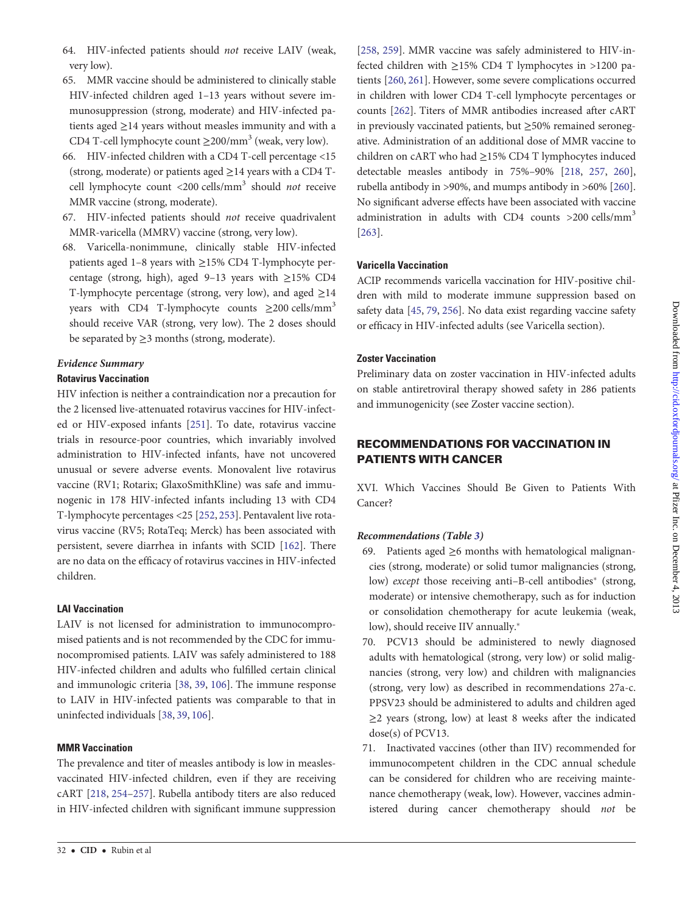64. HIV-infected patients should *not* receive LAIV (weak, very low).
65. MMR vaccine should be administered to clinically stable HIV-infected children aged 1–13 years without severe immunosuppression (strong, moderate) and HIV-infected patients aged ≥14 years without measles immunity and with a CD4 T-cell lymphocyte count ≥200/mm$^3$ (weak, very low).
66. HIV-infected children with a CD4 T-cell percentage <15 (strong, moderate) or patients aged ≥14 years with a CD4 T-cell lymphocyte count <200 cells/mm$^3$ should *not* receive MMR vaccine (strong, moderate).
67. HIV-infected patients should *not* receive quadrivalent MMR-varicella (MMRV) vaccine (strong, very low).
68. Varicella-nonimmune, clinically stable HIV-infected patients aged 1–8 years with ≥15% CD4 T-lymphocyte percentage (strong, high), aged 9–13 years with ≥15% CD4 T-lymphocyte percentage (strong, very low), and aged ≥14 years with CD4 T-lymphocyte counts ≥200 cells/mm$^3$ should receive VAR (strong, very low). The 2 doses should be separated by ≥3 months (strong, moderate).

### *Evidence Summary*

#### Rotavirus Vaccination

HIV infection is neither a contraindication nor a precaution for the 2 licensed live-attenuated rotavirus vaccines for HIV-infected or HIV-exposed infants [251]. To date, rotavirus vaccine trials in resource-poor countries, which invariably involved administration to HIV-infected infants, have not uncovered unusual or severe adverse events. Monovalent live rotavirus vaccine (RV1; Rotarix; GlaxoSmithKline) was safe and immunogenic in 178 HIV-infected infants including 13 with CD4 T-lymphocyte percentages <25 [252, 253]. Pentavalent live rotavirus vaccine (RV5; RotaTeq; Merck) has been associated with persistent, severe diarrhea in infants with SCID [162]. There are no data on the efficacy of rotavirus vaccines in HIV-infected children.

#### LAI Vaccination

LAIV is not licensed for administration to immunocompromised patients and is not recommended by the CDC for immunocompromised patients. LAIV was safely administered to 188 HIV-infected children and adults who fulfilled certain clinical and immunologic criteria [38, 39, 106]. The immune response to LAIV in HIV-infected patients was comparable to that in uninfected individuals [38, 39, 106].

#### MMR Vaccination

The prevalence and titer of measles antibody is low in measles-vaccinated HIV-infected children, even if they are receiving cART [218, 254–257]. Rubella antibody titers are also reduced in HIV-infected children with significant immune suppression [258, 259]. MMR vaccine was safely administered to HIV-infected children with ≥15% CD4 T lymphocytes in >1200 patients [260, 261]. However, some severe complications occurred in children with lower CD4 T-cell lymphocyte percentages or counts [262]. Titers of MMR antibodies increased after cART in previously vaccinated patients, but ≥50% remained seronegative. Administration of an additional dose of MMR vaccine to children on cART who had ≥15% CD4 T lymphocytes induced detectable measles antibody in 75%–90% [218, 257, 260], rubella antibody in >90%, and mumps antibody in >60% [260]. No significant adverse effects have been associated with vaccine administration in adults with CD4 counts >200 cells/mm$^3$ [263].

#### Varicella Vaccination

ACIP recommends varicella vaccination for HIV-positive children with mild to moderate immune suppression based on safety data [45, 79, 256]. No data exist regarding vaccine safety or efficacy in HIV-infected adults (see Varicella section).

#### Zoster Vaccination

Preliminary data on zoster vaccination in HIV-infected adults on stable antiretroviral therapy showed safety in 286 patients and immunogenicity (see Zoster vaccine section).

## RECOMMENDATIONS FOR VACCINATION IN PATIENTS WITH CANCER

XVI. Which Vaccines Should Be Given to Patients With Cancer?

### *Recommendations (Table 3)*

69. Patients aged ≥6 months with hematological malignancies (strong, moderate) or solid tumor malignancies (strong, low) *except* those receiving anti–B-cell antibodies* (strong, moderate) or intensive chemotherapy, such as for induction or consolidation chemotherapy for acute leukemia (weak, low), should receive IIV annually.*
70. PCV13 should be administered to newly diagnosed adults with hematological (strong, very low) or solid malignancies (strong, very low) and children with malignancies (strong, very low) as described in recommendations 27a-c. PPSV23 should be administered to adults and children aged ≥2 years (strong, low) at least 8 weeks after the indicated dose(s) of PCV13.
71. Inactivated vaccines (other than IIV) recommended for immunocompetent children in the CDC annual schedule can be considered for children who are receiving maintenance chemotherapy (weak, low). However, vaccines administered during cancer chemotherapy should *not* be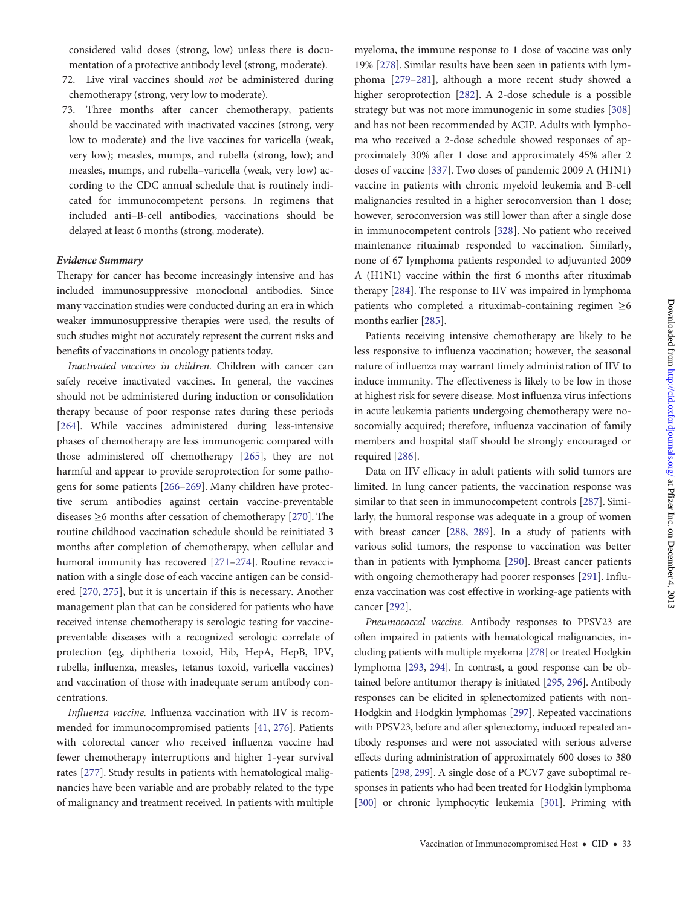considered valid doses (strong, low) unless there is documentation of a protective antibody level (strong, moderate).

72. Live viral vaccines should *not* be administered during chemotherapy (strong, very low to moderate).
73. Three months after cancer chemotherapy, patients should be vaccinated with inactivated vaccines (strong, very low to moderate) and the live vaccines for varicella (weak, very low); measles, mumps, and rubella (strong, low); and measles, mumps, and rubella–varicella (weak, very low) according to the CDC annual schedule that is routinely indicated for immunocompetent persons. In regimens that included anti–B-cell antibodies, vaccinations should be delayed at least 6 months (strong, moderate).

***Evidence Summary***

Therapy for cancer has become increasingly intensive and has included immunosuppressive monoclonal antibodies. Since many vaccination studies were conducted during an era in which weaker immunosuppressive therapies were used, the results of such studies might not accurately represent the current risks and benefits of vaccinations in oncology patients today.

*Inactivated vaccines in children.* Children with cancer can safely receive inactivated vaccines. In general, the vaccines should not be administered during induction or consolidation therapy because of poor response rates during these periods [264]. While vaccines administered during less-intensive phases of chemotherapy are less immunogenic compared with those administered off chemotherapy [265], they are not harmful and appear to provide seroprotection for some pathogens for some patients [266–269]. Many children have protective serum antibodies against certain vaccine-preventable diseases ≥6 months after cessation of chemotherapy [270]. The routine childhood vaccination schedule should be reinitiated 3 months after completion of chemotherapy, when cellular and humoral immunity has recovered [271–274]. Routine revaccination with a single dose of each vaccine antigen can be considered [270, 275], but it is uncertain if this is necessary. Another management plan that can be considered for patients who have received intense chemotherapy is serologic testing for vaccine-preventable diseases with a recognized serologic correlate of protection (eg, diphtheria toxoid, Hib, HepA, HepB, IPV, rubella, influenza, measles, tetanus toxoid, varicella vaccines) and vaccination of those with inadequate serum antibody concentrations.

*Influenza vaccine.* Influenza vaccination with IIV is recommended for immunocompromised patients [41, 276]. Patients with colorectal cancer who received influenza vaccine had fewer chemotherapy interruptions and higher 1-year survival rates [277]. Study results in patients with hematological malignancies have been variable and are probably related to the type of malignancy and treatment received. In patients with multiple myeloma, the immune response to 1 dose of vaccine was only 19% [278]. Similar results have been seen in patients with lymphoma [279–281], although a more recent study showed a higher seroprotection [282]. A 2-dose schedule is a possible strategy but was not more immunogenic in some studies [308] and has not been recommended by ACIP. Adults with lymphoma who received a 2-dose schedule showed responses of approximately 30% after 1 dose and approximately 45% after 2 doses of vaccine [337]. Two doses of pandemic 2009 A (H1N1) vaccine in patients with chronic myeloid leukemia and B-cell malignancies resulted in a higher seroconversion than 1 dose; however, seroconversion was still lower than after a single dose in immunocompetent controls [328]. No patient who received maintenance rituximab responded to vaccination. Similarly, none of 67 lymphoma patients responded to adjuvanted 2009 A (H1N1) vaccine within the first 6 months after rituximab therapy [284]. The response to IIV was impaired in lymphoma patients who completed a rituximab-containing regimen ≥6 months earlier [285].

Patients receiving intensive chemotherapy are likely to be less responsive to influenza vaccination; however, the seasonal nature of influenza may warrant timely administration of IIV to induce immunity. The effectiveness is likely to be low in those at highest risk for severe disease. Most influenza virus infections in acute leukemia patients undergoing chemotherapy were nosocomially acquired; therefore, influenza vaccination of family members and hospital staff should be strongly encouraged or required [286].

Data on IIV efficacy in adult patients with solid tumors are limited. In lung cancer patients, the vaccination response was similar to that seen in immunocompetent controls [287]. Similarly, the humoral response was adequate in a group of women with breast cancer [288, 289]. In a study of patients with various solid tumors, the response to vaccination was better than in patients with lymphoma [290]. Breast cancer patients with ongoing chemotherapy had poorer responses [291]. Influenza vaccination was cost effective in working-age patients with cancer [292].

*Pneumococcal vaccine.* Antibody responses to PPSV23 are often impaired in patients with hematological malignancies, including patients with multiple myeloma [278] or treated Hodgkin lymphoma [293, 294]. In contrast, a good response can be obtained before antitumor therapy is initiated [295, 296]. Antibody responses can be elicited in splenectomized patients with non-Hodgkin and Hodgkin lymphomas [297]. Repeated vaccinations with PPSV23, before and after splenectomy, induced repeated antibody responses and were not associated with serious adverse effects during administration of approximately 600 doses to 380 patients [298, 299]. A single dose of a PCV7 gave suboptimal responses in patients who had been treated for Hodgkin lymphoma [300] or chronic lymphocytic leukemia [301]. Priming with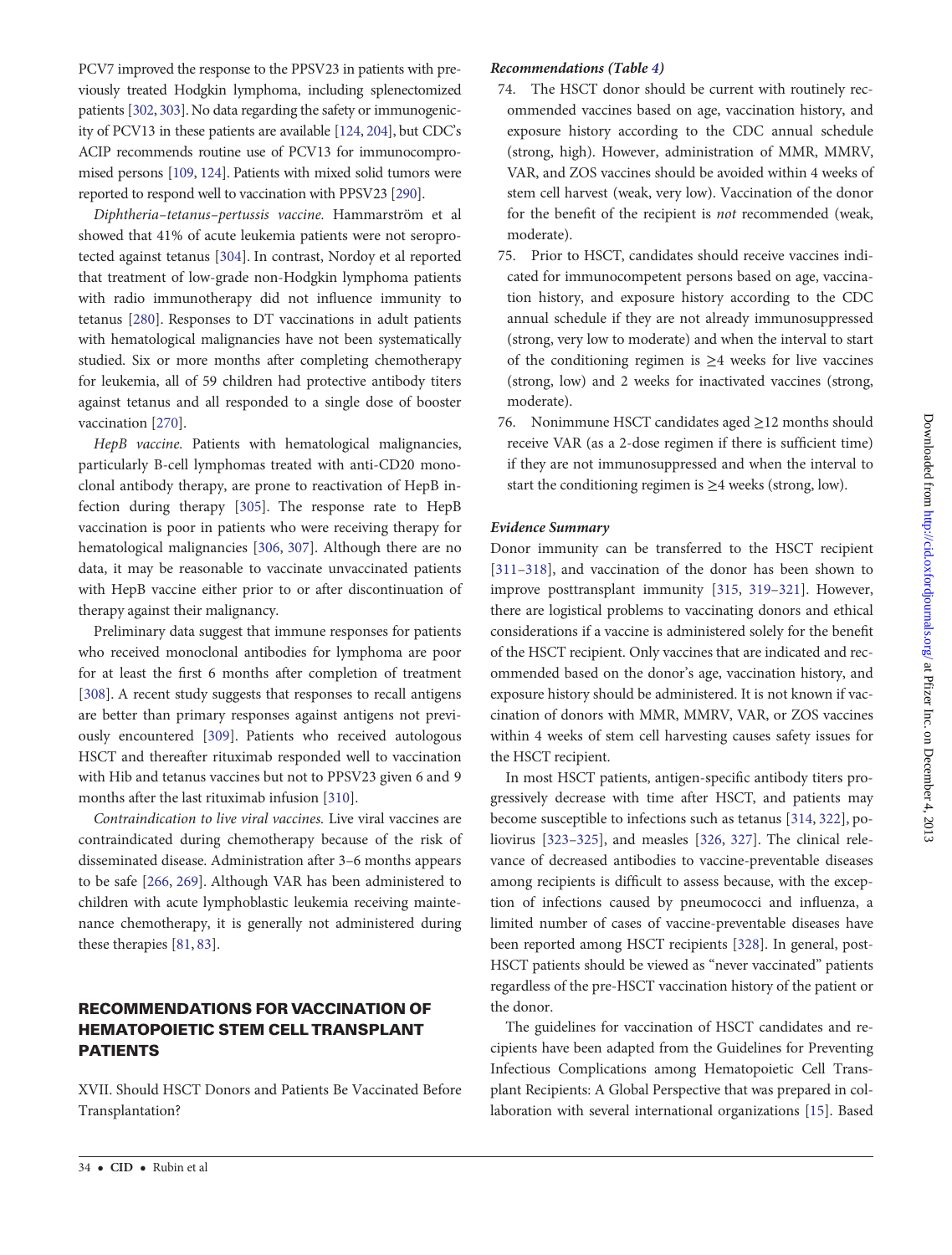PCV7 improved the response to the PPSV23 in patients with previously treated Hodgkin lymphoma, including splenectomized patients [302, 303]. No data regarding the safety or immunogenicity of PCV13 in these patients are available [124, 204], but CDC's ACIP recommends routine use of PCV13 for immunocompromised persons [109, 124]. Patients with mixed solid tumors were reported to respond well to vaccination with PPSV23 [290].

*Diphtheria–tetanus–pertussis vaccine.* Hammarström et al showed that 41% of acute leukemia patients were not seroprotected against tetanus [304]. In contrast, Nordoy et al reported that treatment of low-grade non-Hodgkin lymphoma patients with radio immunotherapy did not influence immunity to tetanus [280]. Responses to DT vaccinations in adult patients with hematological malignancies have not been systematically studied. Six or more months after completing chemotherapy for leukemia, all of 59 children had protective antibody titers against tetanus and all responded to a single dose of booster vaccination [270].

*HepB vaccine.* Patients with hematological malignancies, particularly B-cell lymphomas treated with anti-CD20 monoclonal antibody therapy, are prone to reactivation of HepB infection during therapy [305]. The response rate to HepB vaccination is poor in patients who were receiving therapy for hematological malignancies [306, 307]. Although there are no data, it may be reasonable to vaccinate unvaccinated patients with HepB vaccine either prior to or after discontinuation of therapy against their malignancy.

Preliminary data suggest that immune responses for patients who received monoclonal antibodies for lymphoma are poor for at least the first 6 months after completion of treatment [308]. A recent study suggests that responses to recall antigens are better than primary responses against antigens not previously encountered [309]. Patients who received autologous HSCT and thereafter rituximab responded well to vaccination with Hib and tetanus vaccines but not to PPSV23 given 6 and 9 months after the last rituximab infusion [310].

*Contraindication to live viral vaccines.* Live viral vaccines are contraindicated during chemotherapy because of the risk of disseminated disease. Administration after 3–6 months appears to be safe [266, 269]. Although VAR has been administered to children with acute lymphoblastic leukemia receiving maintenance chemotherapy, it is generally not administered during these therapies [81, 83].

## RECOMMENDATIONS FOR VACCINATION OF HEMATOPOIETIC STEM CELL TRANSPLANT PATIENTS

XVII. Should HSCT Donors and Patients Be Vaccinated Before Transplantation?

***Recommendations (Table 4)***

74. The HSCT donor should be current with routinely recommended vaccines based on age, vaccination history, and exposure history according to the CDC annual schedule (strong, high). However, administration of MMR, MMRV, VAR, and ZOS vaccines should be avoided within 4 weeks of stem cell harvest (weak, very low). Vaccination of the donor for the benefit of the recipient is *not* recommended (weak, moderate).
75. Prior to HSCT, candidates should receive vaccines indicated for immunocompetent persons based on age, vaccination history, and exposure history according to the CDC annual schedule if they are not already immunosuppressed (strong, very low to moderate) and when the interval to start of the conditioning regimen is ≥4 weeks for live vaccines (strong, low) and 2 weeks for inactivated vaccines (strong, moderate).
76. Nonimmune HSCT candidates aged ≥12 months should receive VAR (as a 2-dose regimen if there is sufficient time) if they are not immunosuppressed and when the interval to start the conditioning regimen is ≥4 weeks (strong, low).

***Evidence Summary***

Donor immunity can be transferred to the HSCT recipient [311–318], and vaccination of the donor has been shown to improve posttransplant immunity [315, 319–321]. However, there are logistical problems to vaccinating donors and ethical considerations if a vaccine is administered solely for the benefit of the HSCT recipient. Only vaccines that are indicated and recommended based on the donor's age, vaccination history, and exposure history should be administered. It is not known if vaccination of donors with MMR, MMRV, VAR, or ZOS vaccines within 4 weeks of stem cell harvesting causes safety issues for the HSCT recipient.

In most HSCT patients, antigen-specific antibody titers progressively decrease with time after HSCT, and patients may become susceptible to infections such as tetanus [314, 322], poliovirus [323–325], and measles [326, 327]. The clinical relevance of decreased antibodies to vaccine-preventable diseases among recipients is difficult to assess because, with the exception of infections caused by pneumococci and influenza, a limited number of cases of vaccine-preventable diseases have been reported among HSCT recipients [328]. In general, post-HSCT patients should be viewed as "never vaccinated" patients regardless of the pre-HSCT vaccination history of the patient or the donor.

The guidelines for vaccination of HSCT candidates and recipients have been adapted from the Guidelines for Preventing Infectious Complications among Hematopoietic Cell Transplant Recipients: A Global Perspective that was prepared in collaboration with several international organizations [15]. Based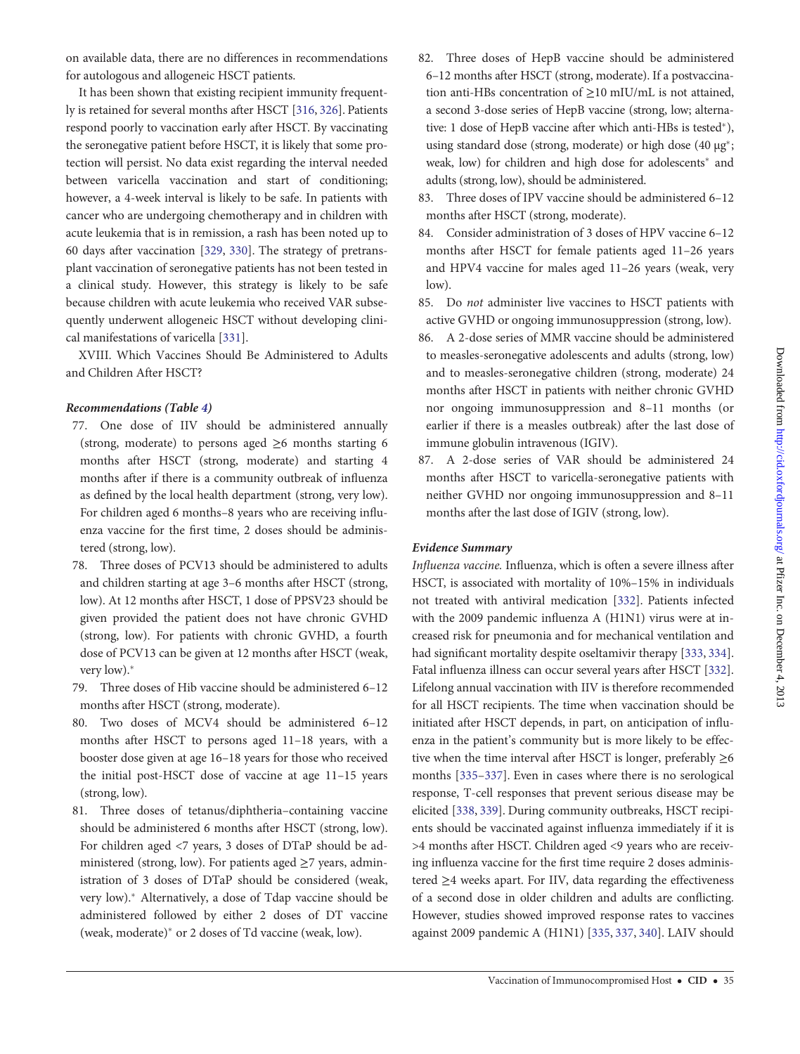on available data, there are no differences in recommendations for autologous and allogeneic HSCT patients.

It has been shown that existing recipient immunity frequently is retained for several months after HSCT [316, 326]. Patients respond poorly to vaccination early after HSCT. By vaccinating the seronegative patient before HSCT, it is likely that some protection will persist. No data exist regarding the interval needed between varicella vaccination and start of conditioning; however, a 4-week interval is likely to be safe. In patients with cancer who are undergoing chemotherapy and in children with acute leukemia that is in remission, a rash has been noted up to 60 days after vaccination [329, 330]. The strategy of pretransplant vaccination of seronegative patients has not been tested in a clinical study. However, this strategy is likely to be safe because children with acute leukemia who received VAR subsequently underwent allogeneic HSCT without developing clinical manifestations of varicella [331].

XVIII. Which Vaccines Should Be Administered to Adults and Children After HSCT?

***Recommendations (Table 4)***

77. One dose of IIV should be administered annually (strong, moderate) to persons aged ≥6 months starting 6 months after HSCT (strong, moderate) and starting 4 months after if there is a community outbreak of influenza as defined by the local health department (strong, very low). For children aged 6 months–8 years who are receiving influenza vaccine for the first time, 2 doses should be administered (strong, low).
78. Three doses of PCV13 should be administered to adults and children starting at age 3–6 months after HSCT (strong, low). At 12 months after HSCT, 1 dose of PPSV23 should be given provided the patient does not have chronic GVHD (strong, low). For patients with chronic GVHD, a fourth dose of PCV13 can be given at 12 months after HSCT (weak, very low).*
79. Three doses of Hib vaccine should be administered 6–12 months after HSCT (strong, moderate).
80. Two doses of MCV4 should be administered 6–12 months after HSCT to persons aged 11–18 years, with a booster dose given at age 16–18 years for those who received the initial post-HSCT dose of vaccine at age 11–15 years (strong, low).
81. Three doses of tetanus/diphtheria–containing vaccine should be administered 6 months after HSCT (strong, low). For children aged <7 years, 3 doses of DTaP should be administered (strong, low). For patients aged ≥7 years, administration of 3 doses of DTaP should be considered (weak, very low).* Alternatively, a dose of Tdap vaccine should be administered followed by either 2 doses of DT vaccine (weak, moderate)* or 2 doses of Td vaccine (weak, low).
82. Three doses of HepB vaccine should be administered 6–12 months after HSCT (strong, moderate). If a postvaccination anti-HBs concentration of ≥10 mIU/mL is not attained, a second 3-dose series of HepB vaccine (strong, low; alternative: 1 dose of HepB vaccine after which anti-HBs is tested*), using standard dose (strong, moderate) or high dose (40 µg*; weak, low) for children and high dose for adolescents* and adults (strong, low), should be administered.
83. Three doses of IPV vaccine should be administered 6–12 months after HSCT (strong, moderate).
84. Consider administration of 3 doses of HPV vaccine 6–12 months after HSCT for female patients aged 11–26 years and HPV4 vaccine for males aged 11–26 years (weak, very low).
85. Do *not* administer live vaccines to HSCT patients with active GVHD or ongoing immunosuppression (strong, low).
86. A 2-dose series of MMR vaccine should be administered to measles-seronegative adolescents and adults (strong, low) and to measles-seronegative children (strong, moderate) 24 months after HSCT in patients with neither chronic GVHD nor ongoing immunosuppression and 8–11 months (or earlier if there is a measles outbreak) after the last dose of immune globulin intravenous (IGIV).
87. A 2-dose series of VAR should be administered 24 months after HSCT to varicella-seronegative patients with neither GVHD nor ongoing immunosuppression and 8–11 months after the last dose of IGIV (strong, low).

***Evidence Summary***

*Influenza vaccine.* Influenza, which is often a severe illness after HSCT, is associated with mortality of 10%–15% in individuals not treated with antiviral medication [332]. Patients infected with the 2009 pandemic influenza A (H1N1) virus were at increased risk for pneumonia and for mechanical ventilation and had significant mortality despite oseltamivir therapy [333, 334]. Fatal influenza illness can occur several years after HSCT [332]. Lifelong annual vaccination with IIV is therefore recommended for all HSCT recipients. The time when vaccination should be initiated after HSCT depends, in part, on anticipation of influenza in the patient's community but is more likely to be effective when the time interval after HSCT is longer, preferably ≥6 months [335–337]. Even in cases where there is no serological response, T-cell responses that prevent serious disease may be elicited [338, 339]. During community outbreaks, HSCT recipients should be vaccinated against influenza immediately if it is >4 months after HSCT. Children aged <9 years who are receiving influenza vaccine for the first time require 2 doses administered ≥4 weeks apart. For IIV, data regarding the effectiveness of a second dose in older children and adults are conflicting. However, studies showed improved response rates to vaccines against 2009 pandemic A (H1N1) [335, 337, 340]. LAIV should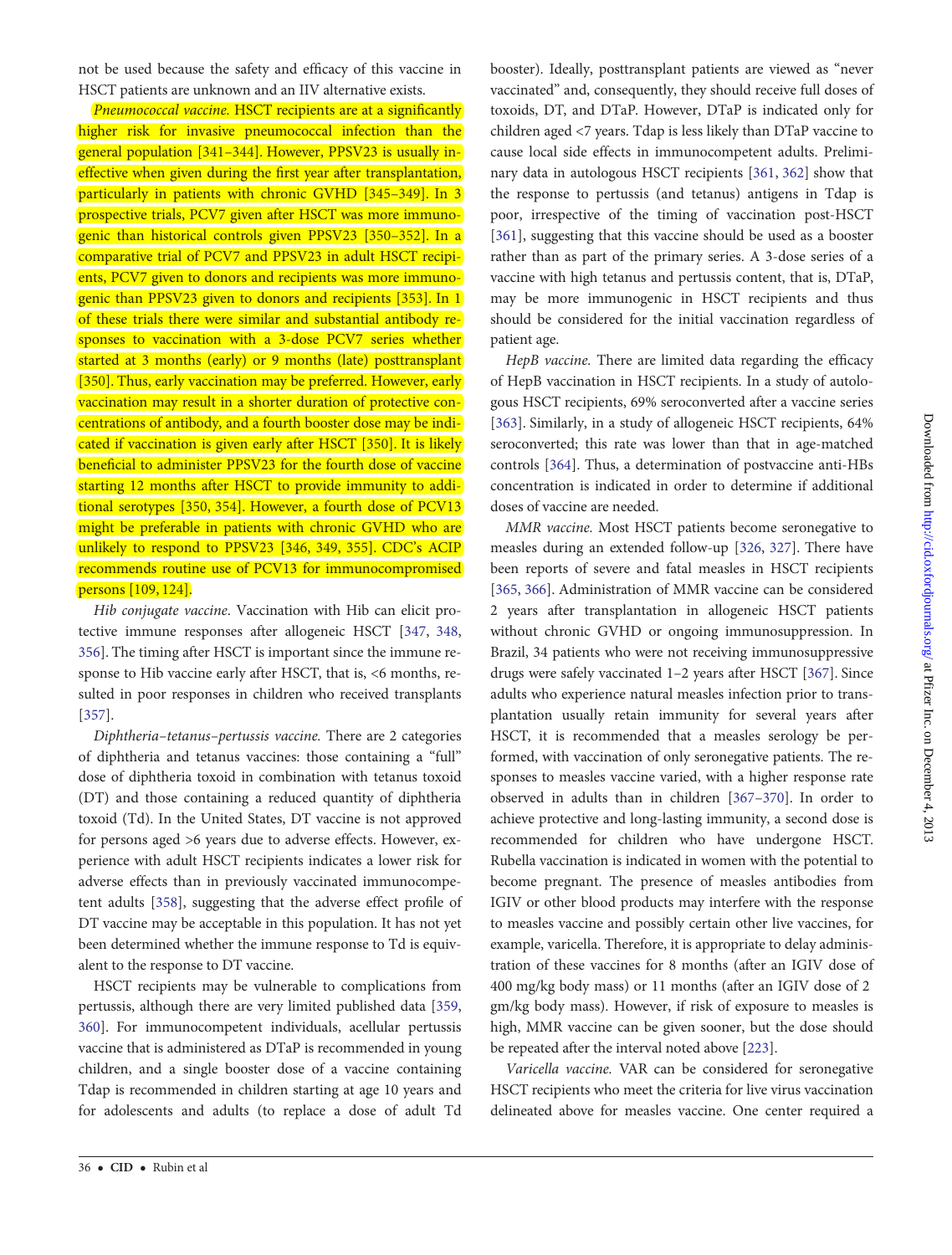not be used because the safety and efficacy of this vaccine in HSCT patients are unknown and an IIV alternative exists.

*Pneumococcal vaccine.* HSCT recipients are at a significantly higher risk for invasive pneumococcal infection than the general population [341–344]. However, PPSV23 is usually ineffective when given during the first year after transplantation, particularly in patients with chronic GVHD [345–349]. In 3 prospective trials, PCV7 given after HSCT was more immunogenic than historical controls given PPSV23 [350–352]. In a comparative trial of PCV7 and PPSV23 in adult HSCT recipients, PCV7 given to donors and recipients was more immunogenic than PPSV23 given to donors and recipients [353]. In 1 of these trials there were similar and substantial antibody responses to vaccination with a 3-dose PCV7 series whether started at 3 months (early) or 9 months (late) posttransplant [350]. Thus, early vaccination may be preferred. However, early vaccination may result in a shorter duration of protective concentrations of antibody, and a fourth booster dose may be indicated if vaccination is given early after HSCT [350]. It is likely beneficial to administer PPSV23 for the fourth dose of vaccine starting 12 months after HSCT to provide immunity to additional serotypes [350, 354]. However, a fourth dose of PCV13 might be preferable in patients with chronic GVHD who are unlikely to respond to PPSV23 [346, 349, 355]. CDC's ACIP recommends routine use of PCV13 for immunocompromised persons [109, 124].

*Hib conjugate vaccine*. Vaccination with Hib can elicit protective immune responses after allogeneic HSCT [347, 348, 356]. The timing after HSCT is important since the immune response to Hib vaccine early after HSCT, that is, <6 months, resulted in poor responses in children who received transplants [357].

*Diphtheria–tetanus–pertussis vaccine.* There are 2 categories of diphtheria and tetanus vaccines: those containing a "full" dose of diphtheria toxoid in combination with tetanus toxoid (DT) and those containing a reduced quantity of diphtheria toxoid (Td). In the United States, DT vaccine is not approved for persons aged >6 years due to adverse effects. However, experience with adult HSCT recipients indicates a lower risk for adverse effects than in previously vaccinated immunocompetent adults [358], suggesting that the adverse effect profile of DT vaccine may be acceptable in this population. It has not yet been determined whether the immune response to Td is equivalent to the response to DT vaccine.

HSCT recipients may be vulnerable to complications from pertussis, although there are very limited published data [359, 360]. For immunocompetent individuals, acellular pertussis vaccine that is administered as DTaP is recommended in young children, and a single booster dose of a vaccine containing Tdap is recommended in children starting at age 10 years and for adolescents and adults (to replace a dose of adult Td booster). Ideally, posttransplant patients are viewed as "never vaccinated" and, consequently, they should receive full doses of toxoids, DT, and DTaP. However, DTaP is indicated only for children aged <7 years. Tdap is less likely than DTaP vaccine to cause local side effects in immunocompetent adults. Preliminary data in autologous HSCT recipients [361, 362] show that the response to pertussis (and tetanus) antigens in Tdap is poor, irrespective of the timing of vaccination post-HSCT [361], suggesting that this vaccine should be used as a booster rather than as part of the primary series. A 3-dose series of a vaccine with high tetanus and pertussis content, that is, DTaP, may be more immunogenic in HSCT recipients and thus should be considered for the initial vaccination regardless of patient age.

*HepB vaccine.* There are limited data regarding the efficacy of HepB vaccination in HSCT recipients. In a study of autologous HSCT recipients, 69% seroconverted after a vaccine series [363]. Similarly, in a study of allogeneic HSCT recipients, 64% seroconverted; this rate was lower than that in age-matched controls [364]. Thus, a determination of postvaccine anti-HBs concentration is indicated in order to determine if additional doses of vaccine are needed.

*MMR vaccine.* Most HSCT patients become seronegative to measles during an extended follow-up [326, 327]. There have been reports of severe and fatal measles in HSCT recipients [365, 366]. Administration of MMR vaccine can be considered 2 years after transplantation in allogeneic HSCT patients without chronic GVHD or ongoing immunosuppression. In Brazil, 34 patients who were not receiving immunosuppressive drugs were safely vaccinated 1–2 years after HSCT [367]. Since adults who experience natural measles infection prior to transplantation usually retain immunity for several years after HSCT, it is recommended that a measles serology be performed, with vaccination of only seronegative patients. The responses to measles vaccine varied, with a higher response rate observed in adults than in children [367–370]. In order to achieve protective and long-lasting immunity, a second dose is recommended for children who have undergone HSCT. Rubella vaccination is indicated in women with the potential to become pregnant. The presence of measles antibodies from IGIV or other blood products may interfere with the response to measles vaccine and possibly certain other live vaccines, for example, varicella. Therefore, it is appropriate to delay administration of these vaccines for 8 months (after an IGIV dose of 400 mg/kg body mass) or 11 months (after an IGIV dose of 2 gm/kg body mass). However, if risk of exposure to measles is high, MMR vaccine can be given sooner, but the dose should be repeated after the interval noted above [223].

*Varicella vaccine.* VAR can be considered for seronegative HSCT recipients who meet the criteria for live virus vaccination delineated above for measles vaccine. One center required a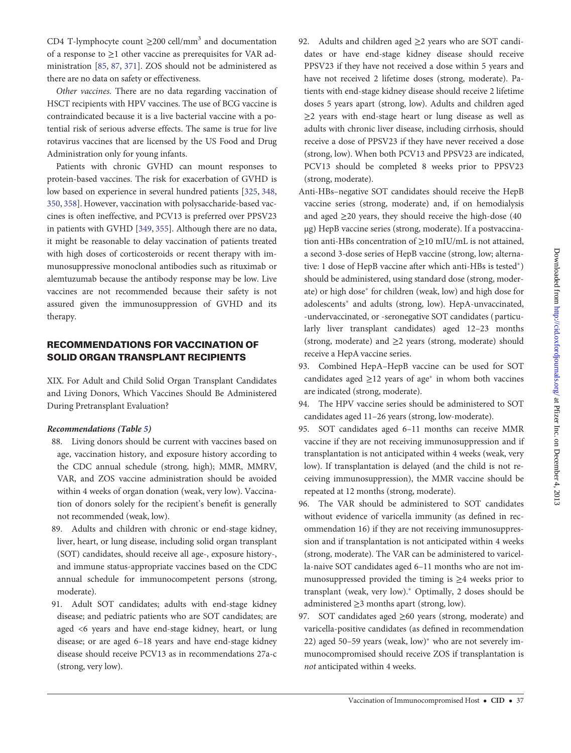CD4 T-lymphocyte count ≥200 cell/mm$^3$ and documentation of a response to ≥1 other vaccine as prerequisites for VAR administration [85, 87, 371]. ZOS should not be administered as there are no data on safety or effectiveness.

*Other vaccines.* There are no data regarding vaccination of HSCT recipients with HPV vaccines. The use of BCG vaccine is contraindicated because it is a live bacterial vaccine with a potential risk of serious adverse effects. The same is true for live rotavirus vaccines that are licensed by the US Food and Drug Administration only for young infants.

Patients with chronic GVHD can mount responses to protein-based vaccines. The risk for exacerbation of GVHD is low based on experience in several hundred patients [325, 348, 350, 358]. However, vaccination with polysaccharide-based vaccines is often ineffective, and PCV13 is preferred over PPSV23 in patients with GVHD [349, 355]. Although there are no data, it might be reasonable to delay vaccination of patients treated with high doses of corticosteroids or recent therapy with immunosuppressive monoclonal antibodies such as rituximab or alemtuzumab because the antibody response may be low. Live vaccines are not recommended because their safety is not assured given the immunosuppression of GVHD and its therapy.

## RECOMMENDATIONS FOR VACCINATION OF SOLID ORGAN TRANSPLANT RECIPIENTS

XIX. For Adult and Child Solid Organ Transplant Candidates and Living Donors, Which Vaccines Should Be Administered During Pretransplant Evaluation?

***Recommendations (Table 5)***

88. Living donors should be current with vaccines based on age, vaccination history, and exposure history according to the CDC annual schedule (strong, high); MMR, MMRV, VAR, and ZOS vaccine administration should be avoided within 4 weeks of organ donation (weak, very low). Vaccination of donors solely for the recipient's benefit is generally not recommended (weak, low).
89. Adults and children with chronic or end-stage kidney, liver, heart, or lung disease, including solid organ transplant (SOT) candidates, should receive all age-, exposure history-, and immune status-appropriate vaccines based on the CDC annual schedule for immunocompetent persons (strong, moderate).
91. Adult SOT candidates; adults with end-stage kidney disease; and pediatric patients who are SOT candidates; are aged <6 years and have end-stage kidney, heart, or lung disease; or are aged 6–18 years and have end-stage kidney disease should receive PCV13 as in recommendations 27a-c (strong, very low).
92. Adults and children aged ≥2 years who are SOT candidates or have end-stage kidney disease should receive PPSV23 if they have not received a dose within 5 years and have not received 2 lifetime doses (strong, moderate). Patients with end-stage kidney disease should receive 2 lifetime doses 5 years apart (strong, low). Adults and children aged ≥2 years with end-stage heart or lung disease as well as adults with chronic liver disease, including cirrhosis, should receive a dose of PPSV23 if they have never received a dose (strong, low). When both PCV13 and PPSV23 are indicated, PCV13 should be completed 8 weeks prior to PPSV23 (strong, moderate).

Anti-HBs–negative SOT candidates should receive the HepB vaccine series (strong, moderate) and, if on hemodialysis and aged ≥20 years, they should receive the high-dose (40 μg) HepB vaccine series (strong, moderate). If a postvaccination anti-HBs concentration of ≥10 mIU/mL is not attained, a second 3-dose series of HepB vaccine (strong, low; alternative: 1 dose of HepB vaccine after which anti-HBs is tested*) should be administered, using standard dose (strong, moderate) or high dose* for children (weak, low) and high dose for adolescents* and adults (strong, low). HepA-unvaccinated, -undervaccinated, or -seronegative SOT candidates (particularly liver transplant candidates) aged 12–23 months (strong, moderate) and ≥2 years (strong, moderate) should receive a HepA vaccine series.

93. Combined HepA–HepB vaccine can be used for SOT candidates aged ≥12 years of age* in whom both vaccines are indicated (strong, moderate).
94. The HPV vaccine series should be administered to SOT candidates aged 11–26 years (strong, low-moderate).
95. SOT candidates aged 6–11 months can receive MMR vaccine if they are not receiving immunosuppression and if transplantation is not anticipated within 4 weeks (weak, very low). If transplantation is delayed (and the child is not receiving immunosuppression), the MMR vaccine should be repeated at 12 months (strong, moderate).
96. The VAR should be administered to SOT candidates without evidence of varicella immunity (as defined in recommendation 16) if they are not receiving immunosuppression and if transplantation is not anticipated within 4 weeks (strong, moderate). The VAR can be administered to varicella-naive SOT candidates aged 6–11 months who are not immunosuppressed provided the timing is ≥4 weeks prior to transplant (weak, very low).* Optimally, 2 doses should be administered ≥3 months apart (strong, low).
97. SOT candidates aged ≥60 years (strong, moderate) and varicella-positive candidates (as defined in recommendation 22) aged 50–59 years (weak, low)* who are not severely immunocompromised should receive ZOS if transplantation is *not* anticipated within 4 weeks.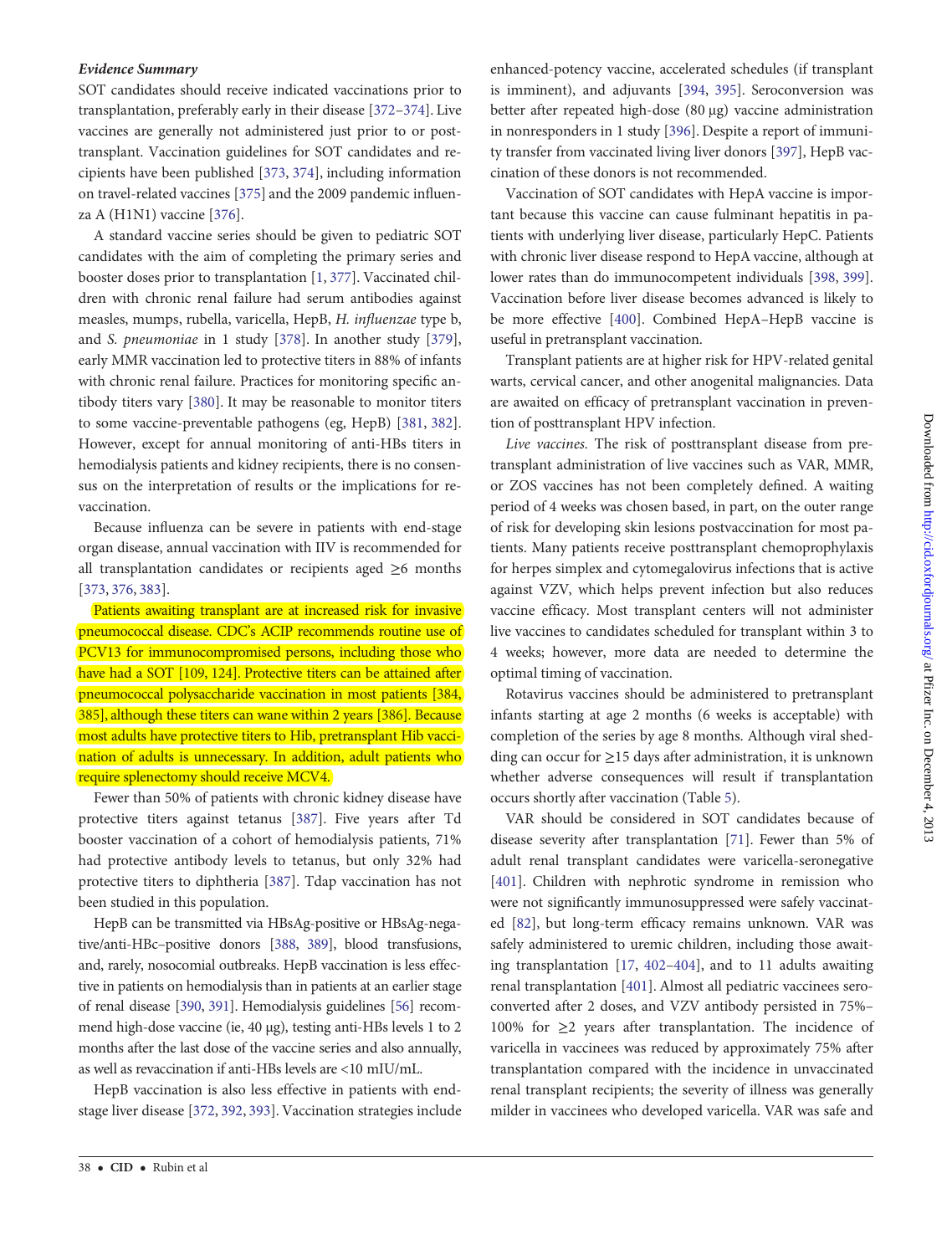***Evidence Summary***

SOT candidates should receive indicated vaccinations prior to transplantation, preferably early in their disease [372–374]. Live vaccines are generally not administered just prior to or post-transplant. Vaccination guidelines for SOT candidates and recipients have been published [373, 374], including information on travel-related vaccines [375] and the 2009 pandemic influenza A (H1N1) vaccine [376].

A standard vaccine series should be given to pediatric SOT candidates with the aim of completing the primary series and booster doses prior to transplantation [1, 377]. Vaccinated children with chronic renal failure had serum antibodies against measles, mumps, rubella, varicella, HepB, *H. influenzae* type b, and *S. pneumoniae* in 1 study [378]. In another study [379], early MMR vaccination led to protective titers in 88% of infants with chronic renal failure. Practices for monitoring specific antibody titers vary [380]. It may be reasonable to monitor titers to some vaccine-preventable pathogens (eg, HepB) [381, 382]. However, except for annual monitoring of anti-HBs titers in hemodialysis patients and kidney recipients, there is no consensus on the interpretation of results or the implications for revaccination.

Because influenza can be severe in patients with end-stage organ disease, annual vaccination with IIV is recommended for all transplantation candidates or recipients aged ≥6 months [373, 376, 383].

Patients awaiting transplant are at increased risk for invasive pneumococcal disease. CDC's ACIP recommends routine use of PCV13 for immunocompromised persons, including those who have had a SOT [109, 124]. Protective titers can be attained after pneumococcal polysaccharide vaccination in most patients [384, 385], although these titers can wane within 2 years [386]. Because most adults have protective titers to Hib, pretransplant Hib vaccination of adults is unnecessary. In addition, adult patients who require splenectomy should receive MCV4.

Fewer than 50% of patients with chronic kidney disease have protective titers against tetanus [387]. Five years after Td booster vaccination of a cohort of hemodialysis patients, 71% had protective antibody levels to tetanus, but only 32% had protective titers to diphtheria [387]. Tdap vaccination has not been studied in this population.

HepB can be transmitted via HBsAg-positive or HBsAg-negative/anti-HBc–positive donors [388, 389], blood transfusions, and, rarely, nosocomial outbreaks. HepB vaccination is less effective in patients on hemodialysis than in patients at an earlier stage of renal disease [390, 391]. Hemodialysis guidelines [56] recommend high-dose vaccine (ie, 40 µg), testing anti-HBs levels 1 to 2 months after the last dose of the vaccine series and also annually, as well as revaccination if anti-HBs levels are <10 mIU/mL.

HepB vaccination is also less effective in patients with end-stage liver disease [372, 392, 393]. Vaccination strategies include enhanced-potency vaccine, accelerated schedules (if transplant is imminent), and adjuvants [394, 395]. Seroconversion was better after repeated high-dose (80 µg) vaccine administration in nonresponders in 1 study [396]. Despite a report of immunity transfer from vaccinated living liver donors [397], HepB vaccination of these donors is not recommended.

Vaccination of SOT candidates with HepA vaccine is important because this vaccine can cause fulminant hepatitis in patients with underlying liver disease, particularly HepC. Patients with chronic liver disease respond to HepA vaccine, although at lower rates than do immunocompetent individuals [398, 399]. Vaccination before liver disease becomes advanced is likely to be more effective [400]. Combined HepA–HepB vaccine is useful in pretransplant vaccination.

Transplant patients are at higher risk for HPV-related genital warts, cervical cancer, and other anogenital malignancies. Data are awaited on efficacy of pretransplant vaccination in prevention of posttransplant HPV infection.

*Live vaccines.* The risk of posttransplant disease from pretransplant administration of live vaccines such as VAR, MMR, or ZOS vaccines has not been completely defined. A waiting period of 4 weeks was chosen based, in part, on the outer range of risk for developing skin lesions postvaccination for most patients. Many patients receive posttransplant chemoprophylaxis for herpes simplex and cytomegalovirus infections that is active against VZV, which helps prevent infection but also reduces vaccine efficacy. Most transplant centers will not administer live vaccines to candidates scheduled for transplant within 3 to 4 weeks; however, more data are needed to determine the optimal timing of vaccination.

Rotavirus vaccines should be administered to pretransplant infants starting at age 2 months (6 weeks is acceptable) with completion of the series by age 8 months. Although viral shedding can occur for ≥15 days after administration, it is unknown whether adverse consequences will result if transplantation occurs shortly after vaccination (Table 5).

VAR should be considered in SOT candidates because of disease severity after transplantation [71]. Fewer than 5% of adult renal transplant candidates were varicella-seronegative [401]. Children with nephrotic syndrome in remission who were not significantly immunosuppressed were safely vaccinated [82], but long-term efficacy remains unknown. VAR was safely administered to uremic children, including those awaiting transplantation [17, 402–404], and to 11 adults awaiting renal transplantation [401]. Almost all pediatric vaccinees seroconverted after 2 doses, and VZV antibody persisted in 75%–100% for ≥2 years after transplantation. The incidence of varicella in vaccinees was reduced by approximately 75% after transplantation compared with the incidence in unvaccinated renal transplant recipients; the severity of illness was generally milder in vaccinees who developed varicella. VAR was safe and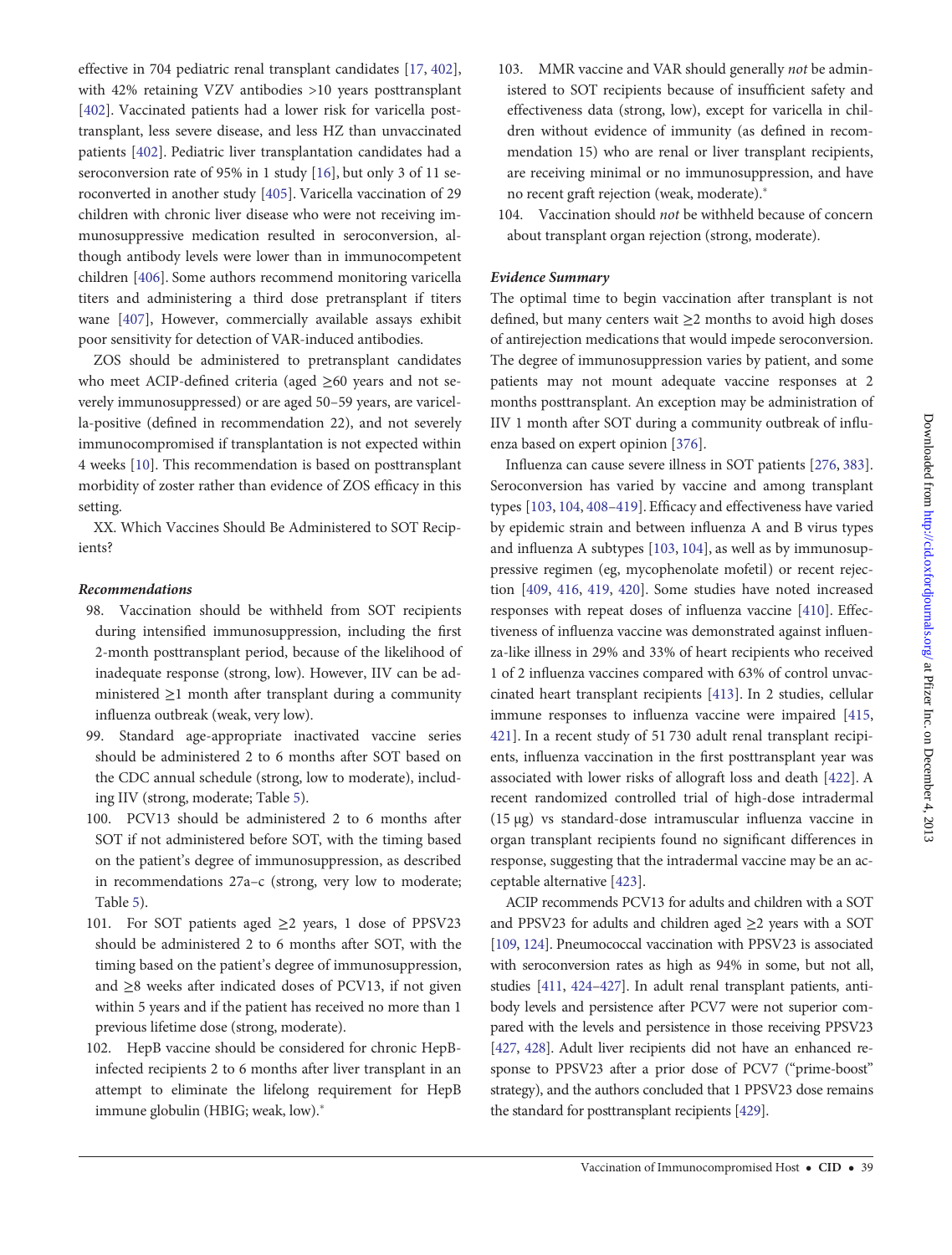effective in 704 pediatric renal transplant candidates [17, 402], with 42% retaining VZV antibodies >10 years posttransplant [402]. Vaccinated patients had a lower risk for varicella posttransplant, less severe disease, and less HZ than unvaccinated patients [402]. Pediatric liver transplantation candidates had a seroconversion rate of 95% in 1 study [16], but only 3 of 11 seroconverted in another study [405]. Varicella vaccination of 29 children with chronic liver disease who were not receiving immunosuppressive medication resulted in seroconversion, although antibody levels were lower than in immunocompetent children [406]. Some authors recommend monitoring varicella titers and administering a third dose pretransplant if titers wane [407], However, commercially available assays exhibit poor sensitivity for detection of VAR-induced antibodies.

ZOS should be administered to pretransplant candidates who meet ACIP-defined criteria (aged ≥60 years and not severely immunosuppressed) or are aged 50–59 years, are varicella-positive (defined in recommendation 22), and not severely immunocompromised if transplantation is not expected within 4 weeks [10]. This recommendation is based on posttransplant morbidity of zoster rather than evidence of ZOS efficacy in this setting.

XX. Which Vaccines Should Be Administered to SOT Recipients?

### *Recommendations*

98. Vaccination should be withheld from SOT recipients during intensified immunosuppression, including the first 2-month posttransplant period, because of the likelihood of inadequate response (strong, low). However, IIV can be administered ≥1 month after transplant during a community influenza outbreak (weak, very low).
99. Standard age-appropriate inactivated vaccine series should be administered 2 to 6 months after SOT based on the CDC annual schedule (strong, low to moderate), including IIV (strong, moderate; Table 5).
100. PCV13 should be administered 2 to 6 months after SOT if not administered before SOT, with the timing based on the patient's degree of immunosuppression, as described in recommendations 27a–c (strong, very low to moderate; Table 5).
101. For SOT patients aged ≥2 years, 1 dose of PPSV23 should be administered 2 to 6 months after SOT, with the timing based on the patient's degree of immunosuppression, and ≥8 weeks after indicated doses of PCV13, if not given within 5 years and if the patient has received no more than 1 previous lifetime dose (strong, moderate).
102. HepB vaccine should be considered for chronic HepB-infected recipients 2 to 6 months after liver transplant in an attempt to eliminate the lifelong requirement for HepB immune globulin (HBIG; weak, low).*
103. MMR vaccine and VAR should generally *not* be administered to SOT recipients because of insufficient safety and effectiveness data (strong, low), except for varicella in children without evidence of immunity (as defined in recommendation 15) who are renal or liver transplant recipients, are receiving minimal or no immunosuppression, and have no recent graft rejection (weak, moderate).*
104. Vaccination should *not* be withheld because of concern about transplant organ rejection (strong, moderate).

### *Evidence Summary*

The optimal time to begin vaccination after transplant is not defined, but many centers wait ≥2 months to avoid high doses of antirejection medications that would impede seroconversion. The degree of immunosuppression varies by patient, and some patients may not mount adequate vaccine responses at 2 months posttransplant. An exception may be administration of IIV 1 month after SOT during a community outbreak of influenza based on expert opinion [376].

Influenza can cause severe illness in SOT patients [276, 383]. Seroconversion has varied by vaccine and among transplant types [103, 104, 408–419]. Efficacy and effectiveness have varied by epidemic strain and between influenza A and B virus types and influenza A subtypes [103, 104], as well as by immunosuppressive regimen (eg, mycophenolate mofetil) or recent rejection [409, 416, 419, 420]. Some studies have noted increased responses with repeat doses of influenza vaccine [410]. Effectiveness of influenza vaccine was demonstrated against influenza-like illness in 29% and 33% of heart recipients who received 1 of 2 influenza vaccines compared with 63% of control unvaccinated heart transplant recipients [413]. In 2 studies, cellular immune responses to influenza vaccine were impaired [415, 421]. In a recent study of 51 730 adult renal transplant recipients, influenza vaccination in the first posttransplant year was associated with lower risks of allograft loss and death [422]. A recent randomized controlled trial of high-dose intradermal (15 µg) vs standard-dose intramuscular influenza vaccine in organ transplant recipients found no significant differences in response, suggesting that the intradermal vaccine may be an acceptable alternative [423].

ACIP recommends PCV13 for adults and children with a SOT and PPSV23 for adults and children aged ≥2 years with a SOT [109, 124]. Pneumococcal vaccination with PPSV23 is associated with seroconversion rates as high as 94% in some, but not all, studies [411, 424–427]. In adult renal transplant patients, antibody levels and persistence after PCV7 were not superior compared with the levels and persistence in those receiving PPSV23 [427, 428]. Adult liver recipients did not have an enhanced response to PPSV23 after a prior dose of PCV7 ("prime-boost" strategy), and the authors concluded that 1 PPSV23 dose remains the standard for posttransplant recipients [429].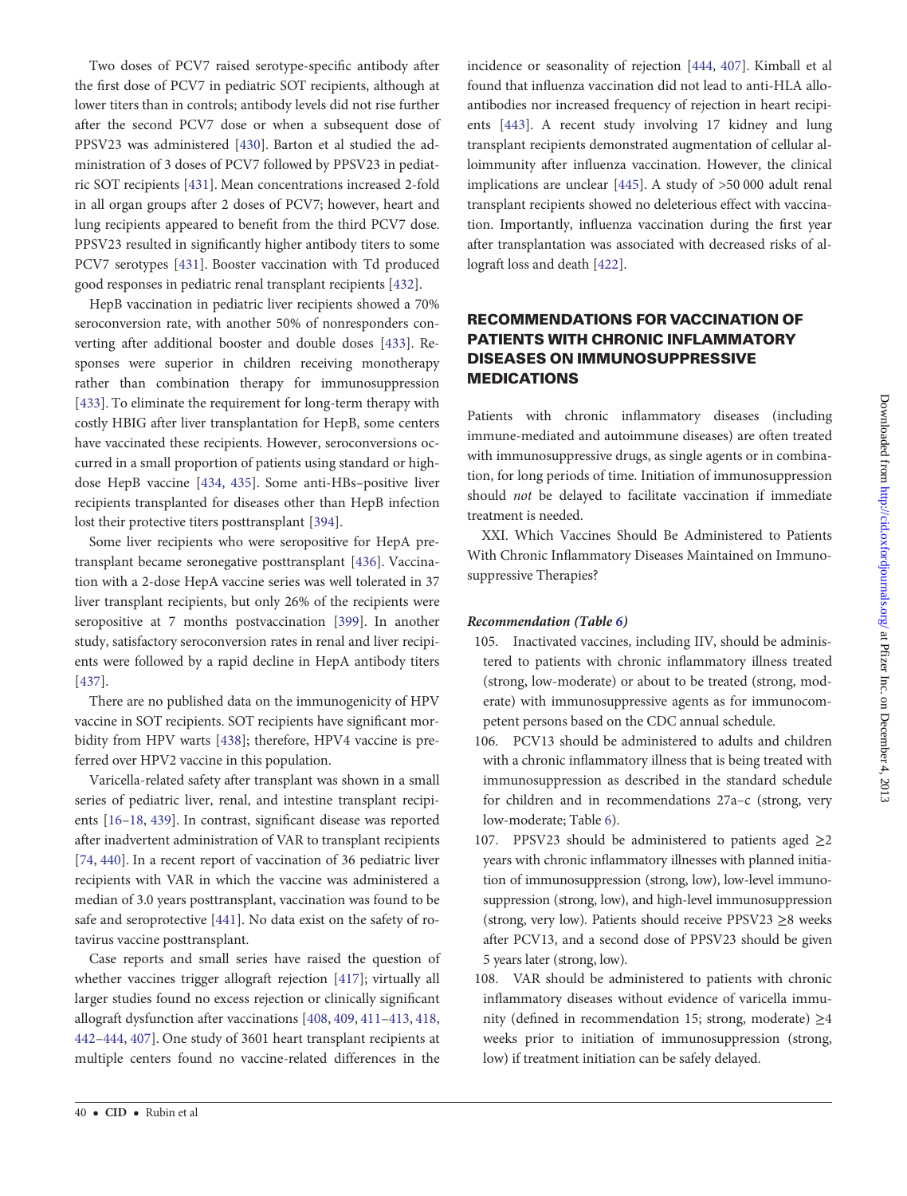Two doses of PCV7 raised serotype-specific antibody after the first dose of PCV7 in pediatric SOT recipients, although at lower titers than in controls; antibody levels did not rise further after the second PCV7 dose or when a subsequent dose of PPSV23 was administered [430]. Barton et al studied the administration of 3 doses of PCV7 followed by PPSV23 in pediatric SOT recipients [431]. Mean concentrations increased 2-fold in all organ groups after 2 doses of PCV7; however, heart and lung recipients appeared to benefit from the third PCV7 dose. PPSV23 resulted in significantly higher antibody titers to some PCV7 serotypes [431]. Booster vaccination with Td produced good responses in pediatric renal transplant recipients [432].

HepB vaccination in pediatric liver recipients showed a 70% seroconversion rate, with another 50% of nonresponders converting after additional booster and double doses [433]. Responses were superior in children receiving monotherapy rather than combination therapy for immunosuppression [433]. To eliminate the requirement for long-term therapy with costly HBIG after liver transplantation for HepB, some centers have vaccinated these recipients. However, seroconversions occurred in a small proportion of patients using standard or high-dose HepB vaccine [434, 435]. Some anti-HBs–positive liver recipients transplanted for diseases other than HepB infection lost their protective titers posttransplant [394].

Some liver recipients who were seropositive for HepA pretransplant became seronegative posttransplant [436]. Vaccination with a 2-dose HepA vaccine series was well tolerated in 37 liver transplant recipients, but only 26% of the recipients were seropositive at 7 months postvaccination [399]. In another study, satisfactory seroconversion rates in renal and liver recipients were followed by a rapid decline in HepA antibody titers [437].

There are no published data on the immunogenicity of HPV vaccine in SOT recipients. SOT recipients have significant morbidity from HPV warts [438]; therefore, HPV4 vaccine is preferred over HPV2 vaccine in this population.

Varicella-related safety after transplant was shown in a small series of pediatric liver, renal, and intestine transplant recipients [16–18, 439]. In contrast, significant disease was reported after inadvertent administration of VAR to transplant recipients [74, 440]. In a recent report of vaccination of 36 pediatric liver recipients with VAR in which the vaccine was administered a median of 3.0 years posttransplant, vaccination was found to be safe and seroprotective [441]. No data exist on the safety of rotavirus vaccine posttransplant.

Case reports and small series have raised the question of whether vaccines trigger allograft rejection [417]; virtually all larger studies found no excess rejection or clinically significant allograft dysfunction after vaccinations [408, 409, 411–413, 418, 442–444, 407]. One study of 3601 heart transplant recipients at multiple centers found no vaccine-related differences in the incidence or seasonality of rejection [444, 407]. Kimball et al found that influenza vaccination did not lead to anti-HLA alloantibodies nor increased frequency of rejection in heart recipients [443]. A recent study involving 17 kidney and lung transplant recipients demonstrated augmentation of cellular alloimmunity after influenza vaccination. However, the clinical implications are unclear [445]. A study of >50 000 adult renal transplant recipients showed no deleterious effect with vaccination. Importantly, influenza vaccination during the first year after transplantation was associated with decreased risks of allograft loss and death [422].

## RECOMMENDATIONS FOR VACCINATION OF PATIENTS WITH CHRONIC INFLAMMATORY DISEASES ON IMMUNOSUPPRESSIVE MEDICATIONS

Patients with chronic inflammatory diseases (including immune-mediated and autoimmune diseases) are often treated with immunosuppressive drugs, as single agents or in combination, for long periods of time. Initiation of immunosuppression should *not* be delayed to facilitate vaccination if immediate treatment is needed.

XXI. Which Vaccines Should Be Administered to Patients With Chronic Inflammatory Diseases Maintained on Immunosuppressive Therapies?

***Recommendation (Table 6)***

105. Inactivated vaccines, including IIV, should be administered to patients with chronic inflammatory illness treated (strong, low-moderate) or about to be treated (strong, moderate) with immunosuppressive agents as for immunocompetent persons based on the CDC annual schedule.
106. PCV13 should be administered to adults and children with a chronic inflammatory illness that is being treated with immunosuppression as described in the standard schedule for children and in recommendations 27a–c (strong, very low-moderate; Table 6).
107. PPSV23 should be administered to patients aged ≥2 years with chronic inflammatory illnesses with planned initiation of immunosuppression (strong, low), low-level immunosuppression (strong, low), and high-level immunosuppression (strong, very low). Patients should receive PPSV23 ≥8 weeks after PCV13, and a second dose of PPSV23 should be given 5 years later (strong, low).
108. VAR should be administered to patients with chronic inflammatory diseases without evidence of varicella immunity (defined in recommendation 15; strong, moderate) ≥4 weeks prior to initiation of immunosuppression (strong, low) if treatment initiation can be safely delayed.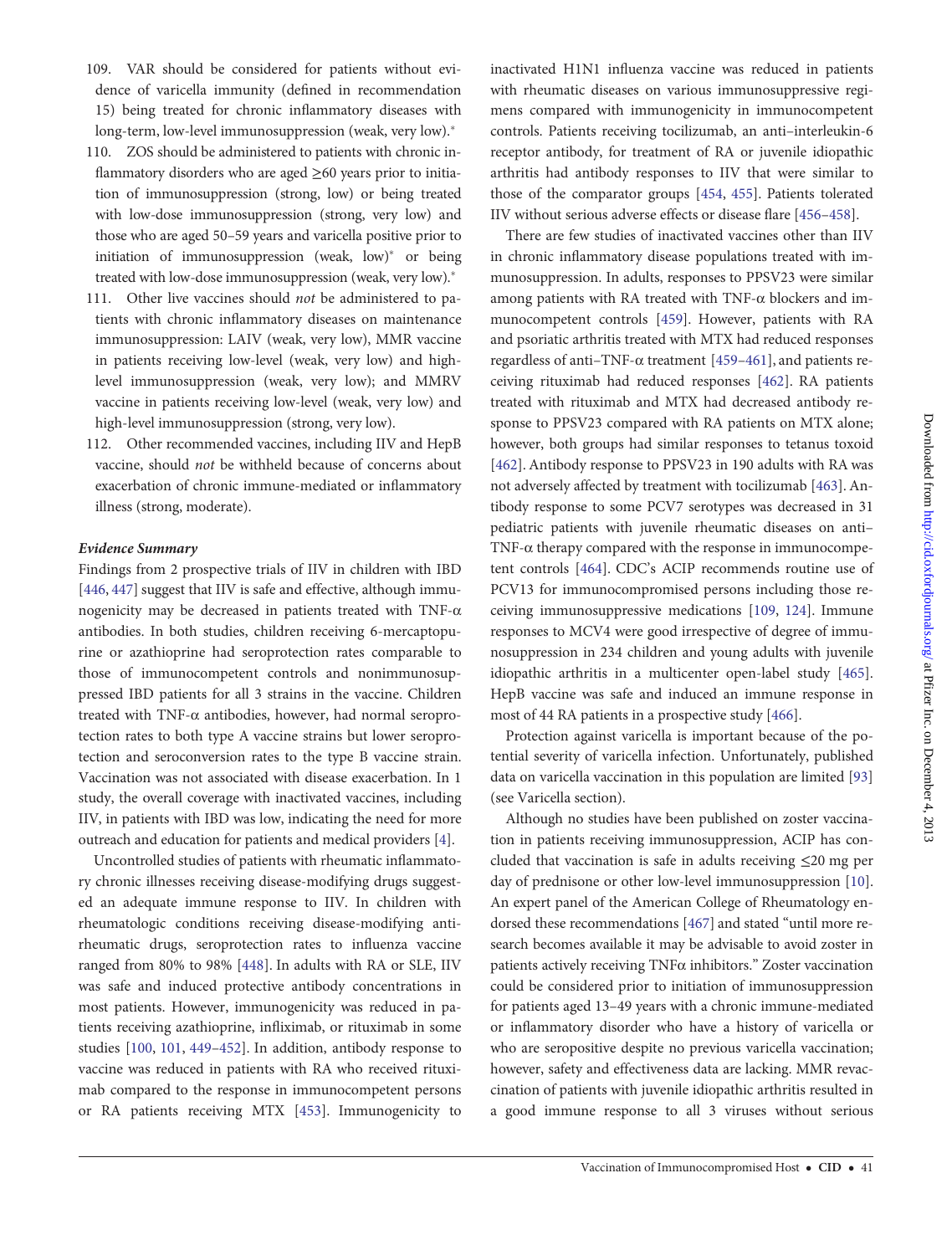109. VAR should be considered for patients without evidence of varicella immunity (defined in recommendation 15) being treated for chronic inflammatory diseases with long-term, low-level immunosuppression (weak, very low).*
110. ZOS should be administered to patients with chronic inflammatory disorders who are aged ≥60 years prior to initiation of immunosuppression (strong, low) or being treated with low-dose immunosuppression (strong, very low) and those who are aged 50–59 years and varicella positive prior to initiation of immunosuppression (weak, low)* or being treated with low-dose immunosuppression (weak, very low).*
111. Other live vaccines should *not* be administered to patients with chronic inflammatory diseases on maintenance immunosuppression: LAIV (weak, very low), MMR vaccine in patients receiving low-level (weak, very low) and high-level immunosuppression (weak, very low); and MMRV vaccine in patients receiving low-level (weak, very low) and high-level immunosuppression (strong, very low).
112. Other recommended vaccines, including IIV and HepB vaccine, should *not* be withheld because of concerns about exacerbation of chronic immune-mediated or inflammatory illness (strong, moderate).

### *Evidence Summary*

Findings from 2 prospective trials of IIV in children with IBD [446, 447] suggest that IIV is safe and effective, although immunogenicity may be decreased in patients treated with TNF-α antibodies. In both studies, children receiving 6-mercaptopurine or azathioprine had seroprotection rates comparable to those of immunocompetent controls and nonimmunosuppressed IBD patients for all 3 strains in the vaccine. Children treated with TNF-α antibodies, however, had normal seroprotection rates to both type A vaccine strains but lower seroprotection and seroconversion rates to the type B vaccine strain. Vaccination was not associated with disease exacerbation. In 1 study, the overall coverage with inactivated vaccines, including IIV, in patients with IBD was low, indicating the need for more outreach and education for patients and medical providers [4].

Uncontrolled studies of patients with rheumatic inflammatory chronic illnesses receiving disease-modifying drugs suggested an adequate immune response to IIV. In children with rheumatologic conditions receiving disease-modifying antirheumatic drugs, seroprotection rates to influenza vaccine ranged from 80% to 98% [448]. In adults with RA or SLE, IIV was safe and induced protective antibody concentrations in most patients. However, immunogenicity was reduced in patients receiving azathioprine, infliximab, or rituximab in some studies [100, 101, 449–452]. In addition, antibody response to vaccine was reduced in patients with RA who received rituximab compared to the response in immunocompetent persons or RA patients receiving MTX [453]. Immunogenicity to inactivated H1N1 influenza vaccine was reduced in patients with rheumatic diseases on various immunosuppressive regimens compared with immunogenicity in immunocompetent controls. Patients receiving tocilizumab, an anti–interleukin-6 receptor antibody, for treatment of RA or juvenile idiopathic arthritis had antibody responses to IIV that were similar to those of the comparator groups [454, 455]. Patients tolerated IIV without serious adverse effects or disease flare [456–458].

There are few studies of inactivated vaccines other than IIV in chronic inflammatory disease populations treated with immunosuppression. In adults, responses to PPSV23 were similar among patients with RA treated with TNF-α blockers and immunocompetent controls [459]. However, patients with RA and psoriatic arthritis treated with MTX had reduced responses regardless of anti–TNF-α treatment [459–461], and patients receiving rituximab had reduced responses [462]. RA patients treated with rituximab and MTX had decreased antibody response to PPSV23 compared with RA patients on MTX alone; however, both groups had similar responses to tetanus toxoid [462]. Antibody response to PPSV23 in 190 adults with RA was not adversely affected by treatment with tocilizumab [463]. Antibody response to some PCV7 serotypes was decreased in 31 pediatric patients with juvenile rheumatic diseases on anti–TNF-α therapy compared with the response in immunocompetent controls [464]. CDC's ACIP recommends routine use of PCV13 for immunocompromised persons including those receiving immunosuppressive medications [109, 124]. Immune responses to MCV4 were good irrespective of degree of immunosuppression in 234 children and young adults with juvenile idiopathic arthritis in a multicenter open-label study [465]. HepB vaccine was safe and induced an immune response in most of 44 RA patients in a prospective study [466].

Protection against varicella is important because of the potential severity of varicella infection. Unfortunately, published data on varicella vaccination in this population are limited [93] (see Varicella section).

Although no studies have been published on zoster vaccination in patients receiving immunosuppression, ACIP has concluded that vaccination is safe in adults receiving ≤20 mg per day of prednisone or other low-level immunosuppression [10]. An expert panel of the American College of Rheumatology endorsed these recommendations [467] and stated "until more research becomes available it may be advisable to avoid zoster in patients actively receiving TNFα inhibitors." Zoster vaccination could be considered prior to initiation of immunosuppression for patients aged 13–49 years with a chronic immune-mediated or inflammatory disorder who have a history of varicella or who are seropositive despite no previous varicella vaccination; however, safety and effectiveness data are lacking. MMR revaccination of patients with juvenile idiopathic arthritis resulted in a good immune response to all 3 viruses without serious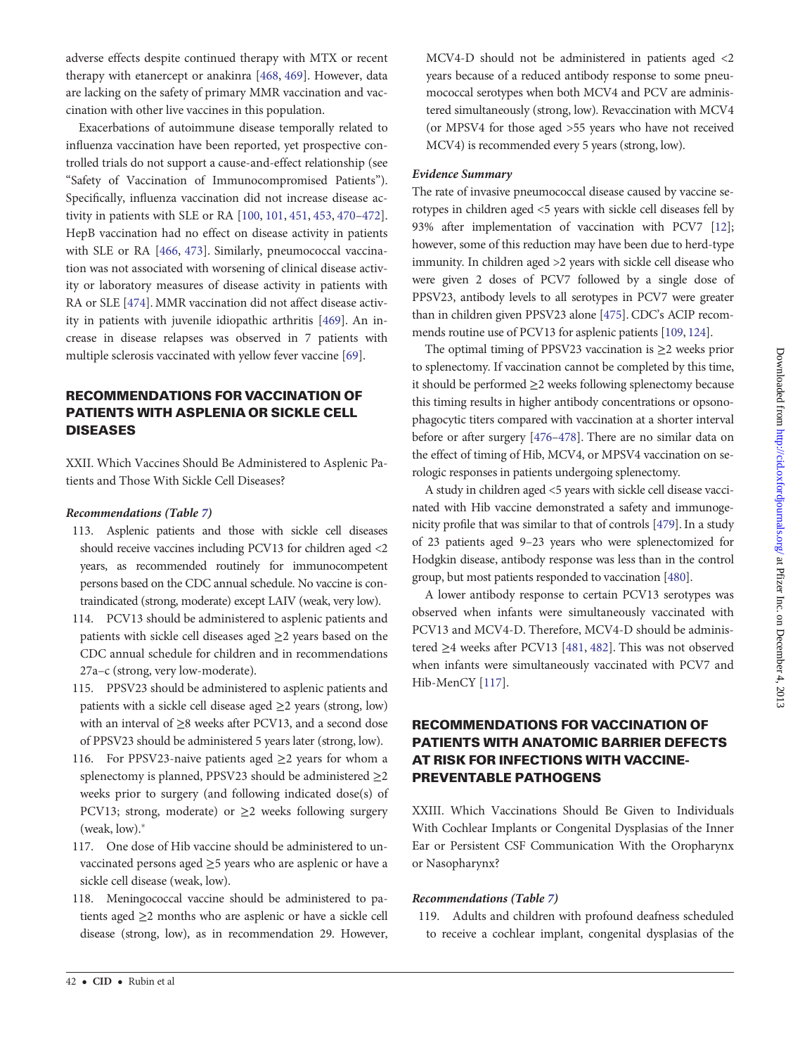adverse effects despite continued therapy with MTX or recent therapy with etanercept or anakinra [468, 469]. However, data are lacking on the safety of primary MMR vaccination and vaccination with other live vaccines in this population.

Exacerbations of autoimmune disease temporally related to influenza vaccination have been reported, yet prospective controlled trials do not support a cause-and-effect relationship (see "Safety of Vaccination of Immunocompromised Patients"). Specifically, influenza vaccination did not increase disease activity in patients with SLE or RA [100, 101, 451, 453, 470–472]. HepB vaccination had no effect on disease activity in patients with SLE or RA [466, 473]. Similarly, pneumococcal vaccination was not associated with worsening of clinical disease activity or laboratory measures of disease activity in patients with RA or SLE [474]. MMR vaccination did not affect disease activity in patients with juvenile idiopathic arthritis [469]. An increase in disease relapses was observed in 7 patients with multiple sclerosis vaccinated with yellow fever vaccine [69].

## RECOMMENDATIONS FOR VACCINATION OF PATIENTS WITH ASPLENIA OR SICKLE CELL DISEASES

XXII. Which Vaccines Should Be Administered to Asplenic Patients and Those With Sickle Cell Diseases?

### *Recommendations (Table 7)*

113. Asplenic patients and those with sickle cell diseases should receive vaccines including PCV13 for children aged <2 years, as recommended routinely for immunocompetent persons based on the CDC annual schedule. No vaccine is contraindicated (strong, moderate) except LAIV (weak, very low).
114. PCV13 should be administered to asplenic patients and patients with sickle cell diseases aged ≥2 years based on the CDC annual schedule for children and in recommendations 27a–c (strong, very low-moderate).
115. PPSV23 should be administered to asplenic patients and patients with a sickle cell disease aged ≥2 years (strong, low) with an interval of ≥8 weeks after PCV13, and a second dose of PPSV23 should be administered 5 years later (strong, low).
116. For PPSV23-naive patients aged ≥2 years for whom a splenectomy is planned, PPSV23 should be administered ≥2 weeks prior to surgery (and following indicated dose(s) of PCV13; strong, moderate) or ≥2 weeks following surgery (weak, low).*
117. One dose of Hib vaccine should be administered to unvaccinated persons aged ≥5 years who are asplenic or have a sickle cell disease (weak, low).
118. Meningococcal vaccine should be administered to patients aged ≥2 months who are asplenic or have a sickle cell disease (strong, low), as in recommendation 29. However, MCV4-D should not be administered in patients aged <2 years because of a reduced antibody response to some pneumococcal serotypes when both MCV4 and PCV are administered simultaneously (strong, low). Revaccination with MCV4 (or MPSV4 for those aged >55 years who have not received MCV4) is recommended every 5 years (strong, low).

### *Evidence Summary*

The rate of invasive pneumococcal disease caused by vaccine serotypes in children aged <5 years with sickle cell diseases fell by 93% after implementation of vaccination with PCV7 [12]; however, some of this reduction may have been due to herd-type immunity. In children aged >2 years with sickle cell disease who were given 2 doses of PCV7 followed by a single dose of PPSV23, antibody levels to all serotypes in PCV7 were greater than in children given PPSV23 alone [475]. CDC's ACIP recommends routine use of PCV13 for asplenic patients [109, 124].

The optimal timing of PPSV23 vaccination is ≥2 weeks prior to splenectomy. If vaccination cannot be completed by this time, it should be performed ≥2 weeks following splenectomy because this timing results in higher antibody concentrations or opsonophagocytic titers compared with vaccination at a shorter interval before or after surgery [476–478]. There are no similar data on the effect of timing of Hib, MCV4, or MPSV4 vaccination on serologic responses in patients undergoing splenectomy.

A study in children aged <5 years with sickle cell disease vaccinated with Hib vaccine demonstrated a safety and immunogenicity profile that was similar to that of controls [479]. In a study of 23 patients aged 9–23 years who were splenectomized for Hodgkin disease, antibody response was less than in the control group, but most patients responded to vaccination [480].

A lower antibody response to certain PCV13 serotypes was observed when infants were simultaneously vaccinated with PCV13 and MCV4-D. Therefore, MCV4-D should be administered ≥4 weeks after PCV13 [481, 482]. This was not observed when infants were simultaneously vaccinated with PCV7 and Hib-MenCY [117].

## RECOMMENDATIONS FOR VACCINATION OF PATIENTS WITH ANATOMIC BARRIER DEFECTS AT RISK FOR INFECTIONS WITH VACCINE-PREVENTABLE PATHOGENS

XXIII. Which Vaccinations Should Be Given to Individuals With Cochlear Implants or Congenital Dysplasias of the Inner Ear or Persistent CSF Communication With the Oropharynx or Nasopharynx?

### *Recommendations (Table 7)*

119. Adults and children with profound deafness scheduled to receive a cochlear implant, congenital dysplasias of the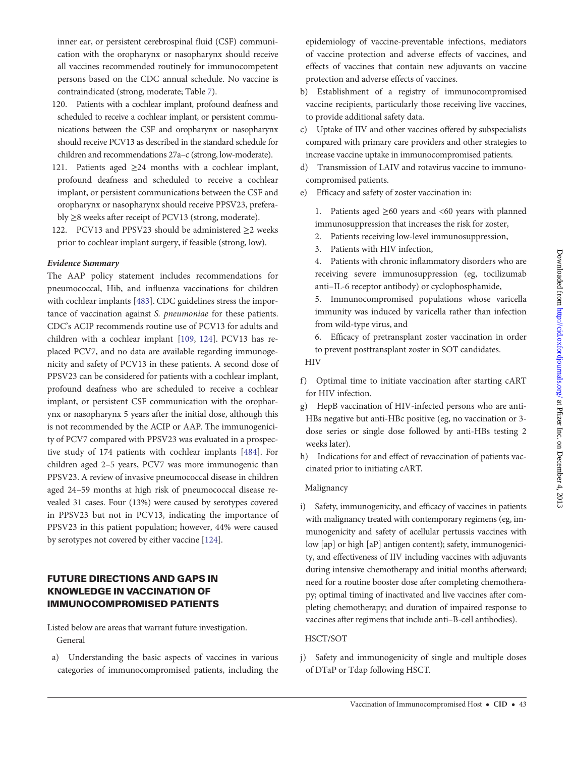inner ear, or persistent cerebrospinal fluid (CSF) communication with the oropharynx or nasopharynx should receive all vaccines recommended routinely for immunocompetent persons based on the CDC annual schedule. No vaccine is contraindicated (strong, moderate; Table 7).

120. Patients with a cochlear implant, profound deafness and scheduled to receive a cochlear implant, or persistent communications between the CSF and oropharynx or nasopharynx should receive PCV13 as described in the standard schedule for children and recommendations 27a–c (strong, low-moderate).

121. Patients aged ≥24 months with a cochlear implant, profound deafness and scheduled to receive a cochlear implant, or persistent communications between the CSF and oropharynx or nasopharynx should receive PPSV23, preferably ≥8 weeks after receipt of PCV13 (strong, moderate).

122. PCV13 and PPSV23 should be administered ≥2 weeks prior to cochlear implant surgery, if feasible (strong, low).

***Evidence Summary***

The AAP policy statement includes recommendations for pneumococcal, Hib, and influenza vaccinations for children with cochlear implants [483]. CDC guidelines stress the importance of vaccination against *S. pneumoniae* for these patients. CDC's ACIP recommends routine use of PCV13 for adults and children with a cochlear implant [109, 124]. PCV13 has replaced PCV7, and no data are available regarding immunogenicity and safety of PCV13 in these patients. A second dose of PPSV23 can be considered for patients with a cochlear implant, profound deafness who are scheduled to receive a cochlear implant, or persistent CSF communication with the oropharynx or nasopharynx 5 years after the initial dose, although this is not recommended by the ACIP or AAP. The immunogenicity of PCV7 compared with PPSV23 was evaluated in a prospective study of 174 patients with cochlear implants [484]. For children aged 2–5 years, PCV7 was more immunogenic than PPSV23. A review of invasive pneumococcal disease in children aged 24–59 months at high risk of pneumococcal disease revealed 31 cases. Four (13%) were caused by serotypes covered in PPSV23 but not in PCV13, indicating the importance of PPSV23 in this patient population; however, 44% were caused by serotypes not covered by either vaccine [124].

## FUTURE DIRECTIONS AND GAPS IN KNOWLEDGE IN VACCINATION OF IMMUNOCOMPROMISED PATIENTS

Listed below are areas that warrant future investigation.

General

a) Understanding the basic aspects of vaccines in various categories of immunocompromised patients, including the epidemiology of vaccine-preventable infections, mediators of vaccine protection and adverse effects of vaccines, and effects of vaccines that contain new adjuvants on vaccine protection and adverse effects of vaccines.

b) Establishment of a registry of immunocompromised vaccine recipients, particularly those receiving live vaccines, to provide additional safety data.

c) Uptake of IIV and other vaccines offered by subspecialists compared with primary care providers and other strategies to increase vaccine uptake in immunocompromised patients.

d) Transmission of LAIV and rotavirus vaccine to immunocompromised patients.

e) Efficacy and safety of zoster vaccination in:

1. Patients aged ≥60 years and <60 years with planned immunosuppression that increases the risk for zoster,
2. Patients receiving low-level immunosuppression,
3. Patients with HIV infection,
4. Patients with chronic inflammatory disorders who are receiving severe immunosuppression (eg, tocilizumab anti–IL-6 receptor antibody) or cyclophosphamide,
5. Immunocompromised populations whose varicella immunity was induced by varicella rather than infection from wild-type virus, and
6. Efficacy of pretransplant zoster vaccination in order to prevent posttransplant zoster in SOT candidates.

HIV

f) Optimal time to initiate vaccination after starting cART for HIV infection.

g) HepB vaccination of HIV-infected persons who are anti-HBs negative but anti-HBc positive (eg, no vaccination or 3-dose series or single dose followed by anti-HBs testing 2 weeks later).

h) Indications for and effect of revaccination of patients vaccinated prior to initiating cART.

Malignancy

i) Safety, immunogenicity, and efficacy of vaccines in patients with malignancy treated with contemporary regimens (eg, immunogenicity and safety of acellular pertussis vaccines with low [ap] or high [aP] antigen content); safety, immunogenicity, and effectiveness of IIV including vaccines with adjuvants during intensive chemotherapy and initial months afterward; need for a routine booster dose after completing chemotherapy; optimal timing of inactivated and live vaccines after completing chemotherapy; and duration of impaired response to vaccines after regimens that include anti–B-cell antibodies).

HSCT/SOT

j) Safety and immunogenicity of single and multiple doses of DTaP or Tdap following HSCT.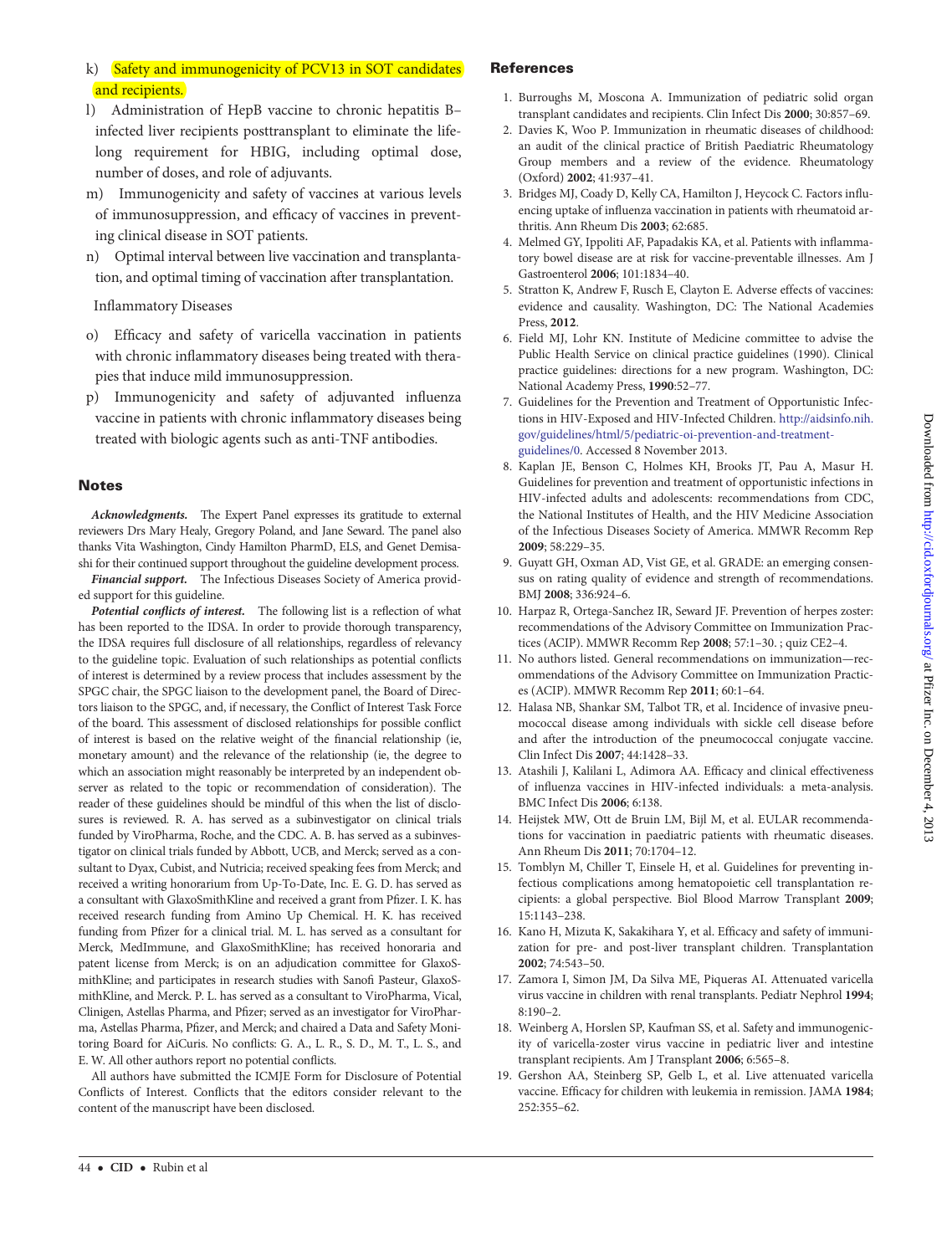k) Safety and immunogenicity of PCV13 in SOT candidates and recipients.

l) Administration of HepB vaccine to chronic hepatitis B–infected liver recipients posttransplant to eliminate the lifelong requirement for HBIG, including optimal dose, number of doses, and role of adjuvants.

m) Immunogenicity and safety of vaccines at various levels of immunosuppression, and efficacy of vaccines in preventing clinical disease in SOT patients.

n) Optimal interval between live vaccination and transplantation, and optimal timing of vaccination after transplantation.

Inflammatory Diseases

o) Efficacy and safety of varicella vaccination in patients with chronic inflammatory diseases being treated with therapies that induce mild immunosuppression.

p) Immunogenicity and safety of adjuvanted influenza vaccine in patients with chronic inflammatory diseases being treated with biologic agents such as anti-TNF antibodies.

## Notes

***Acknowledgments.*** The Expert Panel expresses its gratitude to external reviewers Drs Mary Healy, Gregory Poland, and Jane Seward. The panel also thanks Vita Washington, Cindy Hamilton PharmD, ELS, and Genet Demisashi for their continued support throughout the guideline development process.

***Financial support.*** The Infectious Diseases Society of America provided support for this guideline.

***Potential conflicts of interest.*** The following list is a reflection of what has been reported to the IDSA. In order to provide thorough transparency, the IDSA requires full disclosure of all relationships, regardless of relevancy to the guideline topic. Evaluation of such relationships as potential conflicts of interest is determined by a review process that includes assessment by the SPGC chair, the SPGC liaison to the development panel, the Board of Directors liaison to the SPGC, and, if necessary, the Conflict of Interest Task Force of the board. This assessment of disclosed relationships for possible conflict of interest is based on the relative weight of the financial relationship (ie, monetary amount) and the relevance of the relationship (ie, the degree to which an association might reasonably be interpreted by an independent observer as related to the topic or recommendation of consideration). The reader of these guidelines should be mindful of this when the list of disclosures is reviewed. R. A. has served as a subinvestigator on clinical trials funded by ViroPharma, Roche, and the CDC. A. B. has served as a subinvestigator on clinical trials funded by Abbott, UCB, and Merck; served as a consultant to Dyax, Cubist, and Nutricia; received speaking fees from Merck; and received a writing honorarium from Up-To-Date, Inc. E. G. D. has served as a consultant with GlaxoSmithKline and received a grant from Pfizer. I. K. has received research funding from Amino Up Chemical. H. K. has received funding from Pfizer for a clinical trial. M. L. has served as a consultant for Merck, MedImmune, and GlaxoSmithKline; has received honoraria and patent license from Merck; is on an adjudication committee for GlaxoSmithKline; and participates in research studies with Sanofi Pasteur, GlaxoSmithKline, and Merck. P. L. has served as a consultant to ViroPharma, Vical, Clinigen, Astellas Pharma, and Pfizer; served as an investigator for ViroPharma, Astellas Pharma, Pfizer, and Merck; and chaired a Data and Safety Monitoring Board for AiCuris. No conflicts: G. A., L. R., S. D., M. T., L. S., and E. W. All other authors report no potential conflicts.

All authors have submitted the ICMJE Form for Disclosure of Potential Conflicts of Interest. Conflicts that the editors consider relevant to the content of the manuscript have been disclosed.

## References

1. Burroughs M, Moscona A. Immunization of pediatric solid organ transplant candidates and recipients. Clin Infect Dis **2000**; 30:857–69.
2. Davies K, Woo P. Immunization in rheumatic diseases of childhood: an audit of the clinical practice of British Paediatric Rheumatology Group members and a review of the evidence. Rheumatology (Oxford) **2002**; 41:937–41.
3. Bridges MJ, Coady D, Kelly CA, Hamilton J, Heycock C. Factors influencing uptake of influenza vaccination in patients with rheumatoid arthritis. Ann Rheum Dis **2003**; 62:685.
4. Melmed GY, Ippoliti AF, Papadakis KA, et al. Patients with inflammatory bowel disease are at risk for vaccine-preventable illnesses. Am J Gastroenterol **2006**; 101:1834–40.
5. Stratton K, Andrew F, Rusch E, Clayton E. Adverse effects of vaccines: evidence and causality. Washington, DC: The National Academies Press, **2012**.
6. Field MJ, Lohr KN. Institute of Medicine committee to advise the Public Health Service on clinical practice guidelines (1990). Clinical practice guidelines: directions for a new program. Washington, DC: National Academy Press, **1990**:52–77.
7. Guidelines for the Prevention and Treatment of Opportunistic Infections in HIV-Exposed and HIV-Infected Children. http://aidsinfo.nih.gov/guidelines/html/5/pediatric-oi-prevention-and-treatment-guidelines/0. Accessed 8 November 2013.
8. Kaplan JE, Benson C, Holmes KH, Brooks JT, Pau A, Masur H. Guidelines for prevention and treatment of opportunistic infections in HIV-infected adults and adolescents: recommendations from CDC, the National Institutes of Health, and the HIV Medicine Association of the Infectious Diseases Society of America. MMWR Recomm Rep **2009**; 58:229–35.
9. Guyatt GH, Oxman AD, Vist GE, et al. GRADE: an emerging consensus on rating quality of evidence and strength of recommendations. BMJ **2008**; 336:924–6.
10. Harpaz R, Ortega-Sanchez IR, Seward JF. Prevention of herpes zoster: recommendations of the Advisory Committee on Immunization Practices (ACIP). MMWR Recomm Rep **2008**; 57:1–30. ; quiz CE2–4.
11. No authors listed. General recommendations on immunization—recommendations of the Advisory Committee on Immunization Practices (ACIP). MMWR Recomm Rep **2011**; 60:1–64.
12. Halasa NB, Shankar SM, Talbot TR, et al. Incidence of invasive pneumococcal disease among individuals with sickle cell disease before and after the introduction of the pneumococcal conjugate vaccine. Clin Infect Dis **2007**; 44:1428–33.
13. Atashili J, Kalilani L, Adimora AA. Efficacy and clinical effectiveness of influenza vaccines in HIV-infected individuals: a meta-analysis. BMC Infect Dis **2006**; 6:138.
14. Heijstek MW, Ott de Bruin LM, Bijl M, et al. EULAR recommendations for vaccination in paediatric patients with rheumatic diseases. Ann Rheum Dis **2011**; 70:1704–12.
15. Tomblyn M, Chiller T, Einsele H, et al. Guidelines for preventing infectious complications among hematopoietic cell transplantation recipients: a global perspective. Biol Blood Marrow Transplant **2009**; 15:1143–238.
16. Kano H, Mizuta K, Sakakihara Y, et al. Efficacy and safety of immunization for pre- and post-liver transplant children. Transplantation **2002**; 74:543–50.
17. Zamora I, Simon JM, Da Silva ME, Piqueras AI. Attenuated varicella virus vaccine in children with renal transplants. Pediatr Nephrol **1994**; 8:190–2.
18. Weinberg A, Horslen SP, Kaufman SS, et al. Safety and immunogenicity of varicella-zoster virus vaccine in pediatric liver and intestine transplant recipients. Am J Transplant **2006**; 6:565–8.
19. Gershon AA, Steinberg SP, Gelb L, et al. Live attenuated varicella vaccine. Efficacy for children with leukemia in remission. JAMA **1984**; 252:355–62.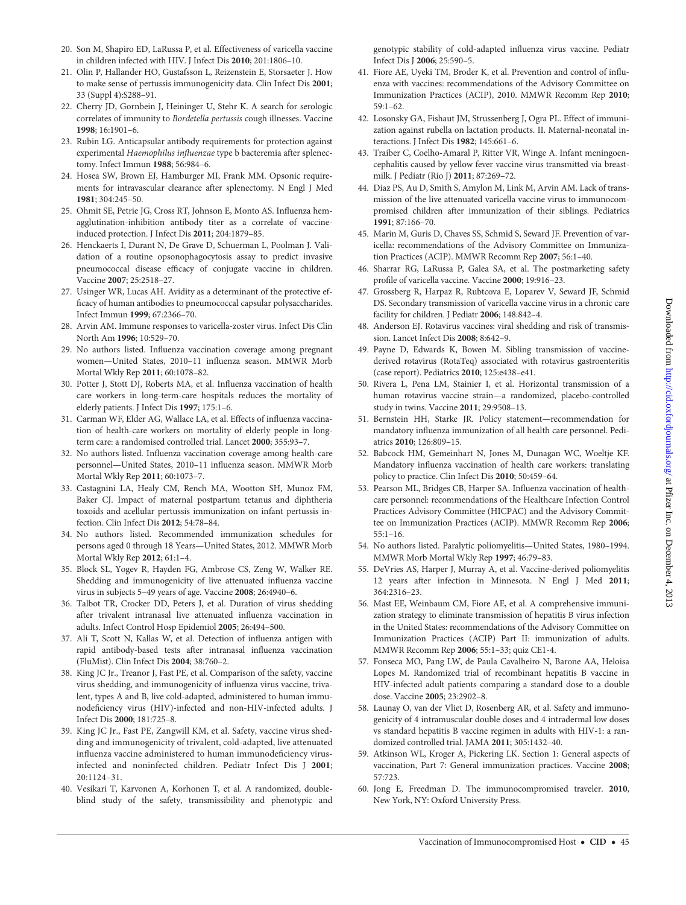20. Son M, Shapiro ED, LaRussa P, et al. Effectiveness of varicella vaccine in children infected with HIV. J Infect Dis **2010**; 201:1806–10.
21. Olin P, Hallander HO, Gustafsson L, Reizenstein E, Storsaeter J. How to make sense of pertussis immunogenicity data. Clin Infect Dis **2001**; 33 (Suppl 4):S288–91.
22. Cherry JD, Gornbein J, Heininger U, Stehr K. A search for serologic correlates of immunity to *Bordetella pertussis* cough illnesses. Vaccine **1998**; 16:1901–6.
23. Rubin LG. Anticapsular antibody requirements for protection against experimental *Haemophilus influenzae* type b bacteremia after splenectomy. Infect Immun **1988**; 56:984–6.
24. Hosea SW, Brown EJ, Hamburger MI, Frank MM. Opsonic requirements for intravascular clearance after splenectomy. N Engl J Med **1981**; 304:245–50.
25. Ohmit SE, Petrie JG, Cross RT, Johnson E, Monto AS. Influenza hemagglutination-inhibition antibody titer as a correlate of vaccine-induced protection. J Infect Dis **2011**; 204:1879–85.
26. Henckaerts I, Durant N, De Grave D, Schuerman L, Poolman J. Validation of a routine opsonophagocytosis assay to predict invasive pneumococcal disease efficacy of conjugate vaccine in children. Vaccine **2007**; 25:2518–27.
27. Usinger WR, Lucas AH. Avidity as a determinant of the protective efficacy of human antibodies to pneumococcal capsular polysaccharides. Infect Immun **1999**; 67:2366–70.
28. Arvin AM. Immune responses to varicella-zoster virus. Infect Dis Clin North Am **1996**; 10:529–70.
29. No authors listed. Influenza vaccination coverage among pregnant women—United States, 2010–11 influenza season. MMWR Morb Mortal Wkly Rep **2011**; 60:1078–82.
30. Potter J, Stott DJ, Roberts MA, et al. Influenza vaccination of health care workers in long-term-care hospitals reduces the mortality of elderly patients. J Infect Dis **1997**; 175:1–6.
31. Carman WF, Elder AG, Wallace LA, et al. Effects of influenza vaccination of health-care workers on mortality of elderly people in long-term care: a randomised controlled trial. Lancet **2000**; 355:93–7.
32. No authors listed. Influenza vaccination coverage among health-care personnel—United States, 2010–11 influenza season. MMWR Morb Mortal Wkly Rep **2011**; 60:1073–7.
33. Castagnini LA, Healy CM, Rench MA, Wootton SH, Munoz FM, Baker CJ. Impact of maternal postpartum tetanus and diphtheria toxoids and acellular pertussis immunization on infant pertussis infection. Clin Infect Dis **2012**; 54:78–84.
34. No authors listed. Recommended immunization schedules for persons aged 0 through 18 Years—United States, 2012. MMWR Morb Mortal Wkly Rep **2012**; 61:1–4.
35. Block SL, Yogev R, Hayden FG, Ambrose CS, Zeng W, Walker RE. Shedding and immunogenicity of live attenuated influenza vaccine virus in subjects 5–49 years of age. Vaccine **2008**; 26:4940–6.
36. Talbot TR, Crocker DD, Peters J, et al. Duration of virus shedding after trivalent intranasal live attenuated influenza vaccination in adults. Infect Control Hosp Epidemiol **2005**; 26:494–500.
37. Ali T, Scott N, Kallas W, et al. Detection of influenza antigen with rapid antibody-based tests after intranasal influenza vaccination (FluMist). Clin Infect Dis **2004**; 38:760–2.
38. King JC Jr., Treanor J, Fast PE, et al. Comparison of the safety, vaccine virus shedding, and immunogenicity of influenza virus vaccine, trivalent, types A and B, live cold-adapted, administered to human immunodeficiency virus (HIV)-infected and non-HIV-infected adults. J Infect Dis **2000**; 181:725–8.
39. King JC Jr., Fast PE, Zangwill KM, et al. Safety, vaccine virus shedding and immunogenicity of trivalent, cold-adapted, live attenuated influenza vaccine administered to human immunodeficiency virus-infected and noninfected children. Pediatr Infect Dis J **2001**; 20:1124–31.
40. Vesikari T, Karvonen A, Korhonen T, et al. A randomized, double-blind study of the safety, transmissibility and phenotypic and genotypic stability of cold-adapted influenza virus vaccine. Pediatr Infect Dis J **2006**; 25:590–5.
41. Fiore AE, Uyeki TM, Broder K, et al. Prevention and control of influenza with vaccines: recommendations of the Advisory Committee on Immunization Practices (ACIP), 2010. MMWR Recomm Rep **2010**; 59:1–62.
42. Losonsky GA, Fishaut JM, Strussenberg J, Ogra PL. Effect of immunization against rubella on lactation products. II. Maternal-neonatal interactions. J Infect Dis **1982**; 145:661–6.
43. Traiber C, Coelho-Amaral P, Ritter VR, Winge A. Infant meningoencephalitis caused by yellow fever vaccine virus transmitted via breastmilk. J Pediatr (Rio J) **2011**; 87:269–72.
44. Diaz PS, Au D, Smith S, Amylon M, Link M, Arvin AM. Lack of transmission of the live attenuated varicella vaccine virus to immunocompromised children after immunization of their siblings. Pediatrics **1991**; 87:166–70.
45. Marin M, Guris D, Chaves SS, Schmid S, Seward JF. Prevention of varicella: recommendations of the Advisory Committee on Immunization Practices (ACIP). MMWR Recomm Rep **2007**; 56:1–40.
46. Sharrar RG, LaRussa P, Galea SA, et al. The postmarketing safety profile of varicella vaccine. Vaccine **2000**; 19:916–23.
47. Grossberg R, Harpaz R, Rubtcova E, Loparev V, Seward JF, Schmid DS. Secondary transmission of varicella vaccine virus in a chronic care facility for children. J Pediatr **2006**; 148:842–4.
48. Anderson EJ. Rotavirus vaccines: viral shedding and risk of transmission. Lancet Infect Dis **2008**; 8:642–9.
49. Payne D, Edwards K, Bowen M. Sibling transmission of vaccine-derived rotavirus (RotaTeq) associated with rotavirus gastroenteritis (case report). Pediatrics **2010**; 125:e438–e41.
50. Rivera L, Pena LM, Stainier I, et al. Horizontal transmission of a human rotavirus vaccine strain—a randomized, placebo-controlled study in twins. Vaccine **2011**; 29:9508–13.
51. Bernstein HH, Starke JR. Policy statement—recommendation for mandatory influenza immunization of all health care personnel. Pediatrics **2010**; 126:809–15.
52. Babcock HM, Gemeinhart N, Jones M, Dunagan WC, Woeltje KF. Mandatory influenza vaccination of health care workers: translating policy to practice. Clin Infect Dis **2010**; 50:459–64.
53. Pearson ML, Bridges CB, Harper SA. Influenza vaccination of health-care personnel: recommendations of the Healthcare Infection Control Practices Advisory Committee (HICPAC) and the Advisory Committee on Immunization Practices (ACIP). MMWR Recomm Rep **2006**; 55:1–16.
54. No authors listed. Paralytic poliomyelitis—United States, 1980–1994. MMWR Morb Mortal Wkly Rep **1997**; 46:79–83.
55. DeVries AS, Harper J, Murray A, et al. Vaccine-derived poliomyelitis 12 years after infection in Minnesota. N Engl J Med **2011**; 364:2316–23.
56. Mast EE, Weinbaum CM, Fiore AE, et al. A comprehensive immunization strategy to eliminate transmission of hepatitis B virus infection in the United States: recommendations of the Advisory Committee on Immunization Practices (ACIP) Part II: immunization of adults. MMWR Recomm Rep **2006**; 55:1–33; quiz CE1-4.
57. Fonseca MO, Pang LW, de Paula Cavalheiro N, Barone AA, Heloisa Lopes M. Randomized trial of recombinant hepatitis B vaccine in HIV-infected adult patients comparing a standard dose to a double dose. Vaccine **2005**; 23:2902–8.
58. Launay O, van der Vliet D, Rosenberg AR, et al. Safety and immunogenicity of 4 intramuscular double doses and 4 intradermal low doses vs standard hepatitis B vaccine regimen in adults with HIV-1: a randomized controlled trial. JAMA **2011**; 305:1432–40.
59. Atkinson WL, Kroger A, Pickering LK. Section 1: General aspects of vaccination, Part 7: General immunization practices. Vaccine **2008**; 57:723.
60. Jong E, Freedman D. The immunocompromised traveler. **2010**, New York, NY: Oxford University Press.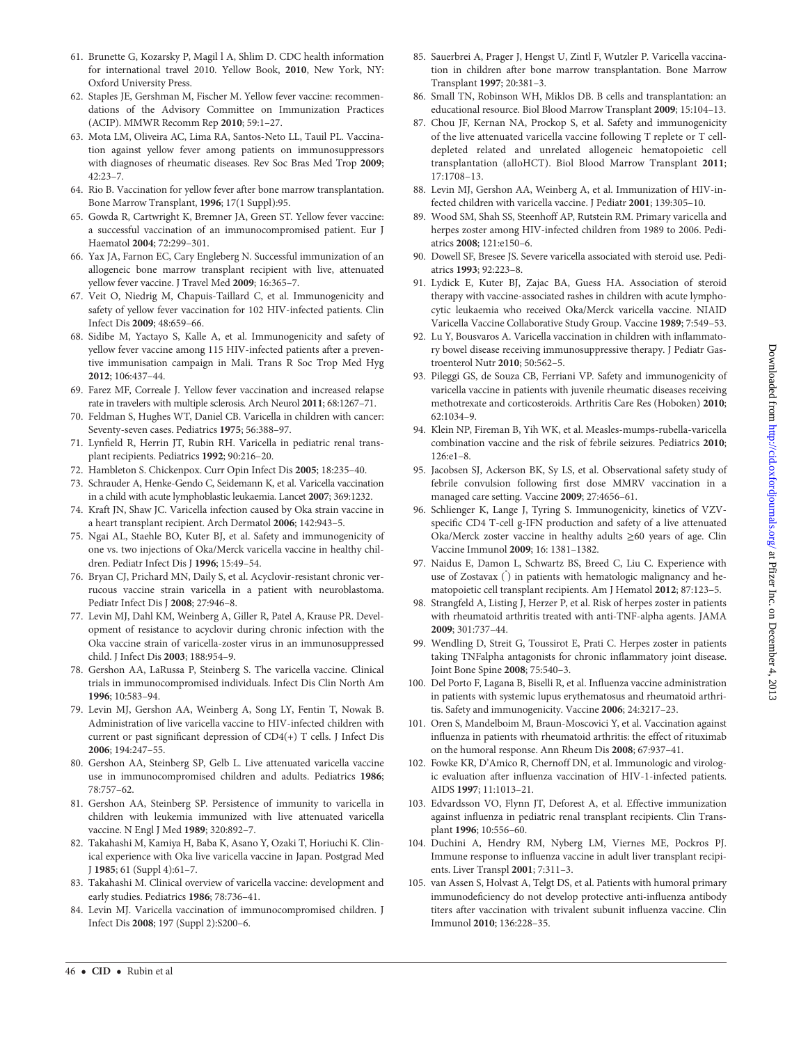61. Brunette G, Kozarsky P, Magil l A, Shlim D. CDC health information for international travel 2010. Yellow Book, **2010**, New York, NY: Oxford University Press.
62. Staples JE, Gershman M, Fischer M. Yellow fever vaccine: recommendations of the Advisory Committee on Immunization Practices (ACIP). MMWR Recomm Rep **2010**; 59:1–27.
63. Mota LM, Oliveira AC, Lima RA, Santos-Neto LL, Tauil PL. Vaccination against yellow fever among patients on immunosuppressors with diagnoses of rheumatic diseases. Rev Soc Bras Med Trop **2009**; 42:23–7.
64. Rio B. Vaccination for yellow fever after bone marrow transplantation. Bone Marrow Transplant, **1996**; 17(1 Suppl):95.
65. Gowda R, Cartwright K, Bremner JA, Green ST. Yellow fever vaccine: a successful vaccination of an immunocompromised patient. Eur J Haematol **2004**; 72:299–301.
66. Yax JA, Farnon EC, Cary Engleberg N. Successful immunization of an allogeneic bone marrow transplant recipient with live, attenuated yellow fever vaccine. J Travel Med **2009**; 16:365–7.
67. Veit O, Niedrig M, Chapuis-Taillard C, et al. Immunogenicity and safety of yellow fever vaccination for 102 HIV-infected patients. Clin Infect Dis **2009**; 48:659–66.
68. Sidibe M, Yactayo S, Kalle A, et al. Immunogenicity and safety of yellow fever vaccine among 115 HIV-infected patients after a preventive immunisation campaign in Mali. Trans R Soc Trop Med Hyg **2012**; 106:437–44.
69. Farez MF, Correale J. Yellow fever vaccination and increased relapse rate in travelers with multiple sclerosis. Arch Neurol **2011**; 68:1267–71.
70. Feldman S, Hughes WT, Daniel CB. Varicella in children with cancer: Seventy-seven cases. Pediatrics **1975**; 56:388–97.
71. Lynfield R, Herrin JT, Rubin RH. Varicella in pediatric renal transplant recipients. Pediatrics **1992**; 90:216–20.
72. Hambleton S. Chickenpox. Curr Opin Infect Dis **2005**; 18:235–40.
73. Schrauder A, Henke-Gendo C, Seidemann K, et al. Varicella vaccination in a child with acute lymphoblastic leukaemia. Lancet **2007**; 369:1232.
74. Kraft JN, Shaw JC. Varicella infection caused by Oka strain vaccine in a heart transplant recipient. Arch Dermatol **2006**; 142:943–5.
75. Ngai AL, Staehle BO, Kuter BJ, et al. Safety and immunogenicity of one vs. two injections of Oka/Merck varicella vaccine in healthy children. Pediatr Infect Dis J **1996**; 15:49–54.
76. Bryan CJ, Prichard MN, Daily S, et al. Acyclovir-resistant chronic verrucous vaccine strain varicella in a patient with neuroblastoma. Pediatr Infect Dis J **2008**; 27:946–8.
77. Levin MJ, Dahl KM, Weinberg A, Giller R, Patel A, Krause PR. Development of resistance to acyclovir during chronic infection with the Oka vaccine strain of varicella-zoster virus in an immunosuppressed child. J Infect Dis **2003**; 188:954–9.
78. Gershon AA, LaRussa P, Steinberg S. The varicella vaccine. Clinical trials in immunocompromised individuals. Infect Dis Clin North Am **1996**; 10:583–94.
79. Levin MJ, Gershon AA, Weinberg A, Song LY, Fentin T, Nowak B. Administration of live varicella vaccine to HIV-infected children with current or past significant depression of CD4(+) T cells. J Infect Dis **2006**; 194:247–55.
80. Gershon AA, Steinberg SP, Gelb L. Live attenuated varicella vaccine use in immunocompromised children and adults. Pediatrics **1986**; 78:757–62.
81. Gershon AA, Steinberg SP. Persistence of immunity to varicella in children with leukemia immunized with live attenuated varicella vaccine. N Engl J Med **1989**; 320:892–7.
82. Takahashi M, Kamiya H, Baba K, Asano Y, Ozaki T, Horiuchi K. Clinical experience with Oka live varicella vaccine in Japan. Postgrad Med J **1985**; 61 (Suppl 4):61–7.
83. Takahashi M. Clinical overview of varicella vaccine: development and early studies. Pediatrics **1986**; 78:736–41.
84. Levin MJ. Varicella vaccination of immunocompromised children. J Infect Dis **2008**; 197 (Suppl 2):S200–6.
85. Sauerbrei A, Prager J, Hengst U, Zintl F, Wutzler P. Varicella vaccination in children after bone marrow transplantation. Bone Marrow Transplant **1997**; 20:381–3.
86. Small TN, Robinson WH, Miklos DB. B cells and transplantation: an educational resource. Biol Blood Marrow Transplant **2009**; 15:104–13.
87. Chou JF, Kernan NA, Prockop S, et al. Safety and immunogenicity of the live attenuated varicella vaccine following T replete or T cell-depleted related and unrelated allogeneic hematopoietic cell transplantation (alloHCT). Biol Blood Marrow Transplant **2011**; 17:1708–13.
88. Levin MJ, Gershon AA, Weinberg A, et al. Immunization of HIV-infected children with varicella vaccine. J Pediatr **2001**; 139:305–10.
89. Wood SM, Shah SS, Steenhoff AP, Rutstein RM. Primary varicella and herpes zoster among HIV-infected children from 1989 to 2006. Pediatrics **2008**; 121:e150–6.
90. Dowell SF, Bresee JS. Severe varicella associated with steroid use. Pediatrics **1993**; 92:223–8.
91. Lydick E, Kuter BJ, Zajac BA, Guess HA. Association of steroid therapy with vaccine-associated rashes in children with acute lymphocytic leukaemia who received Oka/Merck varicella vaccine. NIAID Varicella Vaccine Collaborative Study Group. Vaccine **1989**; 7:549–53.
92. Lu Y, Bousvaros A. Varicella vaccination in children with inflammatory bowel disease receiving immunosuppressive therapy. J Pediatr Gastroenterol Nutr **2010**; 50:562–5.
93. Pileggi GS, de Souza CB, Ferriani VP. Safety and immunogenicity of varicella vaccine in patients with juvenile rheumatic diseases receiving methotrexate and corticosteroids. Arthritis Care Res (Hoboken) **2010**; 62:1034–9.
94. Klein NP, Fireman B, Yih WK, et al. Measles-mumps-rubella-varicella combination vaccine and the risk of febrile seizures. Pediatrics **2010**; 126:e1–8.
95. Jacobsen SJ, Ackerson BK, Sy LS, et al. Observational safety study of febrile convulsion following first dose MMRV vaccination in a managed care setting. Vaccine **2009**; 27:4656–61.
96. Schlienger K, Lange J, Tyring S. Immunogenicity, kinetics of VZV-specific CD4 T-cell g-IFN production and safety of a live attenuated Oka/Merck zoster vaccine in healthy adults ≥60 years of age. Clin Vaccine Immunol **2009**; 16: 1381–1382.
97. Naidus E, Damon L, Schwartz BS, Breed C, Liu C. Experience with use of Zostavax (®) in patients with hematologic malignancy and hematopoietic cell transplant recipients. Am J Hematol **2012**; 87:123–5.
98. Strangfeld A, Listing J, Herzer P, et al. Risk of herpes zoster in patients with rheumatoid arthritis treated with anti-TNF-alpha agents. JAMA **2009**; 301:737–44.
99. Wendling D, Streit G, Toussirot E, Prati C. Herpes zoster in patients taking TNFalpha antagonists for chronic inflammatory joint disease. Joint Bone Spine **2008**; 75:540–3.
100. Del Porto F, Lagana B, Biselli R, et al. Influenza vaccine administration in patients with systemic lupus erythematosus and rheumatoid arthritis. Safety and immunogenicity. Vaccine **2006**; 24:3217–23.
101. Oren S, Mandelboim M, Braun-Moscovici Y, et al. Vaccination against influenza in patients with rheumatoid arthritis: the effect of rituximab on the humoral response. Ann Rheum Dis **2008**; 67:937–41.
102. Fowke KR, D'Amico R, Chernoff DN, et al. Immunologic and virologic evaluation after influenza vaccination of HIV-1-infected patients. AIDS **1997**; 11:1013–21.
103. Edvardsson VO, Flynn JT, Deforest A, et al. Effective immunization against influenza in pediatric renal transplant recipients. Clin Transplant **1996**; 10:556–60.
104. Duchini A, Hendry RM, Nyberg LM, Viernes ME, Pockros PJ. Immune response to influenza vaccine in adult liver transplant recipients. Liver Transpl **2001**; 7:311–3.
105. van Assen S, Holvast A, Telgt DS, et al. Patients with humoral primary immunodeficiency do not develop protective anti-influenza antibody titers after vaccination with trivalent subunit influenza vaccine. Clin Immunol **2010**; 136:228–35.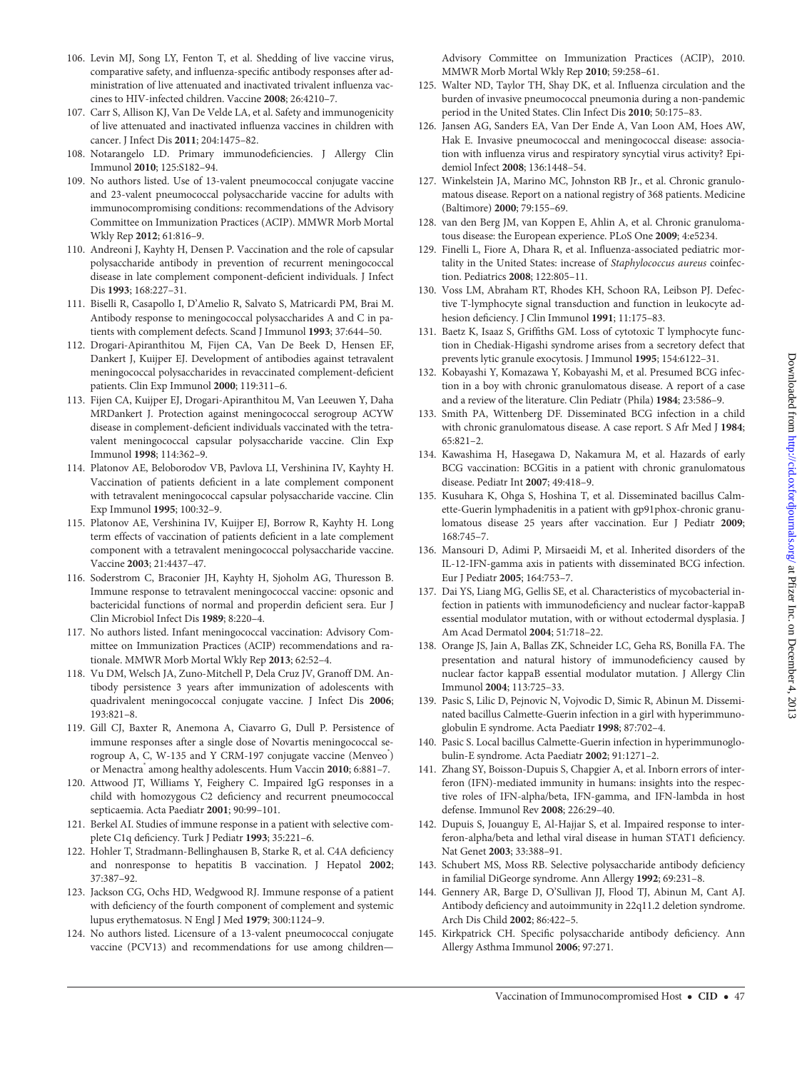106. Levin MJ, Song LY, Fenton T, et al. Shedding of live vaccine virus, comparative safety, and influenza-specific antibody responses after administration of live attenuated and inactivated trivalent influenza vaccines to HIV-infected children. Vaccine **2008**; 26:4210–7.
107. Carr S, Allison KJ, Van De Velde LA, et al. Safety and immunogenicity of live attenuated and inactivated influenza vaccines in children with cancer. J Infect Dis **2011**; 204:1475–82.
108. Notarangelo LD. Primary immunodeficiencies. J Allergy Clin Immunol **2010**; 125:S182–94.
109. No authors listed. Use of 13-valent pneumococcal conjugate vaccine and 23-valent pneumococcal polysaccharide vaccine for adults with immunocompromising conditions: recommendations of the Advisory Committee on Immunization Practices (ACIP). MMWR Morb Mortal Wkly Rep **2012**; 61:816–9.
110. Andreoni J, Kayhty H, Densen P. Vaccination and the role of capsular polysaccharide antibody in prevention of recurrent meningococcal disease in late complement component-deficient individuals. J Infect Dis **1993**; 168:227–31.
111. Biselli R, Casapollo I, D'Amelio R, Salvato S, Matricardi PM, Brai M. Antibody response to meningococcal polysaccharides A and C in patients with complement defects. Scand J Immunol **1993**; 37:644–50.
112. Drogari-Apiranthitou M, Fijen CA, Van De Beek D, Hensen EF, Dankert J, Kuijper EJ. Development of antibodies against tetravalent meningococcal polysaccharides in revaccinated complement-deficient patients. Clin Exp Immunol **2000**; 119:311–6.
113. Fijen CA, Kuijper EJ, Drogari-Apiranthitou M, Van Leeuwen Y, Daha MRDankert J. Protection against meningococcal serogroup ACYW disease in complement-deficient individuals vaccinated with the tetravalent meningococcal capsular polysaccharide vaccine. Clin Exp Immunol **1998**; 114:362–9.
114. Platonov AE, Beloborodov VB, Pavlova LI, Vershinina IV, Kayhty H. Vaccination of patients deficient in a late complement component with tetravalent meningococcal capsular polysaccharide vaccine. Clin Exp Immunol **1995**; 100:32–9.
115. Platonov AE, Vershinina IV, Kuijper EJ, Borrow R, Kayhty H. Long term effects of vaccination of patients deficient in a late complement component with a tetravalent meningococcal polysaccharide vaccine. Vaccine **2003**; 21:4437–47.
116. Soderstrom C, Braconier JH, Kayhty H, Sjoholm AG, Thuresson B. Immune response to tetravalent meningococcal vaccine: opsonic and bactericidal functions of normal and properdin deficient sera. Eur J Clin Microbiol Infect Dis **1989**; 8:220–4.
117. No authors listed. Infant meningococcal vaccination: Advisory Committee on Immunization Practices (ACIP) recommendations and rationale. MMWR Morb Mortal Wkly Rep **2013**; 62:52–4.
118. Vu DM, Welsch JA, Zuno-Mitchell P, Dela Cruz JV, Granoff DM. Antibody persistence 3 years after immunization of adolescents with quadrivalent meningococcal conjugate vaccine. J Infect Dis **2006**; 193:821–8.
119. Gill CJ, Baxter R, Anemona A, Ciavarro G, Dull P. Persistence of immune responses after a single dose of Novartis meningococcal serogroup A, C, W-135 and Y CRM-197 conjugate vaccine (Menveo®) or Menactra® among healthy adolescents. Hum Vaccin **2010**; 6:881–7.
120. Attwood JT, Williams Y, Feighery C. Impaired IgG responses in a child with homozygous C2 deficiency and recurrent pneumococcal septicaemia. Acta Paediatr **2001**; 90:99–101.
121. Berkel AI. Studies of immune response in a patient with selective complete C1q deficiency. Turk J Pediatr **1993**; 35:221–6.
122. Hohler T, Stradmann-Bellinghausen B, Starke R, et al. C4A deficiency and nonresponse to hepatitis B vaccination. J Hepatol **2002**; 37:387–92.
123. Jackson CG, Ochs HD, Wedgwood RJ. Immune response of a patient with deficiency of the fourth component of complement and systemic lupus erythematosus. N Engl J Med **1979**; 300:1124–9.
124. No authors listed. Licensure of a 13-valent pneumococcal conjugate vaccine (PCV13) and recommendations for use among children—Advisory Committee on Immunization Practices (ACIP), 2010. MMWR Morb Mortal Wkly Rep **2010**; 59:258–61.
125. Walter ND, Taylor TH, Shay DK, et al. Influenza circulation and the burden of invasive pneumococcal pneumonia during a non-pandemic period in the United States. Clin Infect Dis **2010**; 50:175–83.
126. Jansen AG, Sanders EA, Van Der Ende A, Van Loon AM, Hoes AW, Hak E. Invasive pneumococcal and meningococcal disease: association with influenza virus and respiratory syncytial virus activity? Epidemiol Infect **2008**; 136:1448–54.
127. Winkelstein JA, Marino MC, Johnston RB Jr., et al. Chronic granulomatous disease. Report on a national registry of 368 patients. Medicine (Baltimore) **2000**; 79:155–69.
128. van den Berg JM, van Koppen E, Ahlin A, et al. Chronic granulomatous disease: the European experience. PLoS One **2009**; 4:e5234.
129. Finelli L, Fiore A, Dhara R, et al. Influenza-associated pediatric mortality in the United States: increase of *Staphylococcus aureus* coinfection. Pediatrics **2008**; 122:805–11.
130. Voss LM, Abraham RT, Rhodes KH, Schoon RA, Leibson PJ. Defective T-lymphocyte signal transduction and function in leukocyte adhesion deficiency. J Clin Immunol **1991**; 11:175–83.
131. Baetz K, Isaaz S, Griffiths GM. Loss of cytotoxic T lymphocyte function in Chediak-Higashi syndrome arises from a secretory defect that prevents lytic granule exocytosis. J Immunol **1995**; 154:6122–31.
132. Kobayashi Y, Komazawa Y, Kobayashi M, et al. Presumed BCG infection in a boy with chronic granulomatous disease. A report of a case and a review of the literature. Clin Pediatr (Phila) **1984**; 23:586–9.
133. Smith PA, Wittenberg DF. Disseminated BCG infection in a child with chronic granulomatous disease. A case report. S Afr Med J **1984**; 65:821–2.
134. Kawashima H, Hasegawa D, Nakamura M, et al. Hazards of early BCG vaccination: BCGitis in a patient with chronic granulomatous disease. Pediatr Int **2007**; 49:418–9.
135. Kusuhara K, Ohga S, Hoshina T, et al. Disseminated bacillus Calmette-Guerin lymphadenitis in a patient with gp91phox-chronic granulomatous disease 25 years after vaccination. Eur J Pediatr **2009**; 168:745–7.
136. Mansouri D, Adimi P, Mirsaeidi M, et al. Inherited disorders of the IL-12-IFN-gamma axis in patients with disseminated BCG infection. Eur J Pediatr **2005**; 164:753–7.
137. Dai YS, Liang MG, Gellis SE, et al. Characteristics of mycobacterial infection in patients with immunodeficiency and nuclear factor-kappaB essential modulator mutation, with or without ectodermal dysplasia. J Am Acad Dermatol **2004**; 51:718–22.
138. Orange JS, Jain A, Ballas ZK, Schneider LC, Geha RS, Bonilla FA. The presentation and natural history of immunodeficiency caused by nuclear factor kappaB essential modulator mutation. J Allergy Clin Immunol **2004**; 113:725–33.
139. Pasic S, Lilic D, Pejnovic N, Vojvodic D, Simic R, Abinun M. Disseminated bacillus Calmette-Guerin infection in a girl with hyperimmunoglobulin E syndrome. Acta Paediatr **1998**; 87:702–4.
140. Pasic S. Local bacillus Calmette-Guerin infection in hyperimmunoglobulin-E syndrome. Acta Paediatr **2002**; 91:1271–2.
141. Zhang SY, Boisson-Dupuis S, Chapgier A, et al. Inborn errors of interferon (IFN)-mediated immunity in humans: insights into the respective roles of IFN-alpha/beta, IFN-gamma, and IFN-lambda in host defense. Immunol Rev **2008**; 226:29–40.
142. Dupuis S, Jouanguy E, Al-Hajjar S, et al. Impaired response to interferon-alpha/beta and lethal viral disease in human STAT1 deficiency. Nat Genet **2003**; 33:388–91.
143. Schubert MS, Moss RB. Selective polysaccharide antibody deficiency in familial DiGeorge syndrome. Ann Allergy **1992**; 69:231–8.
144. Gennery AR, Barge D, O'Sullivan JJ, Flood TJ, Abinun M, Cant AJ. Antibody deficiency and autoimmunity in 22q11.2 deletion syndrome. Arch Dis Child **2002**; 86:422–5.
145. Kirkpatrick CH. Specific polysaccharide antibody deficiency. Ann Allergy Asthma Immunol **2006**; 97:271.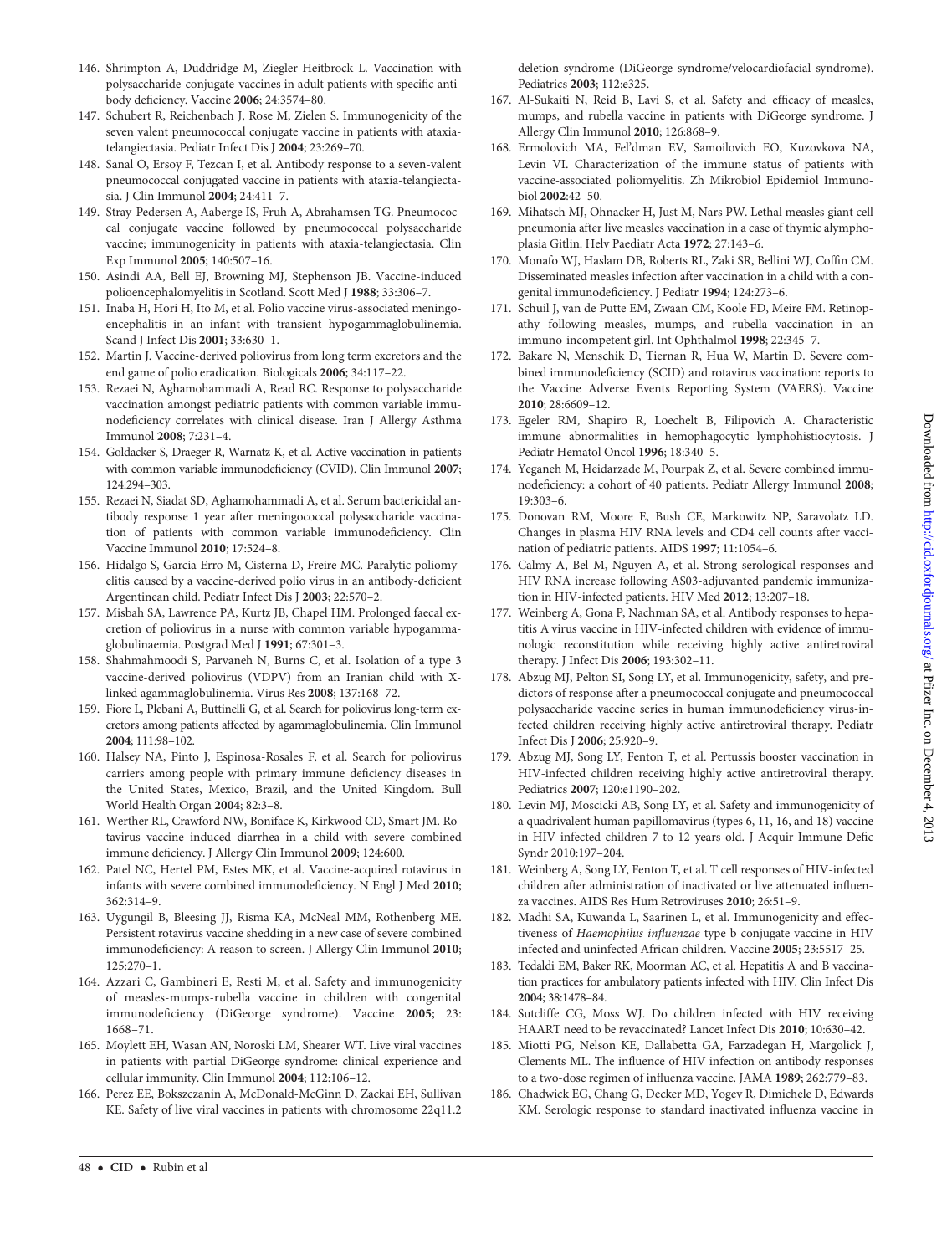146. Shrimpton A, Duddridge M, Ziegler-Heitbrock L. Vaccination with polysaccharide-conjugate-vaccines in adult patients with specific antibody deficiency. Vaccine **2006**; 24:3574–80.
147. Schubert R, Reichenbach J, Rose M, Zielen S. Immunogenicity of the seven valent pneumococcal conjugate vaccine in patients with ataxia-telangiectasia. Pediatr Infect Dis J **2004**; 23:269–70.
148. Sanal O, Ersoy F, Tezcan I, et al. Antibody response to a seven-valent pneumococcal conjugated vaccine in patients with ataxia-telangiectasia. J Clin Immunol **2004**; 24:411–7.
149. Stray-Pedersen A, Aaberge IS, Fruh A, Abrahamsen TG. Pneumococcal conjugate vaccine followed by pneumococcal polysaccharide vaccine; immunogenicity in patients with ataxia-telangiectasia. Clin Exp Immunol **2005**; 140:507–16.
150. Asindi AA, Bell EJ, Browning MJ, Stephenson JB. Vaccine-induced polioencephalomyelitis in Scotland. Scott Med J **1988**; 33:306–7.
151. Inaba H, Hori H, Ito M, et al. Polio vaccine virus-associated meningoencephalitis in an infant with transient hypogammaglobulinemia. Scand J Infect Dis **2001**; 33:630–1.
152. Martin J. Vaccine-derived poliovirus from long term excretors and the end game of polio eradication. Biologicals **2006**; 34:117–22.
153. Rezaei N, Aghamohammadi A, Read RC. Response to polysaccharide vaccination amongst pediatric patients with common variable immunodeficiency correlates with clinical disease. Iran J Allergy Asthma Immunol **2008**; 7:231–4.
154. Goldacker S, Draeger R, Warnatz K, et al. Active vaccination in patients with common variable immunodeficiency (CVID). Clin Immunol **2007**; 124:294–303.
155. Rezaei N, Siadat SD, Aghamohammadi A, et al. Serum bactericidal antibody response 1 year after meningococcal polysaccharide vaccination of patients with common variable immunodeficiency. Clin Vaccine Immunol **2010**; 17:524–8.
156. Hidalgo S, Garcia Erro M, Cisterna D, Freire MC. Paralytic poliomyelitis caused by a vaccine-derived polio virus in an antibody-deficient Argentinean child. Pediatr Infect Dis J **2003**; 22:570–2.
157. Misbah SA, Lawrence PA, Kurtz JB, Chapel HM. Prolonged faecal excretion of poliovirus in a nurse with common variable hypogammaglobulinaemia. Postgrad Med J **1991**; 67:301–3.
158. Shahmahmoodi S, Parvaneh N, Burns C, et al. Isolation of a type 3 vaccine-derived poliovirus (VDPV) from an Iranian child with X-linked agammaglobulinemia. Virus Res **2008**; 137:168–72.
159. Fiore L, Plebani A, Buttinelli G, et al. Search for poliovirus long-term excretors among patients affected by agammaglobulinemia. Clin Immunol **2004**; 111:98–102.
160. Halsey NA, Pinto J, Espinosa-Rosales F, et al. Search for poliovirus carriers among people with primary immune deficiency diseases in the United States, Mexico, Brazil, and the United Kingdom. Bull World Health Organ **2004**; 82:3–8.
161. Werther RL, Crawford NW, Boniface K, Kirkwood CD, Smart JM. Rotavirus vaccine induced diarrhea in a child with severe combined immune deficiency. J Allergy Clin Immunol **2009**; 124:600.
162. Patel NC, Hertel PM, Estes MK, et al. Vaccine-acquired rotavirus in infants with severe combined immunodeficiency. N Engl J Med **2010**; 362:314–9.
163. Uygungil B, Bleesing JJ, Risma KA, McNeal MM, Rothenberg ME. Persistent rotavirus vaccine shedding in a new case of severe combined immunodeficiency: A reason to screen. J Allergy Clin Immunol **2010**; 125:270–1.
164. Azzari C, Gambineri E, Resti M, et al. Safety and immunogenicity of measles-mumps-rubella vaccine in children with congenital immunodeficiency (DiGeorge syndrome). Vaccine **2005**; 23: 1668–71.
165. Moylett EH, Wasan AN, Noroski LM, Shearer WT. Live viral vaccines in patients with partial DiGeorge syndrome: clinical experience and cellular immunity. Clin Immunol **2004**; 112:106–12.
166. Perez EE, Bokszczanin A, McDonald-McGinn D, Zackai EH, Sullivan KE. Safety of live viral vaccines in patients with chromosome 22q11.2 deletion syndrome (DiGeorge syndrome/velocardiofacial syndrome). Pediatrics **2003**; 112:e325.
167. Al-Sukaiti N, Reid B, Lavi S, et al. Safety and efficacy of measles, mumps, and rubella vaccine in patients with DiGeorge syndrome. J Allergy Clin Immunol **2010**; 126:868–9.
168. Ermolovich MA, Fel'dman EV, Samoilovich EO, Kuzovkova NA, Levin VI. Characterization of the immune status of patients with vaccine-associated poliomyelitis. Zh Mikrobiol Epidemiol Immunobiol **2002**:42–50.
169. Mihatsch MJ, Ohnacker H, Just M, Nars PW. Lethal measles giant cell pneumonia after live measles vaccination in a case of thymic alymphoplasia Gitlin. Helv Paediatr Acta **1972**; 27:143–6.
170. Monafo WJ, Haslam DB, Roberts RL, Zaki SR, Bellini WJ, Coffin CM. Disseminated measles infection after vaccination in a child with a congenital immunodeficiency. J Pediatr **1994**; 124:273–6.
171. Schuil J, van de Putte EM, Zwaan CM, Koole FD, Meire FM. Retinopathy following measles, mumps, and rubella vaccination in an immuno-incompetent girl. Int Ophthalmol **1998**; 22:345–7.
172. Bakare N, Menschik D, Tiernan R, Hua W, Martin D. Severe combined immunodeficiency (SCID) and rotavirus vaccination: reports to the Vaccine Adverse Events Reporting System (VAERS). Vaccine **2010**; 28:6609–12.
173. Egeler RM, Shapiro R, Loechelt B, Filipovich A. Characteristic immune abnormalities in hemophagocytic lymphohistiocytosis. J Pediatr Hematol Oncol **1996**; 18:340–5.
174. Yeganeh M, Heidarzade M, Pourpak Z, et al. Severe combined immunodeficiency: a cohort of 40 patients. Pediatr Allergy Immunol **2008**; 19:303–6.
175. Donovan RM, Moore E, Bush CE, Markowitz NP, Saravolatz LD. Changes in plasma HIV RNA levels and CD4 cell counts after vaccination of pediatric patients. AIDS **1997**; 11:1054–6.
176. Calmy A, Bel M, Nguyen A, et al. Strong serological responses and HIV RNA increase following AS03-adjuvanted pandemic immunization in HIV-infected patients. HIV Med **2012**; 13:207–18.
177. Weinberg A, Gona P, Nachman SA, et al. Antibody responses to hepatitis A virus vaccine in HIV-infected children with evidence of immunologic reconstitution while receiving highly active antiretroviral therapy. J Infect Dis **2006**; 193:302–11.
178. Abzug MJ, Pelton SI, Song LY, et al. Immunogenicity, safety, and predictors of response after a pneumococcal conjugate and pneumococcal polysaccharide vaccine series in human immunodeficiency virus-infected children receiving highly active antiretroviral therapy. Pediatr Infect Dis J **2006**; 25:920–9.
179. Abzug MJ, Song LY, Fenton T, et al. Pertussis booster vaccination in HIV-infected children receiving highly active antiretroviral therapy. Pediatrics **2007**; 120:e1190–202.
180. Levin MJ, Moscicki AB, Song LY, et al. Safety and immunogenicity of a quadrivalent human papillomavirus (types 6, 11, 16, and 18) vaccine in HIV-infected children 7 to 12 years old. J Acquir Immune Defic Syndr 2010:197–204.
181. Weinberg A, Song LY, Fenton T, et al. T cell responses of HIV-infected children after administration of inactivated or live attenuated influenza vaccines. AIDS Res Hum Retroviruses **2010**; 26:51–9.
182. Madhi SA, Kuwanda L, Saarinen L, et al. Immunogenicity and effectiveness of *Haemophilus influenzae* type b conjugate vaccine in HIV infected and uninfected African children. Vaccine **2005**; 23:5517–25.
183. Tedaldi EM, Baker RK, Moorman AC, et al. Hepatitis A and B vaccination practices for ambulatory patients infected with HIV. Clin Infect Dis **2004**; 38:1478–84.
184. Sutcliffe CG, Moss WJ. Do children infected with HIV receiving HAART need to be revaccinated? Lancet Infect Dis **2010**; 10:630–42.
185. Miotti PG, Nelson KE, Dallabetta GA, Farzadegan H, Margolick J, Clements ML. The influence of HIV infection on antibody responses to a two-dose regimen of influenza vaccine. JAMA **1989**; 262:779–83.
186. Chadwick EG, Chang G, Decker MD, Yogev R, Dimichele D, Edwards KM. Serologic response to standard inactivated influenza vaccine in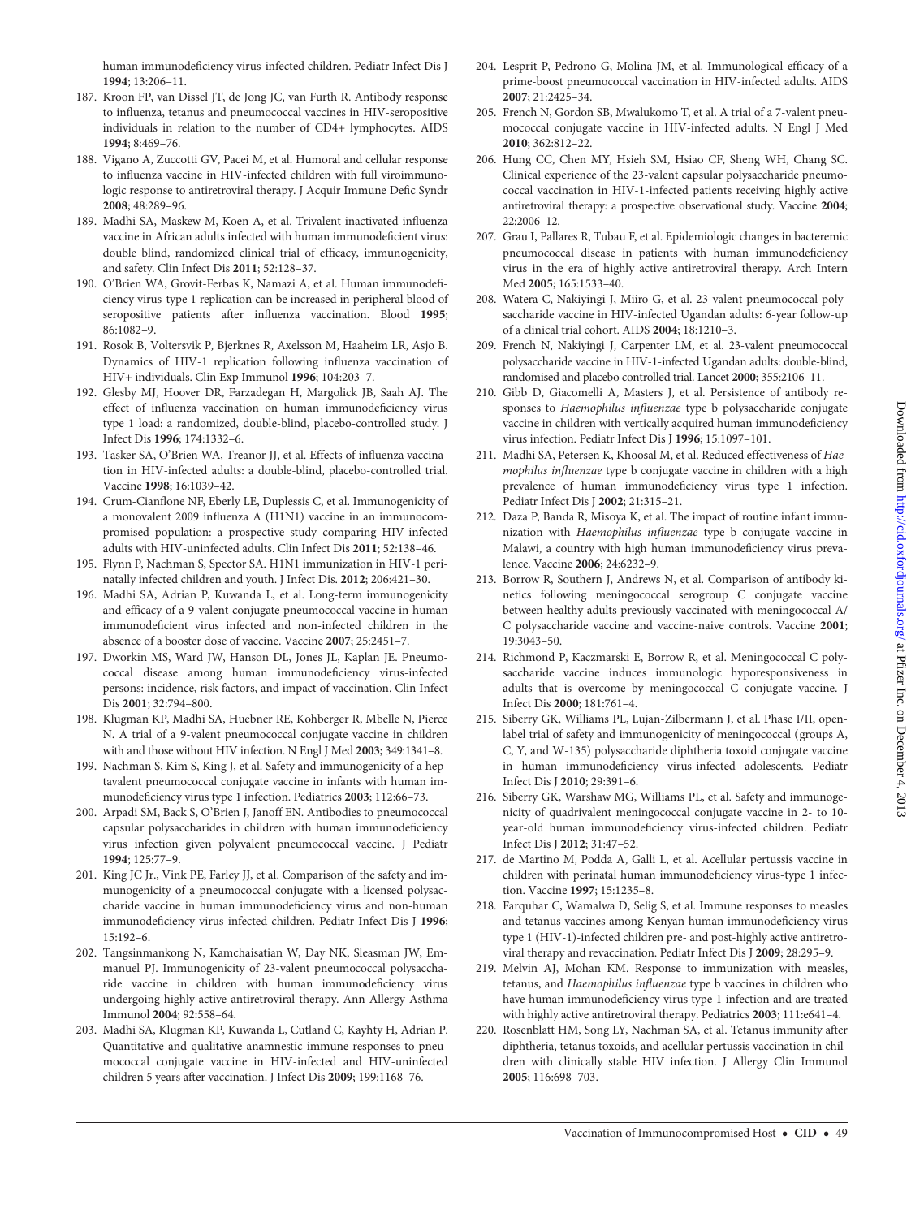human immunodeficiency virus-infected children. Pediatr Infect Dis J **1994**; 13:206–11.

187. Kroon FP, van Dissel JT, de Jong JC, van Furth R. Antibody response to influenza, tetanus and pneumococcal vaccines in HIV-seropositive individuals in relation to the number of CD4+ lymphocytes. AIDS **1994**; 8:469–76.
188. Vigano A, Zuccotti GV, Pacei M, et al. Humoral and cellular response to influenza vaccine in HIV-infected children with full viroimmunologic response to antiretroviral therapy. J Acquir Immune Defic Syndr **2008**; 48:289–96.
189. Madhi SA, Maskew M, Koen A, et al. Trivalent inactivated influenza vaccine in African adults infected with human immunodeficient virus: double blind, randomized clinical trial of efficacy, immunogenicity, and safety. Clin Infect Dis **2011**; 52:128–37.
190. O'Brien WA, Grovit-Ferbas K, Namazi A, et al. Human immunodeficiency virus-type 1 replication can be increased in peripheral blood of seropositive patients after influenza vaccination. Blood **1995**; 86:1082–9.
191. Rosok B, Voltersvik P, Bjerknes R, Axelsson M, Haaheim LR, Asjo B. Dynamics of HIV-1 replication following influenza vaccination of HIV+ individuals. Clin Exp Immunol **1996**; 104:203–7.
192. Glesby MJ, Hoover DR, Farzadegan H, Margolick JB, Saah AJ. The effect of influenza vaccination on human immunodeficiency virus type 1 load: a randomized, double-blind, placebo-controlled study. J Infect Dis **1996**; 174:1332–6.
193. Tasker SA, O'Brien WA, Treanor JJ, et al. Effects of influenza vaccination in HIV-infected adults: a double-blind, placebo-controlled trial. Vaccine **1998**; 16:1039–42.
194. Crum-Cianflone NF, Eberly LE, Duplessis C, et al. Immunogenicity of a monovalent 2009 influenza A (H1N1) vaccine in an immunocompromised population: a prospective study comparing HIV-infected adults with HIV-uninfected adults. Clin Infect Dis **2011**; 52:138–46.
195. Flynn P, Nachman S, Spector SA. H1N1 immunization in HIV-1 perinatally infected children and youth. J Infect Dis. **2012**; 206:421–30.
196. Madhi SA, Adrian P, Kuwanda L, et al. Long-term immunogenicity and efficacy of a 9-valent conjugate pneumococcal vaccine in human immunodeficient virus infected and non-infected children in the absence of a booster dose of vaccine. Vaccine **2007**; 25:2451–7.
197. Dworkin MS, Ward JW, Hanson DL, Jones JL, Kaplan JE. Pneumococcal disease among human immunodeficiency virus-infected persons: incidence, risk factors, and impact of vaccination. Clin Infect Dis **2001**; 32:794–800.
198. Klugman KP, Madhi SA, Huebner RE, Kohberger R, Mbelle N, Pierce N. A trial of a 9-valent pneumococcal conjugate vaccine in children with and those without HIV infection. N Engl J Med **2003**; 349:1341–8.
199. Nachman S, Kim S, King J, et al. Safety and immunogenicity of a heptavalent pneumococcal conjugate vaccine in infants with human immunodeficiency virus type 1 infection. Pediatrics **2003**; 112:66–73.
200. Arpadi SM, Back S, O'Brien J, Janoff EN. Antibodies to pneumococcal capsular polysaccharides in children with human immunodeficiency virus infection given polyvalent pneumococcal vaccine. J Pediatr **1994**; 125:77–9.
201. King JC Jr., Vink PE, Farley JJ, et al. Comparison of the safety and immunogenicity of a pneumococcal conjugate with a licensed polysaccharide vaccine in human immunodeficiency virus and non-human immunodeficiency virus-infected children. Pediatr Infect Dis J **1996**; 15:192–6.
202. Tangsinmankong N, Kamchaisatian W, Day NK, Sleasman JW, Emmanuel PJ. Immunogenicity of 23-valent pneumococcal polysaccharide vaccine in children with human immunodeficiency virus undergoing highly active antiretroviral therapy. Ann Allergy Asthma Immunol **2004**; 92:558–64.
203. Madhi SA, Klugman KP, Kuwanda L, Cutland C, Kayhty H, Adrian P. Quantitative and qualitative anamnestic immune responses to pneumococcal conjugate vaccine in HIV-infected and HIV-uninfected children 5 years after vaccination. J Infect Dis **2009**; 199:1168–76.
204. Lesprit P, Pedrono G, Molina JM, et al. Immunological efficacy of a prime-boost pneumococcal vaccination in HIV-infected adults. AIDS **2007**; 21:2425–34.
205. French N, Gordon SB, Mwalukomo T, et al. A trial of a 7-valent pneumococcal conjugate vaccine in HIV-infected adults. N Engl J Med **2010**; 362:812–22.
206. Hung CC, Chen MY, Hsieh SM, Hsiao CF, Sheng WH, Chang SC. Clinical experience of the 23-valent capsular polysaccharide pneumococcal vaccination in HIV-1-infected patients receiving highly active antiretroviral therapy: a prospective observational study. Vaccine **2004**; 22:2006–12.
207. Grau I, Pallares R, Tubau F, et al. Epidemiologic changes in bacteremic pneumococcal disease in patients with human immunodeficiency virus in the era of highly active antiretroviral therapy. Arch Intern Med **2005**; 165:1533–40.
208. Watera C, Nakiyingi J, Miiro G, et al. 23-valent pneumococcal polysaccharide vaccine in HIV-infected Ugandan adults: 6-year follow-up of a clinical trial cohort. AIDS **2004**; 18:1210–3.
209. French N, Nakiyingi J, Carpenter LM, et al. 23-valent pneumococcal polysaccharide vaccine in HIV-1-infected Ugandan adults: double-blind, randomised and placebo controlled trial. Lancet **2000**; 355:2106–11.
210. Gibb D, Giacomelli A, Masters J, et al. Persistence of antibody responses to *Haemophilus influenzae* type b polysaccharide conjugate vaccine in children with vertically acquired human immunodeficiency virus infection. Pediatr Infect Dis J **1996**; 15:1097–101.
211. Madhi SA, Petersen K, Khoosal M, et al. Reduced effectiveness of *Haemophilus influenzae* type b conjugate vaccine in children with a high prevalence of human immunodeficiency virus type 1 infection. Pediatr Infect Dis J **2002**; 21:315–21.
212. Daza P, Banda R, Misoya K, et al. The impact of routine infant immunization with *Haemophilus influenzae* type b conjugate vaccine in Malawi, a country with high human immunodeficiency virus prevalence. Vaccine **2006**; 24:6232–9.
213. Borrow R, Southern J, Andrews N, et al. Comparison of antibody kinetics following meningococcal serogroup C conjugate vaccine between healthy adults previously vaccinated with meningococcal A/C polysaccharide vaccine and vaccine-naive controls. Vaccine **2001**; 19:3043–50.
214. Richmond P, Kaczmarski E, Borrow R, et al. Meningococcal C polysaccharide vaccine induces immunologic hyporesponsiveness in adults that is overcome by meningococcal C conjugate vaccine. J Infect Dis **2000**; 181:761–4.
215. Siberry GK, Williams PL, Lujan-Zilbermann J, et al. Phase I/II, open-label trial of safety and immunogenicity of meningococcal (groups A, C, Y, and W-135) polysaccharide diphtheria toxoid conjugate vaccine in human immunodeficiency virus-infected adolescents. Pediatr Infect Dis J **2010**; 29:391–6.
216. Siberry GK, Warshaw MG, Williams PL, et al. Safety and immunogenicity of quadrivalent meningococcal conjugate vaccine in 2- to 10-year-old human immunodeficiency virus-infected children. Pediatr Infect Dis J **2012**; 31:47–52.
217. de Martino M, Podda A, Galli L, et al. Acellular pertussis vaccine in children with perinatal human immunodeficiency virus-type 1 infection. Vaccine **1997**; 15:1235–8.
218. Farquhar C, Wamalwa D, Selig S, et al. Immune responses to measles and tetanus vaccines among Kenyan human immunodeficiency virus type 1 (HIV-1)-infected children pre- and post-highly active antiretroviral therapy and revaccination. Pediatr Infect Dis J **2009**; 28:295–9.
219. Melvin AJ, Mohan KM. Response to immunization with measles, tetanus, and *Haemophilus influenzae* type b vaccines in children who have human immunodeficiency virus type 1 infection and are treated with highly active antiretroviral therapy. Pediatrics **2003**; 111:e641–4.
220. Rosenblatt HM, Song LY, Nachman SA, et al. Tetanus immunity after diphtheria, tetanus toxoids, and acellular pertussis vaccination in children with clinically stable HIV infection. J Allergy Clin Immunol **2005**; 116:698–703.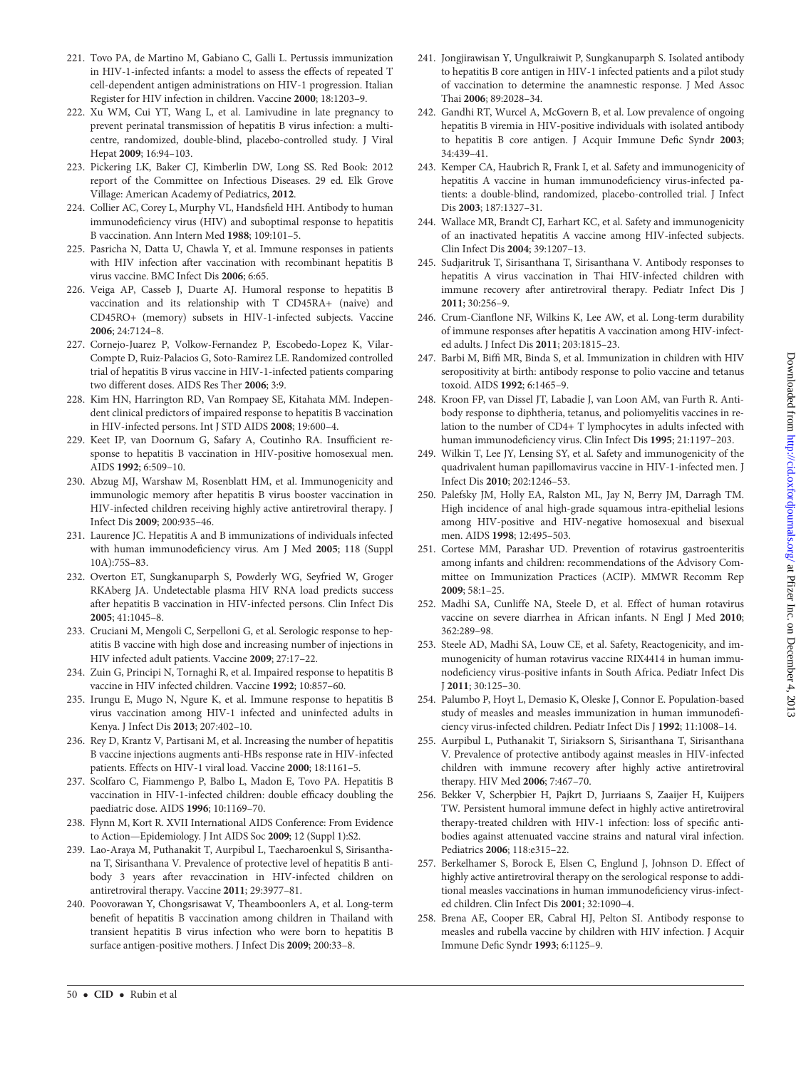221. Tovo PA, de Martino M, Gabiano C, Galli L. Pertussis immunization in HIV-1-infected infants: a model to assess the effects of repeated T cell-dependent antigen administrations on HIV-1 progression. Italian Register for HIV infection in children. Vaccine **2000**; 18:1203–9.
222. Xu WM, Cui YT, Wang L, et al. Lamivudine in late pregnancy to prevent perinatal transmission of hepatitis B virus infection: a multicentre, randomized, double-blind, placebo-controlled study. J Viral Hepat **2009**; 16:94–103.
223. Pickering LK, Baker CJ, Kimberlin DW, Long SS. Red Book: 2012 report of the Committee on Infectious Diseases. 29 ed. Elk Grove Village: American Academy of Pediatrics, **2012**.
224. Collier AC, Corey L, Murphy VL, Handsfield HH. Antibody to human immunodeficiency virus (HIV) and suboptimal response to hepatitis B vaccination. Ann Intern Med **1988**; 109:101–5.
225. Pasricha N, Datta U, Chawla Y, et al. Immune responses in patients with HIV infection after vaccination with recombinant hepatitis B virus vaccine. BMC Infect Dis **2006**; 6:65.
226. Veiga AP, Casseb J, Duarte AJ. Humoral response to hepatitis B vaccination and its relationship with T CD45RA+ (naive) and CD45RO+ (memory) subsets in HIV-1-infected subjects. Vaccine **2006**; 24:7124–8.
227. Cornejo-Juarez P, Volkow-Fernandez P, Escobedo-Lopez K, Vilar-Compte D, Ruiz-Palacios G, Soto-Ramirez LE. Randomized controlled trial of hepatitis B virus vaccine in HIV-1-infected patients comparing two different doses. AIDS Res Ther **2006**; 3:9.
228. Kim HN, Harrington RD, Van Rompaey SE, Kitahata MM. Independent clinical predictors of impaired response to hepatitis B vaccination in HIV-infected persons. Int J STD AIDS **2008**; 19:600–4.
229. Keet IP, van Doornum G, Safary A, Coutinho RA. Insufficient response to hepatitis B vaccination in HIV-positive homosexual men. AIDS **1992**; 6:509–10.
230. Abzug MJ, Warshaw M, Rosenblatt HM, et al. Immunogenicity and immunologic memory after hepatitis B virus booster vaccination in HIV-infected children receiving highly active antiretroviral therapy. J Infect Dis **2009**; 200:935–46.
231. Laurence JC. Hepatitis A and B immunizations of individuals infected with human immunodeficiency virus. Am J Med **2005**; 118 (Suppl 10A):75S–83.
232. Overton ET, Sungkanuparph S, Powderly WG, Seyfried W, Groger RKAberg JA. Undetectable plasma HIV RNA load predicts success after hepatitis B vaccination in HIV-infected persons. Clin Infect Dis **2005**; 41:1045–8.
233. Cruciani M, Mengoli C, Serpelloni G, et al. Serologic response to hepatitis B vaccine with high dose and increasing number of injections in HIV infected adult patients. Vaccine **2009**; 27:17–22.
234. Zuin G, Principi N, Tornaghi R, et al. Impaired response to hepatitis B vaccine in HIV infected children. Vaccine **1992**; 10:857–60.
235. Irungu E, Mugo N, Ngure K, et al. Immune response to hepatitis B virus vaccination among HIV-1 infected and uninfected adults in Kenya. J Infect Dis **2013**; 207:402–10.
236. Rey D, Krantz V, Partisani M, et al. Increasing the number of hepatitis B vaccine injections augments anti-HBs response rate in HIV-infected patients. Effects on HIV-1 viral load. Vaccine **2000**; 18:1161–5.
237. Scolfaro C, Fiammengo P, Balbo L, Madon E, Tovo PA. Hepatitis B vaccination in HIV-1-infected children: double efficacy doubling the paediatric dose. AIDS **1996**; 10:1169–70.
238. Flynn M, Kort R. XVII International AIDS Conference: From Evidence to Action—Epidemiology. J Int AIDS Soc **2009**; 12 (Suppl 1):S2.
239. Lao-Araya M, Puthanakit T, Aurpibul L, Taecharoenkul S, Sirisanthana T, Sirisanthana V. Prevalence of protective level of hepatitis B antibody 3 years after revaccination in HIV-infected children on antiretroviral therapy. Vaccine **2011**; 29:3977–81.
240. Poovorawan Y, Chongsrisawat V, Theamboonlers A, et al. Long-term benefit of hepatitis B vaccination among children in Thailand with transient hepatitis B virus infection who were born to hepatitis B surface antigen-positive mothers. J Infect Dis **2009**; 200:33–8.
241. Jongjirawisan Y, Ungulkraiwit P, Sungkanuparph S. Isolated antibody to hepatitis B core antigen in HIV-1 infected patients and a pilot study of vaccination to determine the anamnestic response. J Med Assoc Thai **2006**; 89:2028–34.
242. Gandhi RT, Wurcel A, McGovern B, et al. Low prevalence of ongoing hepatitis B viremia in HIV-positive individuals with isolated antibody to hepatitis B core antigen. J Acquir Immune Defic Syndr **2003**; 34:439–41.
243. Kemper CA, Haubrich R, Frank I, et al. Safety and immunogenicity of hepatitis A vaccine in human immunodeficiency virus-infected patients: a double-blind, randomized, placebo-controlled trial. J Infect Dis **2003**; 187:1327–31.
244. Wallace MR, Brandt CJ, Earhart KC, et al. Safety and immunogenicity of an inactivated hepatitis A vaccine among HIV-infected subjects. Clin Infect Dis **2004**; 39:1207–13.
245. Sudjaritruk T, Sirisanthana T, Sirisanthana V. Antibody responses to hepatitis A virus vaccination in Thai HIV-infected children with immune recovery after antiretroviral therapy. Pediatr Infect Dis J **2011**; 30:256–9.
246. Crum-Cianflone NF, Wilkins K, Lee AW, et al. Long-term durability of immune responses after hepatitis A vaccination among HIV-infected adults. J Infect Dis **2011**; 203:1815–23.
247. Barbi M, Biffi MR, Binda S, et al. Immunization in children with HIV seropositivity at birth: antibody response to polio vaccine and tetanus toxoid. AIDS **1992**; 6:1465–9.
248. Kroon FP, van Dissel JT, Labadie J, van Loon AM, van Furth R. Antibody response to diphtheria, tetanus, and poliomyelitis vaccines in relation to the number of CD4+ T lymphocytes in adults infected with human immunodeficiency virus. Clin Infect Dis **1995**; 21:1197–203.
249. Wilkin T, Lee JY, Lensing SY, et al. Safety and immunogenicity of the quadrivalent human papillomavirus vaccine in HIV-1-infected men. J Infect Dis **2010**; 202:1246–53.
250. Palefsky JM, Holly EA, Ralston ML, Jay N, Berry JM, Darragh TM. High incidence of anal high-grade squamous intra-epithelial lesions among HIV-positive and HIV-negative homosexual and bisexual men. AIDS **1998**; 12:495–503.
251. Cortese MM, Parashar UD. Prevention of rotavirus gastroenteritis among infants and children: recommendations of the Advisory Committee on Immunization Practices (ACIP). MMWR Recomm Rep **2009**; 58:1–25.
252. Madhi SA, Cunliffe NA, Steele D, et al. Effect of human rotavirus vaccine on severe diarrhea in African infants. N Engl J Med **2010**; 362:289–98.
253. Steele AD, Madhi SA, Louw CE, et al. Safety, Reactogenicity, and immunogenicity of human rotavirus vaccine RIX4414 in human immunodeficiency virus-positive infants in South Africa. Pediatr Infect Dis J **2011**; 30:125–30.
254. Palumbo P, Hoyt L, Demasio K, Oleske J, Connor E. Population-based study of measles and measles immunization in human immunodeficiency virus-infected children. Pediatr Infect Dis J **1992**; 11:1008–14.
255. Aurpibul L, Puthanakit T, Siriaksorn S, Sirisanthana T, Sirisanthana V. Prevalence of protective antibody against measles in HIV-infected children with immune recovery after highly active antiretroviral therapy. HIV Med **2006**; 7:467–70.
256. Bekker V, Scherpbier H, Pajkrt D, Jurriaans S, Zaaijer H, Kuijpers TW. Persistent humoral immune defect in highly active antiretroviral therapy-treated children with HIV-1 infection: loss of specific antibodies against attenuated vaccine strains and natural viral infection. Pediatrics **2006**; 118:e315–22.
257. Berkelhamer S, Borock E, Elsen C, Englund J, Johnson D. Effect of highly active antiretroviral therapy on the serological response to additional measles vaccinations in human immunodeficiency virus-infected children. Clin Infect Dis **2001**; 32:1090–4.
258. Brena AE, Cooper ER, Cabral HJ, Pelton SI. Antibody response to measles and rubella vaccine by children with HIV infection. J Acquir Immune Defic Syndr **1993**; 6:1125–9.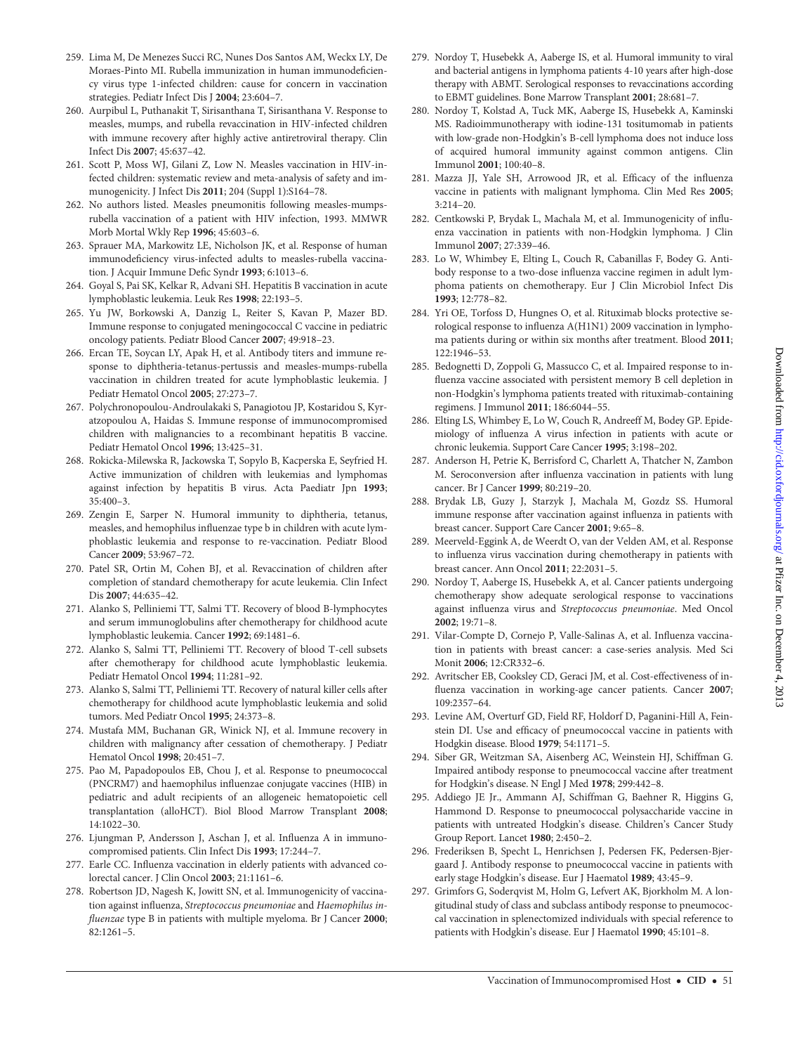259. Lima M, De Menezes Succi RC, Nunes Dos Santos AM, Weckx LY, De Moraes-Pinto MI. Rubella immunization in human immunodeficiency virus type 1-infected children: cause for concern in vaccination strategies. Pediatr Infect Dis J **2004**; 23:604–7.
260. Aurpibul L, Puthanakit T, Sirisanthana T, Sirisanthana V. Response to measles, mumps, and rubella revaccination in HIV-infected children with immune recovery after highly active antiretroviral therapy. Clin Infect Dis **2007**; 45:637–42.
261. Scott P, Moss WJ, Gilani Z, Low N. Measles vaccination in HIV-infected children: systematic review and meta-analysis of safety and immunogenicity. J Infect Dis **2011**; 204 (Suppl 1):S164–78.
262. No authors listed. Measles pneumonitis following measles-mumps-rubella vaccination of a patient with HIV infection, 1993. MMWR Morb Mortal Wkly Rep **1996**; 45:603–6.
263. Sprauer MA, Markowitz LE, Nicholson JK, et al. Response of human immunodeficiency virus-infected adults to measles-rubella vaccination. J Acquir Immune Defic Syndr **1993**; 6:1013–6.
264. Goyal S, Pai SK, Kelkar R, Advani SH. Hepatitis B vaccination in acute lymphoblastic leukemia. Leuk Res **1998**; 22:193–5.
265. Yu JW, Borkowski A, Danzig L, Reiter S, Kavan P, Mazer BD. Immune response to conjugated meningococcal C vaccine in pediatric oncology patients. Pediatr Blood Cancer **2007**; 49:918–23.
266. Ercan TE, Soycan LY, Apak H, et al. Antibody titers and immune response to diphtheria-tetanus-pertussis and measles-mumps-rubella vaccination in children treated for acute lymphoblastic leukemia. J Pediatr Hematol Oncol **2005**; 27:273–7.
267. Polychronopoulou-Androulakaki S, Panagiotou JP, Kostaridou S, Kyratzopoulou A, Haidas S. Immune response of immunocompromised children with malignancies to a recombinant hepatitis B vaccine. Pediatr Hematol Oncol **1996**; 13:425–31.
268. Rokicka-Milewska R, Jackowska T, Sopylo B, Kacperska E, Seyfried H. Active immunization of children with leukemias and lymphomas against infection by hepatitis B virus. Acta Paediatr Jpn **1993**; 35:400–3.
269. Zengin E, Sarper N. Humoral immunity to diphtheria, tetanus, measles, and hemophilus influenzae type b in children with acute lymphoblastic leukemia and response to re-vaccination. Pediatr Blood Cancer **2009**; 53:967–72.
270. Patel SR, Ortin M, Cohen BJ, et al. Revaccination of children after completion of standard chemotherapy for acute leukemia. Clin Infect Dis **2007**; 44:635–42.
271. Alanko S, Pelliniemi TT, Salmi TT. Recovery of blood B-lymphocytes and serum immunoglobulins after chemotherapy for childhood acute lymphoblastic leukemia. Cancer **1992**; 69:1481–6.
272. Alanko S, Salmi TT, Pelliniemi TT. Recovery of blood T-cell subsets after chemotherapy for childhood acute lymphoblastic leukemia. Pediatr Hematol Oncol **1994**; 11:281–92.
273. Alanko S, Salmi TT, Pelliniemi TT. Recovery of natural killer cells after chemotherapy for childhood acute lymphoblastic leukemia and solid tumors. Med Pediatr Oncol **1995**; 24:373–8.
274. Mustafa MM, Buchanan GR, Winick NJ, et al. Immune recovery in children with malignancy after cessation of chemotherapy. J Pediatr Hematol Oncol **1998**; 20:451–7.
275. Pao M, Papadopoulos EB, Chou J, et al. Response to pneumococcal (PNCRM7) and haemophilus influenzae conjugate vaccines (HIB) in pediatric and adult recipients of an allogeneic hematopoietic cell transplantation (alloHCT). Biol Blood Marrow Transplant **2008**; 14:1022–30.
276. Ljungman P, Andersson J, Aschan J, et al. Influenza A in immunocompromised patients. Clin Infect Dis **1993**; 17:244–7.
277. Earle CC. Influenza vaccination in elderly patients with advanced colorectal cancer. J Clin Oncol **2003**; 21:1161–6.
278. Robertson JD, Nagesh K, Jowitt SN, et al. Immunogenicity of vaccination against influenza, *Streptococcus pneumoniae* and *Haemophilus influenzae* type B in patients with multiple myeloma. Br J Cancer **2000**; 82:1261–5.
279. Nordoy T, Husebekk A, Aaberge IS, et al. Humoral immunity to viral and bacterial antigens in lymphoma patients 4-10 years after high-dose therapy with ABMT. Serological responses to revaccinations according to EBMT guidelines. Bone Marrow Transplant **2001**; 28:681–7.
280. Nordoy T, Kolstad A, Tuck MK, Aaberge IS, Husebekk A, Kaminski MS. Radioimmunotherapy with iodine-131 tositumomab in patients with low-grade non-Hodgkin's B-cell lymphoma does not induce loss of acquired humoral immunity against common antigens. Clin Immunol **2001**; 100:40–8.
281. Mazza JJ, Yale SH, Arrowood JR, et al. Efficacy of the influenza vaccine in patients with malignant lymphoma. Clin Med Res **2005**; 3:214–20.
282. Centkowski P, Brydak L, Machala M, et al. Immunogenicity of influenza vaccination in patients with non-Hodgkin lymphoma. J Clin Immunol **2007**; 27:339–46.
283. Lo W, Whimbey E, Elting L, Couch R, Cabanillas F, Bodey G. Antibody response to a two-dose influenza vaccine regimen in adult lymphoma patients on chemotherapy. Eur J Clin Microbiol Infect Dis **1993**; 12:778–82.
284. Yri OE, Torfoss D, Hungnes O, et al. Rituximab blocks protective serological response to influenza A(H1N1) 2009 vaccination in lymphoma patients during or within six months after treatment. Blood **2011**; 122:1946–53.
285. Bedognetti D, Zoppoli G, Massucco C, et al. Impaired response to influenza vaccine associated with persistent memory B cell depletion in non-Hodgkin's lymphoma patients treated with rituximab-containing regimens. J Immunol **2011**; 186:6044–55.
286. Elting LS, Whimbey E, Lo W, Couch R, Andreeff M, Bodey GP. Epidemiology of influenza A virus infection in patients with acute or chronic leukemia. Support Care Cancer **1995**; 3:198–202.
287. Anderson H, Petrie K, Berrisford C, Charlett A, Thatcher N, Zambon M. Seroconversion after influenza vaccination in patients with lung cancer. Br J Cancer **1999**; 80:219–20.
288. Brydak LB, Guzy J, Starzyk J, Machala M, Gozdz SS. Humoral immune response after vaccination against influenza in patients with breast cancer. Support Care Cancer **2001**; 9:65–8.
289. Meerveld-Eggink A, de Weerdt O, van der Velden AM, et al. Response to influenza virus vaccination during chemotherapy in patients with breast cancer. Ann Oncol **2011**; 22:2031–5.
290. Nordoy T, Aaberge IS, Husebekk A, et al. Cancer patients undergoing chemotherapy show adequate serological response to vaccinations against influenza virus and *Streptococcus pneumoniae*. Med Oncol **2002**; 19:71–8.
291. Vilar-Compte D, Cornejo P, Valle-Salinas A, et al. Influenza vaccination in patients with breast cancer: a case-series analysis. Med Sci Monit **2006**; 12:CR332–6.
292. Avritscher EB, Cooksley CD, Geraci JM, et al. Cost-effectiveness of influenza vaccination in working-age cancer patients. Cancer **2007**; 109:2357–64.
293. Levine AM, Overturf GD, Field RF, Holdorf D, Paganini-Hill A, Feinstein DI. Use and efficacy of pneumococcal vaccine in patients with Hodgkin disease. Blood **1979**; 54:1171–5.
294. Siber GR, Weitzman SA, Aisenberg AC, Weinstein HJ, Schiffman G. Impaired antibody response to pneumococcal vaccine after treatment for Hodgkin's disease. N Engl J Med **1978**; 299:442–8.
295. Addiego JE Jr., Ammann AJ, Schiffman G, Baehner R, Higgins G, Hammond D. Response to pneumococcal polysaccharide vaccine in patients with untreated Hodgkin's disease. Children's Cancer Study Group Report. Lancet **1980**; 2:450–2.
296. Frederiksen B, Specht L, Henrichsen J, Pedersen FK, Pedersen-Bjergaard J. Antibody response to pneumococcal vaccine in patients with early stage Hodgkin's disease. Eur J Haematol **1989**; 43:45–9.
297. Grimfors G, Soderqvist M, Holm G, Lefvert AK, Bjorkholm M. A longitudinal study of class and subclass antibody response to pneumococcal vaccination in splenectomized individuals with special reference to patients with Hodgkin's disease. Eur J Haematol **1990**; 45:101–8.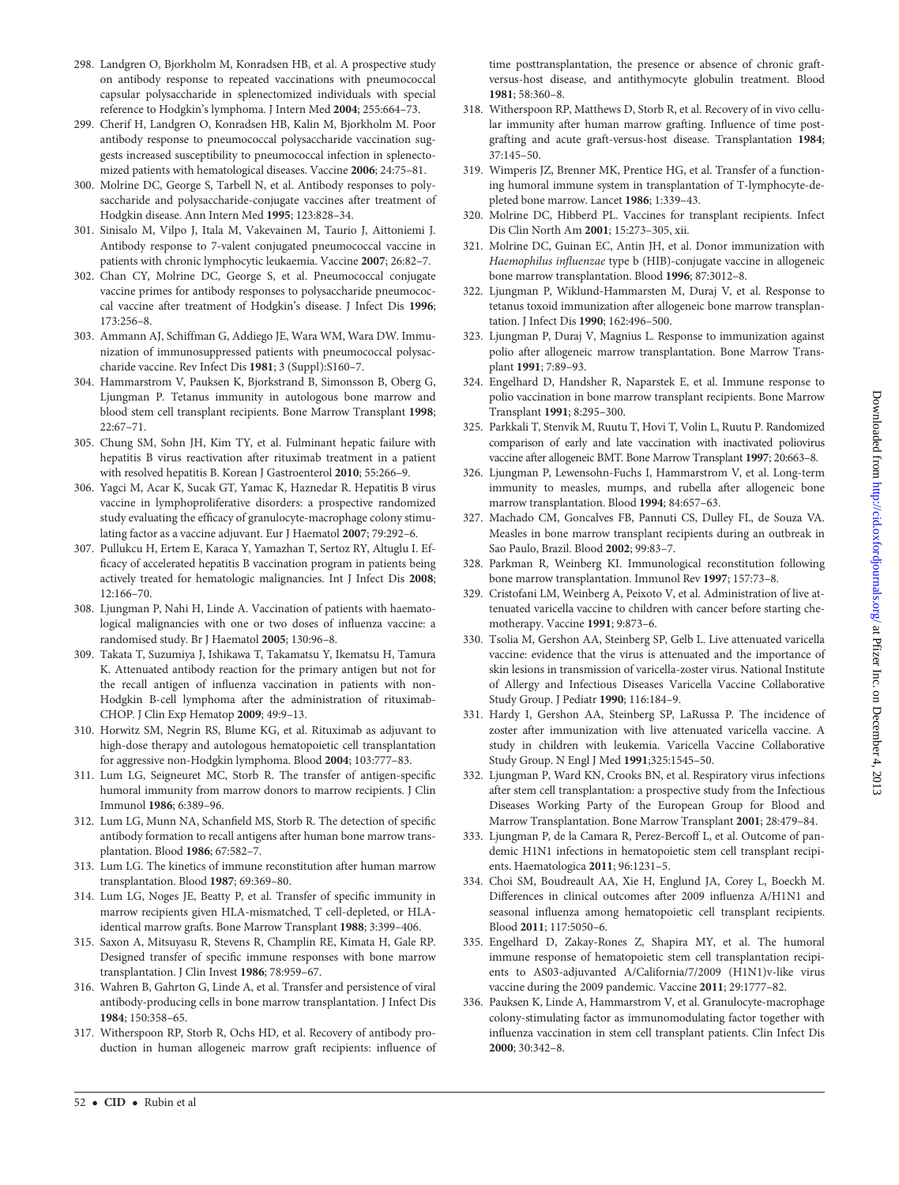298. Landgren O, Bjorkholm M, Konradsen HB, et al. A prospective study on antibody response to repeated vaccinations with pneumococcal capsular polysaccharide in splenectomized individuals with special reference to Hodgkin's lymphoma. J Intern Med **2004**; 255:664–73.
299. Cherif H, Landgren O, Konradsen HB, Kalin M, Bjorkholm M. Poor antibody response to pneumococcal polysaccharide vaccination suggests increased susceptibility to pneumococcal infection in splenectomized patients with hematological diseases. Vaccine **2006**; 24:75–81.
300. Molrine DC, George S, Tarbell N, et al. Antibody responses to polysaccharide and polysaccharide-conjugate vaccines after treatment of Hodgkin disease. Ann Intern Med **1995**; 123:828–34.
301. Sinisalo M, Vilpo J, Itala M, Vakevainen M, Taurio J, Aittoniemi J. Antibody response to 7-valent conjugated pneumococcal vaccine in patients with chronic lymphocytic leukaemia. Vaccine **2007**; 26:82–7.
302. Chan CY, Molrine DC, George S, et al. Pneumococcal conjugate vaccine primes for antibody responses to polysaccharide pneumococcal vaccine after treatment of Hodgkin's disease. J Infect Dis **1996**; 173:256–8.
303. Ammann AJ, Schiffman G, Addiego JE, Wara WM, Wara DW. Immunization of immunosuppressed patients with pneumococcal polysaccharide vaccine. Rev Infect Dis **1981**; 3 (Suppl):S160–7.
304. Hammarstrom V, Pauksen K, Bjorkstrand B, Simonsson B, Oberg G, Ljungman P. Tetanus immunity in autologous bone marrow and blood stem cell transplant recipients. Bone Marrow Transplant **1998**; 22:67–71.
305. Chung SM, Sohn JH, Kim TY, et al. Fulminant hepatic failure with hepatitis B virus reactivation after rituximab treatment in a patient with resolved hepatitis B. Korean J Gastroenterol **2010**; 55:266–9.
306. Yagci M, Acar K, Sucak GT, Yamac K, Haznedar R. Hepatitis B virus vaccine in lymphoproliferative disorders: a prospective randomized study evaluating the efficacy of granulocyte-macrophage colony stimulating factor as a vaccine adjuvant. Eur J Haematol **2007**; 79:292–6.
307. Pullukcu H, Ertem E, Karaca Y, Yamazhan T, Sertoz RY, Altuglu I. Efficacy of accelerated hepatitis B vaccination program in patients being actively treated for hematologic malignancies. Int J Infect Dis **2008**; 12:166–70.
308. Ljungman P, Nahi H, Linde A. Vaccination of patients with haematological malignancies with one or two doses of influenza vaccine: a randomised study. Br J Haematol **2005**; 130:96–8.
309. Takata T, Suzumiya J, Ishikawa T, Takamatsu Y, Ikematsu H, Tamura K. Attenuated antibody reaction for the primary antigen but not for the recall antigen of influenza vaccination in patients with non-Hodgkin B-cell lymphoma after the administration of rituximab-CHOP. J Clin Exp Hematop **2009**; 49:9–13.
310. Horwitz SM, Negrin RS, Blume KG, et al. Rituximab as adjuvant to high-dose therapy and autologous hematopoietic cell transplantation for aggressive non-Hodgkin lymphoma. Blood **2004**; 103:777–83.
311. Lum LG, Seigneuret MC, Storb R. The transfer of antigen-specific humoral immunity from marrow donors to marrow recipients. J Clin Immunol **1986**; 6:389–96.
312. Lum LG, Munn NA, Schanfield MS, Storb R. The detection of specific antibody formation to recall antigens after human bone marrow transplantation. Blood **1986**; 67:582–7.
313. Lum LG. The kinetics of immune reconstitution after human marrow transplantation. Blood **1987**; 69:369–80.
314. Lum LG, Noges JE, Beatty P, et al. Transfer of specific immunity in marrow recipients given HLA-mismatched, T cell-depleted, or HLA-identical marrow grafts. Bone Marrow Transplant **1988**; 3:399–406.
315. Saxon A, Mitsuyasu R, Stevens R, Champlin RE, Kimata H, Gale RP. Designed transfer of specific immune responses with bone marrow transplantation. J Clin Invest **1986**; 78:959–67.
316. Wahren B, Gahrton G, Linde A, et al. Transfer and persistence of viral antibody-producing cells in bone marrow transplantation. J Infect Dis **1984**; 150:358–65.
317. Witherspoon RP, Storb R, Ochs HD, et al. Recovery of antibody production in human allogeneic marrow graft recipients: influence of time posttransplantation, the presence or absence of chronic graft-versus-host disease, and antithymocyte globulin treatment. Blood **1981**; 58:360–8.
318. Witherspoon RP, Matthews D, Storb R, et al. Recovery of in vivo cellular immunity after human marrow grafting. Influence of time postgrafting and acute graft-versus-host disease. Transplantation **1984**; 37:145–50.
319. Wimperis JZ, Brenner MK, Prentice HG, et al. Transfer of a functioning humoral immune system in transplantation of T-lymphocyte-depleted bone marrow. Lancet **1986**; 1:339–43.
320. Molrine DC, Hibberd PL. Vaccines for transplant recipients. Infect Dis Clin North Am **2001**; 15:273–305, xii.
321. Molrine DC, Guinan EC, Antin JH, et al. Donor immunization with *Haemophilus influenzae* type b (HIB)-conjugate vaccine in allogeneic bone marrow transplantation. Blood **1996**; 87:3012–8.
322. Ljungman P, Wiklund-Hammarsten M, Duraj V, et al. Response to tetanus toxoid immunization after allogeneic bone marrow transplantation. J Infect Dis **1990**; 162:496–500.
323. Ljungman P, Duraj V, Magnius L. Response to immunization against polio after allogeneic marrow transplantation. Bone Marrow Transplant **1991**; 7:89–93.
324. Engelhard D, Handsher R, Naparstek E, et al. Immune response to polio vaccination in bone marrow transplant recipients. Bone Marrow Transplant **1991**; 8:295–300.
325. Parkkali T, Stenvik M, Ruutu T, Hovi T, Volin L, Ruutu P. Randomized comparison of early and late vaccination with inactivated poliovirus vaccine after allogeneic BMT. Bone Marrow Transplant **1997**; 20:663–8.
326. Ljungman P, Lewensohn-Fuchs I, Hammarstrom V, et al. Long-term immunity to measles, mumps, and rubella after allogeneic bone marrow transplantation. Blood **1994**; 84:657–63.
327. Machado CM, Goncalves FB, Pannuti CS, Dulley FL, de Souza VA. Measles in bone marrow transplant recipients during an outbreak in Sao Paulo, Brazil. Blood **2002**; 99:83–7.
328. Parkman R, Weinberg KI. Immunological reconstitution following bone marrow transplantation. Immunol Rev **1997**; 157:73–8.
329. Cristofani LM, Weinberg A, Peixoto V, et al. Administration of live attenuated varicella vaccine to children with cancer before starting chemotherapy. Vaccine **1991**; 9:873–6.
330. Tsolia M, Gershon AA, Steinberg SP, Gelb L. Live attenuated varicella vaccine: evidence that the virus is attenuated and the importance of skin lesions in transmission of varicella-zoster virus. National Institute of Allergy and Infectious Diseases Varicella Vaccine Collaborative Study Group. J Pediatr **1990**; 116:184–9.
331. Hardy I, Gershon AA, Steinberg SP, LaRussa P. The incidence of zoster after immunization with live attenuated varicella vaccine. A study in children with leukemia. Varicella Vaccine Collaborative Study Group. N Engl J Med **1991**;325:1545–50.
332. Ljungman P, Ward KN, Crooks BN, et al. Respiratory virus infections after stem cell transplantation: a prospective study from the Infectious Diseases Working Party of the European Group for Blood and Marrow Transplantation. Bone Marrow Transplant **2001**; 28:479–84.
333. Ljungman P, de la Camara R, Perez-Bercoff L, et al. Outcome of pandemic H1N1 infections in hematopoietic stem cell transplant recipients. Haematologica **2011**; 96:1231–5.
334. Choi SM, Boudreault AA, Xie H, Englund JA, Corey L, Boeckh M. Differences in clinical outcomes after 2009 influenza A/H1N1 and seasonal influenza among hematopoietic cell transplant recipients. Blood **2011**; 117:5050–6.
335. Engelhard D, Zakay-Rones Z, Shapira MY, et al. The humoral immune response of hematopoietic stem cell transplantation recipients to AS03-adjuvanted A/California/7/2009 (H1N1)v-like virus vaccine during the 2009 pandemic. Vaccine **2011**; 29:1777–82.
336. Pauksen K, Linde A, Hammarstrom V, et al. Granulocyte-macrophage colony-stimulating factor as immunomodulating factor together with influenza vaccination in stem cell transplant patients. Clin Infect Dis **2000**; 30:342–8.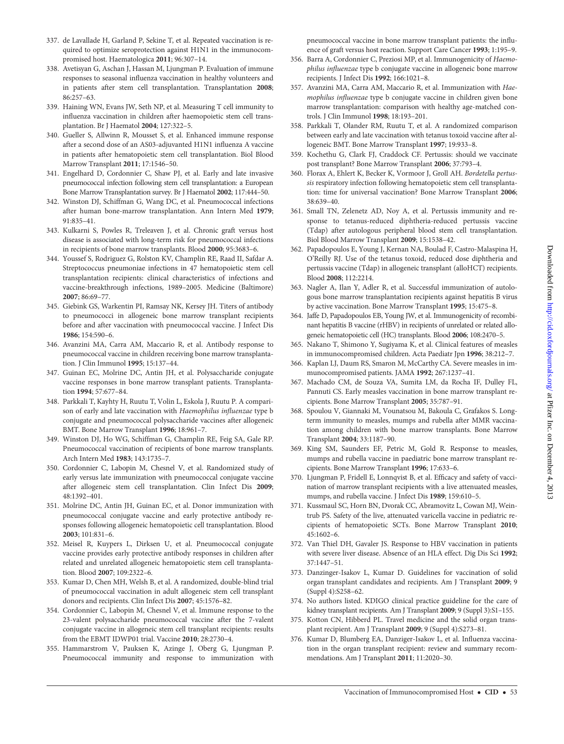337. de Lavallade H, Garland P, Sekine T, et al. Repeated vaccination is required to optimize seroprotection against H1N1 in the immunocompromised host. Haematologica **2011**; 96:307–14.
338. Avetisyan G, Aschan J, Hassan M, Ljungman P. Evaluation of immune responses to seasonal influenza vaccination in healthy volunteers and in patients after stem cell transplantation. Transplantation **2008**; 86:257–63.
339. Haining WN, Evans JW, Seth NP, et al. Measuring T cell immunity to influenza vaccination in children after haemopoietic stem cell transplantation. Br J Haematol **2004**; 127:322–5.
340. Gueller S, Allwinn R, Mousset S, et al. Enhanced immune response after a second dose of an AS03-adjuvanted H1N1 influenza A vaccine in patients after hematopoietic stem cell transplantation. Biol Blood Marrow Transplant **2011**; 17:1546–50.
341. Engelhard D, Cordonnier C, Shaw PJ, et al. Early and late invasive pneumococcal infection following stem cell transplantation: a European Bone Marrow Transplantation survey. Br J Haematol **2002**; 117:444–50.
342. Winston DJ, Schiffman G, Wang DC, et al. Pneumococcal infections after human bone-marrow transplantation. Ann Intern Med **1979**; 91:835–41.
343. Kulkarni S, Powles R, Treleaven J, et al. Chronic graft versus host disease is associated with long-term risk for pneumococcal infections in recipients of bone marrow transplants. Blood **2000**; 95:3683–6.
344. Youssef S, Rodriguez G, Rolston KV, Champlin RE, Raad II, Safdar A. Streptococcus pneumoniae infections in 47 hematopoietic stem cell transplantation recipients: clinical characteristics of infections and vaccine-breakthrough infections, 1989–2005. Medicine (Baltimore) **2007**; 86:69–77.
345. Giebink GS, Warkentin PI, Ramsay NK, Kersey JH. Titers of antibody to pneumococci in allogeneic bone marrow transplant recipients before and after vaccination with pneumococcal vaccine. J Infect Dis **1986**; 154:590–6.
346. Avanzini MA, Carra AM, Maccario R, et al. Antibody response to pneumococcal vaccine in children receiving bone marrow transplantation. J Clin Immunol **1995**; 15:137–44.
347. Guinan EC, Molrine DC, Antin JH, et al. Polysaccharide conjugate vaccine responses in bone marrow transplant patients. Transplantation **1994**; 57:677–84.
348. Parkkali T, Kayhty H, Ruutu T, Volin L, Eskola J, Ruutu P. A comparison of early and late vaccination with *Haemophilus influenzae* type b conjugate and pneumococcal polysaccharide vaccines after allogeneic BMT. Bone Marrow Transplant **1996**; 18:961–7.
349. Winston DJ, Ho WG, Schiffman G, Champlin RE, Feig SA, Gale RP. Pneumococcal vaccination of recipients of bone marrow transplants. Arch Intern Med **1983**; 143:1735–7.
350. Cordonnier C, Labopin M, Chesnel V, et al. Randomized study of early versus late immunization with pneumococcal conjugate vaccine after allogeneic stem cell transplantation. Clin Infect Dis **2009**; 48:1392–401.
351. Molrine DC, Antin JH, Guinan EC, et al. Donor immunization with pneumococcal conjugate vaccine and early protective antibody responses following allogeneic hematopoietic cell transplantation. Blood **2003**; 101:831–6.
352. Meisel R, Kuypers L, Dirksen U, et al. Pneumococcal conjugate vaccine provides early protective antibody responses in children after related and unrelated allogeneic hematopoietic stem cell transplantation. Blood **2007**; 109:2322–6.
353. Kumar D, Chen MH, Welsh B, et al. A randomized, double-blind trial of pneumococcal vaccination in adult allogeneic stem cell transplant donors and recipients. Clin Infect Dis **2007**; 45:1576–82.
354. Cordonnier C, Labopin M, Chesnel V, et al. Immune response to the 23-valent polysaccharide pneumococcal vaccine after the 7-valent conjugate vaccine in allogeneic stem cell transplant recipients: results from the EBMT IDWP01 trial. Vaccine **2010**; 28:2730–4.
355. Hammarstrom V, Pauksen K, Azinge J, Oberg G, Ljungman P. Pneumococcal immunity and response to immunization with pneumococcal vaccine in bone marrow transplant patients: the influence of graft versus host reaction. Support Care Cancer **1993**; 1:195–9.
356. Barra A, Cordonnier C, Preziosi MP, et al. Immunogenicity of *Haemophilus influenzae* type b conjugate vaccine in allogeneic bone marrow recipients. J Infect Dis **1992**; 166:1021–8.
357. Avanzini MA, Carra AM, Maccario R, et al. Immunization with *Haemophilus influenzae* type b conjugate vaccine in children given bone marrow transplantation: comparison with healthy age-matched controls. J Clin Immunol **1998**; 18:193–201.
358. Parkkali T, Olander RM, Ruutu T, et al. A randomized comparison between early and late vaccination with tetanus toxoid vaccine after allogeneic BMT. Bone Marrow Transplant **1997**; 19:933–8.
359. Kochethu G, Clark FJ, Craddock CF. Pertussis: should we vaccinate post transplant? Bone Marrow Transplant **2006**; 37:793–4.
360. Florax A, Ehlert K, Becker K, Vormoor J, Groll AH. *Bordetella pertussis* respiratory infection following hematopoietic stem cell transplantation: time for universal vaccination? Bone Marrow Transplant **2006**; 38:639–40.
361. Small TN, Zelenetz AD, Noy A, et al. Pertussis immunity and response to tetanus-reduced diphtheria-reduced pertussis vaccine (Tdap) after autologous peripheral blood stem cell transplantation. Biol Blood Marrow Transplant **2009**; 15:1538–42.
362. Papadopoulos E, Young J, Kernan NA, Boulad F, Castro-Malaspina H, O'Reilly RJ. Use of the tetanus toxoid, reduced dose diphtheria and pertussis vaccine (Tdap) in allogeneic transplant (alloHCT) recipients. Blood **2008**; 112:2214.
363. Nagler A, Ilan Y, Adler R, et al. Successful immunization of autologous bone marrow transplantation recipients against hepatitis B virus by active vaccination. Bone Marrow Transplant **1995**; 15:475–8.
364. Jaffe D, Papadopoulos EB, Young JW, et al. Immunogenicity of recombinant hepatitis B vaccine (rHBV) in recipients of unrelated or related allogeneic hematopoietic cell (HC) transplants. Blood **2006**; 108:2470–5.
365. Nakano T, Shimono Y, Sugiyama K, et al. Clinical features of measles in immunocompromised children. Acta Paediatr Jpn **1996**; 38:212–7.
366. Kaplan LJ, Daum RS, Smaron M, McCarthy CA. Severe measles in immunocompromised patients. JAMA **1992**; 267:1237–41.
367. Machado CM, de Souza VA, Sumita LM, da Rocha IF, Dulley FL, Pannuti CS. Early measles vaccination in bone marrow transplant recipients. Bone Marrow Transplant **2005**; 35:787–91.
368. Spoulou V, Giannaki M, Vounatsou M, Bakoula C, Grafakos S. Long-term immunity to measles, mumps and rubella after MMR vaccination among children with bone marrow transplants. Bone Marrow Transplant **2004**; 33:1187–90.
369. King SM, Saunders EF, Petric M, Gold R. Response to measles, mumps and rubella vaccine in paediatric bone marrow transplant recipients. Bone Marrow Transplant **1996**; 17:633–6.
370. Ljungman P, Fridell E, Lonnqvist B, et al. Efficacy and safety of vaccination of marrow transplant recipients with a live attenuated measles, mumps, and rubella vaccine. J Infect Dis **1989**; 159:610–5.
371. Kussmaul SC, Horn BN, Dvorak CC, Abramovitz L, Cowan MJ, Weintrub PS. Safety of the live, attenuated varicella vaccine in pediatric recipients of hematopoietic SCTs. Bone Marrow Transplant **2010**; 45:1602–6.
372. Van Thiel DH, Gavaler JS. Response to HBV vaccination in patients with severe liver disease. Absence of an HLA effect. Dig Dis Sci **1992**; 37:1447–51.
373. Danzinger-Isakov L, Kumar D. Guidelines for vaccination of solid organ transplant candidates and recipients. Am J Transplant **2009**; 9 (Suppl 4):S258–62.
374. No authors listed. KDIGO clinical practice guideline for the care of kidney transplant recipients. Am J Transplant **2009**; 9 (Suppl 3):S1–155.
375. Kotton CN, Hibberd PL. Travel medicine and the solid organ transplant recipient. Am J Transplant **2009**; 9 (Suppl 4):S273–81.
376. Kumar D, Blumberg EA, Danziger-Isakov L, et al. Influenza vaccination in the organ transplant recipient: review and summary recommendations. Am J Transplant **2011**; 11:2020–30.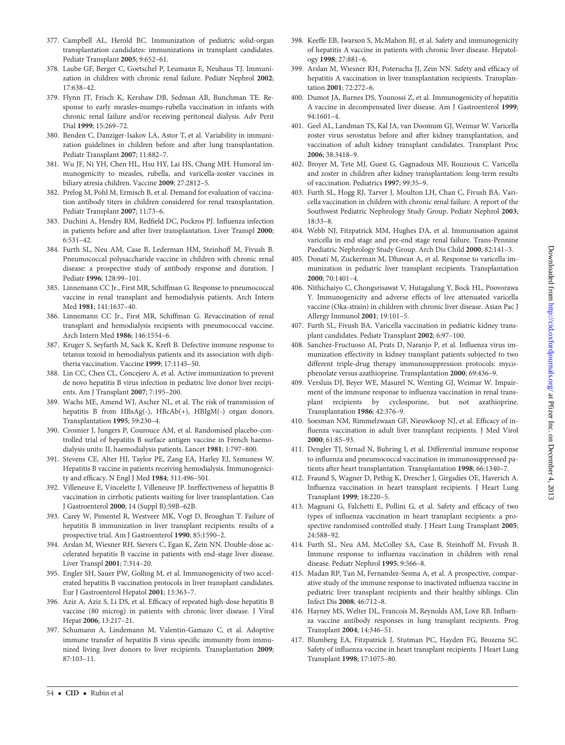377. Campbell AL, Herold BC. Immunization of pediatric solid-organ transplantation candidates: immunizations in transplant candidates. Pediatr Transplant **2005**; 9:652–61.
378. Laube GF, Berger C, Goetschel P, Leumann E, Neuhaus TJ. Immunization in children with chronic renal failure. Pediatr Nephrol **2002**; 17:638–42.
379. Flynn JT, Frisch K, Kershaw DB, Sedman AB, Bunchman TE. Response to early measles-mumps-rubella vaccination in infants with chronic renal failure and/or receiving peritoneal dialysis. Adv Perit Dial **1999**; 15:269–72.
380. Benden C, Danziger-Isakov LA, Astor T, et al. Variability in immunization guidelines in children before and after lung transplantation. Pediatr Transplant **2007**; 11:882–7.
381. Wu JF, Ni YH, Chen HL, Hsu HY, Lai HS, Chang MH. Humoral immunogenicity to measles, rubella, and varicella-zoster vaccines in biliary atresia children. Vaccine **2009**; 27:2812–5.
382. Prelog M, Pohl M, Ermisch B, et al. Demand for evaluation of vaccination antibody titers in children considered for renal transplantation. Pediatr Transplant **2007**; 11:73–6.
383. Duchini A, Hendry RM, Redfield DC, Pockros PJ. Influenza infection in patients before and after liver transplantation. Liver Transpl **2000**; 6:531–42.
384. Furth SL, Neu AM, Case B, Lederman HM, Steinhoff M, Fivush B. Pneumococcal polysaccharide vaccine in children with chronic renal disease: a prospective study of antibody response and duration. J Pediatr **1996**; 128:99–101.
385. Linnemann CC Jr., First MR, Schiffman G. Response to pneumococcal vaccine in renal transplant and hemodialysis patients. Arch Intern Med **1981**; 141:1637–40.
386. Linnemann CC Jr., First MR, Schiffman G. Revaccination of renal transplant and hemodialysis recipients with pneumococcal vaccine. Arch Intern Med **1986**; 146:1554–6.
387. Kruger S, Seyfarth M, Sack K, Kreft B. Defective immune response to tetanus toxoid in hemodialysis patients and its association with diphtheria vaccination. Vaccine **1999**; 17:1145–50.
388. Lin CC, Chen CL, Concejero A, et al. Active immunization to prevent de novo hepatitis B virus infection in pediatric live donor liver recipients. Am J Transplant **2007**; 7:195–200.
389. Wachs ME, Amend WJ, Ascher NL, et al. The risk of transmission of hepatitis B from HBsAg(-), HBcAb(+), HBIgM(-) organ donors. Transplantation **1995**; 59:230–4.
390. Crosnier J, Jungers P, Courouce AM, et al. Randomised placebo-controlled trial of hepatitis B surface antigen vaccine in French haemodialysis units: II, haemodialysis patients. Lancet **1981**; 1:797–800.
391. Stevens CE, Alter HJ, Taylor PE, Zang EA, Harley EJ, Szmuness W. Hepatitis B vaccine in patients receiving hemodialysis. Immunogenicity and efficacy. N Engl J Med **1984**; 311:496–501.
392. Villeneuve E, Vincelette J, Villeneuve JP. Ineffectiveness of hepatitis B vaccination in cirrhotic patients waiting for liver transplantation. Can J Gastroenterol **2000**; 14 (Suppl B):59B–62B.
393. Carey W, Pimentel R, Westveer MK, Vogt D, Broughan T. Failure of hepatitis B immunization in liver transplant recipients: results of a prospective trial. Am J Gastroenterol **1990**; 85:1590–2.
394. Arslan M, Wiesner RH, Sievers C, Egan K, Zein NN. Double-dose accelerated hepatitis B vaccine in patients with end-stage liver disease. Liver Transpl **2001**; 7:314–20.
395. Engler SH, Sauer PW, Golling M, et al. Immunogenicity of two accelerated hepatitis B vaccination protocols in liver transplant candidates. Eur J Gastroenterol Hepatol **2001**; 13:363–7.
396. Aziz A, Aziz S, Li DS, et al. Efficacy of repeated high-dose hepatitis B vaccine (80 microg) in patients with chronic liver disease. J Viral Hepat **2006**; 13:217–21.
397. Schumann A, Lindemann M, Valentin-Gamazo C, et al. Adoptive immune transfer of hepatitis B virus specific immunity from immunized living liver donors to liver recipients. Transplantation **2009**; 87:103–11.
398. Keeffe EB, Iwarson S, McMahon BJ, et al. Safety and immunogenicity of hepatitis A vaccine in patients with chronic liver disease. Hepatology **1998**; 27:881–6.
399. Arslan M, Wiesner RH, Poterucha JJ, Zein NN. Safety and efficacy of hepatitis A vaccination in liver transplantation recipients. Transplantation **2001**; 72:272–6.
400. Dumot JA, Barnes DS, Younossi Z, et al. Immunogenicity of hepatitis A vaccine in decompensated liver disease. Am J Gastroenterol **1999**; 94:1601–4.
401. Geel AL, Landman TS, Kal JA, van Doomum GJ, Weimar W. Varicella zoster virus serostatus before and after kidney transplantation, and vaccination of adult kidney transplant candidates. Transplant Proc **2006**; 38:3418–9.
402. Broyer M, Tete MJ, Guest G, Gagnadoux MF, Rouzioux C. Varicella and zoster in children after kidney transplantation: long-term results of vaccination. Pediatrics **1997**; 99:35–9.
403. Furth SL, Hogg RJ, Tarver J, Moulton LH, Chan C, Fivush BA. Varicella vaccination in children with chronic renal failure. A report of the Southwest Pediatric Nephrology Study Group. Pediatr Nephrol **2003**; 18:33–8.
404. Webb NJ, Fitzpatrick MM, Hughes DA, et al. Immunisation against varicella in end stage and pre-end stage renal failure. Trans-Pennine Paediatric Nephrology Study Group. Arch Dis Child **2000**; 82:141–3.
405. Donati M, Zuckerman M, Dhawan A, et al. Response to varicella immunization in pediatric liver transplant recipients. Transplantation **2000**; 70:1401–4.
406. Nithichaiyo C, Chongsrisawat V, Hutagalung Y, Bock HL, Poovorawa Y. Immunogenicity and adverse effects of live attenuated varicella vaccine (Oka-strain) in children with chronic liver disease. Asian Pac J Allergy Immunol **2001**; 19:101–5.
407. Furth SL, Fivush BA. Varicella vaccination in pediatric kidney transplant candidates. Pediatr Transplant **2002**; 6:97–100.
408. Sanchez-Fructuoso AI, Prats D, Naranjo P, et al. Influenza virus immunization effectivity in kidney transplant patients subjected to two different triple-drug therapy immunosuppression protocols: mycophenolate versus azathioprine. Transplantation **2000**; 69:436–9.
409. Versluis DJ, Beyer WE, Masurel N, Wenting GJ, Weimar W. Impairment of the immune response to influenza vaccination in renal transplant recipients by cyclosporine, but not azathioprine. Transplantation **1986**; 42:376–9.
410. Soesman NM, Rimmelzwaan GF, Nieuwkoop NJ, et al. Efficacy of influenza vaccination in adult liver transplant recipients. J Med Virol **2000**; 61:85–93.
411. Dengler TJ, Strnad N, Buhring I, et al. Differential immune response to influenza and pneumococcal vaccination in immunosuppressed patients after heart transplantation. Transplantation **1998**; 66:1340–7.
412. Fraund S, Wagner D, Pethig K, Drescher J, Girgsdies OE, Haverich A. Influenza vaccination in heart transplant recipients. J Heart Lung Transplant **1999**; 18:220–5.
413. Magnani G, Falchetti E, Pollini G, et al. Safety and efficacy of two types of influenza vaccination in heart transplant recipients: a prospective randomised controlled study. J Heart Lung Transplant **2005**; 24:588–92.
414. Furth SL, Neu AM, McColley SA, Case B, Steinhoff M, Fivush B. Immune response to influenza vaccination in children with renal disease. Pediatr Nephrol **1995**; 9:566–8.
415. Madan RP, Tan M, Fernandez-Sesma A, et al. A prospective, comparative study of the immune response to inactivated influenza vaccine in pediatric liver transplant recipients and their healthy siblings. Clin Infect Dis **2008**; 46:712–8.
416. Hayney MS, Welter DL, Francois M, Reynolds AM, Love RB. Influenza vaccine antibody responses in lung transplant recipients. Prog Transplant **2004**; 14:346–51.
417. Blumberg EA, Fitzpatrick J, Stutman PC, Hayden FG, Brozena SC. Safety of influenza vaccine in heart transplant recipients. J Heart Lung Transplant **1998**; 17:1075–80.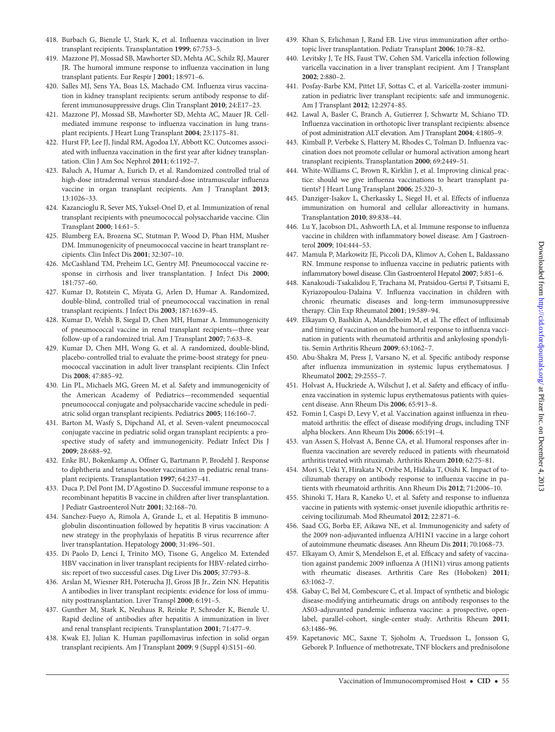418. Burbach G, Bienzle U, Stark K, et al. Influenza vaccination in liver transplant recipients. Transplantation 1999; 67:753–5.

419. Mazzone PJ, Mossad SB, Mawhorter SD, Mehta AC, Schilz RJ, Maurer JR. The humoral immune response to influenza vaccination in lung transplant patients. Eur Respir J 2001; 18:971–6.

420. Salles MJ, Sens YA, Boas LS, Machado CM. Influenza virus vaccination in kidney transplant recipients: serum antibody response to different immunosuppressive drugs. Clin Transplant 2010; 24:E17–23.

421. Mazzone PJ, Mossad SB, Mawhorter SD, Mehta AC, Mauer JR. Cell-mediated immune response to influenza vaccination in lung transplant recipients. J Heart Lung Transplant 2004; 23:1175–81.

422. Hurst FP, Lee JJ, Jindal RM, Agodoa LY, Abbott KC. Outcomes associated with influenza vaccination in the first year after kidney transplantation. Clin J Am Soc Nephrol 2011; 6:1192–7.

423. Baluch A, Humar A, Eurich D, et al. Randomized controlled trial of high-dose intradermal versus standard-dose intramuscular influenza vaccine in organ transplant recipients. Am J Transplant 2013; 13:1026–33.

424. Kazancioglu R, Sever MS, Yuksel-Onel D, et al. Immunization of renal transplant recipients with pneumococcal polysaccharide vaccine. Clin Transplant 2000; 14:61–5.

425. Blumberg EA, Brozena SC, Stutman P, Wood D, Phan HM, Musher DM. Immunogenicity of pneumococcal vaccine in heart transplant recipients. Clin Infect Dis 2001; 32:307–10.

426. McCashland TM, Preheim LC, Gentry MJ. Pneumococcal vaccine response in cirrhosis and liver transplantation. J Infect Dis 2000; 181:757–60.

427. Kumar D, Rotstein C, Miyata G, Arlen D, Humar A. Randomized, double-blind, controlled trial of pneumococcal vaccination in renal transplant recipients. J Infect Dis 2003; 187:1639–45.

428. Kumar D, Welsh B, Siegal D, Chen MH, Humar A. Immunogenicity of pneumococcal vaccine in renal transplant recipients—three year follow-up of a randomized trial. Am J Transplant 2007; 7:633–8.

429. Kumar D, Chen MH, Wong G, et al. A randomized, double-blind, placebo-controlled trial to evaluate the prime-boost strategy for pneumococcal vaccination in adult liver transplant recipients. Clin Infect Dis 2008; 47:885–92.

430. Lin PL, Michaels MG, Green M, et al. Safety and immunogenicity of the American Academy of Pediatrics—recommended sequential pneumococcal conjugate and polysaccharide vaccine schedule in pediatric solid organ transplant recipients. Pediatrics 2005; 116:160–7.

431. Barton M, Wasfy S, Dipchand AI, et al. Seven-valent pneumococcal conjugate vaccine in pediatric solid organ transplant recipients: a prospective study of safety and immunogenicity. Pediatr Infect Dis J 2009; 28:688–92.

432. Enke BU, Bokenkamp A, Offner G, Bartmann P, Brodehl J. Response to diphtheria and tetanus booster vaccination in pediatric renal transplant recipients. Transplantation 1997; 64:237–41.

433. Duca P, Del Pont JM, D'Agostino D. Successful immune response to a recombinant hepatitis B vaccine in children after liver transplantation. J Pediatr Gastroenterol Nutr 2001; 32:168–70.

434. Sanchez-Fueyo A, Rimola A, Grande L, et al. Hepatitis B immunoglobulin discontinuation followed by hepatitis B virus vaccination: A new strategy in the prophylaxis of hepatitis B virus recurrence after liver transplantation. Hepatology 2000; 31:496–501.

435. Di Paolo D, Lenci I, Trinito MO, Tisone G, Angelico M. Extended HBV vaccination in liver transplant recipients for HBV-related cirrhosis: report of two successful cases. Dig Liver Dis 2005; 37:793–8.

436. Arslan M, Wiesner RH, Poterucha JJ, Gross JB Jr., Zein NN. Hepatitis A antibodies in liver transplant recipients: evidence for loss of immunity posttransplantation. Liver Transpl 2000; 6:191–5.

437. Gunther M, Stark K, Neuhaus R, Reinke P, Schroder K, Bienzle U. Rapid decline of antibodies after hepatitis A immunization in liver and renal transplant recipients. Transplantation 2001; 71:477–9.

438. Kwak EJ, Julian K. Human papillomavirus infection in solid organ transplant recipients. Am J Transplant 2009; 9 (Suppl 4):S151–60.

439. Khan S, Erlichman J, Rand EB. Live virus immunization after orthotopic liver transplantation. Pediatr Transplant 2006; 10:78–82.

440. Levitsky J, Te HS, Faust TW, Cohen SM. Varicella infection following varicella vaccination in a liver transplant recipient. Am J Transplant 2002; 2:880–2.

441. Posfay-Barbe KM, Pittet LF, Sottas C, et al. Varicella-zoster immunization in pediatric liver transplant recipients: safe and immunogenic. Am J Transplant 2012; 12:2974–85.

442. Lawal A, Basler C, Branch A, Gutierrez J, Schwartz M, Schiano TD. Influenza vaccination in orthotopic liver transplant recipients: absence of post administration ALT elevation. Am J Transplant 2004; 4:1805–9.

443. Kimball P, Verbeke S, Flattery M, Rhodes C, Tolman D. Influenza vaccination does not promote cellular or humoral activation among heart transplant recipients. Transplantation 2000; 69:2449–51.

444. White-Williams C, Brown R, Kirklin J, et al. Improving clinical practice: should we give influenza vaccinations to heart transplant patients? J Heart Lung Transplant 2006; 25:320–3.

445. Danziger-Isakov L, Cherkassky L, Siegel H, et al. Effects of influenza immunization on humoral and cellular alloreactivity in humans. Transplantation 2010; 89:838–44.

446. Lu Y, Jacobson DL, Ashworth LA, et al. Immune response to influenza vaccine in children with inflammatory bowel disease. Am J Gastroenterol 2009; 104:444–53.

447. Mamula P, Markowitz JE, Piccoli DA, Klimov A, Cohen L, Baldassano RN. Immune response to influenza vaccine in pediatric patients with inflammatory bowel disease. Clin Gastroenterol Hepatol 2007; 5:851–6.

448. Kanakoudi-Tsakalidou F, Trachana M, Pratsidou-Gertsi P, Tsitsami E, Kyriazopoulou-Dalaina V. Influenza vaccination in children with chronic rheumatic diseases and long-term immunosuppressive therapy. Clin Exp Rheumatol 2001; 19:589–94.

449. Elkayam O, Bashkin A, Mandelboim M, et al. The effect of infliximab and timing of vaccination on the humoral response to influenza vaccination in patients with rheumatoid arthritis and ankylosing spondylitis. Semin Arthritis Rheum 2009; 63:1062–7.

450. Abu-Shakra M, Press J, Varsano N, et al. Specific antibody response after influenza immunization in systemic lupus erythematosus. J Rheumatol 2002; 29:2555–7.

451. Holvast A, Huckriede A, Wilschut J, et al. Safety and efficacy of influenza vaccination in systemic lupus erythematosus patients with quiescent disease. Ann Rheum Dis 2006; 65:913–8.

452. Fomin I, Caspi D, Levy V, et al. Vaccination against influenza in rheumatoid arthritis: the effect of disease modifying drugs, including TNF alpha blockers. Ann Rheum Dis 2006; 65:191–4.

453. van Assen S, Holvast A, Benne CA, et al. Humoral responses after influenza vaccination are severely reduced in patients with rheumatoid arthritis treated with rituximab. Arthritis Rheum 2010; 62:75–81.

454. Mori S, Ueki Y, Hirakata N, Oribe M, Hidaka T, Oishi K. Impact of tocilizumab therapy on antibody response to influenza vaccine in patients with rheumatoid arthritis. Ann Rheum Dis 2012; 71:2006–10.

455. Shinoki T, Hara R, Kaneko U, et al. Safety and response to influenza vaccine in patients with systemic-onset juvenile idiopathic arthritis receiving tocilizumab. Mod Rheumatol 2012; 22:871–6.

456. Saad CG, Borba EF, Aikawa NE, et al. Immunogenicity and safety of the 2009 non-adjuvanted influenza A/H1N1 vaccine in a large cohort of autoimmune rheumatic diseases. Ann Rheum Dis 2011; 70:1068–73.

457. Elkayam O, Amir S, Mendelson E, et al. Efficacy and safety of vaccination against pandemic 2009 influenza A (H1N1) virus among patients with rheumatic diseases. Arthritis Care Res (Hoboken) 2011; 63:1062–7.

458. Gabay C, Bel M, Combescure C, et al. Impact of synthetic and biologic disease-modifying antirheumatic drugs on antibody responses to the AS03-adjuvanted pandemic influenza vaccine: a prospective, open-label, parallel-cohort, single-center study. Arthritis Rheum 2011; 63:1486–96.

459. Kapetanovic MC, Saxne T, Sjoholm A, Truedsson L, Jonsson G, Geborek P. Influence of methotrexate, TNF blockers and prednisolone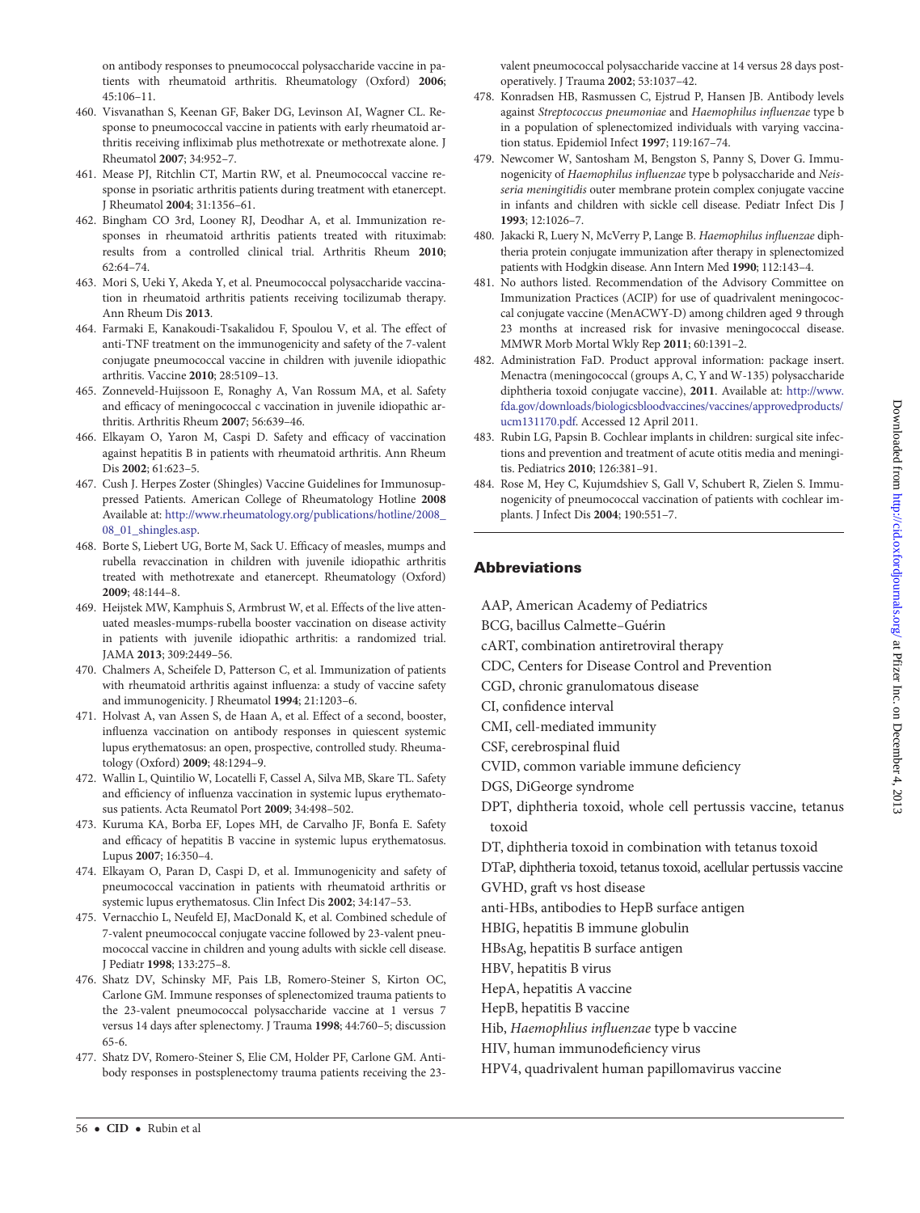on antibody responses to pneumococcal polysaccharide vaccine in patients with rheumatoid arthritis. Rheumatology (Oxford) **2006**; 45:106–11.

460. Visvanathan S, Keenan GF, Baker DG, Levinson AI, Wagner CL. Response to pneumococcal vaccine in patients with early rheumatoid arthritis receiving infliximab plus methotrexate or methotrexate alone. J Rheumatol **2007**; 34:952–7.
461. Mease PJ, Ritchlin CT, Martin RW, et al. Pneumococcal vaccine response in psoriatic arthritis patients during treatment with etanercept. J Rheumatol **2004**; 31:1356–61.
462. Bingham CO 3rd, Looney RJ, Deodhar A, et al. Immunization responses in rheumatoid arthritis patients treated with rituximab: results from a controlled clinical trial. Arthritis Rheum **2010**; 62:64–74.
463. Mori S, Ueki Y, Akeda Y, et al. Pneumococcal polysaccharide vaccination in rheumatoid arthritis patients receiving tocilizumab therapy. Ann Rheum Dis **2013**.
464. Farmaki E, Kanakoudi-Tsakalidou F, Spoulou V, et al. The effect of anti-TNF treatment on the immunogenicity and safety of the 7-valent conjugate pneumococcal vaccine in children with juvenile idiopathic arthritis. Vaccine **2010**; 28:5109–13.
465. Zonneveld-Huijssoon E, Ronaghy A, Van Rossum MA, et al. Safety and efficacy of meningococcal c vaccination in juvenile idiopathic arthritis. Arthritis Rheum **2007**; 56:639–46.
466. Elkayam O, Yaron M, Caspi D. Safety and efficacy of vaccination against hepatitis B in patients with rheumatoid arthritis. Ann Rheum Dis **2002**; 61:623–5.
467. Cush J. Herpes Zoster (Shingles) Vaccine Guidelines for Immunosuppressed Patients. American College of Rheumatology Hotline **2008** Available at: http://www.rheumatology.org/publications/hotline/2008_08_01_shingles.asp.
468. Borte S, Liebert UG, Borte M, Sack U. Efficacy of measles, mumps and rubella revaccination in children with juvenile idiopathic arthritis treated with methotrexate and etanercept. Rheumatology (Oxford) **2009**; 48:144–8.
469. Heijstek MW, Kamphuis S, Armbrust W, et al. Effects of the live attenuated measles-mumps-rubella booster vaccination on disease activity in patients with juvenile idiopathic arthritis: a randomized trial. JAMA **2013**; 309:2449–56.
470. Chalmers A, Scheifele D, Patterson C, et al. Immunization of patients with rheumatoid arthritis against influenza: a study of vaccine safety and immunogenicity. J Rheumatol **1994**; 21:1203–6.
471. Holvast A, van Assen S, de Haan A, et al. Effect of a second, booster, influenza vaccination on antibody responses in quiescent systemic lupus erythematosus: an open, prospective, controlled study. Rheumatology (Oxford) **2009**; 48:1294–9.
472. Wallin L, Quintilio W, Locatelli F, Cassel A, Silva MB, Skare TL. Safety and efficiency of influenza vaccination in systemic lupus erythematosus patients. Acta Reumatol Port **2009**; 34:498–502.
473. Kuruma KA, Borba EF, Lopes MH, de Carvalho JF, Bonfa E. Safety and efficacy of hepatitis B vaccine in systemic lupus erythematosus. Lupus **2007**; 16:350–4.
474. Elkayam O, Paran D, Caspi D, et al. Immunogenicity and safety of pneumococcal vaccination in patients with rheumatoid arthritis or systemic lupus erythematosus. Clin Infect Dis **2002**; 34:147–53.
475. Vernacchio L, Neufeld EJ, MacDonald K, et al. Combined schedule of 7-valent pneumococcal conjugate vaccine followed by 23-valent pneumococcal vaccine in children and young adults with sickle cell disease. J Pediatr **1998**; 133:275–8.
476. Shatz DV, Schinsky MF, Pais LB, Romero-Steiner S, Kirton OC, Carlone GM. Immune responses of splenectomized trauma patients to the 23-valent pneumococcal polysaccharide vaccine at 1 versus 7 versus 14 days after splenectomy. J Trauma **1998**; 44:760–5; discussion 65-6.
477. Shatz DV, Romero-Steiner S, Elie CM, Holder PF, Carlone GM. Antibody responses in postsplenectomy trauma patients receiving the 23-valent pneumococcal polysaccharide vaccine at 14 versus 28 days postoperatively. J Trauma **2002**; 53:1037–42.
478. Konradsen HB, Rasmussen C, Ejstrud P, Hansen JB. Antibody levels against *Streptococcus pneumoniae* and *Haemophilus influenzae* type b in a population of splenectomized individuals with varying vaccination status. Epidemiol Infect **1997**; 119:167–74.
479. Newcomer W, Santosham M, Bengston S, Panny S, Dover G. Immunogenicity of *Haemophilus influenzae* type b polysaccharide and *Neisseria meningitidis* outer membrane protein complex conjugate vaccine in infants and children with sickle cell disease. Pediatr Infect Dis J **1993**; 12:1026–7.
480. Jakacki R, Luery N, McVerry P, Lange B. *Haemophilus influenzae* diphtheria protein conjugate immunization after therapy in splenectomized patients with Hodgkin disease. Ann Intern Med **1990**; 112:143–4.
481. No authors listed. Recommendation of the Advisory Committee on Immunization Practices (ACIP) for use of quadrivalent meningococcal conjugate vaccine (MenACWY-D) among children aged 9 through 23 months at increased risk for invasive meningococcal disease. MMWR Morb Mortal Wkly Rep **2011**; 60:1391–2.
482. Administration FaD. Product approval information: package insert. Menactra (meningococcal (groups A, C, Y and W-135) polysaccharide diphtheria toxoid conjugate vaccine), **2011**. Available at: http://www.fda.gov/downloads/biologicsbloodvaccines/vaccines/approvedproducts/ucm131170.pdf. Accessed 12 April 2011.
483. Rubin LG, Papsin B. Cochlear implants in children: surgical site infections and prevention and treatment of acute otitis media and meningitis. Pediatrics **2010**; 126:381–91.
484. Rose M, Hey C, Kujumdshiev S, Gall V, Schubert R, Zielen S. Immunogenicity of pneumococcal vaccination of patients with cochlear implants. J Infect Dis **2004**; 190:551–7.

## Abbreviations

AAP, American Academy of Pediatrics
BCG, bacillus Calmette–Guérin
cART, combination antiretroviral therapy
CDC, Centers for Disease Control and Prevention
CGD, chronic granulomatous disease
CI, confidence interval
CMI, cell-mediated immunity
CSF, cerebrospinal fluid
CVID, common variable immune deficiency
DGS, DiGeorge syndrome
DPT, diphtheria toxoid, whole cell pertussis vaccine, tetanus toxoid
DT, diphtheria toxoid in combination with tetanus toxoid
DTaP, diphtheria toxoid, tetanus toxoid, acellular pertussis vaccine
GVHD, graft vs host disease
anti-HBs, antibodies to HepB surface antigen
HBIG, hepatitis B immune globulin
HBsAg, hepatitis B surface antigen
HBV, hepatitis B virus
HepA, hepatitis A vaccine
HepB, hepatitis B vaccine
Hib, *Haemophlius influenzae* type b vaccine
HIV, human immunodeficiency virus
HPV4, quadrivalent human papillomavirus vaccine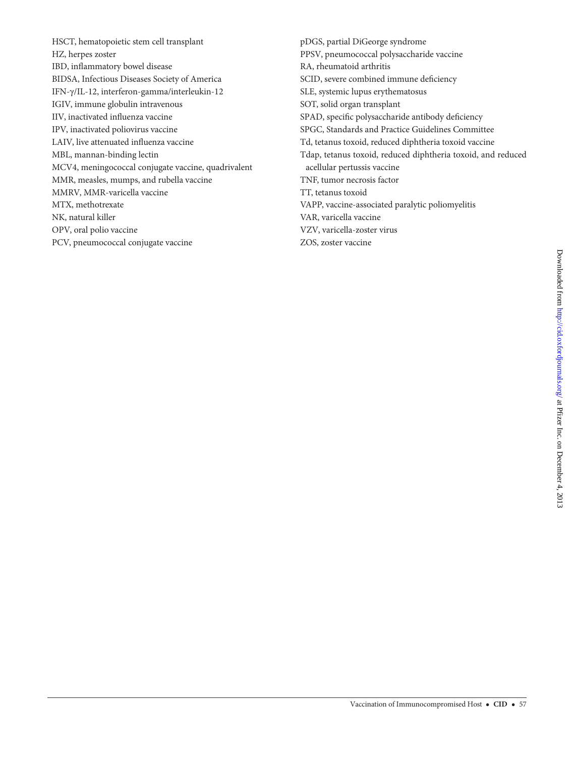HSCT, hematopoietic stem cell transplant
HZ, herpes zoster
IBD, inflammatory bowel disease
BIDSA, Infectious Diseases Society of America
IFN-γ/IL-12, interferon-gamma/interleukin-12
IGIV, immune globulin intravenous
IIV, inactivated influenza vaccine
IPV, inactivated poliovirus vaccine
LAIV, live attenuated influenza vaccine
MBL, mannan-binding lectin
MCV4, meningococcal conjugate vaccine, quadrivalent
MMR, measles, mumps, and rubella vaccine
MMRV, MMR-varicella vaccine
MTX, methotrexate
NK, natural killer
OPV, oral polio vaccine
PCV, pneumococcal conjugate vaccine
pDGS, partial DiGeorge syndrome
PPSV, pneumococcal polysaccharide vaccine
RA, rheumatoid arthritis
SCID, severe combined immune deficiency
SLE, systemic lupus erythematosus
SOT, solid organ transplant
SPAD, specific polysaccharide antibody deficiency
SPGC, Standards and Practice Guidelines Committee
Td, tetanus toxoid, reduced diphtheria toxoid vaccine
Tdap, tetanus toxoid, reduced diphtheria toxoid, and reduced acellular pertussis vaccine
TNF, tumor necrosis factor
TT, tetanus toxoid
VAPP, vaccine-associated paralytic poliomyelitis
VAR, varicella vaccine
VZV, varicella-zoster virus
ZOS, zoster vaccine